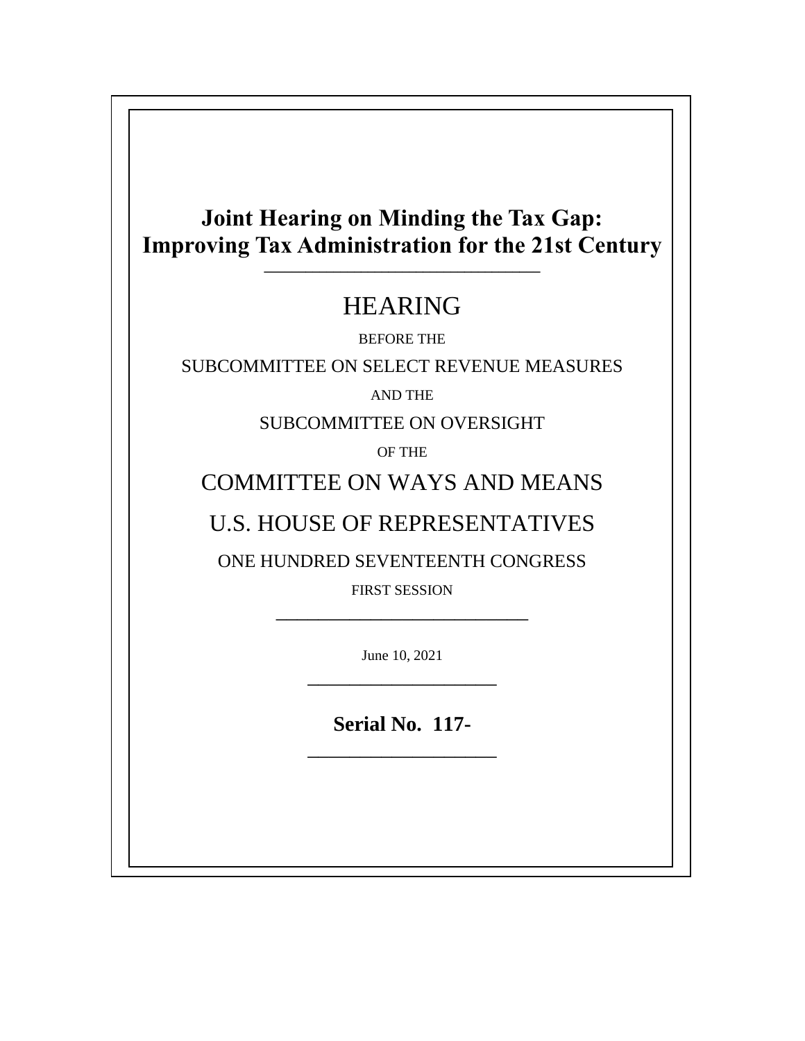# Joint Hearing on Minding the Tax Gap: Improving Tax Administration for the 21st Century

---

## HEARING

BEFORE THE

SUBCOMMITTEE ON SELECT REVENUE MEASURES

AND THE

SUBCOMMITTEE ON OVERSIGHT

OF THE

COMMITTEE ON WAYS AND MEANS

U.S. HOUSE OF REPRESENTATIVES

ONE HUNDRED SEVENTEENTH CONGRESS

FIRST SESSION

---

June 10, 2021

---

**Serial No. 117-**

---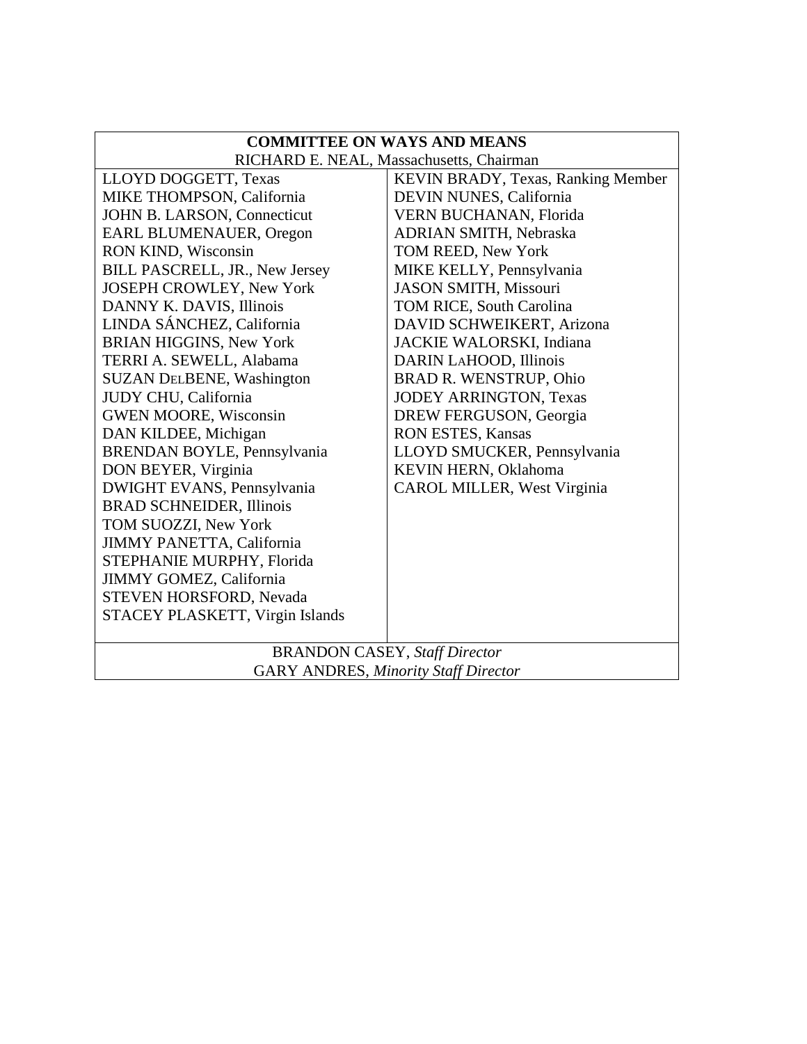| COMMITTEE ON WAYS AND MEANS | |
|---|---|
| RICHARD E. NEAL, Massachusetts, Chairman | |
| LLOYD DOGGETT, Texas | KEVIN BRADY, Texas, Ranking Member |
| MIKE THOMPSON, California | DEVIN NUNES, California |
| JOHN B. LARSON, Connecticut | VERN BUCHANAN, Florida |
| EARL BLUMENAUER, Oregon | ADRIAN SMITH, Nebraska |
| RON KIND, Wisconsin | TOM REED, New York |
| BILL PASCRELL, JR., New Jersey | MIKE KELLY, Pennsylvania |
| JOSEPH CROWLEY, New York | JASON SMITH, Missouri |
| DANNY K. DAVIS, Illinois | TOM RICE, South Carolina |
| LINDA SÁNCHEZ, California | DAVID SCHWEIKERT, Arizona |
| BRIAN HIGGINS, New York | JACKIE WALORSKI, Indiana |
| TERRI A. SEWELL, Alabama | DARIN LAHOOD, Illinois |
| SUZAN DELBENE, Washington | BRAD R. WENSTRUP, Ohio |
| JUDY CHU, California | JODEY ARRINGTON, Texas |
| GWEN MOORE, Wisconsin | DREW FERGUSON, Georgia |
| DAN KILDEE, Michigan | RON ESTES, Kansas |
| BRENDAN BOYLE, Pennsylvania | LLOYD SMUCKER, Pennsylvania |
| DON BEYER, Virginia | KEVIN HERN, Oklahoma |
| DWIGHT EVANS, Pennsylvania | CAROL MILLER, West Virginia |
| BRAD SCHNEIDER, Illinois | |
| TOM SUOZZI, New York | |
| JIMMY PANETTA, California | |
| STEPHANIE MURPHY, Florida | |
| JIMMY GOMEZ, California | |
| STEVEN HORSFORD, Nevada | |
| STACEY PLASKETT, Virgin Islands | |
| BRANDON CASEY, *Staff Director* | |
| GARY ANDRES, *Minority Staff Director* | |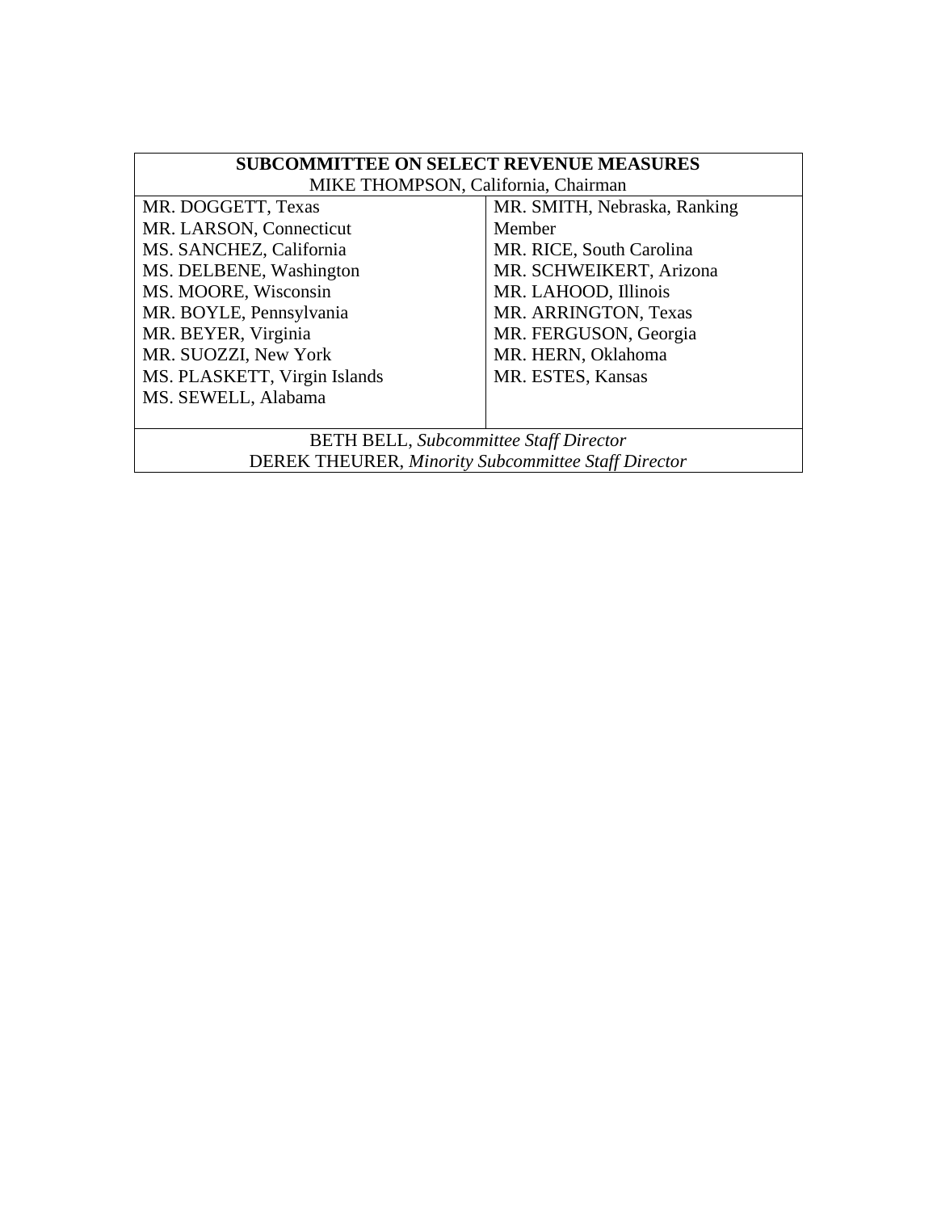**SUBCOMMITTEE ON SELECT REVENUE MEASURES**

MIKE THOMPSON, California, Chairman

| | |
|---|---|
| MR. DOGGETT, Texas | MR. SMITH, Nebraska, Ranking Member |
| MR. LARSON, Connecticut | MR. RICE, South Carolina |
| MS. SANCHEZ, California | MR. SCHWEIKERT, Arizona |
| MS. DELBENE, Washington | MR. LAHOOD, Illinois |
| MS. MOORE, Wisconsin | MR. ARRINGTON, Texas |
| MR. BOYLE, Pennsylvania | MR. FERGUSON, Georgia |
| MR. BEYER, Virginia | MR. HERN, Oklahoma |
| MR. SUOZZI, New York | MR. ESTES, Kansas |
| MS. PLASKETT, Virgin Islands | |
| MS. SEWELL, Alabama | |

BETH BELL, *Subcommittee Staff Director*

DEREK THEURER, *Minority Subcommittee Staff Director*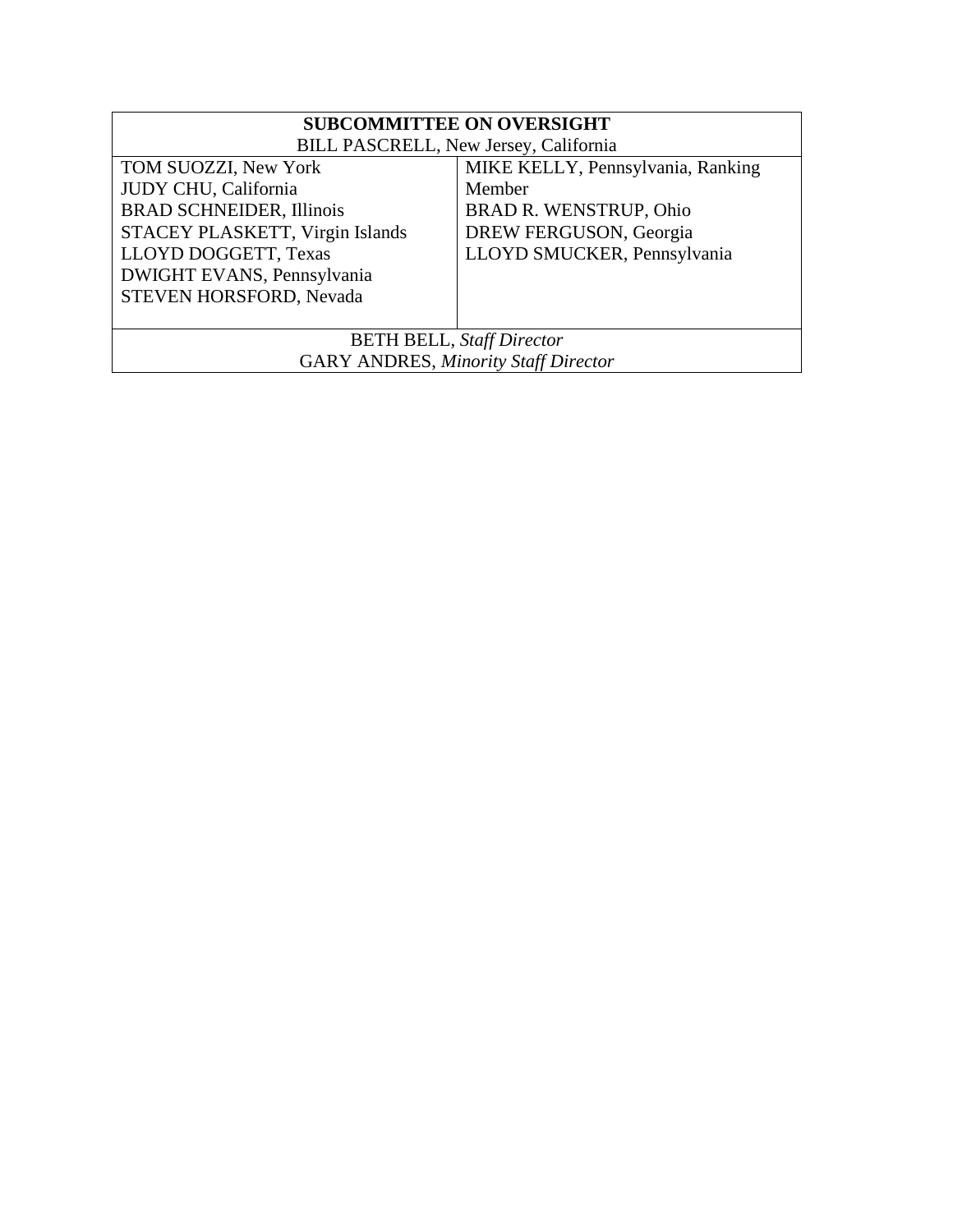| SUBCOMMITTEE ON OVERSIGHT | |
|---|---|
| BILL PASCRELL, New Jersey, California | |
| TOM SUOZZI, New York<br>JUDY CHU, California<br>BRAD SCHNEIDER, Illinois<br>STACEY PLASKETT, Virgin Islands<br>LLOYD DOGGETT, Texas<br>DWIGHT EVANS, Pennsylvania<br>STEVEN HORSFORD, Nevada | MIKE KELLY, Pennsylvania, Ranking Member<br>BRAD R. WENSTRUP, Ohio<br>DREW FERGUSON, Georgia<br>LLOYD SMUCKER, Pennsylvania |
| BETH BELL, *Staff Director*<br>GARY ANDRES, *Minority Staff Director* | |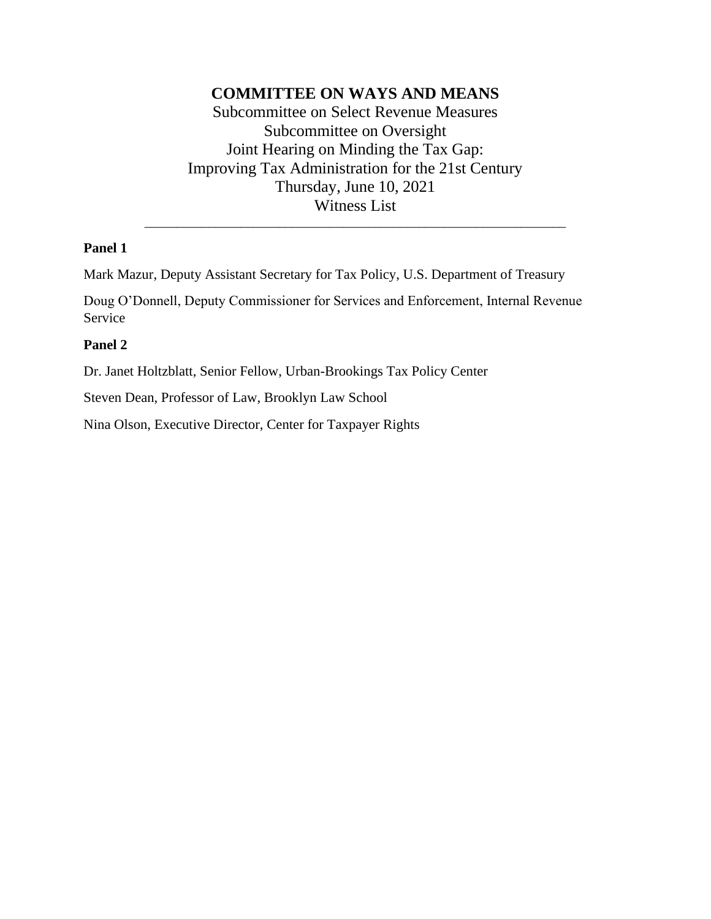# COMMITTEE ON WAYS AND MEANS

Subcommittee on Select Revenue Measures
Subcommittee on Oversight
Joint Hearing on Minding the Tax Gap:
Improving Tax Administration for the 21st Century
Thursday, June 10, 2021
Witness List

---

**Panel 1**

Mark Mazur, Deputy Assistant Secretary for Tax Policy, U.S. Department of Treasury

Doug O'Donnell, Deputy Commissioner for Services and Enforcement, Internal Revenue Service

**Panel 2**

Dr. Janet Holtzblatt, Senior Fellow, Urban-Brookings Tax Policy Center

Steven Dean, Professor of Law, Brooklyn Law School

Nina Olson, Executive Director, Center for Taxpayer Rights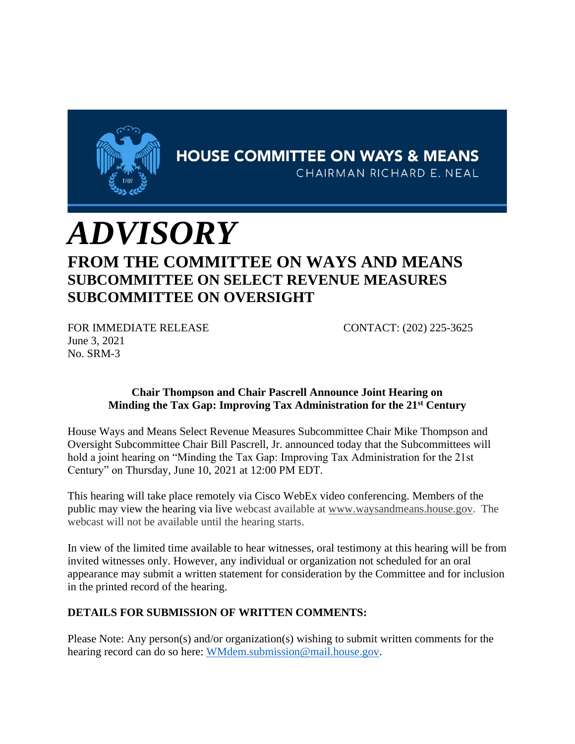HOUSE COMMITTEE ON WAYS & MEANS
CHAIRMAN RICHARD E. NEAL

# *ADVISORY*

## FROM THE COMMITTEE ON WAYS AND MEANS
### SUBCOMMITTEE ON SELECT REVENUE MEASURES
### SUBCOMMITTEE ON OVERSIGHT

FOR IMMEDIATE RELEASE
June 3, 2021
No. SRM-3

CONTACT: (202) 225-3625

**Chair Thompson and Chair Pascrell Announce Joint Hearing on Minding the Tax Gap: Improving Tax Administration for the 21st Century**

House Ways and Means Select Revenue Measures Subcommittee Chair Mike Thompson and Oversight Subcommittee Chair Bill Pascrell, Jr. announced today that the Subcommittees will hold a joint hearing on "Minding the Tax Gap: Improving Tax Administration for the 21st Century" on Thursday, June 10, 2021 at 12:00 PM EDT.

This hearing will take place remotely via Cisco WebEx video conferencing. Members of the public may view the hearing via live webcast available at www.waysandmeans.house.gov. The webcast will not be available until the hearing starts.

In view of the limited time available to hear witnesses, oral testimony at this hearing will be from invited witnesses only. However, any individual or organization not scheduled for an oral appearance may submit a written statement for consideration by the Committee and for inclusion in the printed record of the hearing.

**DETAILS FOR SUBMISSION OF WRITTEN COMMENTS:**

Please Note: Any person(s) and/or organization(s) wishing to submit written comments for the hearing record can do so here: WMdem.submission@mail.house.gov.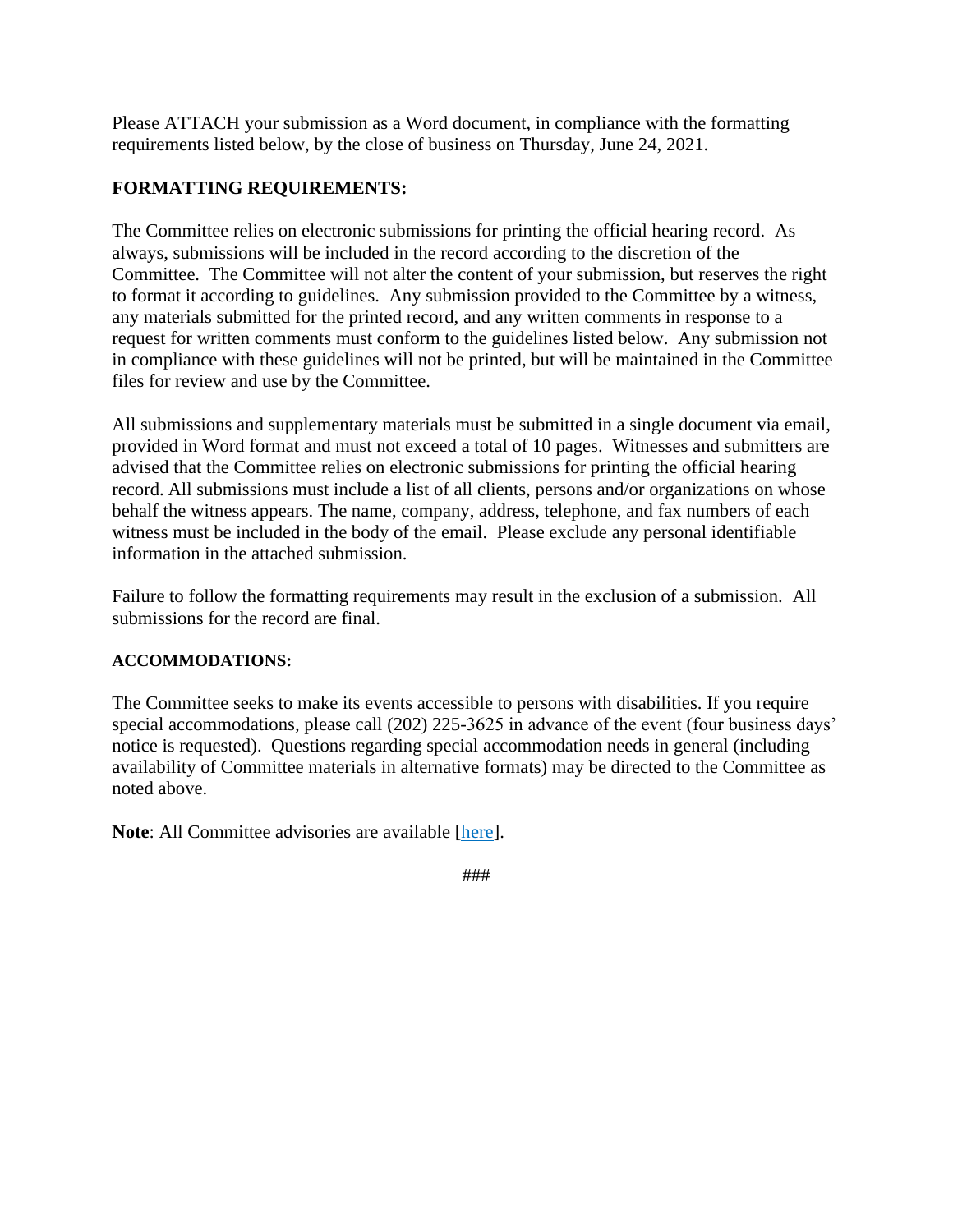Please ATTACH your submission as a Word document, in compliance with the formatting requirements listed below, by the close of business on Thursday, June 24, 2021.

**FORMATTING REQUIREMENTS:**

The Committee relies on electronic submissions for printing the official hearing record. As always, submissions will be included in the record according to the discretion of the Committee. The Committee will not alter the content of your submission, but reserves the right to format it according to guidelines. Any submission provided to the Committee by a witness, any materials submitted for the printed record, and any written comments in response to a request for written comments must conform to the guidelines listed below. Any submission not in compliance with these guidelines will not be printed, but will be maintained in the Committee files for review and use by the Committee.

All submissions and supplementary materials must be submitted in a single document via email, provided in Word format and must not exceed a total of 10 pages. Witnesses and submitters are advised that the Committee relies on electronic submissions for printing the official hearing record. All submissions must include a list of all clients, persons and/or organizations on whose behalf the witness appears. The name, company, address, telephone, and fax numbers of each witness must be included in the body of the email. Please exclude any personal identifiable information in the attached submission.

Failure to follow the formatting requirements may result in the exclusion of a submission. All submissions for the record are final.

**ACCOMMODATIONS:**

The Committee seeks to make its events accessible to persons with disabilities. If you require special accommodations, please call (202) 225-3625 in advance of the event (four business days' notice is requested). Questions regarding special accommodation needs in general (including availability of Committee materials in alternative formats) may be directed to the Committee as noted above.

**Note**: All Committee advisories are available [here].

###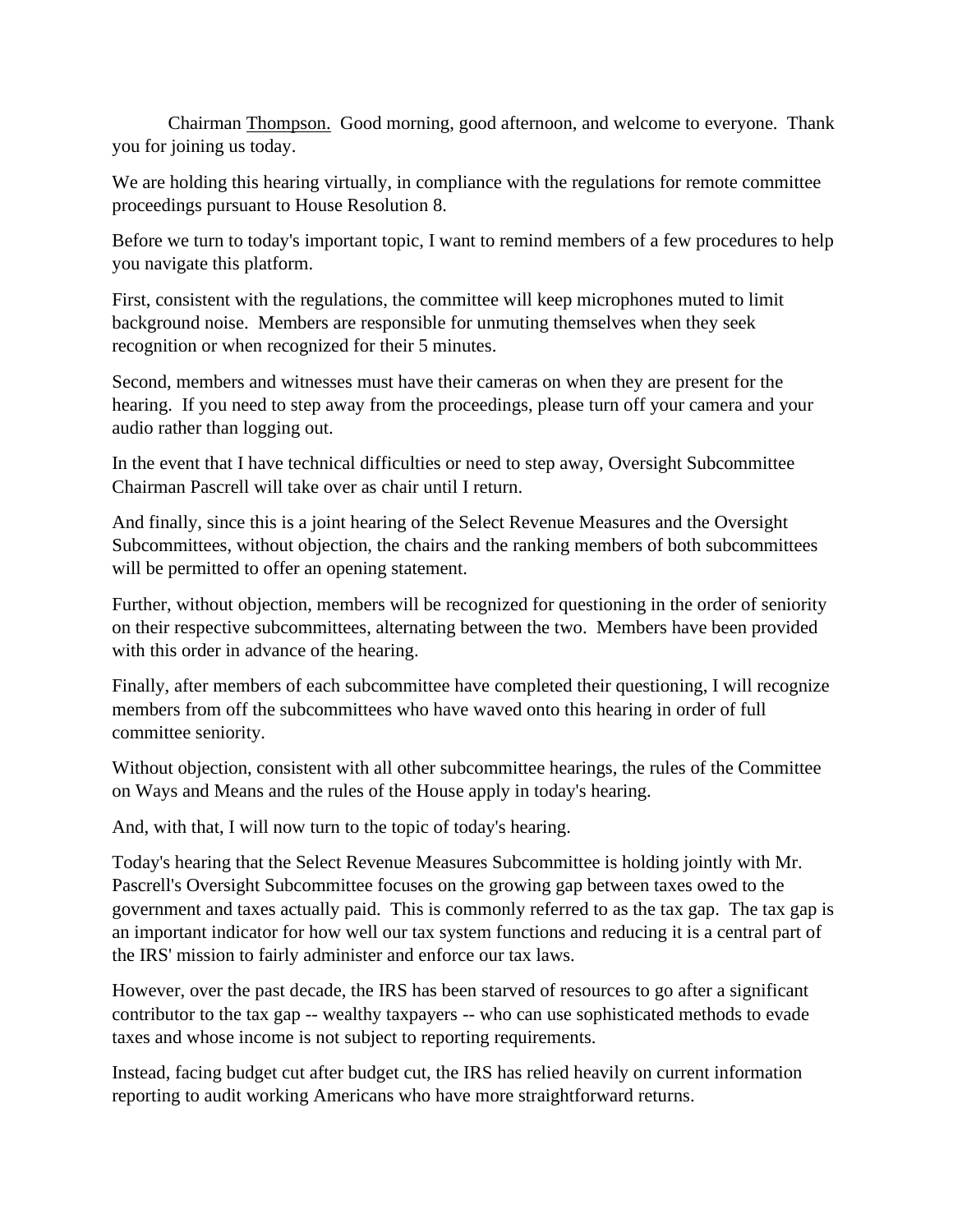Chairman Thompson. Good morning, good afternoon, and welcome to everyone. Thank you for joining us today.

We are holding this hearing virtually, in compliance with the regulations for remote committee proceedings pursuant to House Resolution 8.

Before we turn to today's important topic, I want to remind members of a few procedures to help you navigate this platform.

First, consistent with the regulations, the committee will keep microphones muted to limit background noise. Members are responsible for unmuting themselves when they seek recognition or when recognized for their 5 minutes.

Second, members and witnesses must have their cameras on when they are present for the hearing. If you need to step away from the proceedings, please turn off your camera and your audio rather than logging out.

In the event that I have technical difficulties or need to step away, Oversight Subcommittee Chairman Pascrell will take over as chair until I return.

And finally, since this is a joint hearing of the Select Revenue Measures and the Oversight Subcommittees, without objection, the chairs and the ranking members of both subcommittees will be permitted to offer an opening statement.

Further, without objection, members will be recognized for questioning in the order of seniority on their respective subcommittees, alternating between the two. Members have been provided with this order in advance of the hearing.

Finally, after members of each subcommittee have completed their questioning, I will recognize members from off the subcommittees who have waved onto this hearing in order of full committee seniority.

Without objection, consistent with all other subcommittee hearings, the rules of the Committee on Ways and Means and the rules of the House apply in today's hearing.

And, with that, I will now turn to the topic of today's hearing.

Today's hearing that the Select Revenue Measures Subcommittee is holding jointly with Mr. Pascrell's Oversight Subcommittee focuses on the growing gap between taxes owed to the government and taxes actually paid. This is commonly referred to as the tax gap. The tax gap is an important indicator for how well our tax system functions and reducing it is a central part of the IRS' mission to fairly administer and enforce our tax laws.

However, over the past decade, the IRS has been starved of resources to go after a significant contributor to the tax gap -- wealthy taxpayers -- who can use sophisticated methods to evade taxes and whose income is not subject to reporting requirements.

Instead, facing budget cut after budget cut, the IRS has relied heavily on current information reporting to audit working Americans who have more straightforward returns.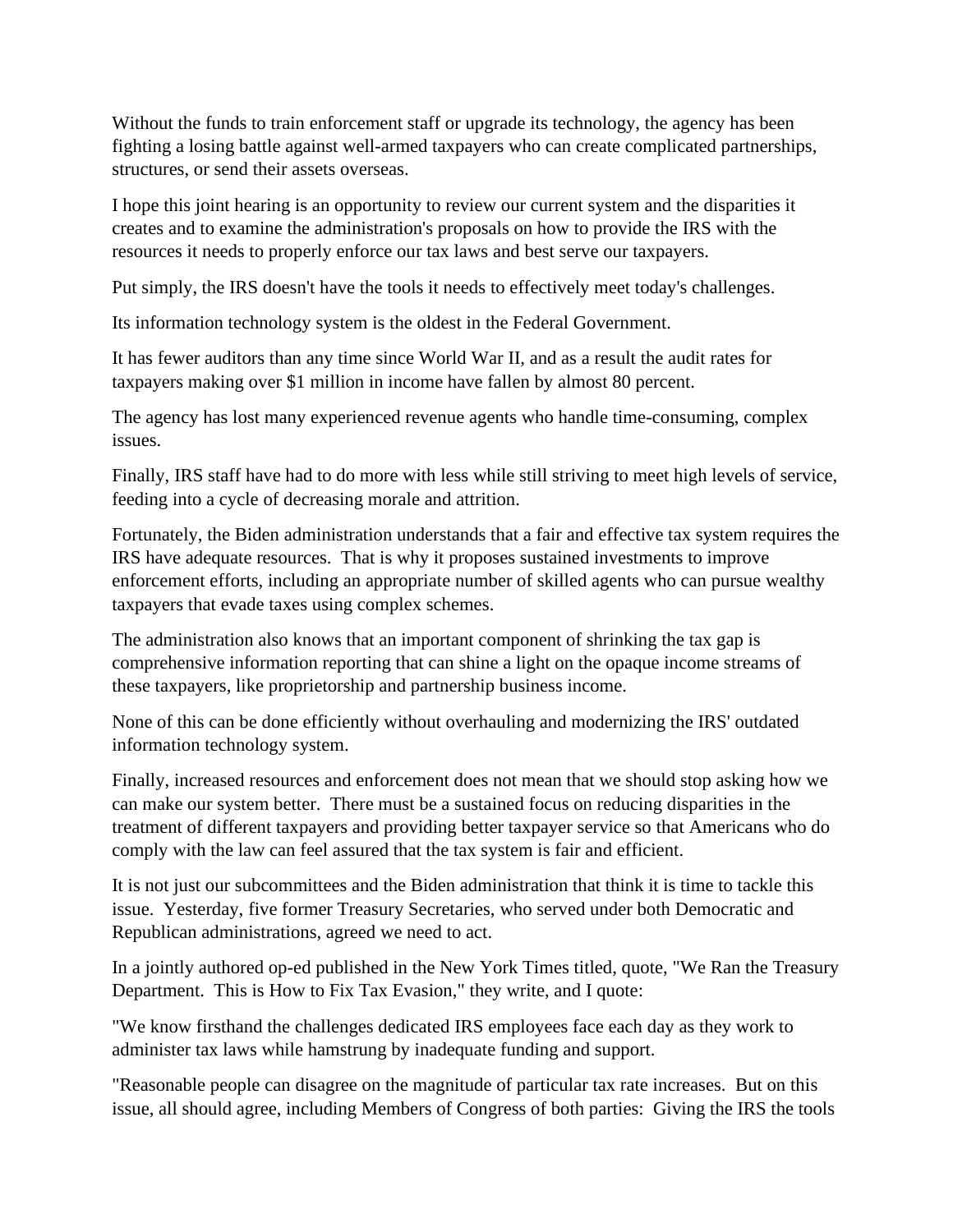Without the funds to train enforcement staff or upgrade its technology, the agency has been fighting a losing battle against well-armed taxpayers who can create complicated partnerships, structures, or send their assets overseas.

I hope this joint hearing is an opportunity to review our current system and the disparities it creates and to examine the administration's proposals on how to provide the IRS with the resources it needs to properly enforce our tax laws and best serve our taxpayers.

Put simply, the IRS doesn't have the tools it needs to effectively meet today's challenges.

Its information technology system is the oldest in the Federal Government.

It has fewer auditors than any time since World War II, and as a result the audit rates for taxpayers making over $1 million in income have fallen by almost 80 percent.

The agency has lost many experienced revenue agents who handle time-consuming, complex issues.

Finally, IRS staff have had to do more with less while still striving to meet high levels of service, feeding into a cycle of decreasing morale and attrition.

Fortunately, the Biden administration understands that a fair and effective tax system requires the IRS have adequate resources. That is why it proposes sustained investments to improve enforcement efforts, including an appropriate number of skilled agents who can pursue wealthy taxpayers that evade taxes using complex schemes.

The administration also knows that an important component of shrinking the tax gap is comprehensive information reporting that can shine a light on the opaque income streams of these taxpayers, like proprietorship and partnership business income.

None of this can be done efficiently without overhauling and modernizing the IRS' outdated information technology system.

Finally, increased resources and enforcement does not mean that we should stop asking how we can make our system better. There must be a sustained focus on reducing disparities in the treatment of different taxpayers and providing better taxpayer service so that Americans who do comply with the law can feel assured that the tax system is fair and efficient.

It is not just our subcommittees and the Biden administration that think it is time to tackle this issue. Yesterday, five former Treasury Secretaries, who served under both Democratic and Republican administrations, agreed we need to act.

In a jointly authored op-ed published in the New York Times titled, quote, "We Ran the Treasury Department. This is How to Fix Tax Evasion," they write, and I quote:

"We know firsthand the challenges dedicated IRS employees face each day as they work to administer tax laws while hamstrung by inadequate funding and support.

"Reasonable people can disagree on the magnitude of particular tax rate increases. But on this issue, all should agree, including Members of Congress of both parties: Giving the IRS the tools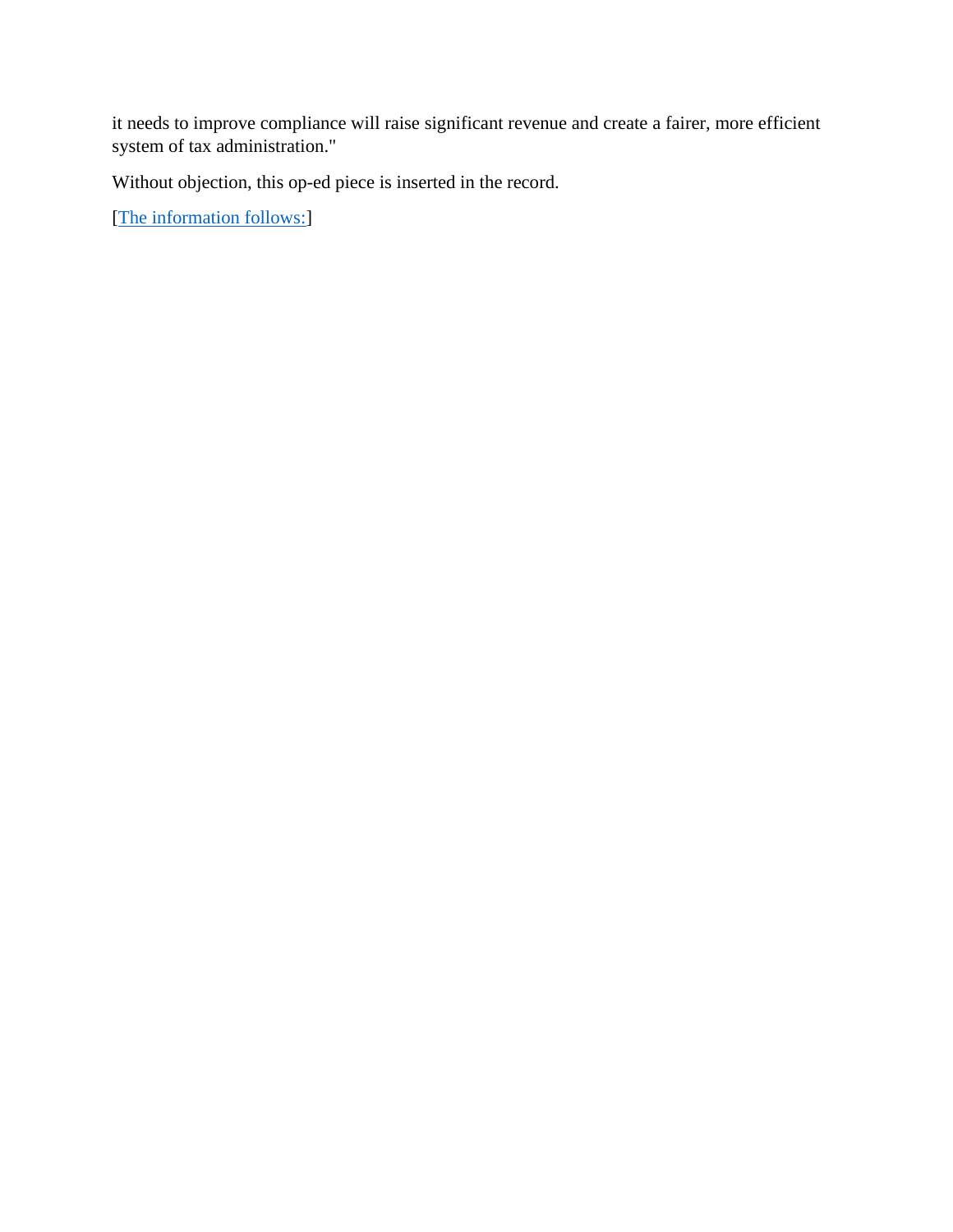it needs to improve compliance will raise significant revenue and create a fairer, more efficient system of tax administration."

Without objection, this op-ed piece is inserted in the record.

[The information follows:]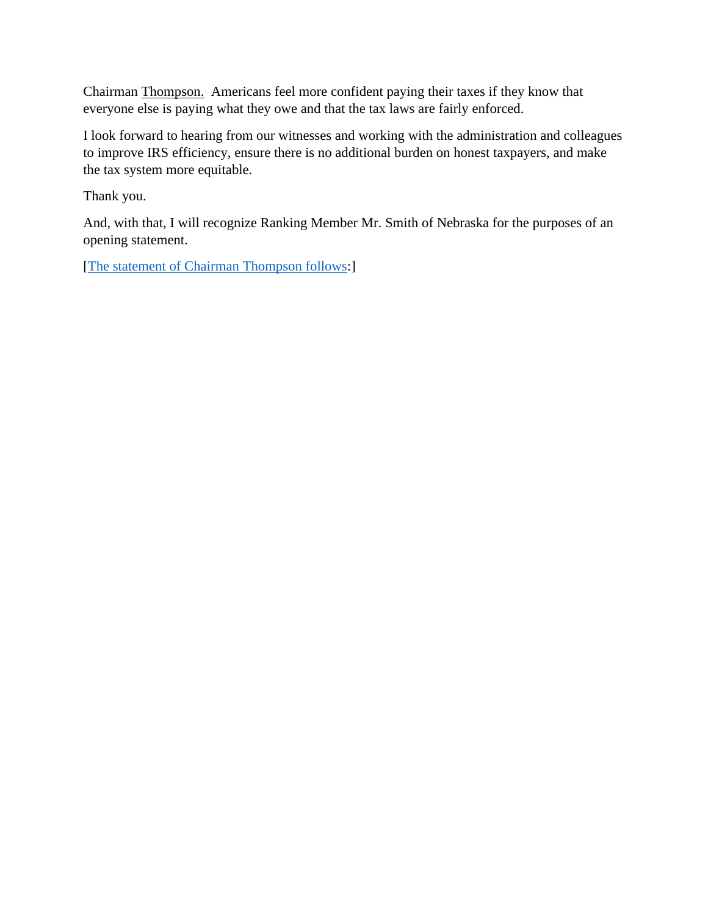Chairman Thompson. Americans feel more confident paying their taxes if they know that everyone else is paying what they owe and that the tax laws are fairly enforced.

I look forward to hearing from our witnesses and working with the administration and colleagues to improve IRS efficiency, ensure there is no additional burden on honest taxpayers, and make the tax system more equitable.

Thank you.

And, with that, I will recognize Ranking Member Mr. Smith of Nebraska for the purposes of an opening statement.

[The statement of Chairman Thompson follows:]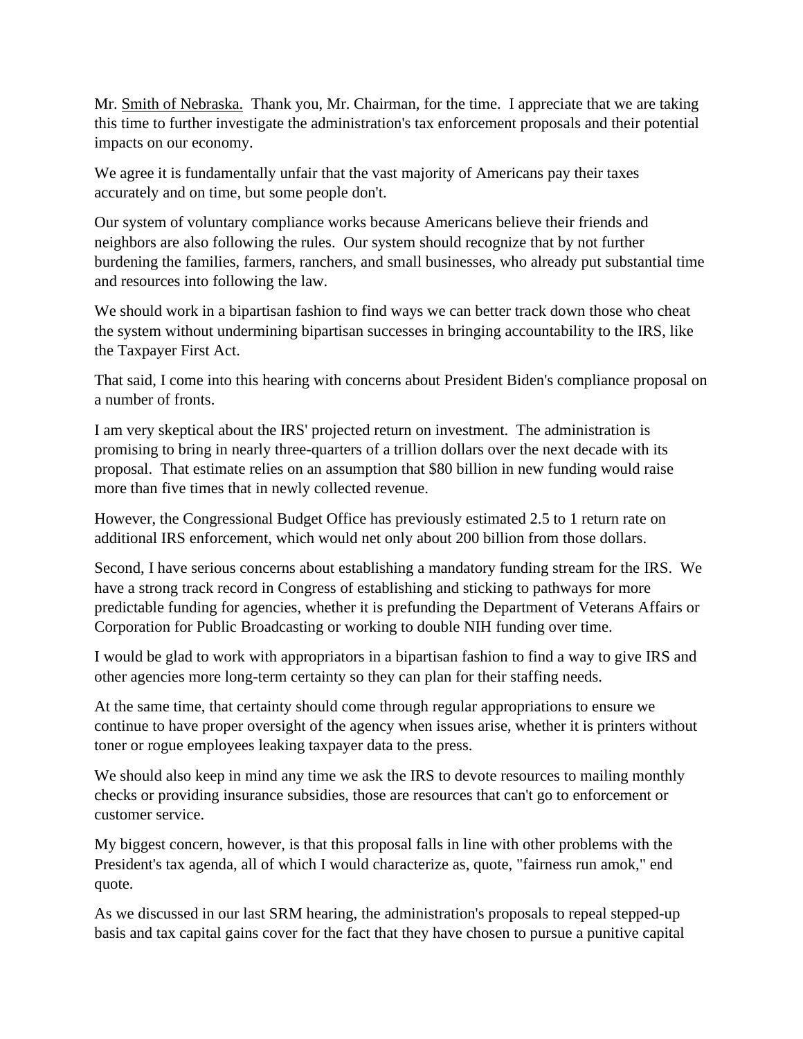Mr. Smith of Nebraska. Thank you, Mr. Chairman, for the time. I appreciate that we are taking this time to further investigate the administration's tax enforcement proposals and their potential impacts on our economy.

We agree it is fundamentally unfair that the vast majority of Americans pay their taxes accurately and on time, but some people don't.

Our system of voluntary compliance works because Americans believe their friends and neighbors are also following the rules. Our system should recognize that by not further burdening the families, farmers, ranchers, and small businesses, who already put substantial time and resources into following the law.

We should work in a bipartisan fashion to find ways we can better track down those who cheat the system without undermining bipartisan successes in bringing accountability to the IRS, like the Taxpayer First Act.

That said, I come into this hearing with concerns about President Biden's compliance proposal on a number of fronts.

I am very skeptical about the IRS' projected return on investment. The administration is promising to bring in nearly three-quarters of a trillion dollars over the next decade with its proposal. That estimate relies on an assumption that $80 billion in new funding would raise more than five times that in newly collected revenue.

However, the Congressional Budget Office has previously estimated 2.5 to 1 return rate on additional IRS enforcement, which would net only about 200 billion from those dollars.

Second, I have serious concerns about establishing a mandatory funding stream for the IRS. We have a strong track record in Congress of establishing and sticking to pathways for more predictable funding for agencies, whether it is prefunding the Department of Veterans Affairs or Corporation for Public Broadcasting or working to double NIH funding over time.

I would be glad to work with appropriators in a bipartisan fashion to find a way to give IRS and other agencies more long-term certainty so they can plan for their staffing needs.

At the same time, that certainty should come through regular appropriations to ensure we continue to have proper oversight of the agency when issues arise, whether it is printers without toner or rogue employees leaking taxpayer data to the press.

We should also keep in mind any time we ask the IRS to devote resources to mailing monthly checks or providing insurance subsidies, those are resources that can't go to enforcement or customer service.

My biggest concern, however, is that this proposal falls in line with other problems with the President's tax agenda, all of which I would characterize as, quote, "fairness run amok," end quote.

As we discussed in our last SRM hearing, the administration's proposals to repeal stepped-up basis and tax capital gains cover for the fact that they have chosen to pursue a punitive capital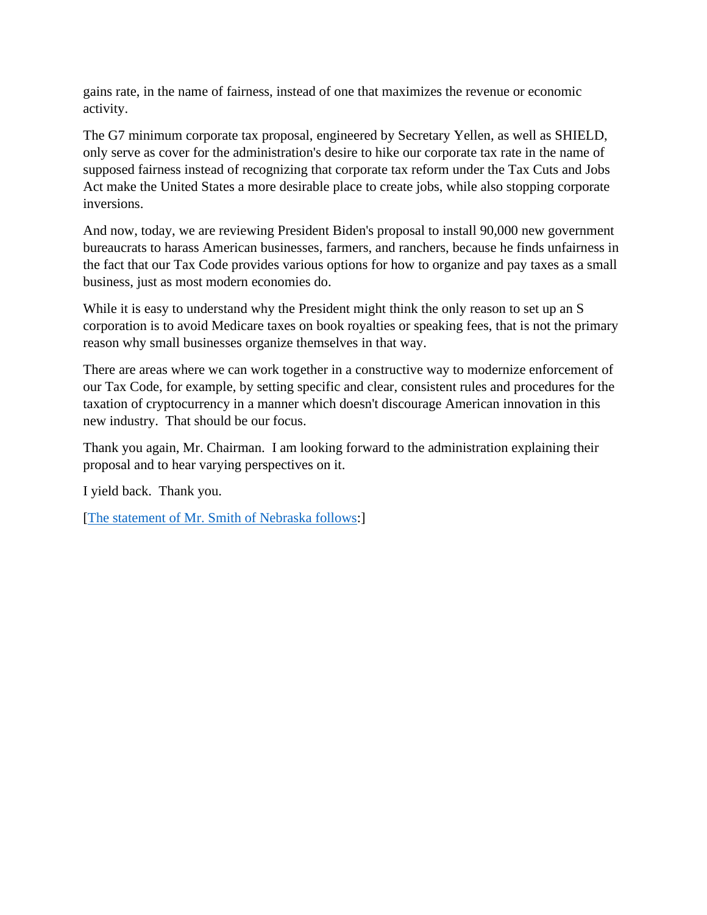gains rate, in the name of fairness, instead of one that maximizes the revenue or economic activity.

The G7 minimum corporate tax proposal, engineered by Secretary Yellen, as well as SHIELD, only serve as cover for the administration's desire to hike our corporate tax rate in the name of supposed fairness instead of recognizing that corporate tax reform under the Tax Cuts and Jobs Act make the United States a more desirable place to create jobs, while also stopping corporate inversions.

And now, today, we are reviewing President Biden's proposal to install 90,000 new government bureaucrats to harass American businesses, farmers, and ranchers, because he finds unfairness in the fact that our Tax Code provides various options for how to organize and pay taxes as a small business, just as most modern economies do.

While it is easy to understand why the President might think the only reason to set up an S corporation is to avoid Medicare taxes on book royalties or speaking fees, that is not the primary reason why small businesses organize themselves in that way.

There are areas where we can work together in a constructive way to modernize enforcement of our Tax Code, for example, by setting specific and clear, consistent rules and procedures for the taxation of cryptocurrency in a manner which doesn't discourage American innovation in this new industry. That should be our focus.

Thank you again, Mr. Chairman. I am looking forward to the administration explaining their proposal and to hear varying perspectives on it.

I yield back. Thank you.

[The statement of Mr. Smith of Nebraska follows:]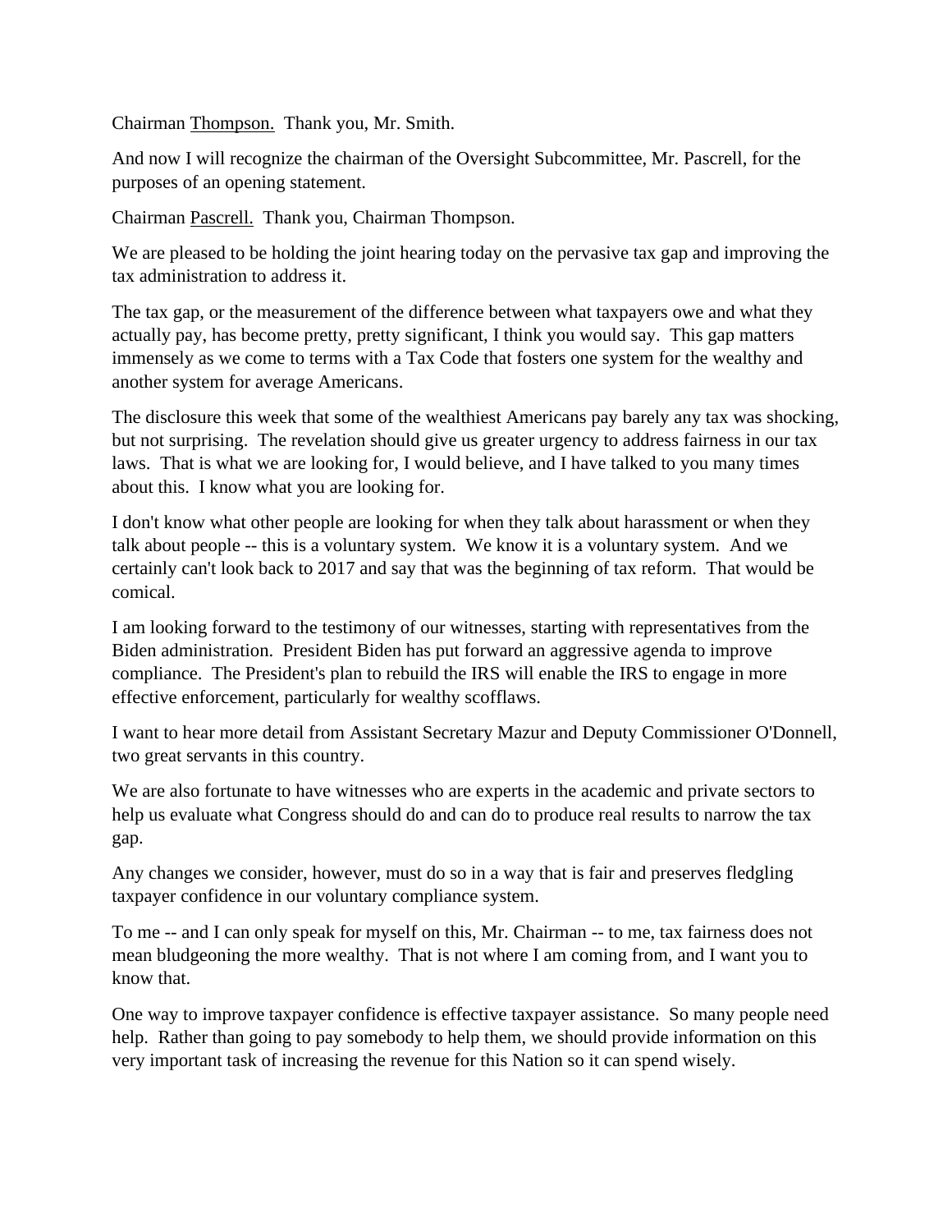Chairman Thompson. Thank you, Mr. Smith.

And now I will recognize the chairman of the Oversight Subcommittee, Mr. Pascrell, for the purposes of an opening statement.

Chairman Pascrell. Thank you, Chairman Thompson.

We are pleased to be holding the joint hearing today on the pervasive tax gap and improving the tax administration to address it.

The tax gap, or the measurement of the difference between what taxpayers owe and what they actually pay, has become pretty, pretty significant, I think you would say. This gap matters immensely as we come to terms with a Tax Code that fosters one system for the wealthy and another system for average Americans.

The disclosure this week that some of the wealthiest Americans pay barely any tax was shocking, but not surprising. The revelation should give us greater urgency to address fairness in our tax laws. That is what we are looking for, I would believe, and I have talked to you many times about this. I know what you are looking for.

I don't know what other people are looking for when they talk about harassment or when they talk about people -- this is a voluntary system. We know it is a voluntary system. And we certainly can't look back to 2017 and say that was the beginning of tax reform. That would be comical.

I am looking forward to the testimony of our witnesses, starting with representatives from the Biden administration. President Biden has put forward an aggressive agenda to improve compliance. The President's plan to rebuild the IRS will enable the IRS to engage in more effective enforcement, particularly for wealthy scofflaws.

I want to hear more detail from Assistant Secretary Mazur and Deputy Commissioner O'Donnell, two great servants in this country.

We are also fortunate to have witnesses who are experts in the academic and private sectors to help us evaluate what Congress should do and can do to produce real results to narrow the tax gap.

Any changes we consider, however, must do so in a way that is fair and preserves fledgling taxpayer confidence in our voluntary compliance system.

To me -- and I can only speak for myself on this, Mr. Chairman -- to me, tax fairness does not mean bludgeoning the more wealthy. That is not where I am coming from, and I want you to know that.

One way to improve taxpayer confidence is effective taxpayer assistance. So many people need help. Rather than going to pay somebody to help them, we should provide information on this very important task of increasing the revenue for this Nation so it can spend wisely.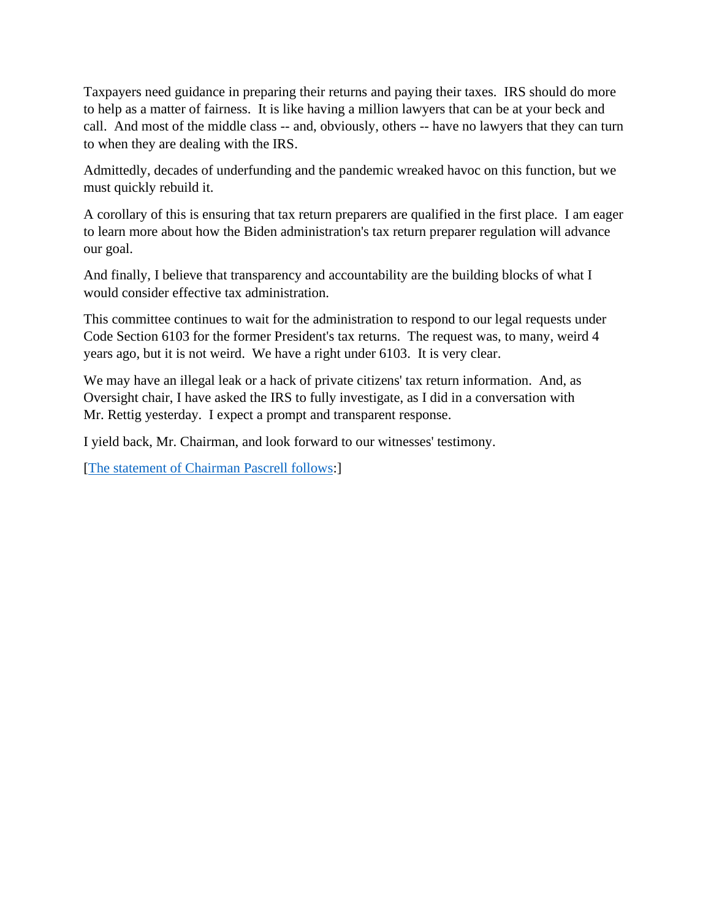Taxpayers need guidance in preparing their returns and paying their taxes. IRS should do more to help as a matter of fairness. It is like having a million lawyers that can be at your beck and call. And most of the middle class -- and, obviously, others -- have no lawyers that they can turn to when they are dealing with the IRS.

Admittedly, decades of underfunding and the pandemic wreaked havoc on this function, but we must quickly rebuild it.

A corollary of this is ensuring that tax return preparers are qualified in the first place. I am eager to learn more about how the Biden administration's tax return preparer regulation will advance our goal.

And finally, I believe that transparency and accountability are the building blocks of what I would consider effective tax administration.

This committee continues to wait for the administration to respond to our legal requests under Code Section 6103 for the former President's tax returns. The request was, to many, weird 4 years ago, but it is not weird. We have a right under 6103. It is very clear.

We may have an illegal leak or a hack of private citizens' tax return information. And, as Oversight chair, I have asked the IRS to fully investigate, as I did in a conversation with Mr. Rettig yesterday. I expect a prompt and transparent response.

I yield back, Mr. Chairman, and look forward to our witnesses' testimony.

[The statement of Chairman Pascrell follows:]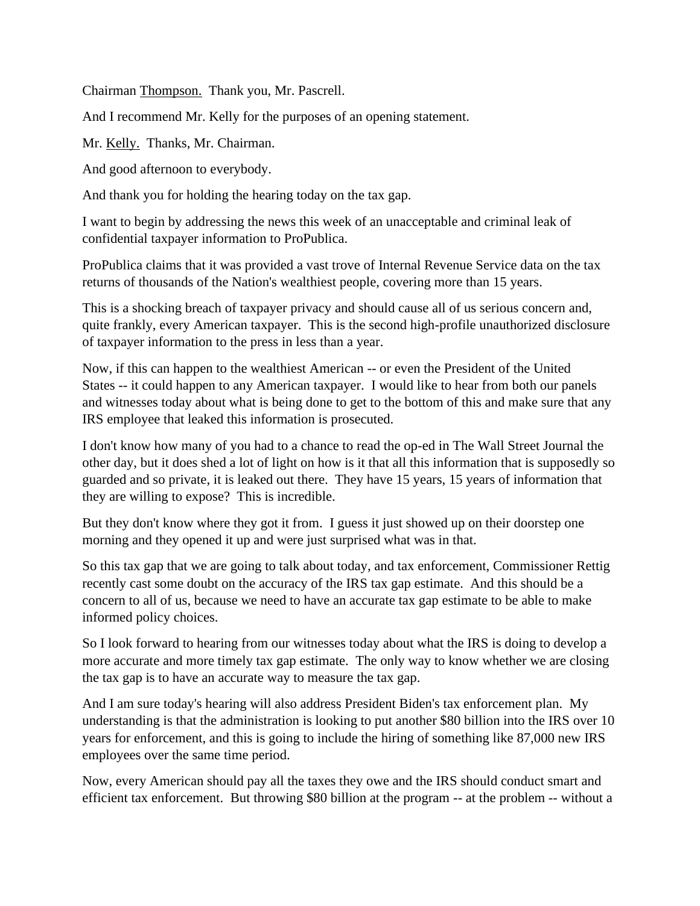Chairman Thompson. Thank you, Mr. Pascrell.

And I recommend Mr. Kelly for the purposes of an opening statement.

Mr. Kelly. Thanks, Mr. Chairman.

And good afternoon to everybody.

And thank you for holding the hearing today on the tax gap.

I want to begin by addressing the news this week of an unacceptable and criminal leak of confidential taxpayer information to ProPublica.

ProPublica claims that it was provided a vast trove of Internal Revenue Service data on the tax returns of thousands of the Nation's wealthiest people, covering more than 15 years.

This is a shocking breach of taxpayer privacy and should cause all of us serious concern and, quite frankly, every American taxpayer. This is the second high-profile unauthorized disclosure of taxpayer information to the press in less than a year.

Now, if this can happen to the wealthiest American -- or even the President of the United States -- it could happen to any American taxpayer. I would like to hear from both our panels and witnesses today about what is being done to get to the bottom of this and make sure that any IRS employee that leaked this information is prosecuted.

I don't know how many of you had to a chance to read the op-ed in The Wall Street Journal the other day, but it does shed a lot of light on how is it that all this information that is supposedly so guarded and so private, it is leaked out there. They have 15 years, 15 years of information that they are willing to expose? This is incredible.

But they don't know where they got it from. I guess it just showed up on their doorstep one morning and they opened it up and were just surprised what was in that.

So this tax gap that we are going to talk about today, and tax enforcement, Commissioner Rettig recently cast some doubt on the accuracy of the IRS tax gap estimate. And this should be a concern to all of us, because we need to have an accurate tax gap estimate to be able to make informed policy choices.

So I look forward to hearing from our witnesses today about what the IRS is doing to develop a more accurate and more timely tax gap estimate. The only way to know whether we are closing the tax gap is to have an accurate way to measure the tax gap.

And I am sure today's hearing will also address President Biden's tax enforcement plan. My understanding is that the administration is looking to put another $80 billion into the IRS over 10 years for enforcement, and this is going to include the hiring of something like 87,000 new IRS employees over the same time period.

Now, every American should pay all the taxes they owe and the IRS should conduct smart and efficient tax enforcement. But throwing $80 billion at the program -- at the problem -- without a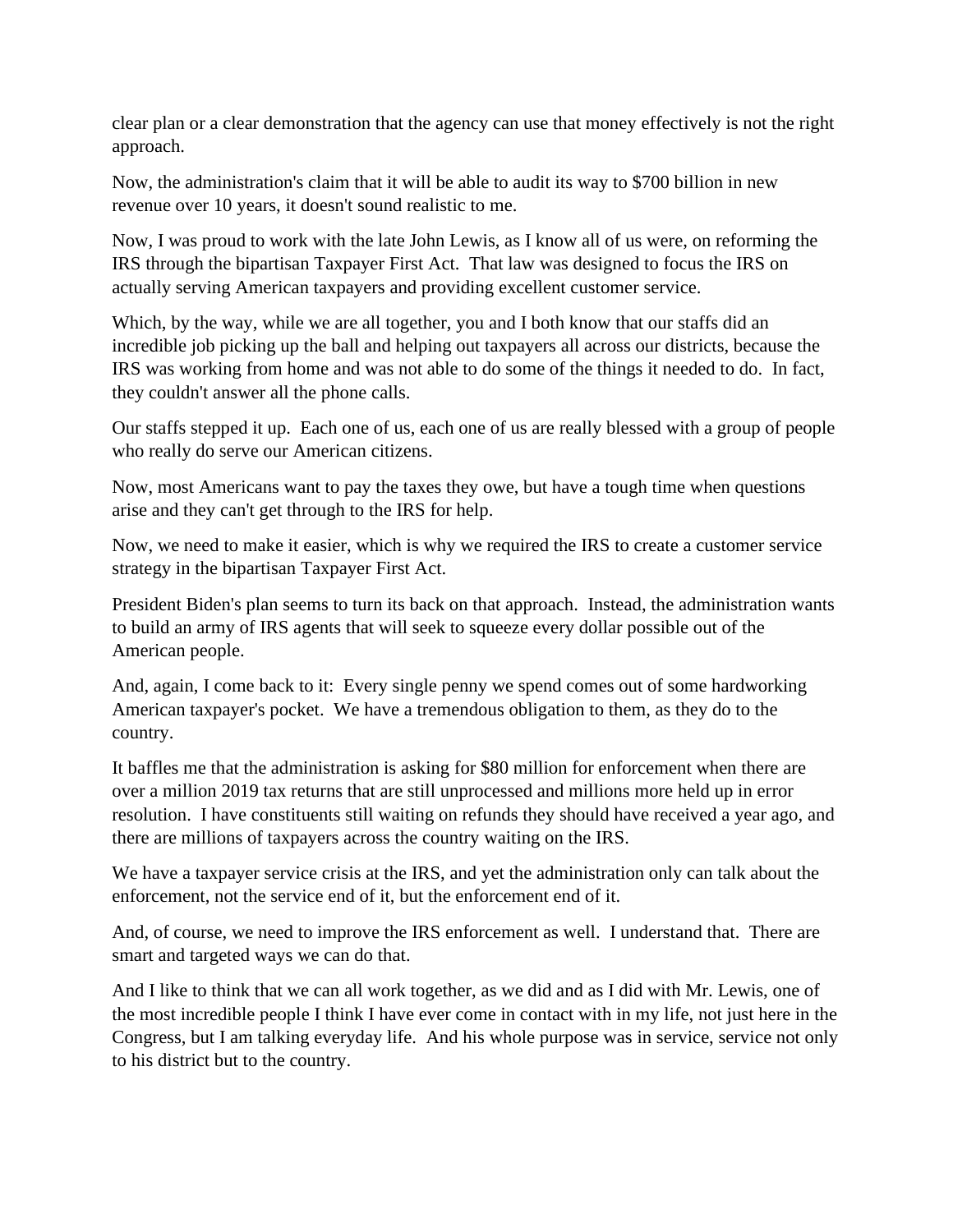clear plan or a clear demonstration that the agency can use that money effectively is not the right approach.

Now, the administration's claim that it will be able to audit its way to $700 billion in new revenue over 10 years, it doesn't sound realistic to me.

Now, I was proud to work with the late John Lewis, as I know all of us were, on reforming the IRS through the bipartisan Taxpayer First Act. That law was designed to focus the IRS on actually serving American taxpayers and providing excellent customer service.

Which, by the way, while we are all together, you and I both know that our staffs did an incredible job picking up the ball and helping out taxpayers all across our districts, because the IRS was working from home and was not able to do some of the things it needed to do. In fact, they couldn't answer all the phone calls.

Our staffs stepped it up. Each one of us, each one of us are really blessed with a group of people who really do serve our American citizens.

Now, most Americans want to pay the taxes they owe, but have a tough time when questions arise and they can't get through to the IRS for help.

Now, we need to make it easier, which is why we required the IRS to create a customer service strategy in the bipartisan Taxpayer First Act.

President Biden's plan seems to turn its back on that approach. Instead, the administration wants to build an army of IRS agents that will seek to squeeze every dollar possible out of the American people.

And, again, I come back to it: Every single penny we spend comes out of some hardworking American taxpayer's pocket. We have a tremendous obligation to them, as they do to the country.

It baffles me that the administration is asking for $80 million for enforcement when there are over a million 2019 tax returns that are still unprocessed and millions more held up in error resolution. I have constituents still waiting on refunds they should have received a year ago, and there are millions of taxpayers across the country waiting on the IRS.

We have a taxpayer service crisis at the IRS, and yet the administration only can talk about the enforcement, not the service end of it, but the enforcement end of it.

And, of course, we need to improve the IRS enforcement as well. I understand that. There are smart and targeted ways we can do that.

And I like to think that we can all work together, as we did and as I did with Mr. Lewis, one of the most incredible people I think I have ever come in contact with in my life, not just here in the Congress, but I am talking everyday life. And his whole purpose was in service, service not only to his district but to the country.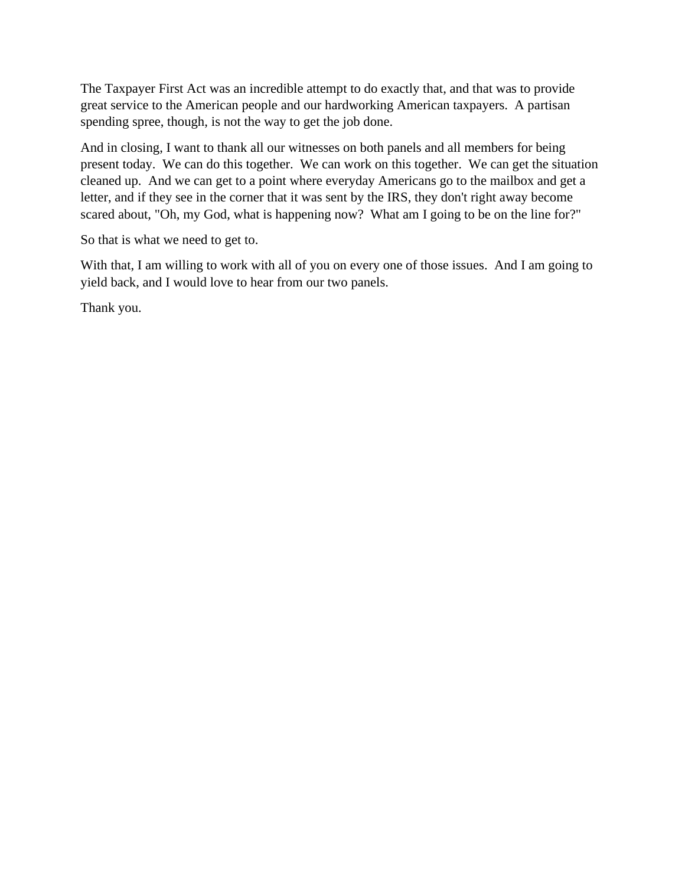The Taxpayer First Act was an incredible attempt to do exactly that, and that was to provide great service to the American people and our hardworking American taxpayers. A partisan spending spree, though, is not the way to get the job done.

And in closing, I want to thank all our witnesses on both panels and all members for being present today. We can do this together. We can work on this together. We can get the situation cleaned up. And we can get to a point where everyday Americans go to the mailbox and get a letter, and if they see in the corner that it was sent by the IRS, they don't right away become scared about, "Oh, my God, what is happening now? What am I going to be on the line for?"

So that is what we need to get to.

With that, I am willing to work with all of you on every one of those issues. And I am going to yield back, and I would love to hear from our two panels.

Thank you.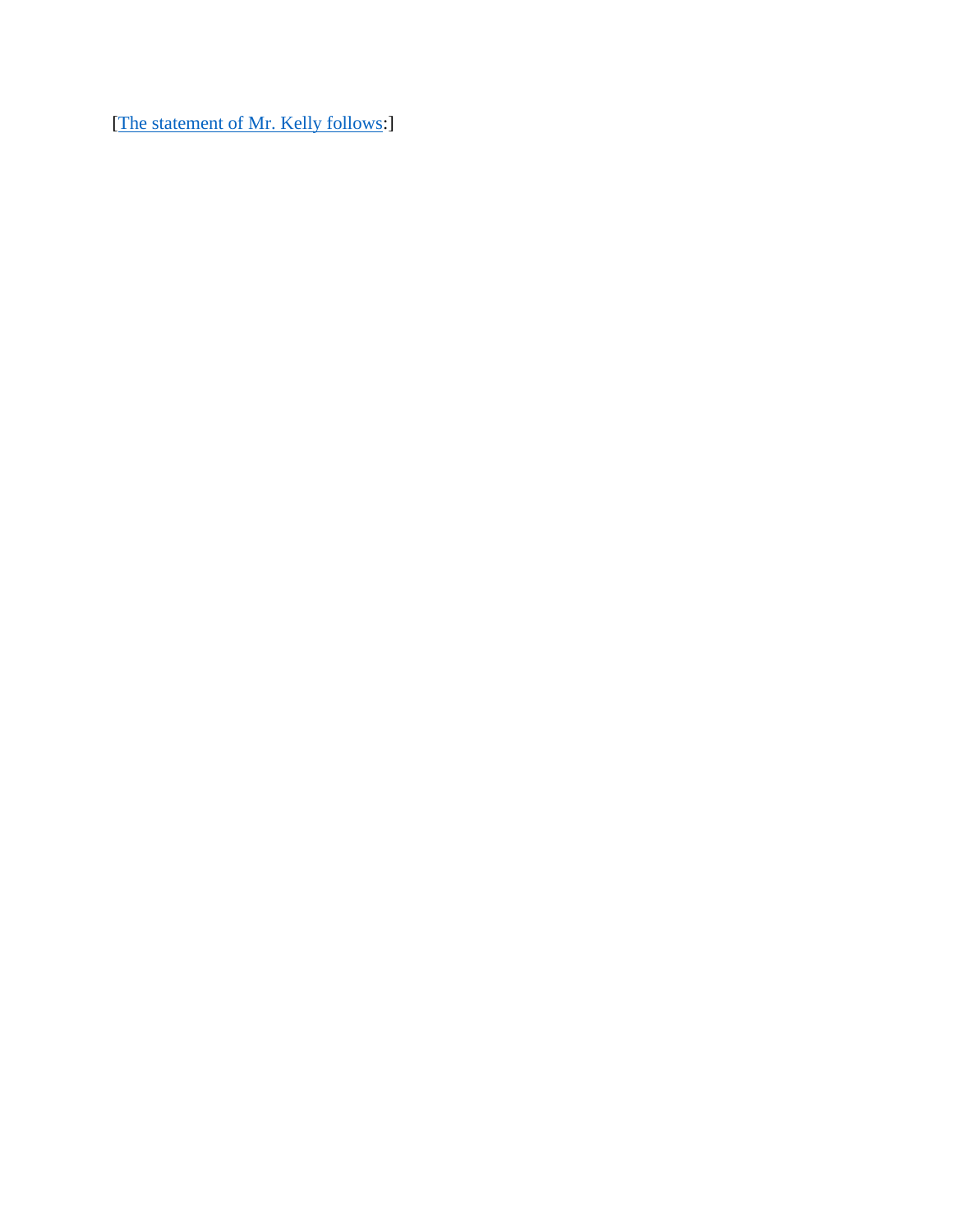[The statement of Mr. Kelly follows:]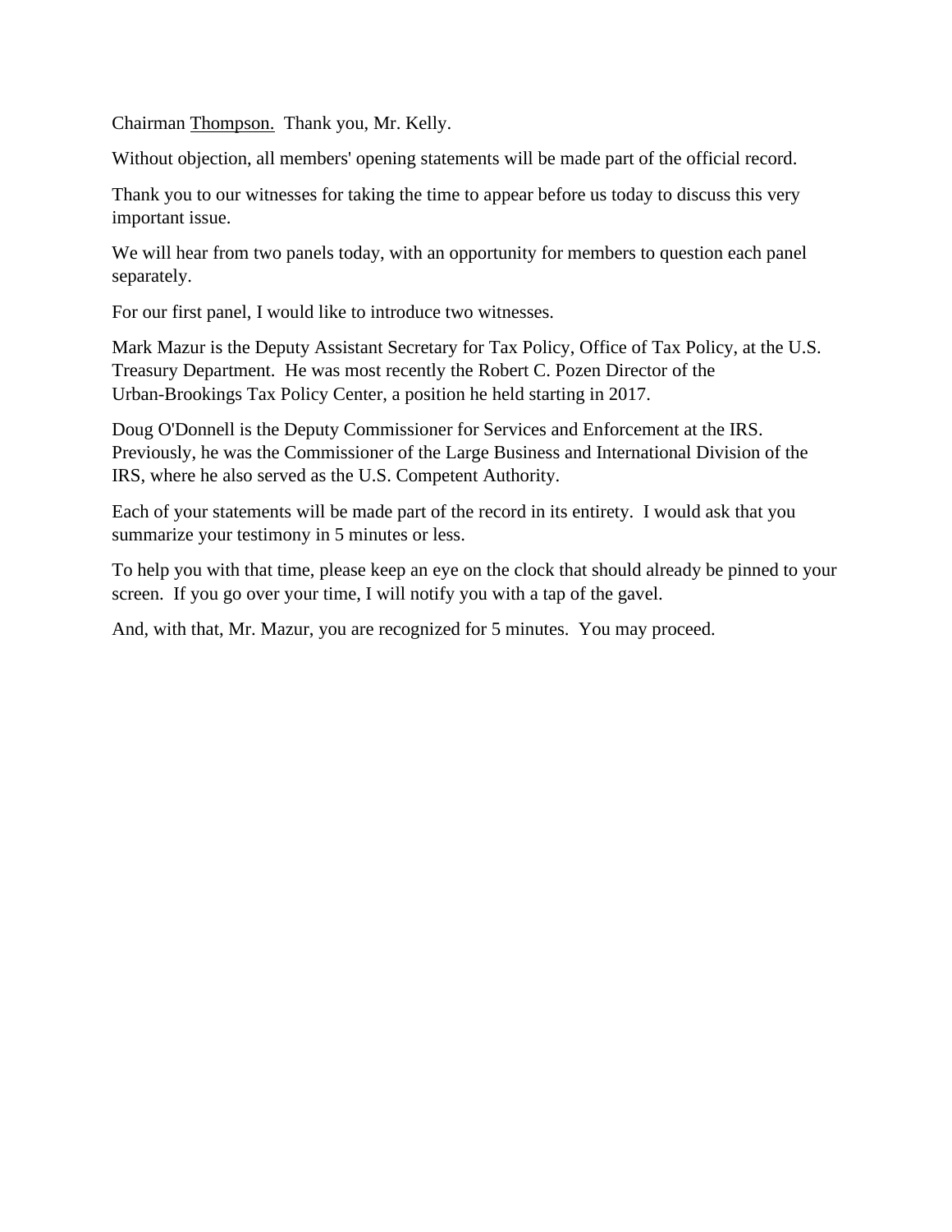Chairman Thompson. Thank you, Mr. Kelly.

Without objection, all members' opening statements will be made part of the official record.

Thank you to our witnesses for taking the time to appear before us today to discuss this very important issue.

We will hear from two panels today, with an opportunity for members to question each panel separately.

For our first panel, I would like to introduce two witnesses.

Mark Mazur is the Deputy Assistant Secretary for Tax Policy, Office of Tax Policy, at the U.S. Treasury Department. He was most recently the Robert C. Pozen Director of the Urban-Brookings Tax Policy Center, a position he held starting in 2017.

Doug O'Donnell is the Deputy Commissioner for Services and Enforcement at the IRS. Previously, he was the Commissioner of the Large Business and International Division of the IRS, where he also served as the U.S. Competent Authority.

Each of your statements will be made part of the record in its entirety. I would ask that you summarize your testimony in 5 minutes or less.

To help you with that time, please keep an eye on the clock that should already be pinned to your screen. If you go over your time, I will notify you with a tap of the gavel.

And, with that, Mr. Mazur, you are recognized for 5 minutes. You may proceed.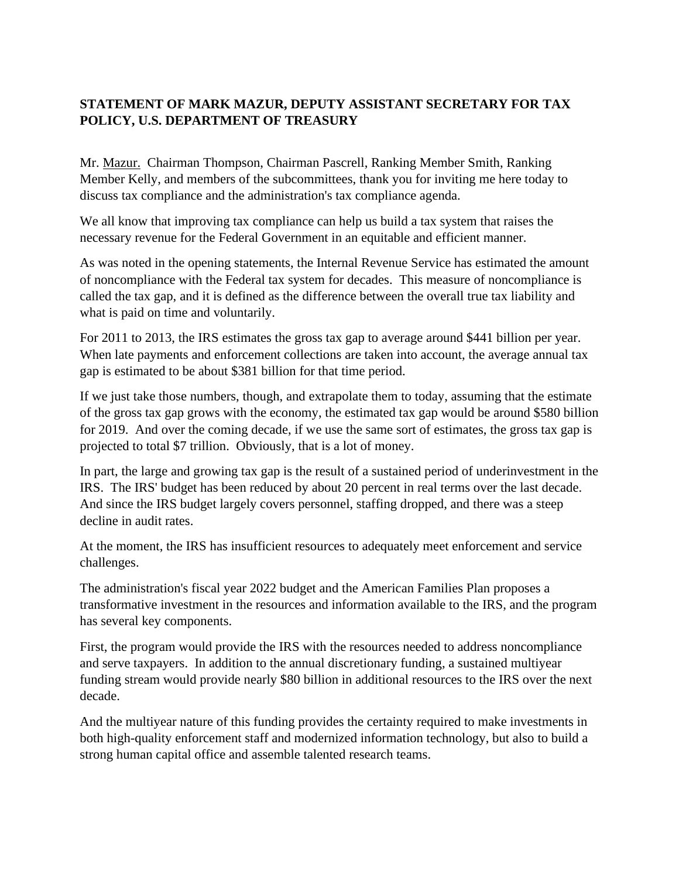**STATEMENT OF MARK MAZUR, DEPUTY ASSISTANT SECRETARY FOR TAX POLICY, U.S. DEPARTMENT OF TREASURY**

Mr. Mazur. Chairman Thompson, Chairman Pascrell, Ranking Member Smith, Ranking Member Kelly, and members of the subcommittees, thank you for inviting me here today to discuss tax compliance and the administration's tax compliance agenda.

We all know that improving tax compliance can help us build a tax system that raises the necessary revenue for the Federal Government in an equitable and efficient manner.

As was noted in the opening statements, the Internal Revenue Service has estimated the amount of noncompliance with the Federal tax system for decades. This measure of noncompliance is called the tax gap, and it is defined as the difference between the overall true tax liability and what is paid on time and voluntarily.

For 2011 to 2013, the IRS estimates the gross tax gap to average around $441 billion per year. When late payments and enforcement collections are taken into account, the average annual tax gap is estimated to be about $381 billion for that time period.

If we just take those numbers, though, and extrapolate them to today, assuming that the estimate of the gross tax gap grows with the economy, the estimated tax gap would be around $580 billion for 2019. And over the coming decade, if we use the same sort of estimates, the gross tax gap is projected to total $7 trillion. Obviously, that is a lot of money.

In part, the large and growing tax gap is the result of a sustained period of underinvestment in the IRS. The IRS' budget has been reduced by about 20 percent in real terms over the last decade. And since the IRS budget largely covers personnel, staffing dropped, and there was a steep decline in audit rates.

At the moment, the IRS has insufficient resources to adequately meet enforcement and service challenges.

The administration's fiscal year 2022 budget and the American Families Plan proposes a transformative investment in the resources and information available to the IRS, and the program has several key components.

First, the program would provide the IRS with the resources needed to address noncompliance and serve taxpayers. In addition to the annual discretionary funding, a sustained multiyear funding stream would provide nearly $80 billion in additional resources to the IRS over the next decade.

And the multiyear nature of this funding provides the certainty required to make investments in both high-quality enforcement staff and modernized information technology, but also to build a strong human capital office and assemble talented research teams.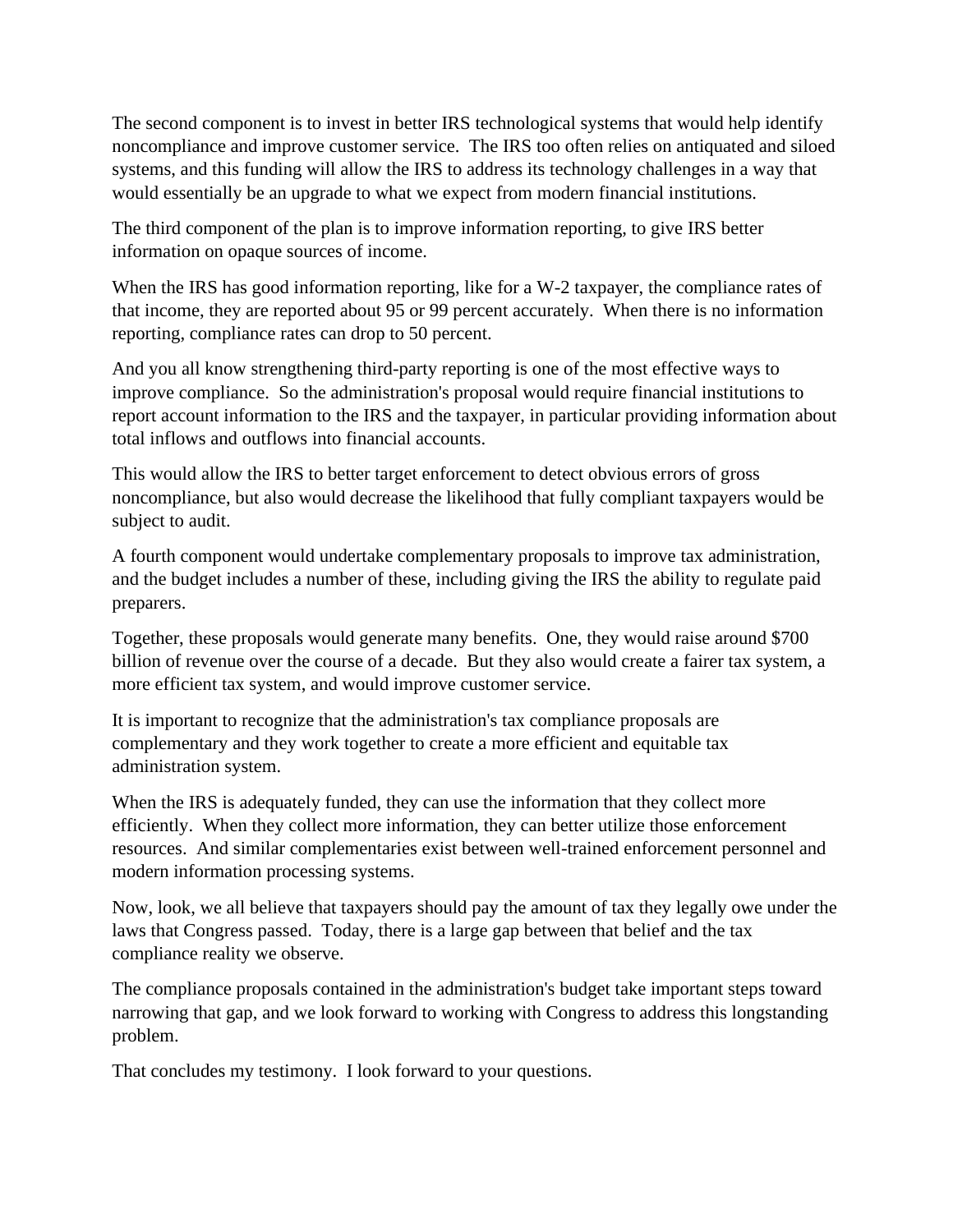The second component is to invest in better IRS technological systems that would help identify noncompliance and improve customer service. The IRS too often relies on antiquated and siloed systems, and this funding will allow the IRS to address its technology challenges in a way that would essentially be an upgrade to what we expect from modern financial institutions.

The third component of the plan is to improve information reporting, to give IRS better information on opaque sources of income.

When the IRS has good information reporting, like for a W-2 taxpayer, the compliance rates of that income, they are reported about 95 or 99 percent accurately. When there is no information reporting, compliance rates can drop to 50 percent.

And you all know strengthening third-party reporting is one of the most effective ways to improve compliance. So the administration's proposal would require financial institutions to report account information to the IRS and the taxpayer, in particular providing information about total inflows and outflows into financial accounts.

This would allow the IRS to better target enforcement to detect obvious errors of gross noncompliance, but also would decrease the likelihood that fully compliant taxpayers would be subject to audit.

A fourth component would undertake complementary proposals to improve tax administration, and the budget includes a number of these, including giving the IRS the ability to regulate paid preparers.

Together, these proposals would generate many benefits. One, they would raise around $700 billion of revenue over the course of a decade. But they also would create a fairer tax system, a more efficient tax system, and would improve customer service.

It is important to recognize that the administration's tax compliance proposals are complementary and they work together to create a more efficient and equitable tax administration system.

When the IRS is adequately funded, they can use the information that they collect more efficiently. When they collect more information, they can better utilize those enforcement resources. And similar complementaries exist between well-trained enforcement personnel and modern information processing systems.

Now, look, we all believe that taxpayers should pay the amount of tax they legally owe under the laws that Congress passed. Today, there is a large gap between that belief and the tax compliance reality we observe.

The compliance proposals contained in the administration's budget take important steps toward narrowing that gap, and we look forward to working with Congress to address this longstanding problem.

That concludes my testimony. I look forward to your questions.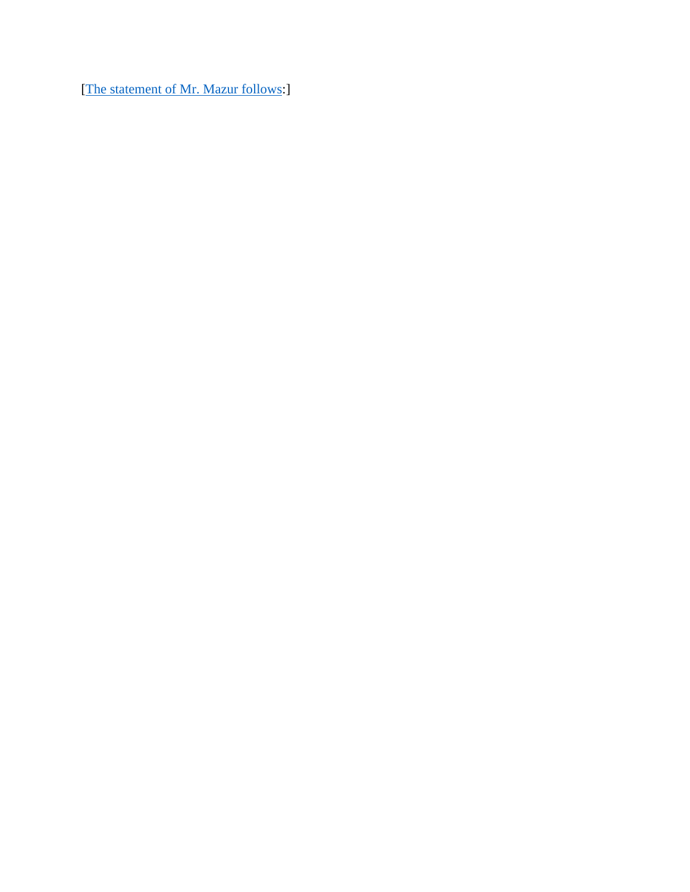[The statement of Mr. Mazur follows:]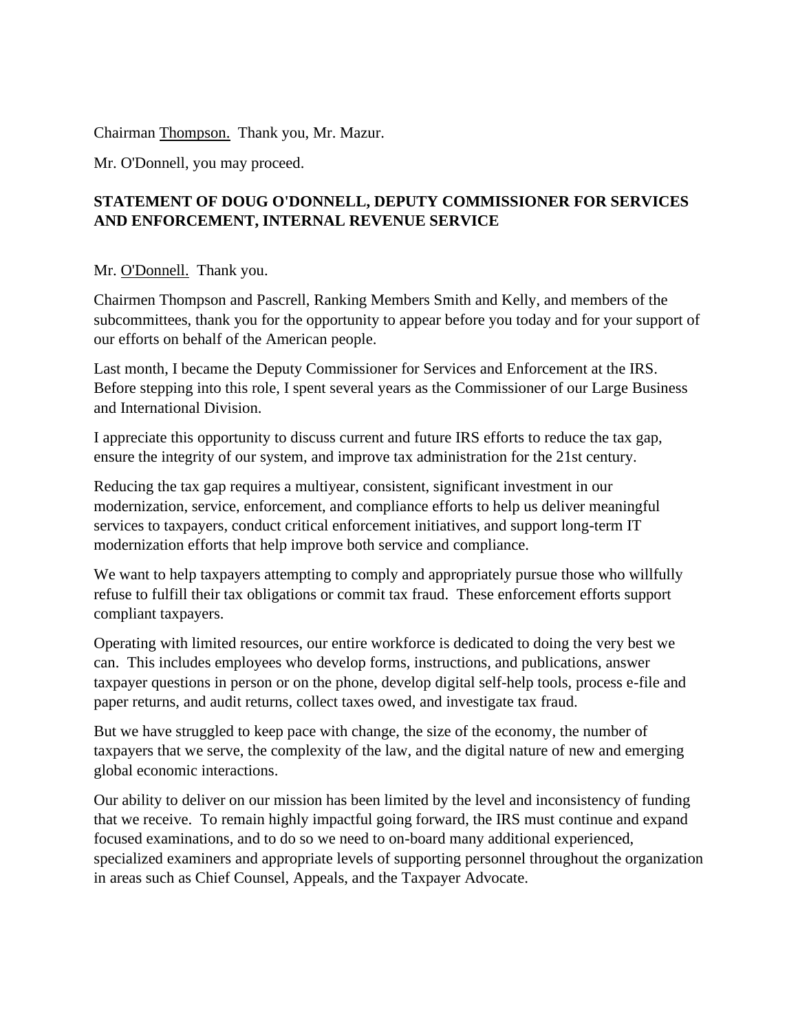Chairman Thompson. Thank you, Mr. Mazur.

Mr. O'Donnell, you may proceed.

**STATEMENT OF DOUG O'DONNELL, DEPUTY COMMISSIONER FOR SERVICES AND ENFORCEMENT, INTERNAL REVENUE SERVICE**

Mr. O'Donnell. Thank you.

Chairmen Thompson and Pascrell, Ranking Members Smith and Kelly, and members of the subcommittees, thank you for the opportunity to appear before you today and for your support of our efforts on behalf of the American people.

Last month, I became the Deputy Commissioner for Services and Enforcement at the IRS. Before stepping into this role, I spent several years as the Commissioner of our Large Business and International Division.

I appreciate this opportunity to discuss current and future IRS efforts to reduce the tax gap, ensure the integrity of our system, and improve tax administration for the 21st century.

Reducing the tax gap requires a multiyear, consistent, significant investment in our modernization, service, enforcement, and compliance efforts to help us deliver meaningful services to taxpayers, conduct critical enforcement initiatives, and support long-term IT modernization efforts that help improve both service and compliance.

We want to help taxpayers attempting to comply and appropriately pursue those who willfully refuse to fulfill their tax obligations or commit tax fraud. These enforcement efforts support compliant taxpayers.

Operating with limited resources, our entire workforce is dedicated to doing the very best we can. This includes employees who develop forms, instructions, and publications, answer taxpayer questions in person or on the phone, develop digital self-help tools, process e-file and paper returns, and audit returns, collect taxes owed, and investigate tax fraud.

But we have struggled to keep pace with change, the size of the economy, the number of taxpayers that we serve, the complexity of the law, and the digital nature of new and emerging global economic interactions.

Our ability to deliver on our mission has been limited by the level and inconsistency of funding that we receive. To remain highly impactful going forward, the IRS must continue and expand focused examinations, and to do so we need to on-board many additional experienced, specialized examiners and appropriate levels of supporting personnel throughout the organization in areas such as Chief Counsel, Appeals, and the Taxpayer Advocate.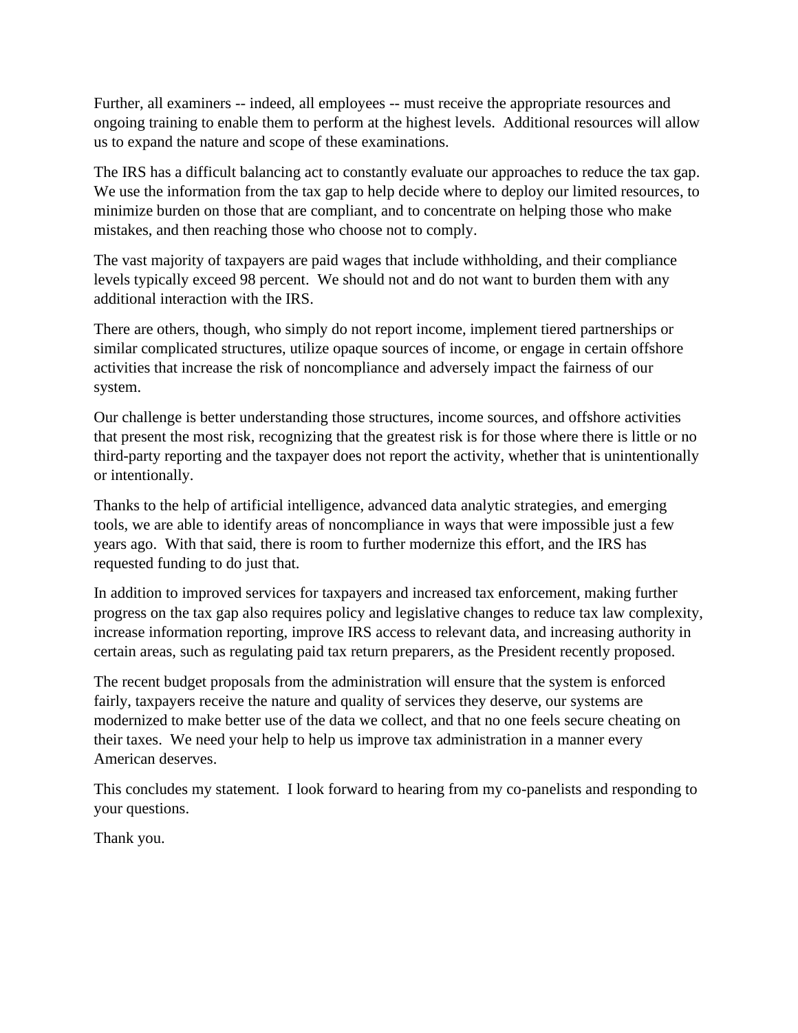Further, all examiners -- indeed, all employees -- must receive the appropriate resources and ongoing training to enable them to perform at the highest levels. Additional resources will allow us to expand the nature and scope of these examinations.

The IRS has a difficult balancing act to constantly evaluate our approaches to reduce the tax gap. We use the information from the tax gap to help decide where to deploy our limited resources, to minimize burden on those that are compliant, and to concentrate on helping those who make mistakes, and then reaching those who choose not to comply.

The vast majority of taxpayers are paid wages that include withholding, and their compliance levels typically exceed 98 percent. We should not and do not want to burden them with any additional interaction with the IRS.

There are others, though, who simply do not report income, implement tiered partnerships or similar complicated structures, utilize opaque sources of income, or engage in certain offshore activities that increase the risk of noncompliance and adversely impact the fairness of our system.

Our challenge is better understanding those structures, income sources, and offshore activities that present the most risk, recognizing that the greatest risk is for those where there is little or no third-party reporting and the taxpayer does not report the activity, whether that is unintentionally or intentionally.

Thanks to the help of artificial intelligence, advanced data analytic strategies, and emerging tools, we are able to identify areas of noncompliance in ways that were impossible just a few years ago. With that said, there is room to further modernize this effort, and the IRS has requested funding to do just that.

In addition to improved services for taxpayers and increased tax enforcement, making further progress on the tax gap also requires policy and legislative changes to reduce tax law complexity, increase information reporting, improve IRS access to relevant data, and increasing authority in certain areas, such as regulating paid tax return preparers, as the President recently proposed.

The recent budget proposals from the administration will ensure that the system is enforced fairly, taxpayers receive the nature and quality of services they deserve, our systems are modernized to make better use of the data we collect, and that no one feels secure cheating on their taxes. We need your help to help us improve tax administration in a manner every American deserves.

This concludes my statement. I look forward to hearing from my co-panelists and responding to your questions.

Thank you.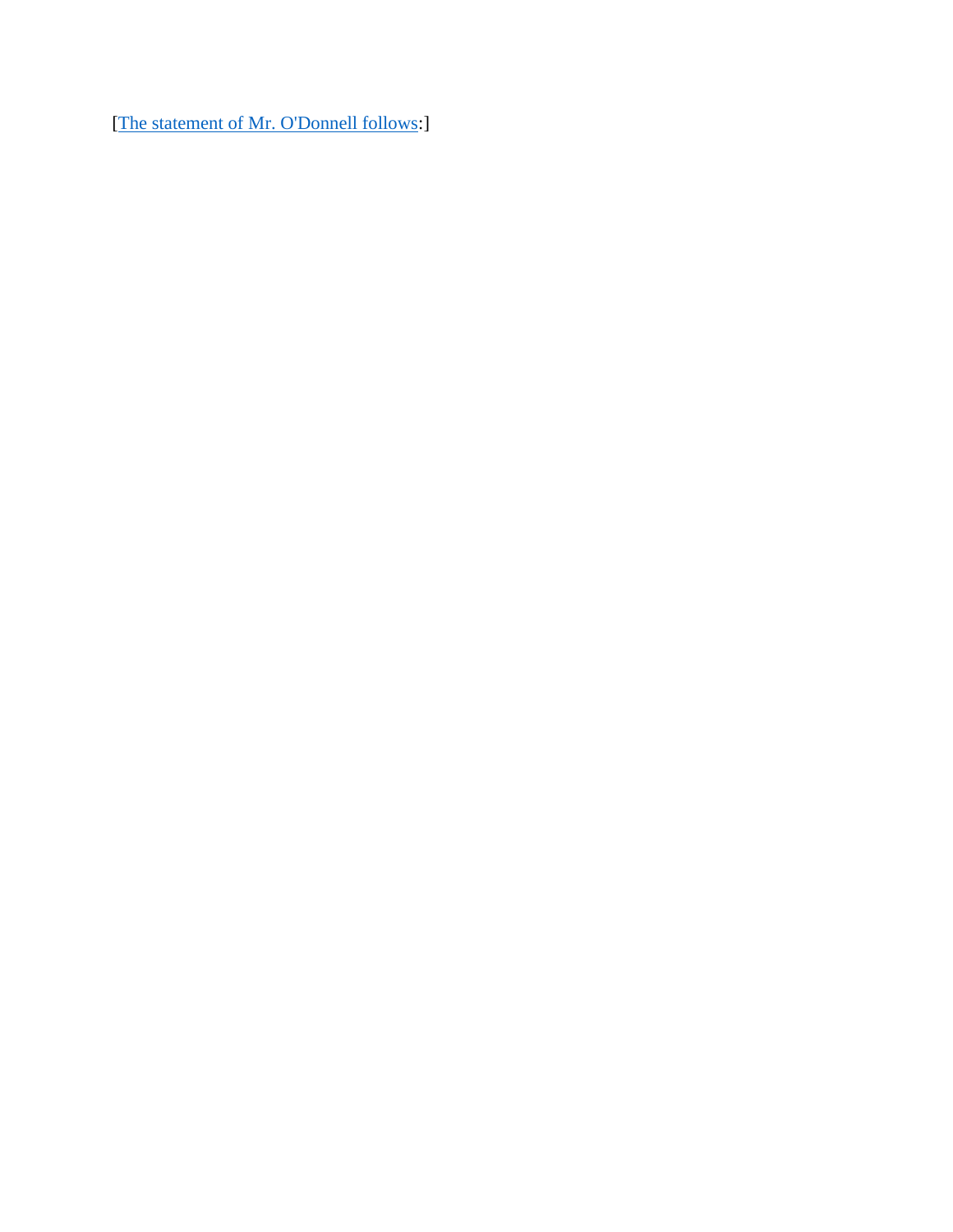[The statement of Mr. O'Donnell follows:]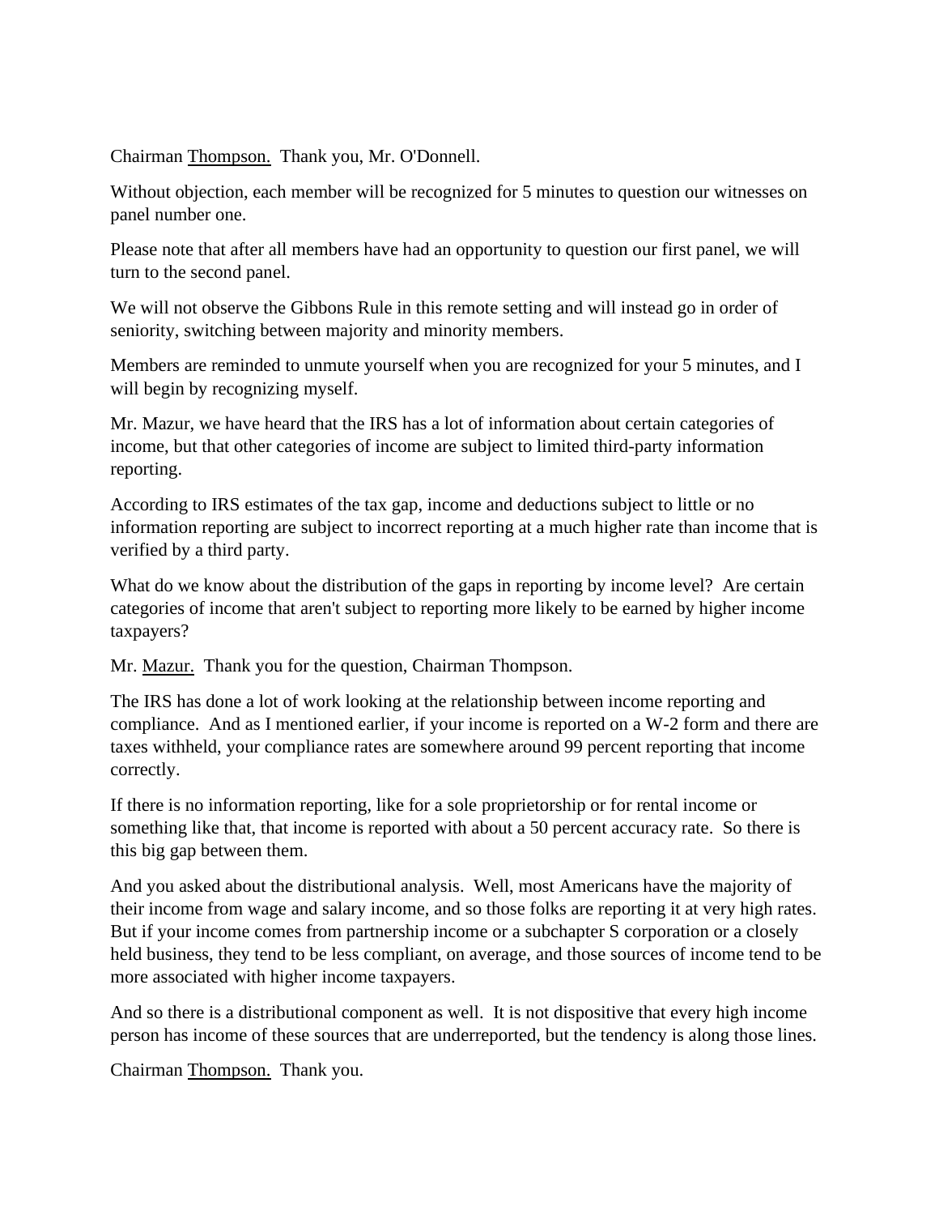Chairman Thompson. Thank you, Mr. O'Donnell.

Without objection, each member will be recognized for 5 minutes to question our witnesses on panel number one.

Please note that after all members have had an opportunity to question our first panel, we will turn to the second panel.

We will not observe the Gibbons Rule in this remote setting and will instead go in order of seniority, switching between majority and minority members.

Members are reminded to unmute yourself when you are recognized for your 5 minutes, and I will begin by recognizing myself.

Mr. Mazur, we have heard that the IRS has a lot of information about certain categories of income, but that other categories of income are subject to limited third-party information reporting.

According to IRS estimates of the tax gap, income and deductions subject to little or no information reporting are subject to incorrect reporting at a much higher rate than income that is verified by a third party.

What do we know about the distribution of the gaps in reporting by income level? Are certain categories of income that aren't subject to reporting more likely to be earned by higher income taxpayers?

Mr. Mazur. Thank you for the question, Chairman Thompson.

The IRS has done a lot of work looking at the relationship between income reporting and compliance. And as I mentioned earlier, if your income is reported on a W-2 form and there are taxes withheld, your compliance rates are somewhere around 99 percent reporting that income correctly.

If there is no information reporting, like for a sole proprietorship or for rental income or something like that, that income is reported with about a 50 percent accuracy rate. So there is this big gap between them.

And you asked about the distributional analysis. Well, most Americans have the majority of their income from wage and salary income, and so those folks are reporting it at very high rates. But if your income comes from partnership income or a subchapter S corporation or a closely held business, they tend to be less compliant, on average, and those sources of income tend to be more associated with higher income taxpayers.

And so there is a distributional component as well. It is not dispositive that every high income person has income of these sources that are underreported, but the tendency is along those lines.

Chairman Thompson. Thank you.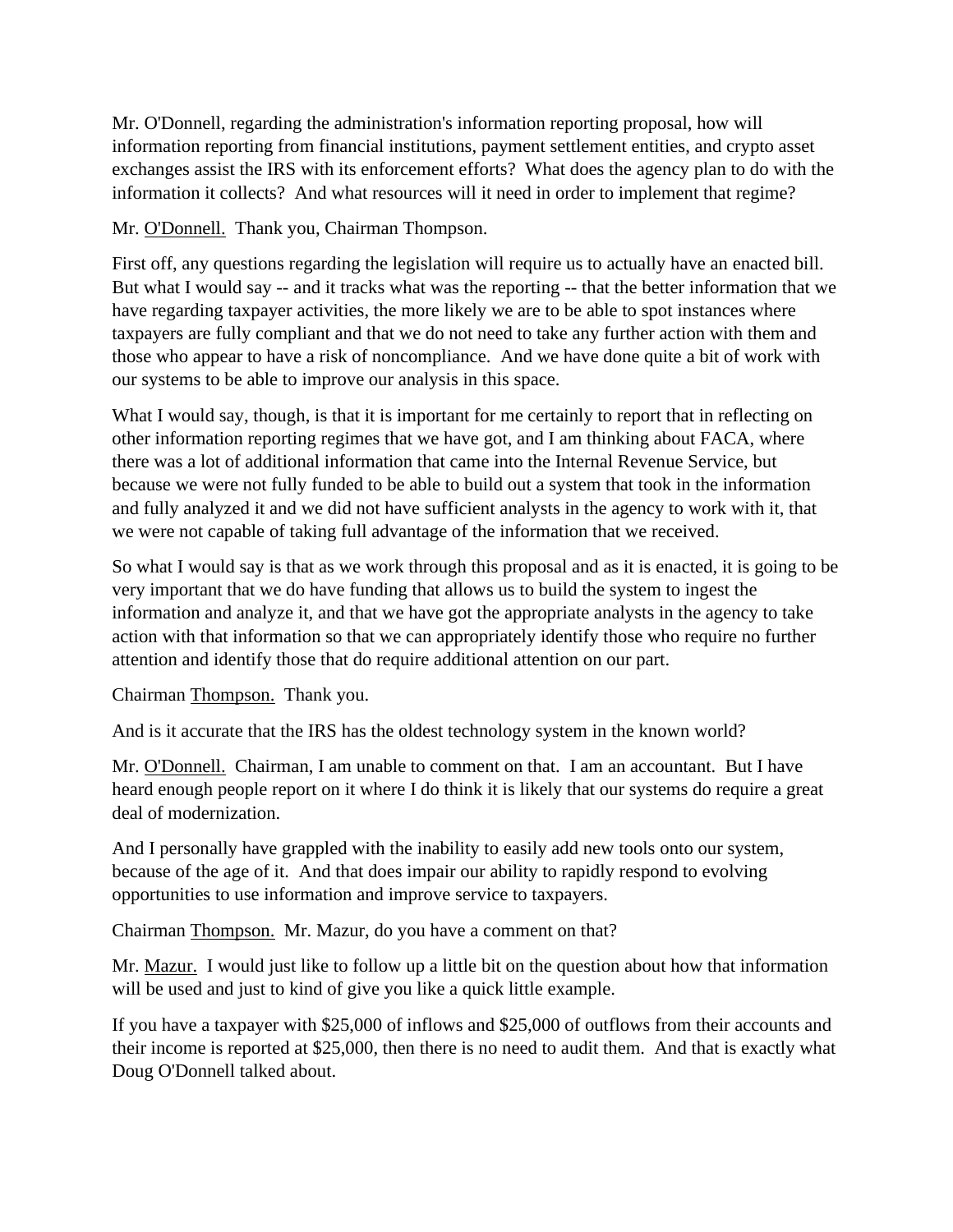Mr. O'Donnell, regarding the administration's information reporting proposal, how will information reporting from financial institutions, payment settlement entities, and crypto asset exchanges assist the IRS with its enforcement efforts? What does the agency plan to do with the information it collects? And what resources will it need in order to implement that regime?

Mr. O'Donnell. Thank you, Chairman Thompson.

First off, any questions regarding the legislation will require us to actually have an enacted bill. But what I would say -- and it tracks what was the reporting -- that the better information that we have regarding taxpayer activities, the more likely we are to be able to spot instances where taxpayers are fully compliant and that we do not need to take any further action with them and those who appear to have a risk of noncompliance. And we have done quite a bit of work with our systems to be able to improve our analysis in this space.

What I would say, though, is that it is important for me certainly to report that in reflecting on other information reporting regimes that we have got, and I am thinking about FACA, where there was a lot of additional information that came into the Internal Revenue Service, but because we were not fully funded to be able to build out a system that took in the information and fully analyzed it and we did not have sufficient analysts in the agency to work with it, that we were not capable of taking full advantage of the information that we received.

So what I would say is that as we work through this proposal and as it is enacted, it is going to be very important that we do have funding that allows us to build the system to ingest the information and analyze it, and that we have got the appropriate analysts in the agency to take action with that information so that we can appropriately identify those who require no further attention and identify those that do require additional attention on our part.

Chairman Thompson. Thank you.

And is it accurate that the IRS has the oldest technology system in the known world?

Mr. O'Donnell. Chairman, I am unable to comment on that. I am an accountant. But I have heard enough people report on it where I do think it is likely that our systems do require a great deal of modernization.

And I personally have grappled with the inability to easily add new tools onto our system, because of the age of it. And that does impair our ability to rapidly respond to evolving opportunities to use information and improve service to taxpayers.

Chairman Thompson. Mr. Mazur, do you have a comment on that?

Mr. Mazur. I would just like to follow up a little bit on the question about how that information will be used and just to kind of give you like a quick little example.

If you have a taxpayer with $25,000 of inflows and $25,000 of outflows from their accounts and their income is reported at $25,000, then there is no need to audit them. And that is exactly what Doug O'Donnell talked about.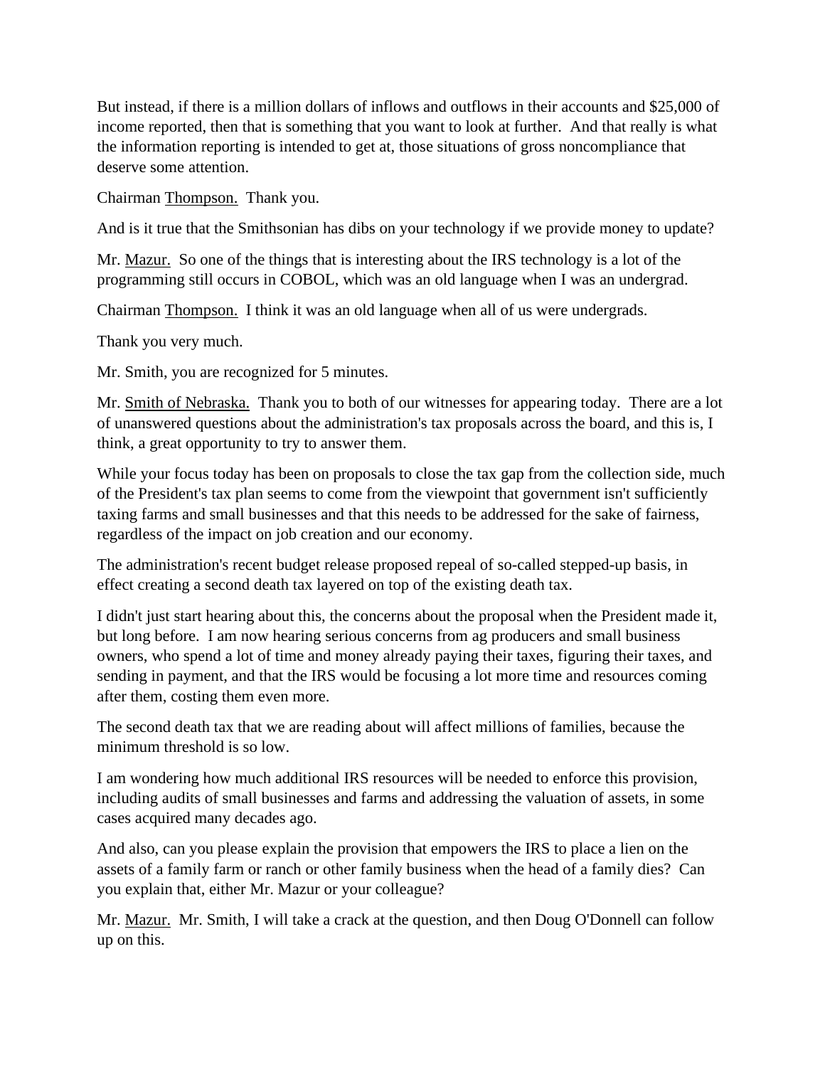But instead, if there is a million dollars of inflows and outflows in their accounts and $25,000 of income reported, then that is something that you want to look at further. And that really is what the information reporting is intended to get at, those situations of gross noncompliance that deserve some attention.

Chairman Thompson. Thank you.

And is it true that the Smithsonian has dibs on your technology if we provide money to update?

Mr. Mazur. So one of the things that is interesting about the IRS technology is a lot of the programming still occurs in COBOL, which was an old language when I was an undergrad.

Chairman Thompson. I think it was an old language when all of us were undergrads.

Thank you very much.

Mr. Smith, you are recognized for 5 minutes.

Mr. Smith of Nebraska. Thank you to both of our witnesses for appearing today. There are a lot of unanswered questions about the administration's tax proposals across the board, and this is, I think, a great opportunity to try to answer them.

While your focus today has been on proposals to close the tax gap from the collection side, much of the President's tax plan seems to come from the viewpoint that government isn't sufficiently taxing farms and small businesses and that this needs to be addressed for the sake of fairness, regardless of the impact on job creation and our economy.

The administration's recent budget release proposed repeal of so-called stepped-up basis, in effect creating a second death tax layered on top of the existing death tax.

I didn't just start hearing about this, the concerns about the proposal when the President made it, but long before. I am now hearing serious concerns from ag producers and small business owners, who spend a lot of time and money already paying their taxes, figuring their taxes, and sending in payment, and that the IRS would be focusing a lot more time and resources coming after them, costing them even more.

The second death tax that we are reading about will affect millions of families, because the minimum threshold is so low.

I am wondering how much additional IRS resources will be needed to enforce this provision, including audits of small businesses and farms and addressing the valuation of assets, in some cases acquired many decades ago.

And also, can you please explain the provision that empowers the IRS to place a lien on the assets of a family farm or ranch or other family business when the head of a family dies? Can you explain that, either Mr. Mazur or your colleague?

Mr. Mazur. Mr. Smith, I will take a crack at the question, and then Doug O'Donnell can follow up on this.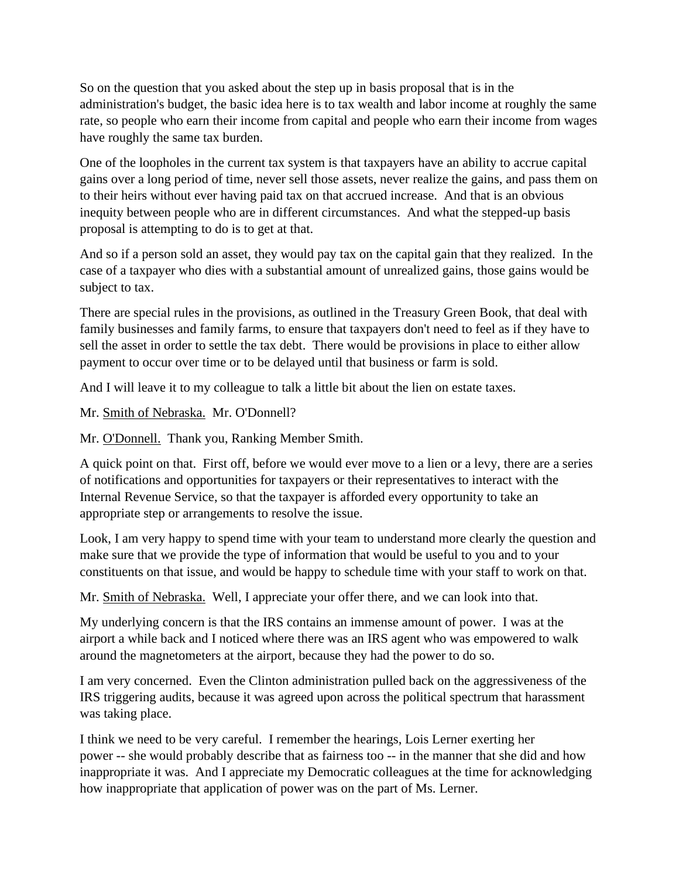So on the question that you asked about the step up in basis proposal that is in the administration's budget, the basic idea here is to tax wealth and labor income at roughly the same rate, so people who earn their income from capital and people who earn their income from wages have roughly the same tax burden.

One of the loopholes in the current tax system is that taxpayers have an ability to accrue capital gains over a long period of time, never sell those assets, never realize the gains, and pass them on to their heirs without ever having paid tax on that accrued increase. And that is an obvious inequity between people who are in different circumstances. And what the stepped-up basis proposal is attempting to do is to get at that.

And so if a person sold an asset, they would pay tax on the capital gain that they realized. In the case of a taxpayer who dies with a substantial amount of unrealized gains, those gains would be subject to tax.

There are special rules in the provisions, as outlined in the Treasury Green Book, that deal with family businesses and family farms, to ensure that taxpayers don't need to feel as if they have to sell the asset in order to settle the tax debt. There would be provisions in place to either allow payment to occur over time or to be delayed until that business or farm is sold.

And I will leave it to my colleague to talk a little bit about the lien on estate taxes.

Mr. Smith of Nebraska. Mr. O'Donnell?

Mr. O'Donnell. Thank you, Ranking Member Smith.

A quick point on that. First off, before we would ever move to a lien or a levy, there are a series of notifications and opportunities for taxpayers or their representatives to interact with the Internal Revenue Service, so that the taxpayer is afforded every opportunity to take an appropriate step or arrangements to resolve the issue.

Look, I am very happy to spend time with your team to understand more clearly the question and make sure that we provide the type of information that would be useful to you and to your constituents on that issue, and would be happy to schedule time with your staff to work on that.

Mr. Smith of Nebraska. Well, I appreciate your offer there, and we can look into that.

My underlying concern is that the IRS contains an immense amount of power. I was at the airport a while back and I noticed where there was an IRS agent who was empowered to walk around the magnetometers at the airport, because they had the power to do so.

I am very concerned. Even the Clinton administration pulled back on the aggressiveness of the IRS triggering audits, because it was agreed upon across the political spectrum that harassment was taking place.

I think we need to be very careful. I remember the hearings, Lois Lerner exerting her power -- she would probably describe that as fairness too -- in the manner that she did and how inappropriate it was. And I appreciate my Democratic colleagues at the time for acknowledging how inappropriate that application of power was on the part of Ms. Lerner.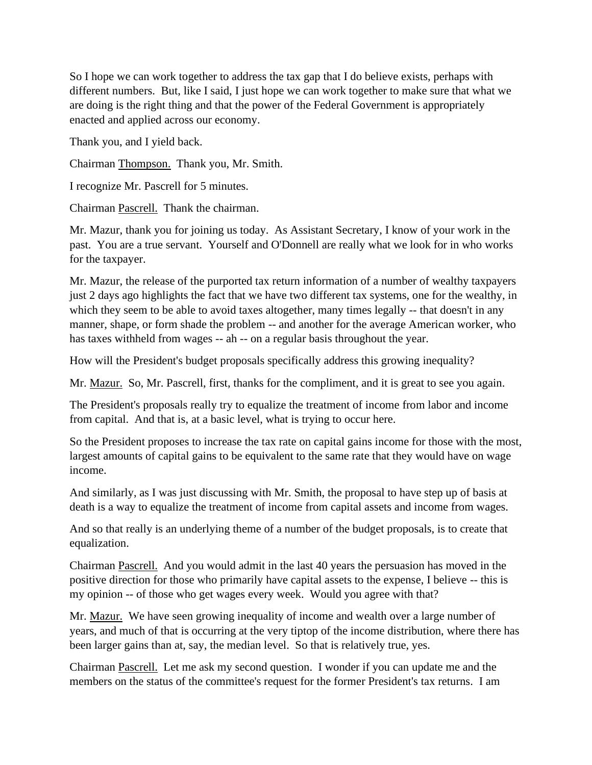So I hope we can work together to address the tax gap that I do believe exists, perhaps with different numbers. But, like I said, I just hope we can work together to make sure that what we are doing is the right thing and that the power of the Federal Government is appropriately enacted and applied across our economy.

Thank you, and I yield back.

Chairman Thompson. Thank you, Mr. Smith.

I recognize Mr. Pascrell for 5 minutes.

Chairman Pascrell. Thank the chairman.

Mr. Mazur, thank you for joining us today. As Assistant Secretary, I know of your work in the past. You are a true servant. Yourself and O'Donnell are really what we look for in who works for the taxpayer.

Mr. Mazur, the release of the purported tax return information of a number of wealthy taxpayers just 2 days ago highlights the fact that we have two different tax systems, one for the wealthy, in which they seem to be able to avoid taxes altogether, many times legally -- that doesn't in any manner, shape, or form shade the problem -- and another for the average American worker, who has taxes withheld from wages -- ah -- on a regular basis throughout the year.

How will the President's budget proposals specifically address this growing inequality?

Mr. Mazur. So, Mr. Pascrell, first, thanks for the compliment, and it is great to see you again.

The President's proposals really try to equalize the treatment of income from labor and income from capital. And that is, at a basic level, what is trying to occur here.

So the President proposes to increase the tax rate on capital gains income for those with the most, largest amounts of capital gains to be equivalent to the same rate that they would have on wage income.

And similarly, as I was just discussing with Mr. Smith, the proposal to have step up of basis at death is a way to equalize the treatment of income from capital assets and income from wages.

And so that really is an underlying theme of a number of the budget proposals, is to create that equalization.

Chairman Pascrell. And you would admit in the last 40 years the persuasion has moved in the positive direction for those who primarily have capital assets to the expense, I believe -- this is my opinion -- of those who get wages every week. Would you agree with that?

Mr. Mazur. We have seen growing inequality of income and wealth over a large number of years, and much of that is occurring at the very tiptop of the income distribution, where there has been larger gains than at, say, the median level. So that is relatively true, yes.

Chairman Pascrell. Let me ask my second question. I wonder if you can update me and the members on the status of the committee's request for the former President's tax returns. I am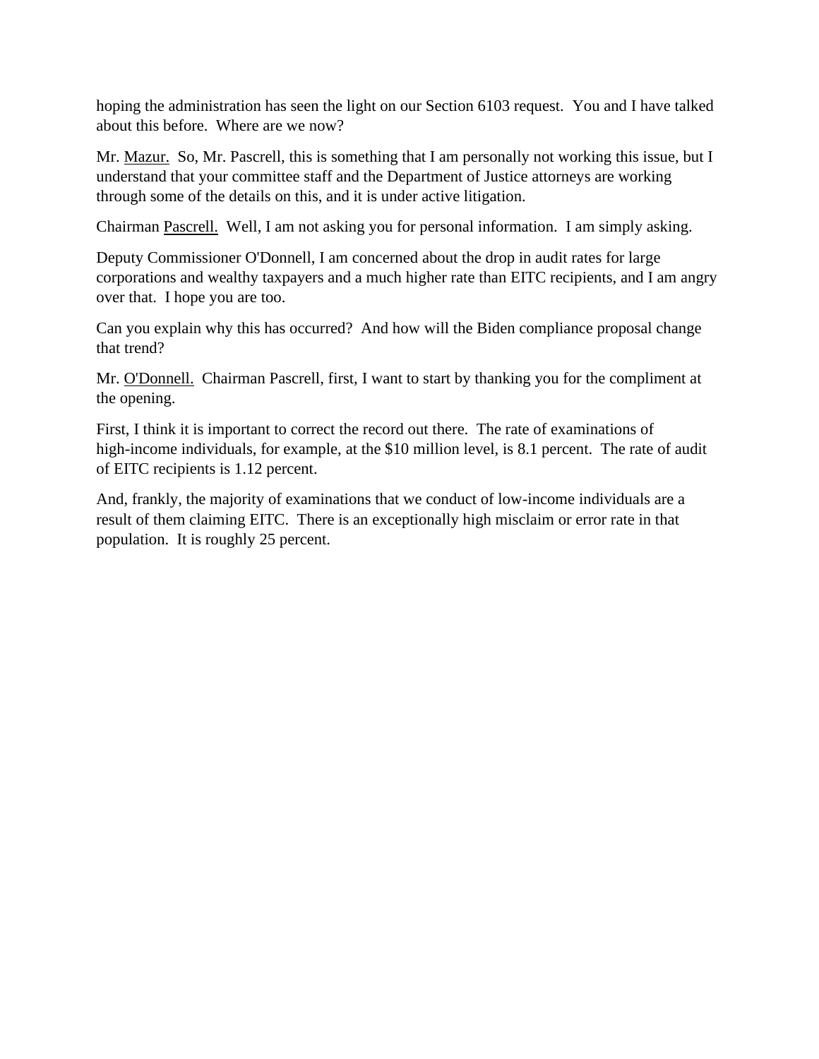hoping the administration has seen the light on our Section 6103 request. You and I have talked about this before. Where are we now?

Mr. Mazur. So, Mr. Pascrell, this is something that I am personally not working this issue, but I understand that your committee staff and the Department of Justice attorneys are working through some of the details on this, and it is under active litigation.

Chairman Pascrell. Well, I am not asking you for personal information. I am simply asking.

Deputy Commissioner O'Donnell, I am concerned about the drop in audit rates for large corporations and wealthy taxpayers and a much higher rate than EITC recipients, and I am angry over that. I hope you are too.

Can you explain why this has occurred? And how will the Biden compliance proposal change that trend?

Mr. O'Donnell. Chairman Pascrell, first, I want to start by thanking you for the compliment at the opening.

First, I think it is important to correct the record out there. The rate of examinations of high-income individuals, for example, at the $10 million level, is 8.1 percent. The rate of audit of EITC recipients is 1.12 percent.

And, frankly, the majority of examinations that we conduct of low-income individuals are a result of them claiming EITC. There is an exceptionally high misclaim or error rate in that population. It is roughly 25 percent.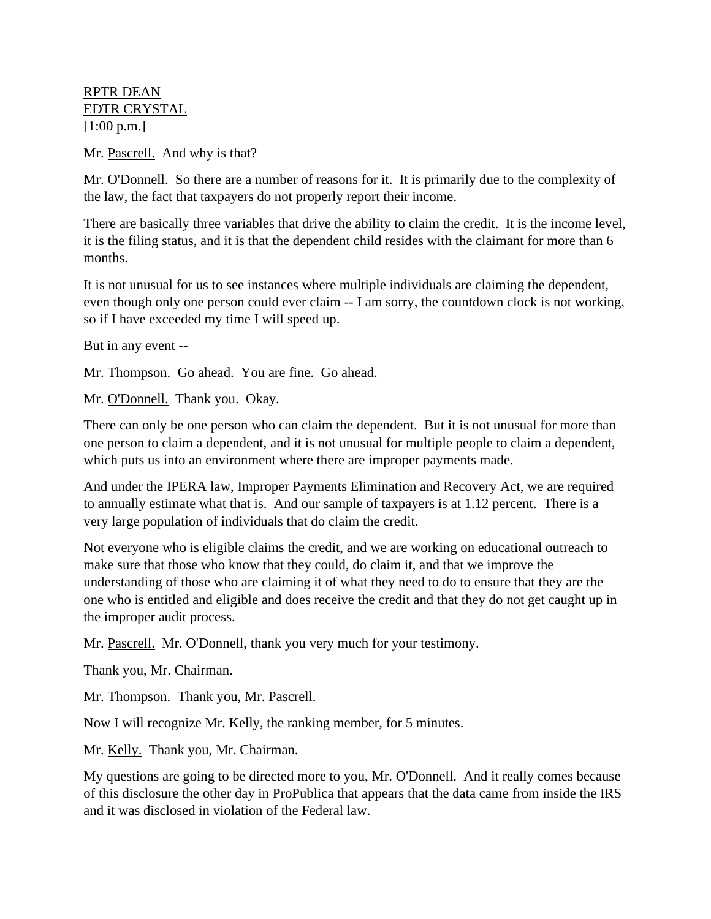RPTR DEAN
EDTR CRYSTAL
[1:00 p.m.]

Mr. Pascrell. And why is that?

Mr. O'Donnell. So there are a number of reasons for it. It is primarily due to the complexity of the law, the fact that taxpayers do not properly report their income.

There are basically three variables that drive the ability to claim the credit. It is the income level, it is the filing status, and it is that the dependent child resides with the claimant for more than 6 months.

It is not unusual for us to see instances where multiple individuals are claiming the dependent, even though only one person could ever claim -- I am sorry, the countdown clock is not working, so if I have exceeded my time I will speed up.

But in any event --

Mr. Thompson. Go ahead. You are fine. Go ahead.

Mr. O'Donnell. Thank you. Okay.

There can only be one person who can claim the dependent. But it is not unusual for more than one person to claim a dependent, and it is not unusual for multiple people to claim a dependent, which puts us into an environment where there are improper payments made.

And under the IPERA law, Improper Payments Elimination and Recovery Act, we are required to annually estimate what that is. And our sample of taxpayers is at 1.12 percent. There is a very large population of individuals that do claim the credit.

Not everyone who is eligible claims the credit, and we are working on educational outreach to make sure that those who know that they could, do claim it, and that we improve the understanding of those who are claiming it of what they need to do to ensure that they are the one who is entitled and eligible and does receive the credit and that they do not get caught up in the improper audit process.

Mr. Pascrell. Mr. O'Donnell, thank you very much for your testimony.

Thank you, Mr. Chairman.

Mr. Thompson. Thank you, Mr. Pascrell.

Now I will recognize Mr. Kelly, the ranking member, for 5 minutes.

Mr. Kelly. Thank you, Mr. Chairman.

My questions are going to be directed more to you, Mr. O'Donnell. And it really comes because of this disclosure the other day in ProPublica that appears that the data came from inside the IRS and it was disclosed in violation of the Federal law.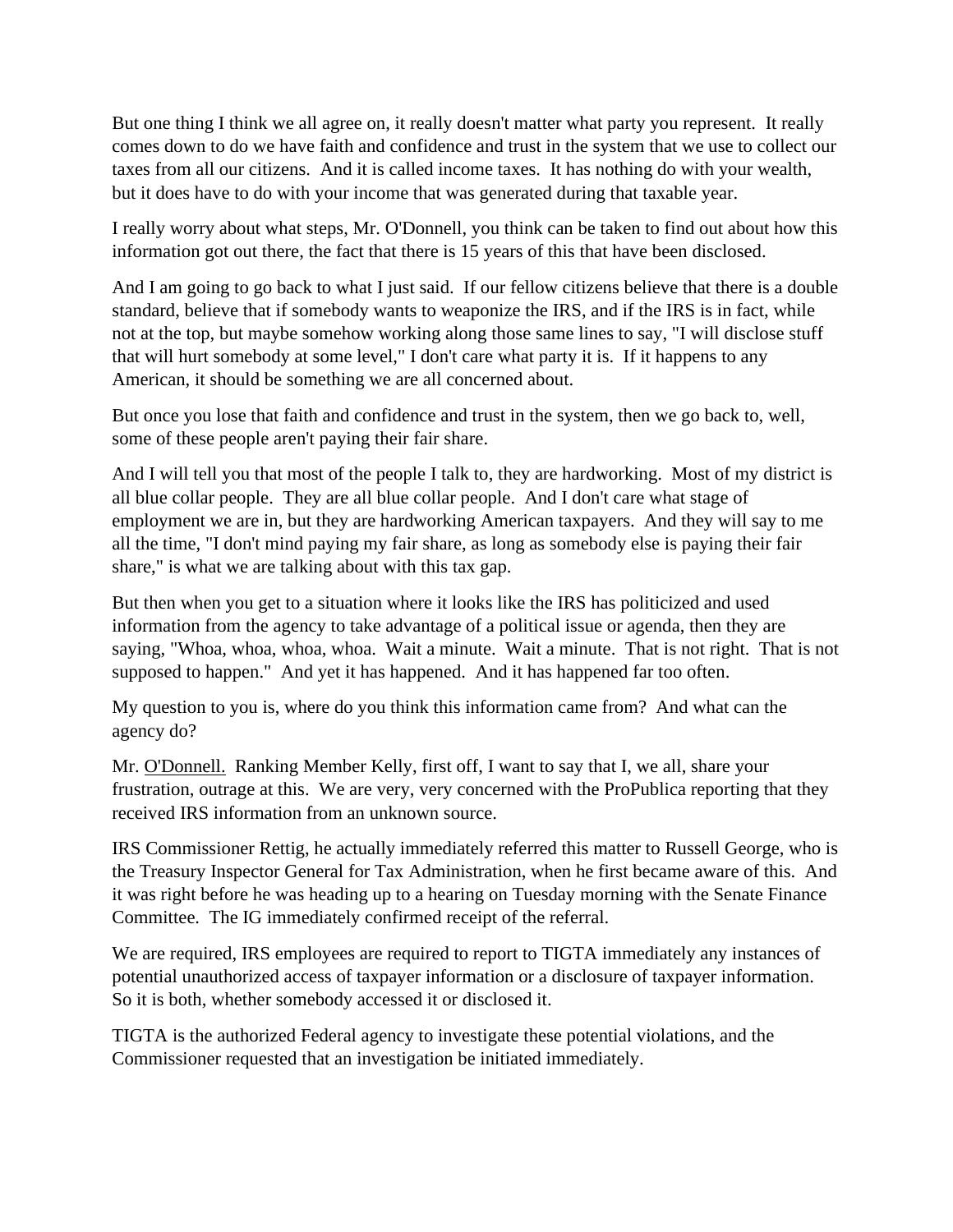But one thing I think we all agree on, it really doesn't matter what party you represent. It really comes down to do we have faith and confidence and trust in the system that we use to collect our taxes from all our citizens. And it is called income taxes. It has nothing do with your wealth, but it does have to do with your income that was generated during that taxable year.

I really worry about what steps, Mr. O'Donnell, you think can be taken to find out about how this information got out there, the fact that there is 15 years of this that have been disclosed.

And I am going to go back to what I just said. If our fellow citizens believe that there is a double standard, believe that if somebody wants to weaponize the IRS, and if the IRS is in fact, while not at the top, but maybe somehow working along those same lines to say, "I will disclose stuff that will hurt somebody at some level," I don't care what party it is. If it happens to any American, it should be something we are all concerned about.

But once you lose that faith and confidence and trust in the system, then we go back to, well, some of these people aren't paying their fair share.

And I will tell you that most of the people I talk to, they are hardworking. Most of my district is all blue collar people. They are all blue collar people. And I don't care what stage of employment we are in, but they are hardworking American taxpayers. And they will say to me all the time, "I don't mind paying my fair share, as long as somebody else is paying their fair share," is what we are talking about with this tax gap.

But then when you get to a situation where it looks like the IRS has politicized and used information from the agency to take advantage of a political issue or agenda, then they are saying, "Whoa, whoa, whoa, whoa. Wait a minute. Wait a minute. That is not right. That is not supposed to happen." And yet it has happened. And it has happened far too often.

My question to you is, where do you think this information came from? And what can the agency do?

Mr. O'Donnell. Ranking Member Kelly, first off, I want to say that I, we all, share your frustration, outrage at this. We are very, very concerned with the ProPublica reporting that they received IRS information from an unknown source.

IRS Commissioner Rettig, he actually immediately referred this matter to Russell George, who is the Treasury Inspector General for Tax Administration, when he first became aware of this. And it was right before he was heading up to a hearing on Tuesday morning with the Senate Finance Committee. The IG immediately confirmed receipt of the referral.

We are required, IRS employees are required to report to TIGTA immediately any instances of potential unauthorized access of taxpayer information or a disclosure of taxpayer information. So it is both, whether somebody accessed it or disclosed it.

TIGTA is the authorized Federal agency to investigate these potential violations, and the Commissioner requested that an investigation be initiated immediately.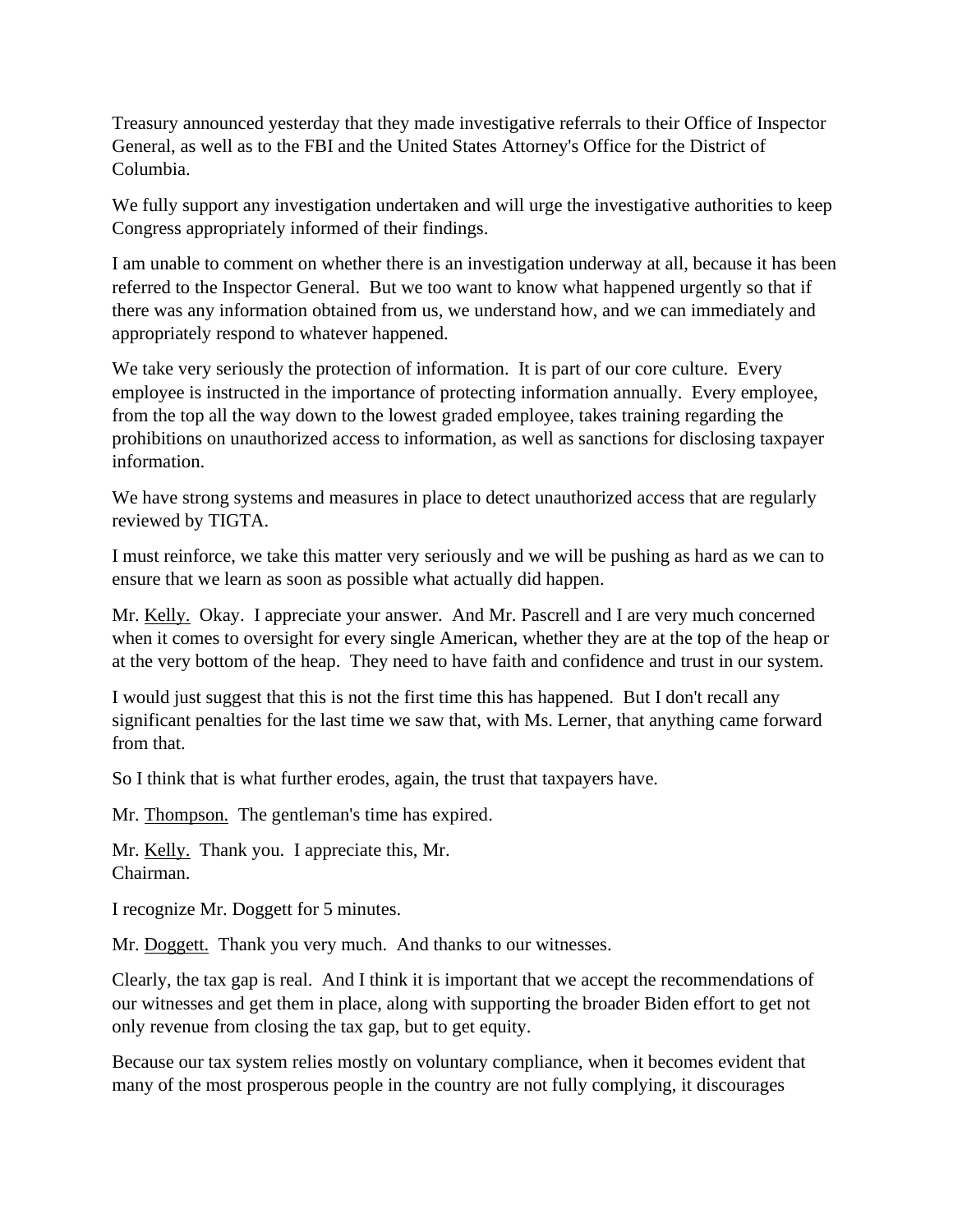Treasury announced yesterday that they made investigative referrals to their Office of Inspector General, as well as to the FBI and the United States Attorney's Office for the District of Columbia.

We fully support any investigation undertaken and will urge the investigative authorities to keep Congress appropriately informed of their findings.

I am unable to comment on whether there is an investigation underway at all, because it has been referred to the Inspector General. But we too want to know what happened urgently so that if there was any information obtained from us, we understand how, and we can immediately and appropriately respond to whatever happened.

We take very seriously the protection of information. It is part of our core culture. Every employee is instructed in the importance of protecting information annually. Every employee, from the top all the way down to the lowest graded employee, takes training regarding the prohibitions on unauthorized access to information, as well as sanctions for disclosing taxpayer information.

We have strong systems and measures in place to detect unauthorized access that are regularly reviewed by TIGTA.

I must reinforce, we take this matter very seriously and we will be pushing as hard as we can to ensure that we learn as soon as possible what actually did happen.

Mr. Kelly. Okay. I appreciate your answer. And Mr. Pascrell and I are very much concerned when it comes to oversight for every single American, whether they are at the top of the heap or at the very bottom of the heap. They need to have faith and confidence and trust in our system.

I would just suggest that this is not the first time this has happened. But I don't recall any significant penalties for the last time we saw that, with Ms. Lerner, that anything came forward from that.

So I think that is what further erodes, again, the trust that taxpayers have.

Mr. Thompson. The gentleman's time has expired.

Mr. Kelly. Thank you. I appreciate this, Mr. Chairman.

I recognize Mr. Doggett for 5 minutes.

Mr. Doggett. Thank you very much. And thanks to our witnesses.

Clearly, the tax gap is real. And I think it is important that we accept the recommendations of our witnesses and get them in place, along with supporting the broader Biden effort to get not only revenue from closing the tax gap, but to get equity.

Because our tax system relies mostly on voluntary compliance, when it becomes evident that many of the most prosperous people in the country are not fully complying, it discourages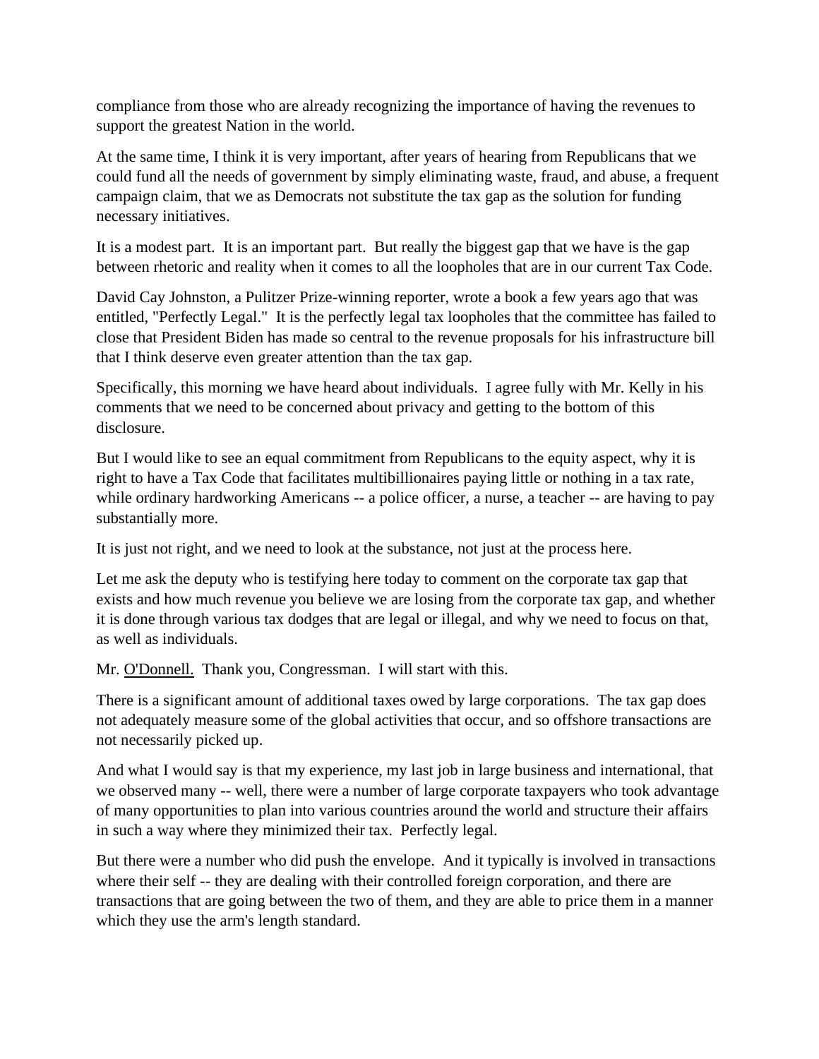compliance from those who are already recognizing the importance of having the revenues to support the greatest Nation in the world.

At the same time, I think it is very important, after years of hearing from Republicans that we could fund all the needs of government by simply eliminating waste, fraud, and abuse, a frequent campaign claim, that we as Democrats not substitute the tax gap as the solution for funding necessary initiatives.

It is a modest part. It is an important part. But really the biggest gap that we have is the gap between rhetoric and reality when it comes to all the loopholes that are in our current Tax Code.

David Cay Johnston, a Pulitzer Prize-winning reporter, wrote a book a few years ago that was entitled, "Perfectly Legal." It is the perfectly legal tax loopholes that the committee has failed to close that President Biden has made so central to the revenue proposals for his infrastructure bill that I think deserve even greater attention than the tax gap.

Specifically, this morning we have heard about individuals. I agree fully with Mr. Kelly in his comments that we need to be concerned about privacy and getting to the bottom of this disclosure.

But I would like to see an equal commitment from Republicans to the equity aspect, why it is right to have a Tax Code that facilitates multibillionaires paying little or nothing in a tax rate, while ordinary hardworking Americans -- a police officer, a nurse, a teacher -- are having to pay substantially more.

It is just not right, and we need to look at the substance, not just at the process here.

Let me ask the deputy who is testifying here today to comment on the corporate tax gap that exists and how much revenue you believe we are losing from the corporate tax gap, and whether it is done through various tax dodges that are legal or illegal, and why we need to focus on that, as well as individuals.

Mr. O'Donnell. Thank you, Congressman. I will start with this.

There is a significant amount of additional taxes owed by large corporations. The tax gap does not adequately measure some of the global activities that occur, and so offshore transactions are not necessarily picked up.

And what I would say is that my experience, my last job in large business and international, that we observed many -- well, there were a number of large corporate taxpayers who took advantage of many opportunities to plan into various countries around the world and structure their affairs in such a way where they minimized their tax. Perfectly legal.

But there were a number who did push the envelope. And it typically is involved in transactions where their self -- they are dealing with their controlled foreign corporation, and there are transactions that are going between the two of them, and they are able to price them in a manner which they use the arm's length standard.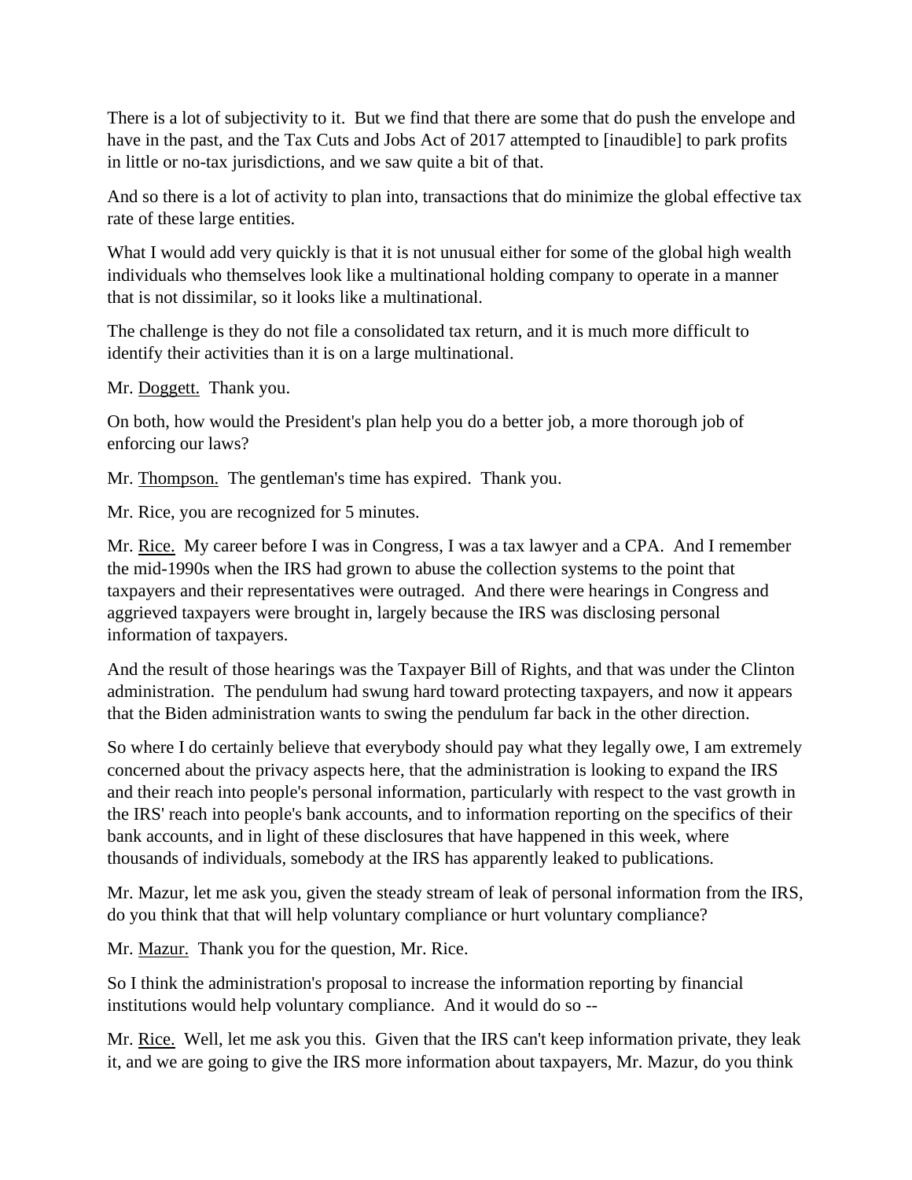There is a lot of subjectivity to it. But we find that there are some that do push the envelope and have in the past, and the Tax Cuts and Jobs Act of 2017 attempted to [inaudible] to park profits in little or no-tax jurisdictions, and we saw quite a bit of that.

And so there is a lot of activity to plan into, transactions that do minimize the global effective tax rate of these large entities.

What I would add very quickly is that it is not unusual either for some of the global high wealth individuals who themselves look like a multinational holding company to operate in a manner that is not dissimilar, so it looks like a multinational.

The challenge is they do not file a consolidated tax return, and it is much more difficult to identify their activities than it is on a large multinational.

Mr. Doggett. Thank you.

On both, how would the President's plan help you do a better job, a more thorough job of enforcing our laws?

Mr. Thompson. The gentleman's time has expired. Thank you.

Mr. Rice, you are recognized for 5 minutes.

Mr. Rice. My career before I was in Congress, I was a tax lawyer and a CPA. And I remember the mid-1990s when the IRS had grown to abuse the collection systems to the point that taxpayers and their representatives were outraged. And there were hearings in Congress and aggrieved taxpayers were brought in, largely because the IRS was disclosing personal information of taxpayers.

And the result of those hearings was the Taxpayer Bill of Rights, and that was under the Clinton administration. The pendulum had swung hard toward protecting taxpayers, and now it appears that the Biden administration wants to swing the pendulum far back in the other direction.

So where I do certainly believe that everybody should pay what they legally owe, I am extremely concerned about the privacy aspects here, that the administration is looking to expand the IRS and their reach into people's personal information, particularly with respect to the vast growth in the IRS' reach into people's bank accounts, and to information reporting on the specifics of their bank accounts, and in light of these disclosures that have happened in this week, where thousands of individuals, somebody at the IRS has apparently leaked to publications.

Mr. Mazur, let me ask you, given the steady stream of leak of personal information from the IRS, do you think that that will help voluntary compliance or hurt voluntary compliance?

Mr. Mazur. Thank you for the question, Mr. Rice.

So I think the administration's proposal to increase the information reporting by financial institutions would help voluntary compliance. And it would do so --

Mr. Rice. Well, let me ask you this. Given that the IRS can't keep information private, they leak it, and we are going to give the IRS more information about taxpayers, Mr. Mazur, do you think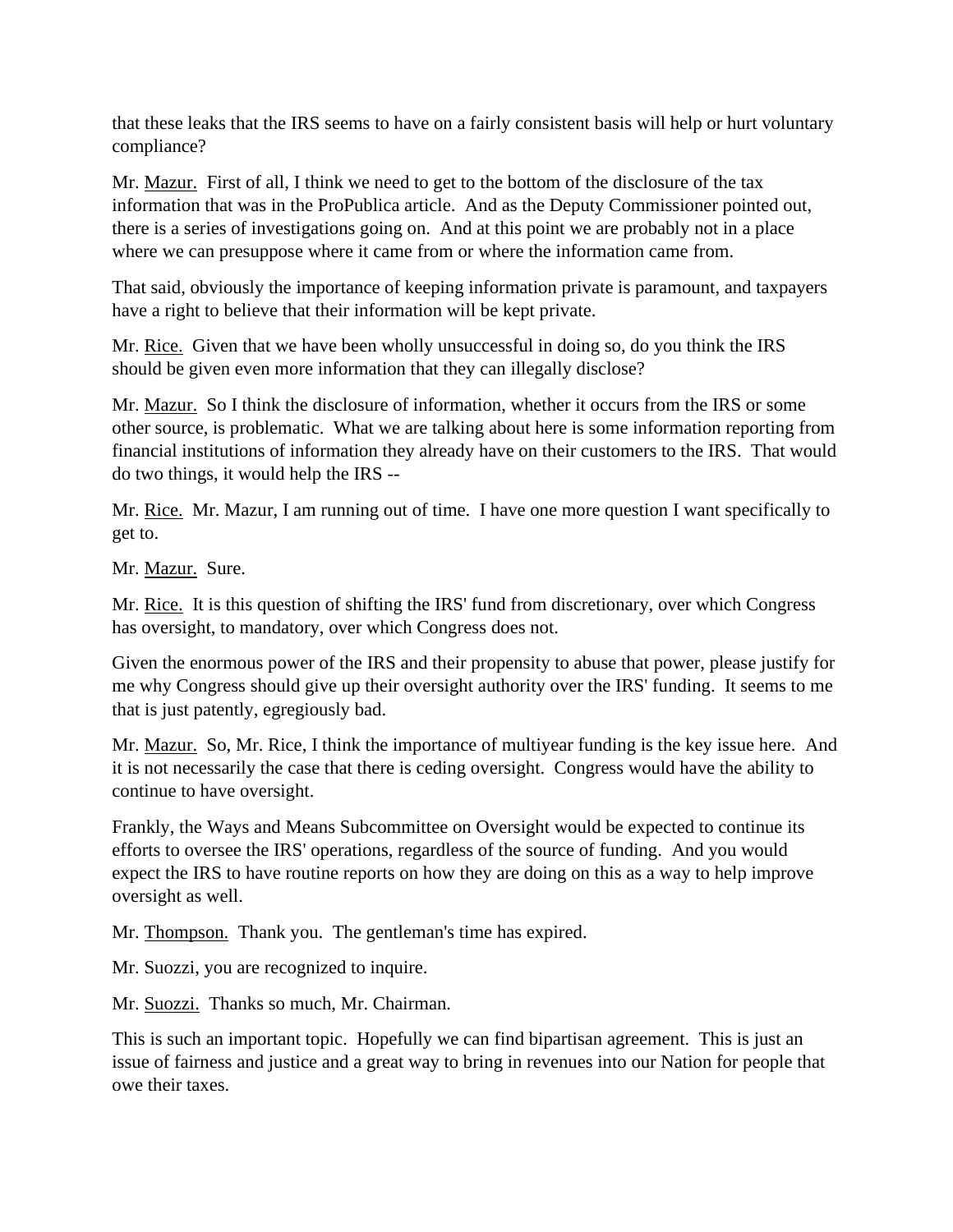that these leaks that the IRS seems to have on a fairly consistent basis will help or hurt voluntary compliance?

Mr. Mazur. First of all, I think we need to get to the bottom of the disclosure of the tax information that was in the ProPublica article. And as the Deputy Commissioner pointed out, there is a series of investigations going on. And at this point we are probably not in a place where we can presuppose where it came from or where the information came from.

That said, obviously the importance of keeping information private is paramount, and taxpayers have a right to believe that their information will be kept private.

Mr. Rice. Given that we have been wholly unsuccessful in doing so, do you think the IRS should be given even more information that they can illegally disclose?

Mr. Mazur. So I think the disclosure of information, whether it occurs from the IRS or some other source, is problematic. What we are talking about here is some information reporting from financial institutions of information they already have on their customers to the IRS. That would do two things, it would help the IRS --

Mr. Rice. Mr. Mazur, I am running out of time. I have one more question I want specifically to get to.

Mr. Mazur. Sure.

Mr. Rice. It is this question of shifting the IRS' fund from discretionary, over which Congress has oversight, to mandatory, over which Congress does not.

Given the enormous power of the IRS and their propensity to abuse that power, please justify for me why Congress should give up their oversight authority over the IRS' funding. It seems to me that is just patently, egregiously bad.

Mr. Mazur. So, Mr. Rice, I think the importance of multiyear funding is the key issue here. And it is not necessarily the case that there is ceding oversight. Congress would have the ability to continue to have oversight.

Frankly, the Ways and Means Subcommittee on Oversight would be expected to continue its efforts to oversee the IRS' operations, regardless of the source of funding. And you would expect the IRS to have routine reports on how they are doing on this as a way to help improve oversight as well.

Mr. Thompson. Thank you. The gentleman's time has expired.

Mr. Suozzi, you are recognized to inquire.

Mr. Suozzi. Thanks so much, Mr. Chairman.

This is such an important topic. Hopefully we can find bipartisan agreement. This is just an issue of fairness and justice and a great way to bring in revenues into our Nation for people that owe their taxes.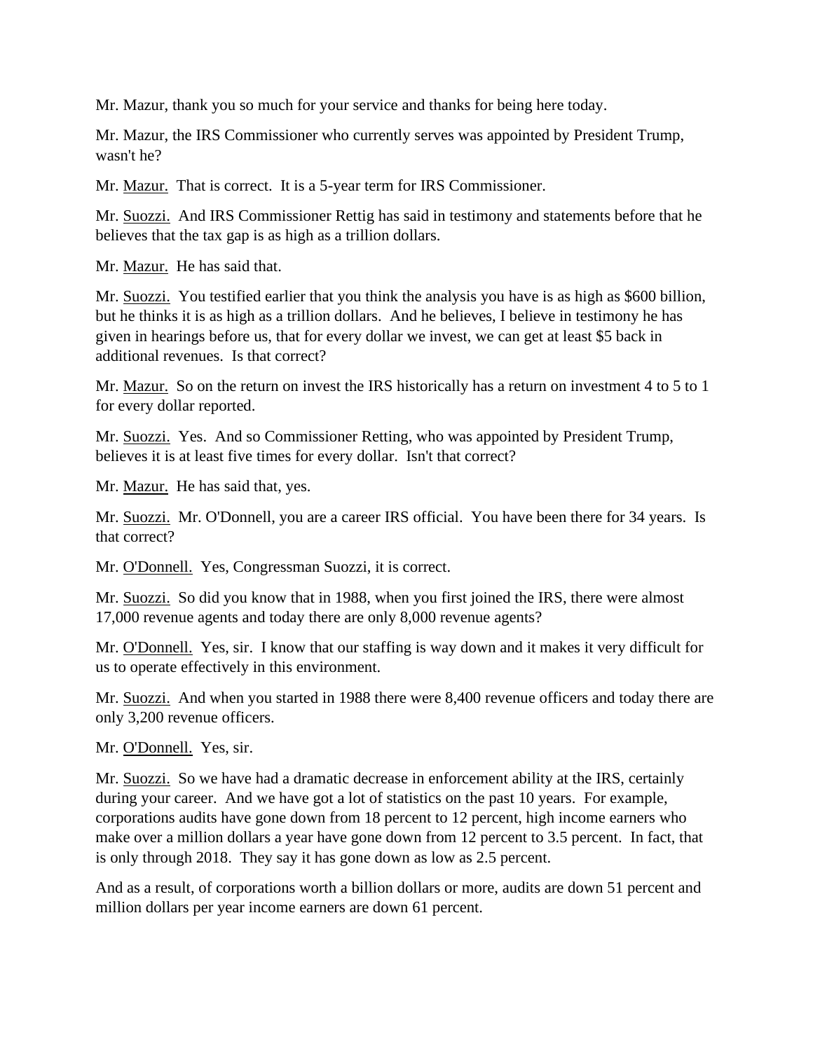Mr. Mazur, thank you so much for your service and thanks for being here today.

Mr. Mazur, the IRS Commissioner who currently serves was appointed by President Trump, wasn't he?

Mr. Mazur. That is correct. It is a 5-year term for IRS Commissioner.

Mr. Suozzi. And IRS Commissioner Rettig has said in testimony and statements before that he believes that the tax gap is as high as a trillion dollars.

Mr. Mazur. He has said that.

Mr. Suozzi. You testified earlier that you think the analysis you have is as high as $600 billion, but he thinks it is as high as a trillion dollars. And he believes, I believe in testimony he has given in hearings before us, that for every dollar we invest, we can get at least $5 back in additional revenues. Is that correct?

Mr. Mazur. So on the return on invest the IRS historically has a return on investment 4 to 5 to 1 for every dollar reported.

Mr. Suozzi. Yes. And so Commissioner Retting, who was appointed by President Trump, believes it is at least five times for every dollar. Isn't that correct?

Mr. Mazur. He has said that, yes.

Mr. Suozzi. Mr. O'Donnell, you are a career IRS official. You have been there for 34 years. Is that correct?

Mr. O'Donnell. Yes, Congressman Suozzi, it is correct.

Mr. Suozzi. So did you know that in 1988, when you first joined the IRS, there were almost 17,000 revenue agents and today there are only 8,000 revenue agents?

Mr. O'Donnell. Yes, sir. I know that our staffing is way down and it makes it very difficult for us to operate effectively in this environment.

Mr. Suozzi. And when you started in 1988 there were 8,400 revenue officers and today there are only 3,200 revenue officers.

Mr. O'Donnell. Yes, sir.

Mr. Suozzi. So we have had a dramatic decrease in enforcement ability at the IRS, certainly during your career. And we have got a lot of statistics on the past 10 years. For example, corporations audits have gone down from 18 percent to 12 percent, high income earners who make over a million dollars a year have gone down from 12 percent to 3.5 percent. In fact, that is only through 2018. They say it has gone down as low as 2.5 percent.

And as a result, of corporations worth a billion dollars or more, audits are down 51 percent and million dollars per year income earners are down 61 percent.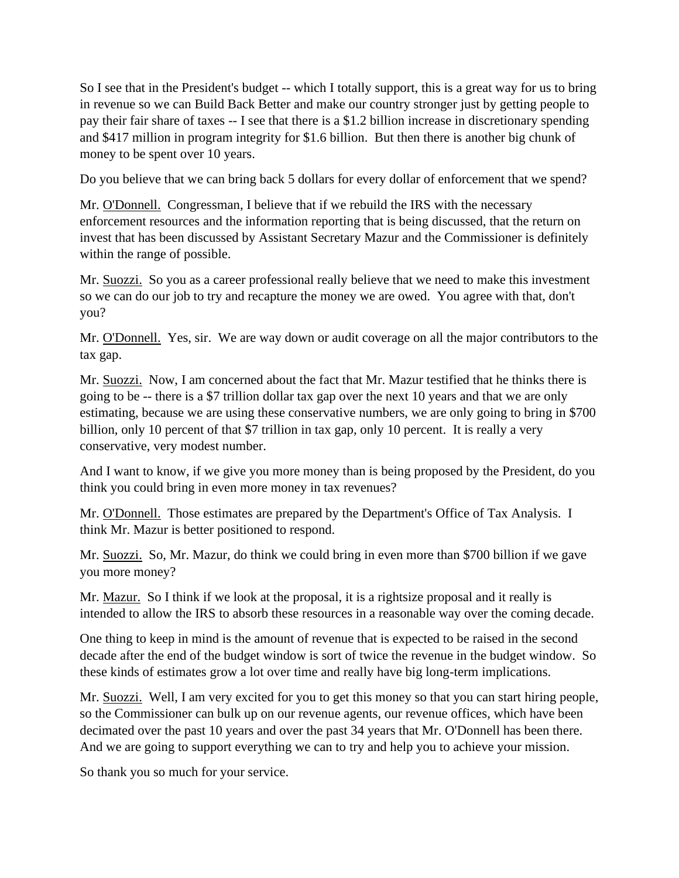So I see that in the President's budget -- which I totally support, this is a great way for us to bring in revenue so we can Build Back Better and make our country stronger just by getting people to pay their fair share of taxes -- I see that there is a $1.2 billion increase in discretionary spending and $417 million in program integrity for $1.6 billion. But then there is another big chunk of money to be spent over 10 years.

Do you believe that we can bring back 5 dollars for every dollar of enforcement that we spend?

Mr. O'Donnell. Congressman, I believe that if we rebuild the IRS with the necessary enforcement resources and the information reporting that is being discussed, that the return on invest that has been discussed by Assistant Secretary Mazur and the Commissioner is definitely within the range of possible.

Mr. Suozzi. So you as a career professional really believe that we need to make this investment so we can do our job to try and recapture the money we are owed. You agree with that, don't you?

Mr. O'Donnell. Yes, sir. We are way down or audit coverage on all the major contributors to the tax gap.

Mr. Suozzi. Now, I am concerned about the fact that Mr. Mazur testified that he thinks there is going to be -- there is a $7 trillion dollar tax gap over the next 10 years and that we are only estimating, because we are using these conservative numbers, we are only going to bring in $700 billion, only 10 percent of that $7 trillion in tax gap, only 10 percent. It is really a very conservative, very modest number.

And I want to know, if we give you more money than is being proposed by the President, do you think you could bring in even more money in tax revenues?

Mr. O'Donnell. Those estimates are prepared by the Department's Office of Tax Analysis. I think Mr. Mazur is better positioned to respond.

Mr. Suozzi. So, Mr. Mazur, do think we could bring in even more than $700 billion if we gave you more money?

Mr. Mazur. So I think if we look at the proposal, it is a rightsize proposal and it really is intended to allow the IRS to absorb these resources in a reasonable way over the coming decade.

One thing to keep in mind is the amount of revenue that is expected to be raised in the second decade after the end of the budget window is sort of twice the revenue in the budget window. So these kinds of estimates grow a lot over time and really have big long-term implications.

Mr. Suozzi. Well, I am very excited for you to get this money so that you can start hiring people, so the Commissioner can bulk up on our revenue agents, our revenue offices, which have been decimated over the past 10 years and over the past 34 years that Mr. O'Donnell has been there. And we are going to support everything we can to try and help you to achieve your mission.

So thank you so much for your service.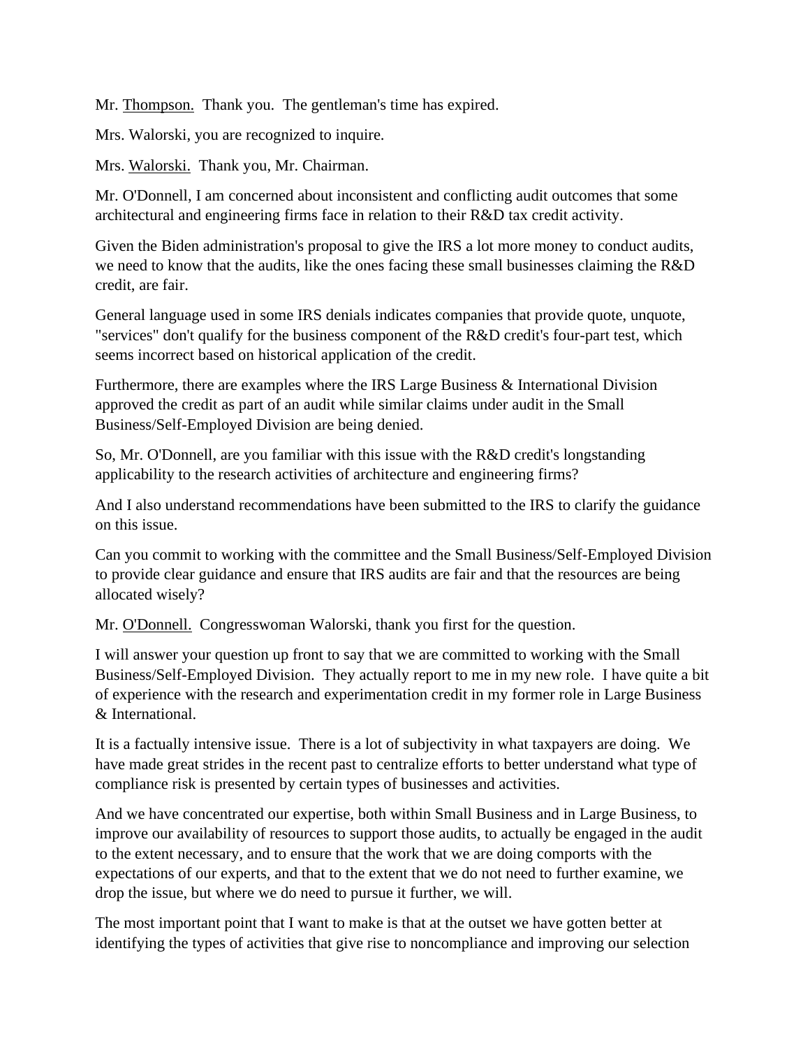Mr. Thompson. Thank you. The gentleman's time has expired.

Mrs. Walorski, you are recognized to inquire.

Mrs. Walorski. Thank you, Mr. Chairman.

Mr. O'Donnell, I am concerned about inconsistent and conflicting audit outcomes that some architectural and engineering firms face in relation to their R&D tax credit activity.

Given the Biden administration's proposal to give the IRS a lot more money to conduct audits, we need to know that the audits, like the ones facing these small businesses claiming the R&D credit, are fair.

General language used in some IRS denials indicates companies that provide quote, unquote, "services" don't qualify for the business component of the R&D credit's four-part test, which seems incorrect based on historical application of the credit.

Furthermore, there are examples where the IRS Large Business & International Division approved the credit as part of an audit while similar claims under audit in the Small Business/Self-Employed Division are being denied.

So, Mr. O'Donnell, are you familiar with this issue with the R&D credit's longstanding applicability to the research activities of architecture and engineering firms?

And I also understand recommendations have been submitted to the IRS to clarify the guidance on this issue.

Can you commit to working with the committee and the Small Business/Self-Employed Division to provide clear guidance and ensure that IRS audits are fair and that the resources are being allocated wisely?

Mr. O'Donnell. Congresswoman Walorski, thank you first for the question.

I will answer your question up front to say that we are committed to working with the Small Business/Self-Employed Division. They actually report to me in my new role. I have quite a bit of experience with the research and experimentation credit in my former role in Large Business & International.

It is a factually intensive issue. There is a lot of subjectivity in what taxpayers are doing. We have made great strides in the recent past to centralize efforts to better understand what type of compliance risk is presented by certain types of businesses and activities.

And we have concentrated our expertise, both within Small Business and in Large Business, to improve our availability of resources to support those audits, to actually be engaged in the audit to the extent necessary, and to ensure that the work that we are doing comports with the expectations of our experts, and that to the extent that we do not need to further examine, we drop the issue, but where we do need to pursue it further, we will.

The most important point that I want to make is that at the outset we have gotten better at identifying the types of activities that give rise to noncompliance and improving our selection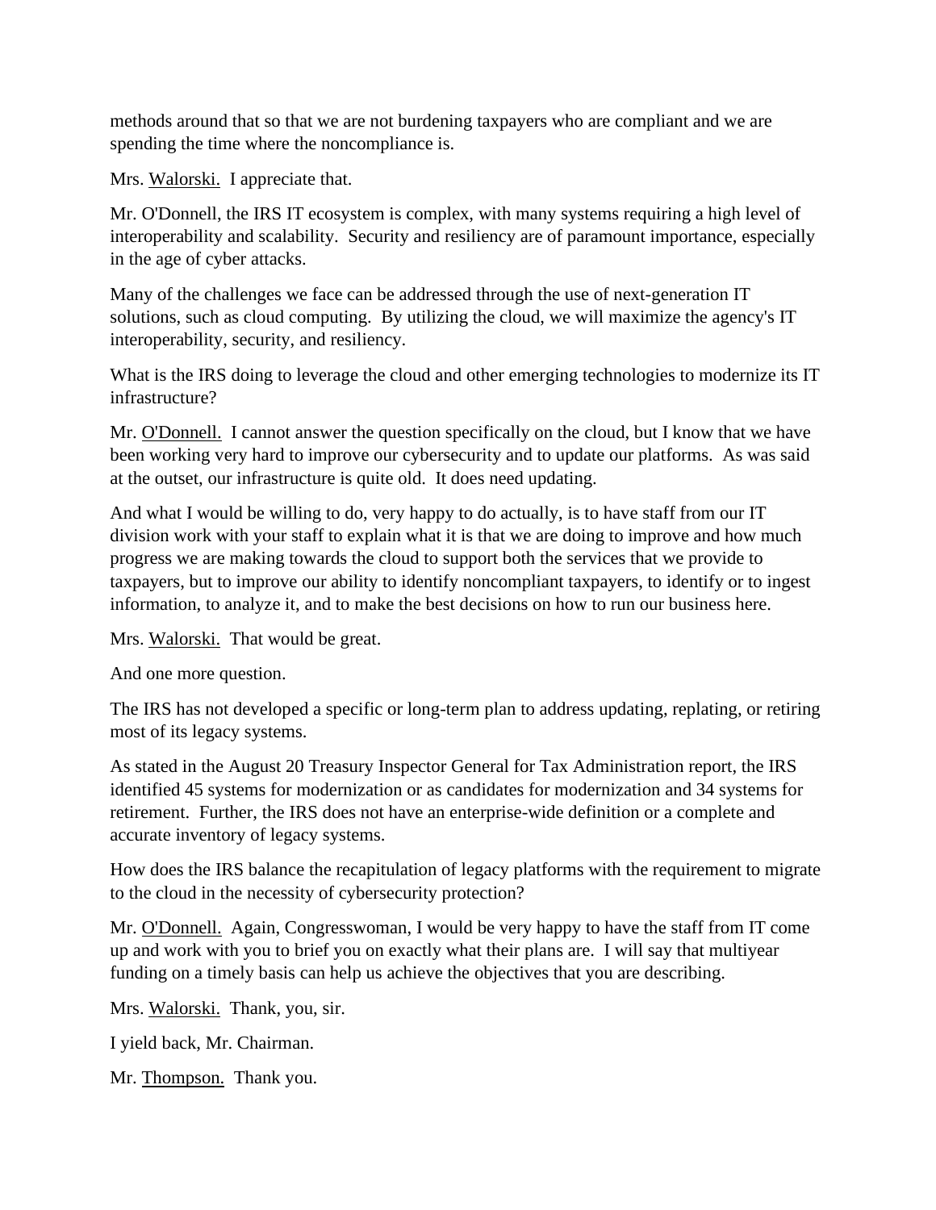methods around that so that we are not burdening taxpayers who are compliant and we are spending the time where the noncompliance is.

Mrs. Walorski. I appreciate that.

Mr. O'Donnell, the IRS IT ecosystem is complex, with many systems requiring a high level of interoperability and scalability. Security and resiliency are of paramount importance, especially in the age of cyber attacks.

Many of the challenges we face can be addressed through the use of next-generation IT solutions, such as cloud computing. By utilizing the cloud, we will maximize the agency's IT interoperability, security, and resiliency.

What is the IRS doing to leverage the cloud and other emerging technologies to modernize its IT infrastructure?

Mr. O'Donnell. I cannot answer the question specifically on the cloud, but I know that we have been working very hard to improve our cybersecurity and to update our platforms. As was said at the outset, our infrastructure is quite old. It does need updating.

And what I would be willing to do, very happy to do actually, is to have staff from our IT division work with your staff to explain what it is that we are doing to improve and how much progress we are making towards the cloud to support both the services that we provide to taxpayers, but to improve our ability to identify noncompliant taxpayers, to identify or to ingest information, to analyze it, and to make the best decisions on how to run our business here.

Mrs. Walorski. That would be great.

And one more question.

The IRS has not developed a specific or long-term plan to address updating, replating, or retiring most of its legacy systems.

As stated in the August 20 Treasury Inspector General for Tax Administration report, the IRS identified 45 systems for modernization or as candidates for modernization and 34 systems for retirement. Further, the IRS does not have an enterprise-wide definition or a complete and accurate inventory of legacy systems.

How does the IRS balance the recapitulation of legacy platforms with the requirement to migrate to the cloud in the necessity of cybersecurity protection?

Mr. O'Donnell. Again, Congresswoman, I would be very happy to have the staff from IT come up and work with you to brief you on exactly what their plans are. I will say that multiyear funding on a timely basis can help us achieve the objectives that you are describing.

Mrs. Walorski. Thank, you, sir.

I yield back, Mr. Chairman.

Mr. Thompson. Thank you.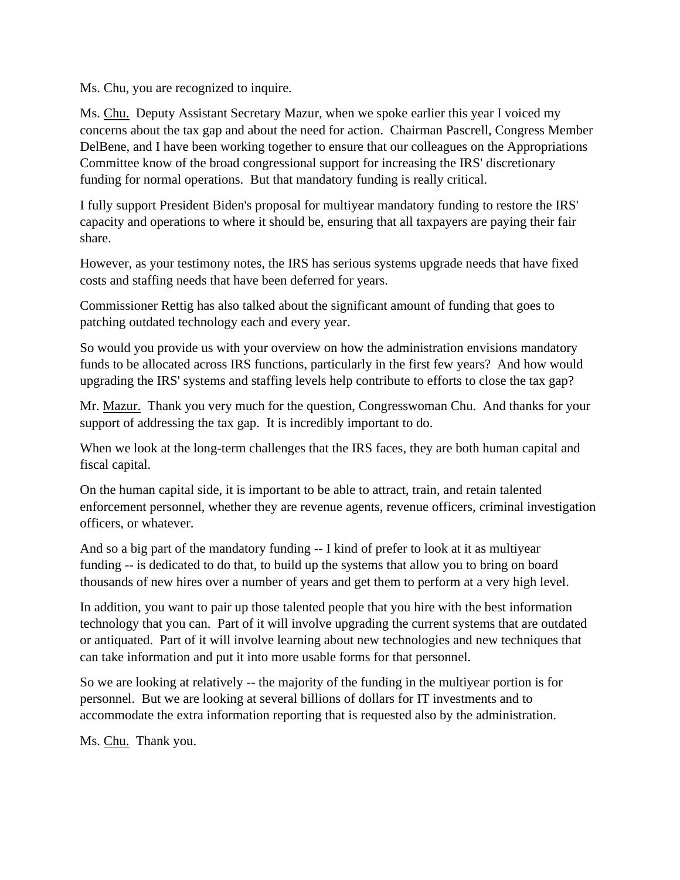Ms. Chu, you are recognized to inquire.

Ms. Chu. Deputy Assistant Secretary Mazur, when we spoke earlier this year I voiced my concerns about the tax gap and about the need for action. Chairman Pascrell, Congress Member DelBene, and I have been working together to ensure that our colleagues on the Appropriations Committee know of the broad congressional support for increasing the IRS' discretionary funding for normal operations. But that mandatory funding is really critical.

I fully support President Biden's proposal for multiyear mandatory funding to restore the IRS' capacity and operations to where it should be, ensuring that all taxpayers are paying their fair share.

However, as your testimony notes, the IRS has serious systems upgrade needs that have fixed costs and staffing needs that have been deferred for years.

Commissioner Rettig has also talked about the significant amount of funding that goes to patching outdated technology each and every year.

So would you provide us with your overview on how the administration envisions mandatory funds to be allocated across IRS functions, particularly in the first few years? And how would upgrading the IRS' systems and staffing levels help contribute to efforts to close the tax gap?

Mr. Mazur. Thank you very much for the question, Congresswoman Chu. And thanks for your support of addressing the tax gap. It is incredibly important to do.

When we look at the long-term challenges that the IRS faces, they are both human capital and fiscal capital.

On the human capital side, it is important to be able to attract, train, and retain talented enforcement personnel, whether they are revenue agents, revenue officers, criminal investigation officers, or whatever.

And so a big part of the mandatory funding -- I kind of prefer to look at it as multiyear funding -- is dedicated to do that, to build up the systems that allow you to bring on board thousands of new hires over a number of years and get them to perform at a very high level.

In addition, you want to pair up those talented people that you hire with the best information technology that you can. Part of it will involve upgrading the current systems that are outdated or antiquated. Part of it will involve learning about new technologies and new techniques that can take information and put it into more usable forms for that personnel.

So we are looking at relatively -- the majority of the funding in the multiyear portion is for personnel. But we are looking at several billions of dollars for IT investments and to accommodate the extra information reporting that is requested also by the administration.

Ms. Chu. Thank you.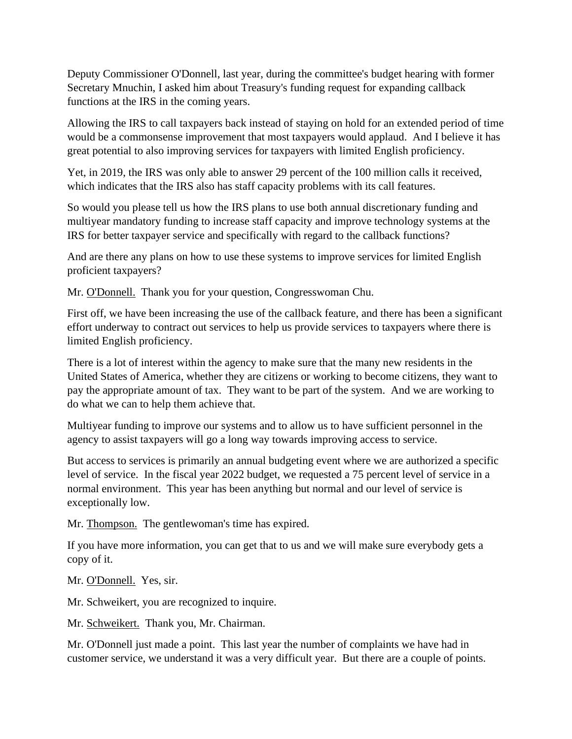Deputy Commissioner O'Donnell, last year, during the committee's budget hearing with former Secretary Mnuchin, I asked him about Treasury's funding request for expanding callback functions at the IRS in the coming years.

Allowing the IRS to call taxpayers back instead of staying on hold for an extended period of time would be a commonsense improvement that most taxpayers would applaud. And I believe it has great potential to also improving services for taxpayers with limited English proficiency.

Yet, in 2019, the IRS was only able to answer 29 percent of the 100 million calls it received, which indicates that the IRS also has staff capacity problems with its call features.

So would you please tell us how the IRS plans to use both annual discretionary funding and multiyear mandatory funding to increase staff capacity and improve technology systems at the IRS for better taxpayer service and specifically with regard to the callback functions?

And are there any plans on how to use these systems to improve services for limited English proficient taxpayers?

Mr. O'Donnell. Thank you for your question, Congresswoman Chu.

First off, we have been increasing the use of the callback feature, and there has been a significant effort underway to contract out services to help us provide services to taxpayers where there is limited English proficiency.

There is a lot of interest within the agency to make sure that the many new residents in the United States of America, whether they are citizens or working to become citizens, they want to pay the appropriate amount of tax. They want to be part of the system. And we are working to do what we can to help them achieve that.

Multiyear funding to improve our systems and to allow us to have sufficient personnel in the agency to assist taxpayers will go a long way towards improving access to service.

But access to services is primarily an annual budgeting event where we are authorized a specific level of service. In the fiscal year 2022 budget, we requested a 75 percent level of service in a normal environment. This year has been anything but normal and our level of service is exceptionally low.

Mr. Thompson. The gentlewoman's time has expired.

If you have more information, you can get that to us and we will make sure everybody gets a copy of it.

Mr. O'Donnell. Yes, sir.

Mr. Schweikert, you are recognized to inquire.

Mr. Schweikert. Thank you, Mr. Chairman.

Mr. O'Donnell just made a point. This last year the number of complaints we have had in customer service, we understand it was a very difficult year. But there are a couple of points.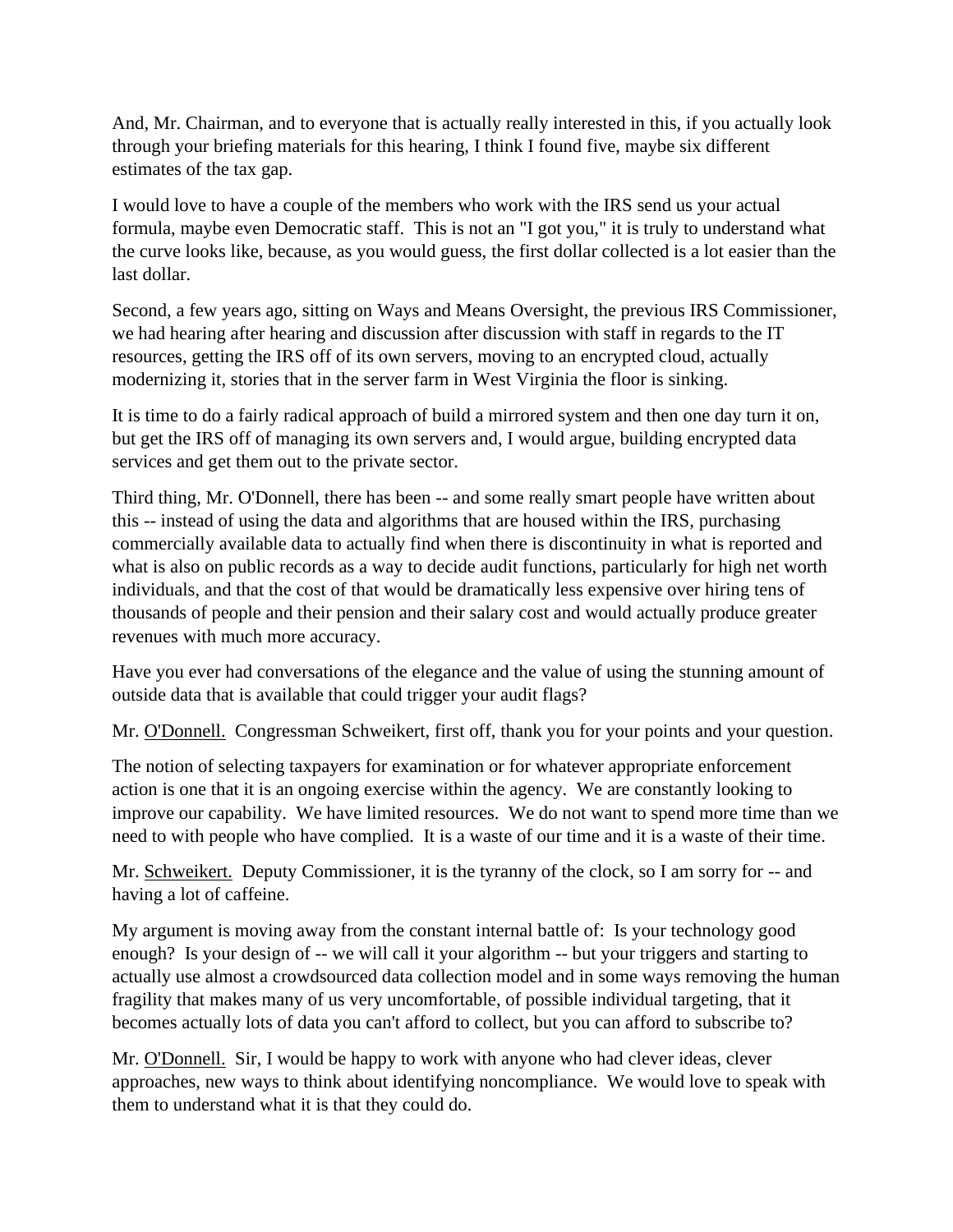And, Mr. Chairman, and to everyone that is actually really interested in this, if you actually look through your briefing materials for this hearing, I think I found five, maybe six different estimates of the tax gap.

I would love to have a couple of the members who work with the IRS send us your actual formula, maybe even Democratic staff. This is not an "I got you," it is truly to understand what the curve looks like, because, as you would guess, the first dollar collected is a lot easier than the last dollar.

Second, a few years ago, sitting on Ways and Means Oversight, the previous IRS Commissioner, we had hearing after hearing and discussion after discussion with staff in regards to the IT resources, getting the IRS off of its own servers, moving to an encrypted cloud, actually modernizing it, stories that in the server farm in West Virginia the floor is sinking.

It is time to do a fairly radical approach of build a mirrored system and then one day turn it on, but get the IRS off of managing its own servers and, I would argue, building encrypted data services and get them out to the private sector.

Third thing, Mr. O'Donnell, there has been -- and some really smart people have written about this -- instead of using the data and algorithms that are housed within the IRS, purchasing commercially available data to actually find when there is discontinuity in what is reported and what is also on public records as a way to decide audit functions, particularly for high net worth individuals, and that the cost of that would be dramatically less expensive over hiring tens of thousands of people and their pension and their salary cost and would actually produce greater revenues with much more accuracy.

Have you ever had conversations of the elegance and the value of using the stunning amount of outside data that is available that could trigger your audit flags?

Mr. O'Donnell. Congressman Schweikert, first off, thank you for your points and your question.

The notion of selecting taxpayers for examination or for whatever appropriate enforcement action is one that it is an ongoing exercise within the agency. We are constantly looking to improve our capability. We have limited resources. We do not want to spend more time than we need to with people who have complied. It is a waste of our time and it is a waste of their time.

Mr. Schweikert. Deputy Commissioner, it is the tyranny of the clock, so I am sorry for -- and having a lot of caffeine.

My argument is moving away from the constant internal battle of: Is your technology good enough? Is your design of -- we will call it your algorithm -- but your triggers and starting to actually use almost a crowdsourced data collection model and in some ways removing the human fragility that makes many of us very uncomfortable, of possible individual targeting, that it becomes actually lots of data you can't afford to collect, but you can afford to subscribe to?

Mr. O'Donnell. Sir, I would be happy to work with anyone who had clever ideas, clever approaches, new ways to think about identifying noncompliance. We would love to speak with them to understand what it is that they could do.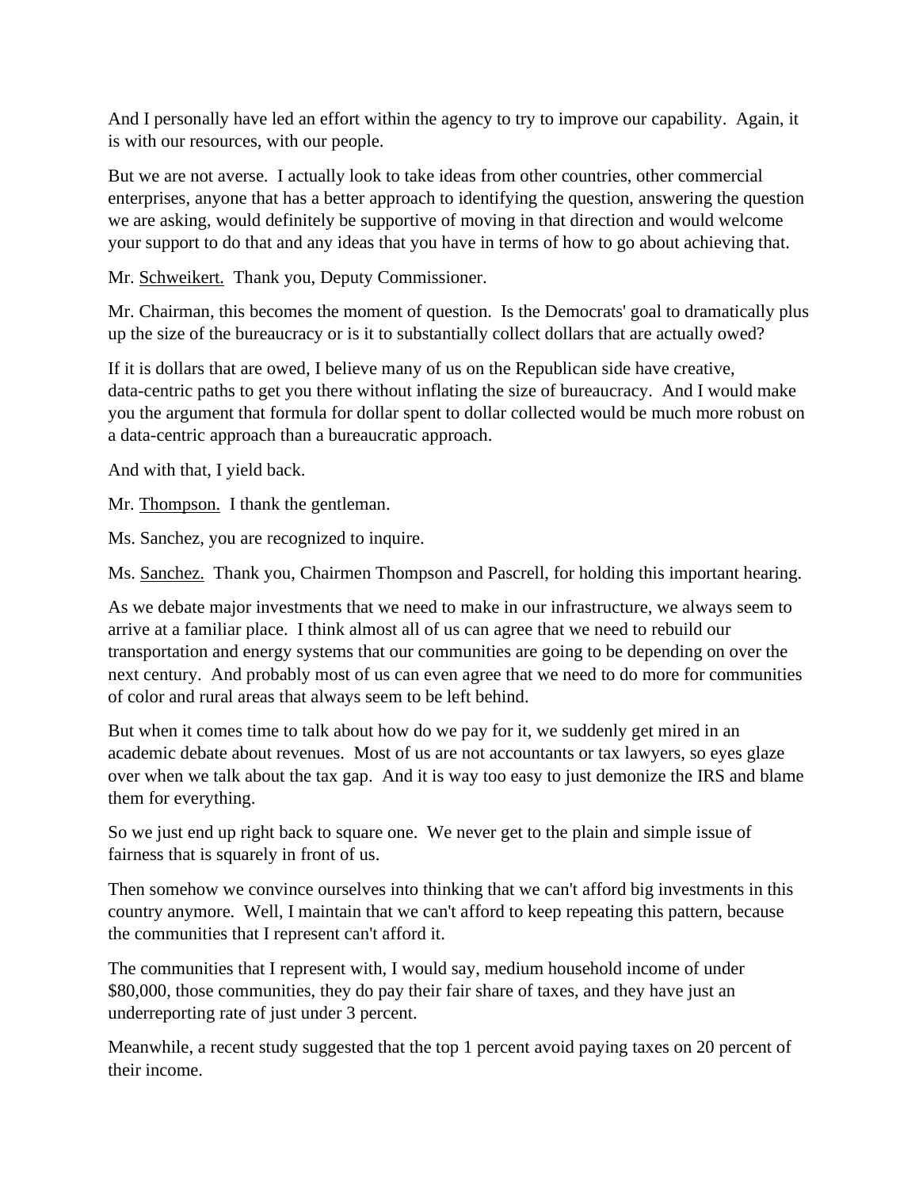And I personally have led an effort within the agency to try to improve our capability. Again, it is with our resources, with our people.

But we are not averse. I actually look to take ideas from other countries, other commercial enterprises, anyone that has a better approach to identifying the question, answering the question we are asking, would definitely be supportive of moving in that direction and would welcome your support to do that and any ideas that you have in terms of how to go about achieving that.

Mr. Schweikert. Thank you, Deputy Commissioner.

Mr. Chairman, this becomes the moment of question. Is the Democrats' goal to dramatically plus up the size of the bureaucracy or is it to substantially collect dollars that are actually owed?

If it is dollars that are owed, I believe many of us on the Republican side have creative, data-centric paths to get you there without inflating the size of bureaucracy. And I would make you the argument that formula for dollar spent to dollar collected would be much more robust on a data-centric approach than a bureaucratic approach.

And with that, I yield back.

Mr. Thompson. I thank the gentleman.

Ms. Sanchez, you are recognized to inquire.

Ms. Sanchez. Thank you, Chairmen Thompson and Pascrell, for holding this important hearing.

As we debate major investments that we need to make in our infrastructure, we always seem to arrive at a familiar place. I think almost all of us can agree that we need to rebuild our transportation and energy systems that our communities are going to be depending on over the next century. And probably most of us can even agree that we need to do more for communities of color and rural areas that always seem to be left behind.

But when it comes time to talk about how do we pay for it, we suddenly get mired in an academic debate about revenues. Most of us are not accountants or tax lawyers, so eyes glaze over when we talk about the tax gap. And it is way too easy to just demonize the IRS and blame them for everything.

So we just end up right back to square one. We never get to the plain and simple issue of fairness that is squarely in front of us.

Then somehow we convince ourselves into thinking that we can't afford big investments in this country anymore. Well, I maintain that we can't afford to keep repeating this pattern, because the communities that I represent can't afford it.

The communities that I represent with, I would say, medium household income of under $80,000, those communities, they do pay their fair share of taxes, and they have just an underreporting rate of just under 3 percent.

Meanwhile, a recent study suggested that the top 1 percent avoid paying taxes on 20 percent of their income.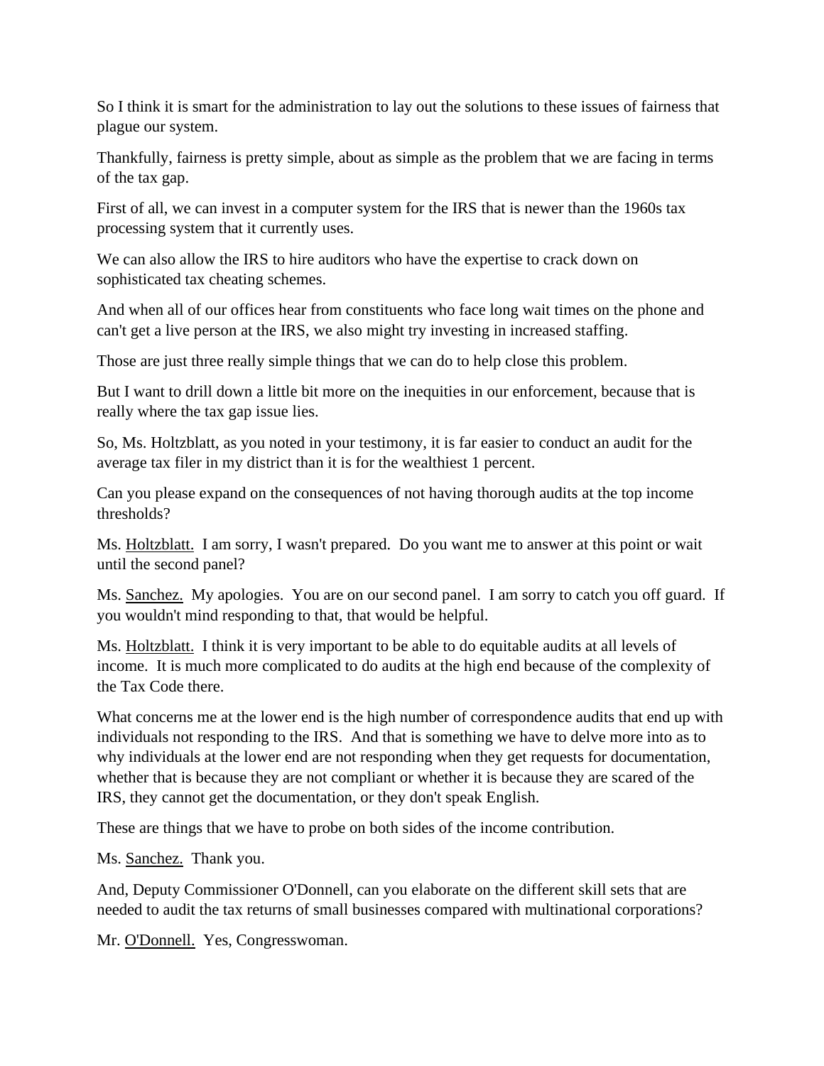So I think it is smart for the administration to lay out the solutions to these issues of fairness that plague our system.

Thankfully, fairness is pretty simple, about as simple as the problem that we are facing in terms of the tax gap.

First of all, we can invest in a computer system for the IRS that is newer than the 1960s tax processing system that it currently uses.

We can also allow the IRS to hire auditors who have the expertise to crack down on sophisticated tax cheating schemes.

And when all of our offices hear from constituents who face long wait times on the phone and can't get a live person at the IRS, we also might try investing in increased staffing.

Those are just three really simple things that we can do to help close this problem.

But I want to drill down a little bit more on the inequities in our enforcement, because that is really where the tax gap issue lies.

So, Ms. Holtzblatt, as you noted in your testimony, it is far easier to conduct an audit for the average tax filer in my district than it is for the wealthiest 1 percent.

Can you please expand on the consequences of not having thorough audits at the top income thresholds?

Ms. Holtzblatt. I am sorry, I wasn't prepared. Do you want me to answer at this point or wait until the second panel?

Ms. Sanchez. My apologies. You are on our second panel. I am sorry to catch you off guard. If you wouldn't mind responding to that, that would be helpful.

Ms. Holtzblatt. I think it is very important to be able to do equitable audits at all levels of income. It is much more complicated to do audits at the high end because of the complexity of the Tax Code there.

What concerns me at the lower end is the high number of correspondence audits that end up with individuals not responding to the IRS. And that is something we have to delve more into as to why individuals at the lower end are not responding when they get requests for documentation, whether that is because they are not compliant or whether it is because they are scared of the IRS, they cannot get the documentation, or they don't speak English.

These are things that we have to probe on both sides of the income contribution.

Ms. Sanchez. Thank you.

And, Deputy Commissioner O'Donnell, can you elaborate on the different skill sets that are needed to audit the tax returns of small businesses compared with multinational corporations?

Mr. O'Donnell. Yes, Congresswoman.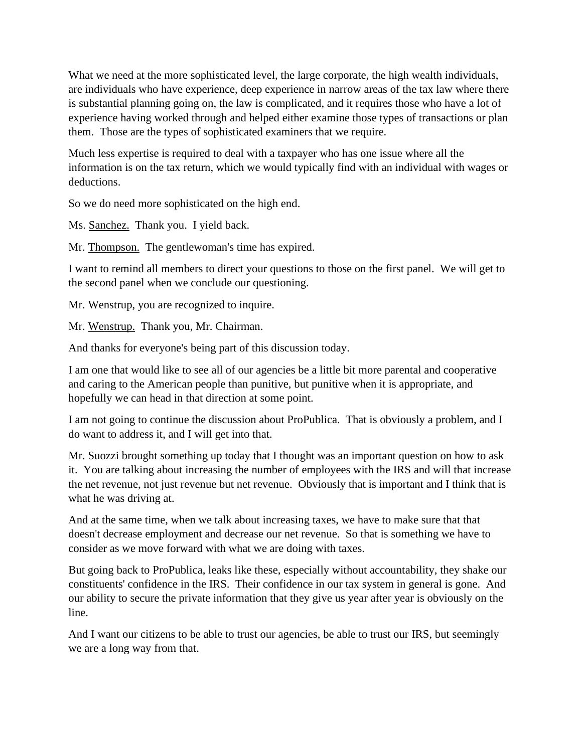What we need at the more sophisticated level, the large corporate, the high wealth individuals, are individuals who have experience, deep experience in narrow areas of the tax law where there is substantial planning going on, the law is complicated, and it requires those who have a lot of experience having worked through and helped either examine those types of transactions or plan them. Those are the types of sophisticated examiners that we require.

Much less expertise is required to deal with a taxpayer who has one issue where all the information is on the tax return, which we would typically find with an individual with wages or deductions.

So we do need more sophisticated on the high end.

Ms. Sanchez. Thank you. I yield back.

Mr. Thompson. The gentlewoman's time has expired.

I want to remind all members to direct your questions to those on the first panel. We will get to the second panel when we conclude our questioning.

Mr. Wenstrup, you are recognized to inquire.

Mr. Wenstrup. Thank you, Mr. Chairman.

And thanks for everyone's being part of this discussion today.

I am one that would like to see all of our agencies be a little bit more parental and cooperative and caring to the American people than punitive, but punitive when it is appropriate, and hopefully we can head in that direction at some point.

I am not going to continue the discussion about ProPublica. That is obviously a problem, and I do want to address it, and I will get into that.

Mr. Suozzi brought something up today that I thought was an important question on how to ask it. You are talking about increasing the number of employees with the IRS and will that increase the net revenue, not just revenue but net revenue. Obviously that is important and I think that is what he was driving at.

And at the same time, when we talk about increasing taxes, we have to make sure that that doesn't decrease employment and decrease our net revenue. So that is something we have to consider as we move forward with what we are doing with taxes.

But going back to ProPublica, leaks like these, especially without accountability, they shake our constituents' confidence in the IRS. Their confidence in our tax system in general is gone. And our ability to secure the private information that they give us year after year is obviously on the line.

And I want our citizens to be able to trust our agencies, be able to trust our IRS, but seemingly we are a long way from that.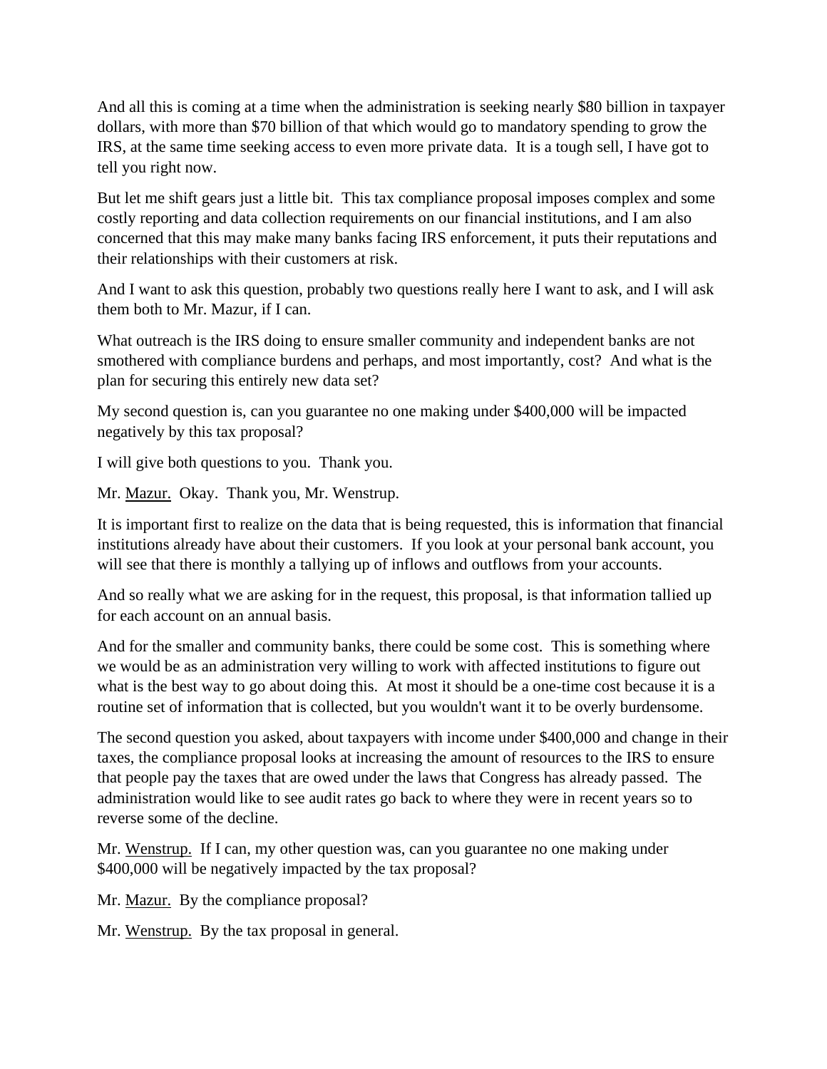And all this is coming at a time when the administration is seeking nearly $80 billion in taxpayer dollars, with more than $70 billion of that which would go to mandatory spending to grow the IRS, at the same time seeking access to even more private data. It is a tough sell, I have got to tell you right now.

But let me shift gears just a little bit. This tax compliance proposal imposes complex and some costly reporting and data collection requirements on our financial institutions, and I am also concerned that this may make many banks facing IRS enforcement, it puts their reputations and their relationships with their customers at risk.

And I want to ask this question, probably two questions really here I want to ask, and I will ask them both to Mr. Mazur, if I can.

What outreach is the IRS doing to ensure smaller community and independent banks are not smothered with compliance burdens and perhaps, and most importantly, cost? And what is the plan for securing this entirely new data set?

My second question is, can you guarantee no one making under $400,000 will be impacted negatively by this tax proposal?

I will give both questions to you. Thank you.

Mr. Mazur. Okay. Thank you, Mr. Wenstrup.

It is important first to realize on the data that is being requested, this is information that financial institutions already have about their customers. If you look at your personal bank account, you will see that there is monthly a tallying up of inflows and outflows from your accounts.

And so really what we are asking for in the request, this proposal, is that information tallied up for each account on an annual basis.

And for the smaller and community banks, there could be some cost. This is something where we would be as an administration very willing to work with affected institutions to figure out what is the best way to go about doing this. At most it should be a one-time cost because it is a routine set of information that is collected, but you wouldn't want it to be overly burdensome.

The second question you asked, about taxpayers with income under $400,000 and change in their taxes, the compliance proposal looks at increasing the amount of resources to the IRS to ensure that people pay the taxes that are owed under the laws that Congress has already passed. The administration would like to see audit rates go back to where they were in recent years so to reverse some of the decline.

Mr. Wenstrup. If I can, my other question was, can you guarantee no one making under $400,000 will be negatively impacted by the tax proposal?

Mr. Mazur. By the compliance proposal?

Mr. Wenstrup. By the tax proposal in general.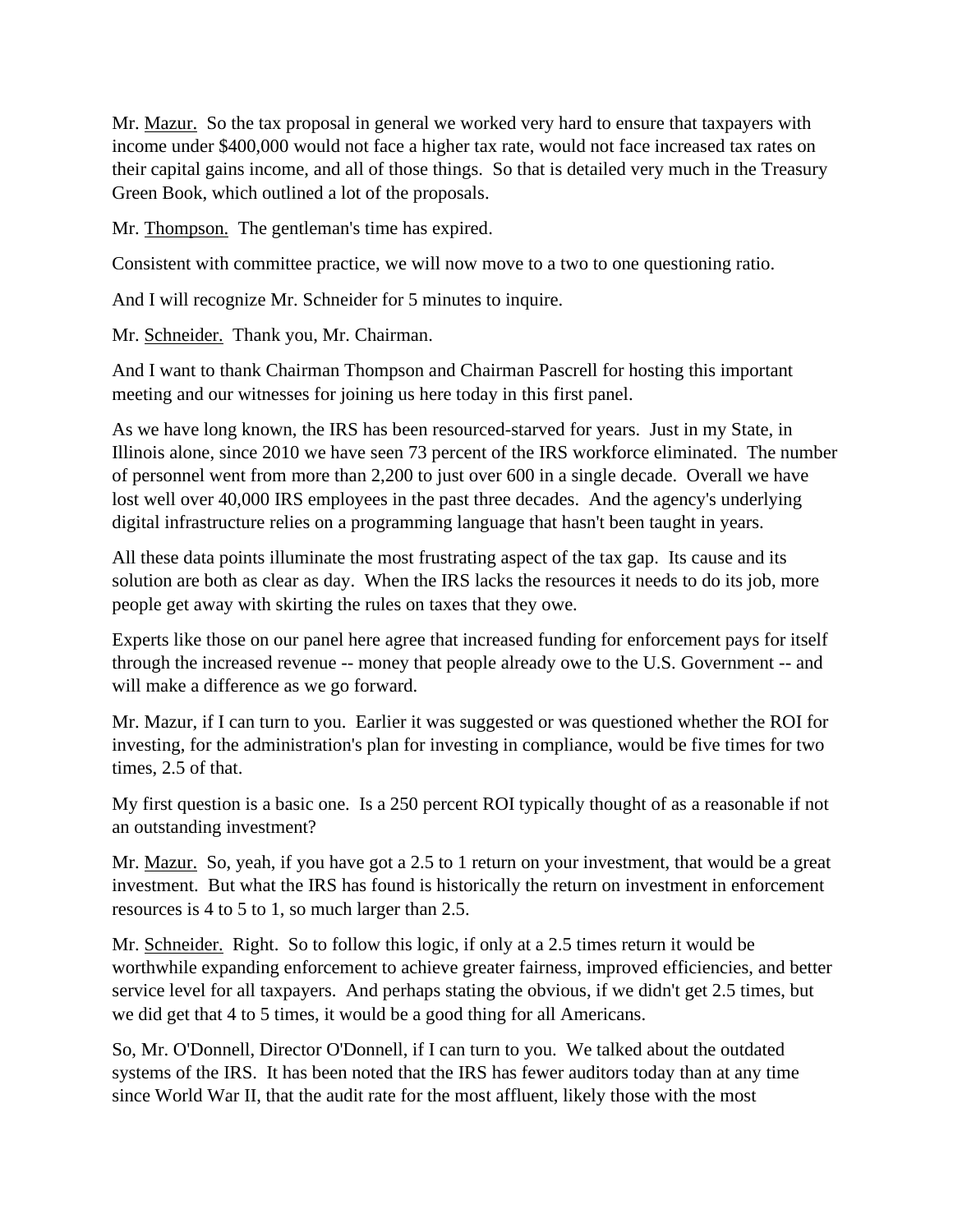Mr. Mazur. So the tax proposal in general we worked very hard to ensure that taxpayers with income under $400,000 would not face a higher tax rate, would not face increased tax rates on their capital gains income, and all of those things. So that is detailed very much in the Treasury Green Book, which outlined a lot of the proposals.

Mr. Thompson. The gentleman's time has expired.

Consistent with committee practice, we will now move to a two to one questioning ratio.

And I will recognize Mr. Schneider for 5 minutes to inquire.

Mr. Schneider. Thank you, Mr. Chairman.

And I want to thank Chairman Thompson and Chairman Pascrell for hosting this important meeting and our witnesses for joining us here today in this first panel.

As we have long known, the IRS has been resourced-starved for years. Just in my State, in Illinois alone, since 2010 we have seen 73 percent of the IRS workforce eliminated. The number of personnel went from more than 2,200 to just over 600 in a single decade. Overall we have lost well over 40,000 IRS employees in the past three decades. And the agency's underlying digital infrastructure relies on a programming language that hasn't been taught in years.

All these data points illuminate the most frustrating aspect of the tax gap. Its cause and its solution are both as clear as day. When the IRS lacks the resources it needs to do its job, more people get away with skirting the rules on taxes that they owe.

Experts like those on our panel here agree that increased funding for enforcement pays for itself through the increased revenue -- money that people already owe to the U.S. Government -- and will make a difference as we go forward.

Mr. Mazur, if I can turn to you. Earlier it was suggested or was questioned whether the ROI for investing, for the administration's plan for investing in compliance, would be five times for two times, 2.5 of that.

My first question is a basic one. Is a 250 percent ROI typically thought of as a reasonable if not an outstanding investment?

Mr. Mazur. So, yeah, if you have got a 2.5 to 1 return on your investment, that would be a great investment. But what the IRS has found is historically the return on investment in enforcement resources is 4 to 5 to 1, so much larger than 2.5.

Mr. Schneider. Right. So to follow this logic, if only at a 2.5 times return it would be worthwhile expanding enforcement to achieve greater fairness, improved efficiencies, and better service level for all taxpayers. And perhaps stating the obvious, if we didn't get 2.5 times, but we did get that 4 to 5 times, it would be a good thing for all Americans.

So, Mr. O'Donnell, Director O'Donnell, if I can turn to you. We talked about the outdated systems of the IRS. It has been noted that the IRS has fewer auditors today than at any time since World War II, that the audit rate for the most affluent, likely those with the most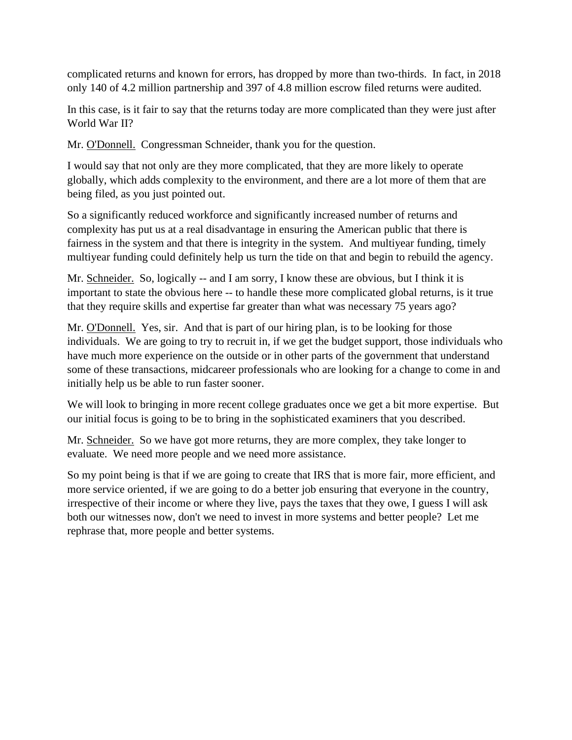complicated returns and known for errors, has dropped by more than two-thirds. In fact, in 2018 only 140 of 4.2 million partnership and 397 of 4.8 million escrow filed returns were audited.

In this case, is it fair to say that the returns today are more complicated than they were just after World War II?

Mr. O'Donnell. Congressman Schneider, thank you for the question.

I would say that not only are they more complicated, that they are more likely to operate globally, which adds complexity to the environment, and there are a lot more of them that are being filed, as you just pointed out.

So a significantly reduced workforce and significantly increased number of returns and complexity has put us at a real disadvantage in ensuring the American public that there is fairness in the system and that there is integrity in the system. And multiyear funding, timely multiyear funding could definitely help us turn the tide on that and begin to rebuild the agency.

Mr. Schneider. So, logically -- and I am sorry, I know these are obvious, but I think it is important to state the obvious here -- to handle these more complicated global returns, is it true that they require skills and expertise far greater than what was necessary 75 years ago?

Mr. O'Donnell. Yes, sir. And that is part of our hiring plan, is to be looking for those individuals. We are going to try to recruit in, if we get the budget support, those individuals who have much more experience on the outside or in other parts of the government that understand some of these transactions, midcareer professionals who are looking for a change to come in and initially help us be able to run faster sooner.

We will look to bringing in more recent college graduates once we get a bit more expertise. But our initial focus is going to be to bring in the sophisticated examiners that you described.

Mr. Schneider. So we have got more returns, they are more complex, they take longer to evaluate. We need more people and we need more assistance.

So my point being is that if we are going to create that IRS that is more fair, more efficient, and more service oriented, if we are going to do a better job ensuring that everyone in the country, irrespective of their income or where they live, pays the taxes that they owe, I guess I will ask both our witnesses now, don't we need to invest in more systems and better people? Let me rephrase that, more people and better systems.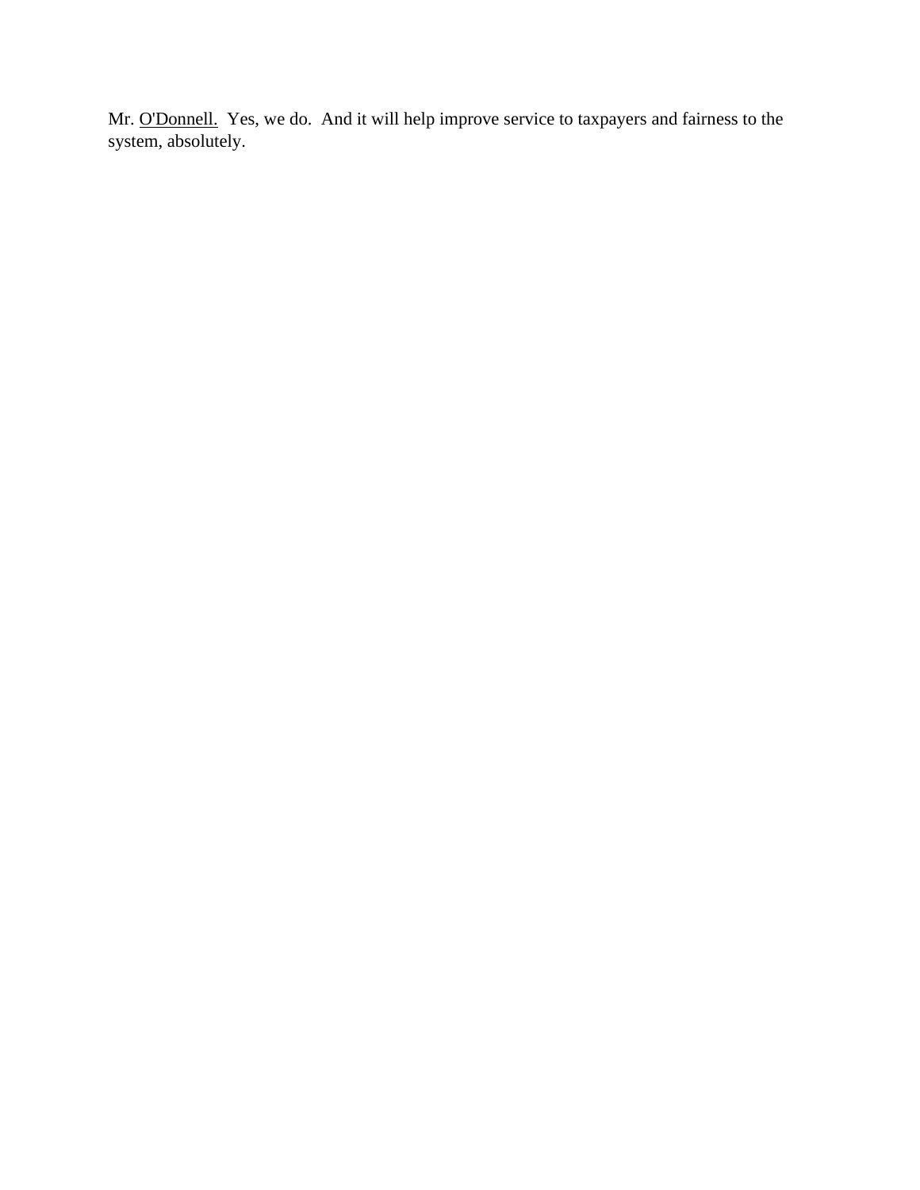Mr. <u>O'Donnell.</u> Yes, we do. And it will help improve service to taxpayers and fairness to the system, absolutely.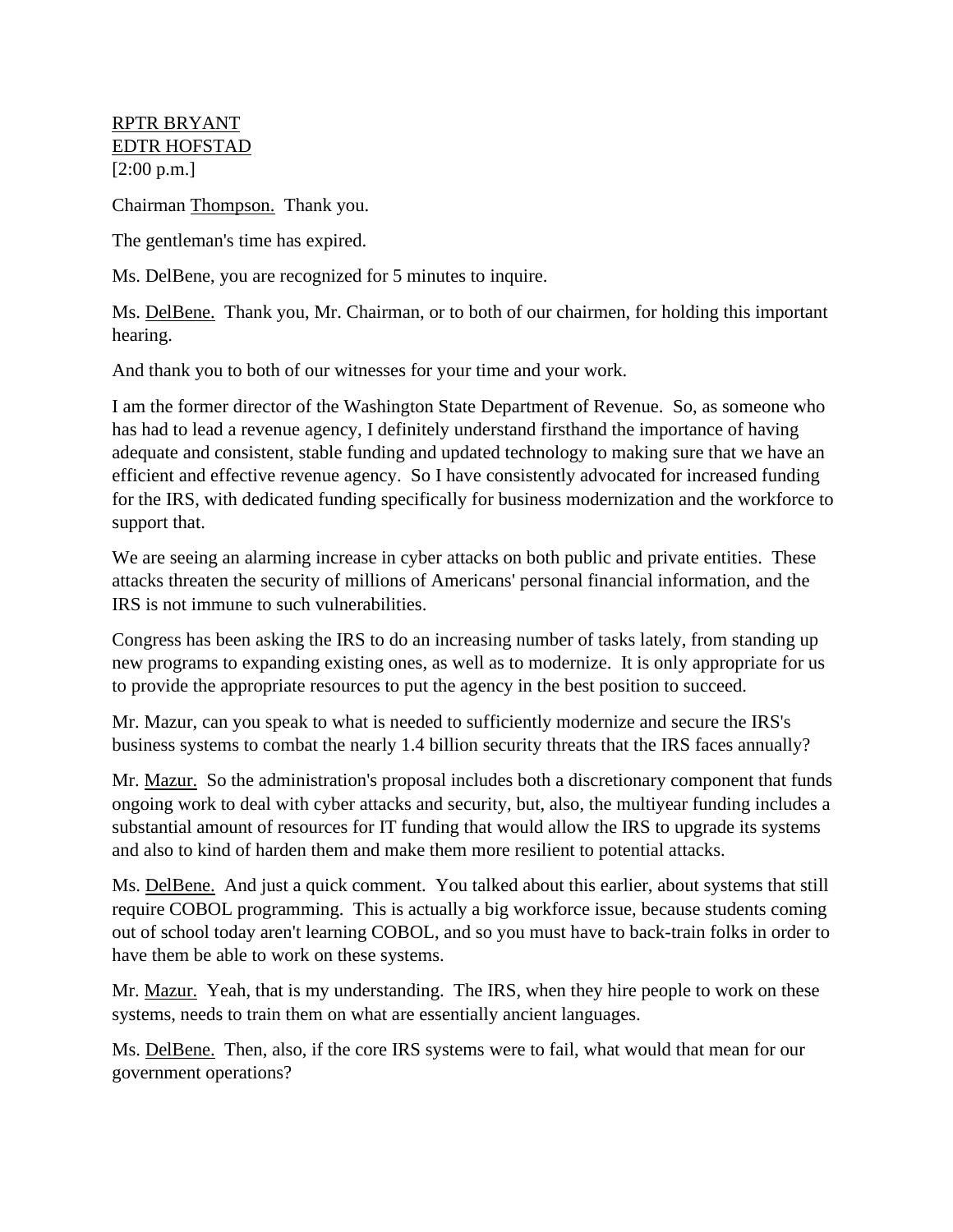RPTR BRYANT
EDTR HOFSTAD
[2:00 p.m.]

Chairman Thompson. Thank you.

The gentleman's time has expired.

Ms. DelBene, you are recognized for 5 minutes to inquire.

Ms. DelBene. Thank you, Mr. Chairman, or to both of our chairmen, for holding this important hearing.

And thank you to both of our witnesses for your time and your work.

I am the former director of the Washington State Department of Revenue. So, as someone who has had to lead a revenue agency, I definitely understand firsthand the importance of having adequate and consistent, stable funding and updated technology to making sure that we have an efficient and effective revenue agency. So I have consistently advocated for increased funding for the IRS, with dedicated funding specifically for business modernization and the workforce to support that.

We are seeing an alarming increase in cyber attacks on both public and private entities. These attacks threaten the security of millions of Americans' personal financial information, and the IRS is not immune to such vulnerabilities.

Congress has been asking the IRS to do an increasing number of tasks lately, from standing up new programs to expanding existing ones, as well as to modernize. It is only appropriate for us to provide the appropriate resources to put the agency in the best position to succeed.

Mr. Mazur, can you speak to what is needed to sufficiently modernize and secure the IRS's business systems to combat the nearly 1.4 billion security threats that the IRS faces annually?

Mr. Mazur. So the administration's proposal includes both a discretionary component that funds ongoing work to deal with cyber attacks and security, but, also, the multiyear funding includes a substantial amount of resources for IT funding that would allow the IRS to upgrade its systems and also to kind of harden them and make them more resilient to potential attacks.

Ms. DelBene. And just a quick comment. You talked about this earlier, about systems that still require COBOL programming. This is actually a big workforce issue, because students coming out of school today aren't learning COBOL, and so you must have to back-train folks in order to have them be able to work on these systems.

Mr. Mazur. Yeah, that is my understanding. The IRS, when they hire people to work on these systems, needs to train them on what are essentially ancient languages.

Ms. DelBene. Then, also, if the core IRS systems were to fail, what would that mean for our government operations?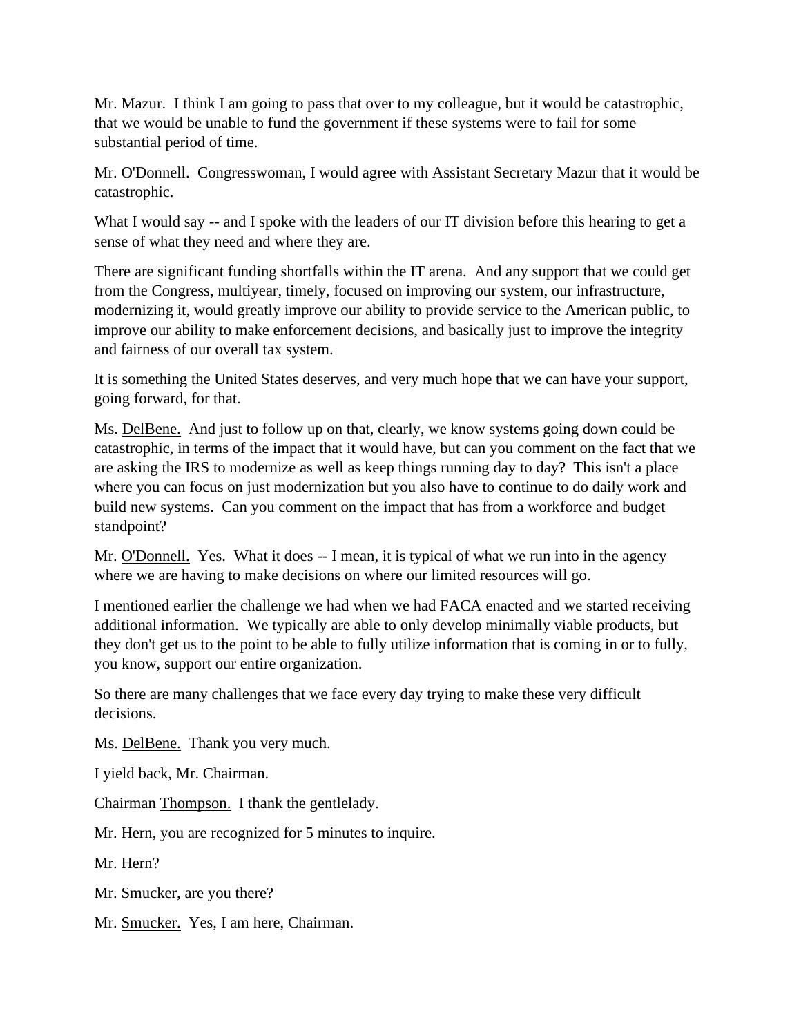Mr. Mazur. I think I am going to pass that over to my colleague, but it would be catastrophic, that we would be unable to fund the government if these systems were to fail for some substantial period of time.

Mr. O'Donnell. Congresswoman, I would agree with Assistant Secretary Mazur that it would be catastrophic.

What I would say -- and I spoke with the leaders of our IT division before this hearing to get a sense of what they need and where they are.

There are significant funding shortfalls within the IT arena. And any support that we could get from the Congress, multiyear, timely, focused on improving our system, our infrastructure, modernizing it, would greatly improve our ability to provide service to the American public, to improve our ability to make enforcement decisions, and basically just to improve the integrity and fairness of our overall tax system.

It is something the United States deserves, and very much hope that we can have your support, going forward, for that.

Ms. DelBene. And just to follow up on that, clearly, we know systems going down could be catastrophic, in terms of the impact that it would have, but can you comment on the fact that we are asking the IRS to modernize as well as keep things running day to day? This isn't a place where you can focus on just modernization but you also have to continue to do daily work and build new systems. Can you comment on the impact that has from a workforce and budget standpoint?

Mr. O'Donnell. Yes. What it does -- I mean, it is typical of what we run into in the agency where we are having to make decisions on where our limited resources will go.

I mentioned earlier the challenge we had when we had FACA enacted and we started receiving additional information. We typically are able to only develop minimally viable products, but they don't get us to the point to be able to fully utilize information that is coming in or to fully, you know, support our entire organization.

So there are many challenges that we face every day trying to make these very difficult decisions.

Ms. DelBene. Thank you very much.

I yield back, Mr. Chairman.

Chairman Thompson. I thank the gentlelady.

Mr. Hern, you are recognized for 5 minutes to inquire.

Mr. Hern?

Mr. Smucker, are you there?

Mr. Smucker. Yes, I am here, Chairman.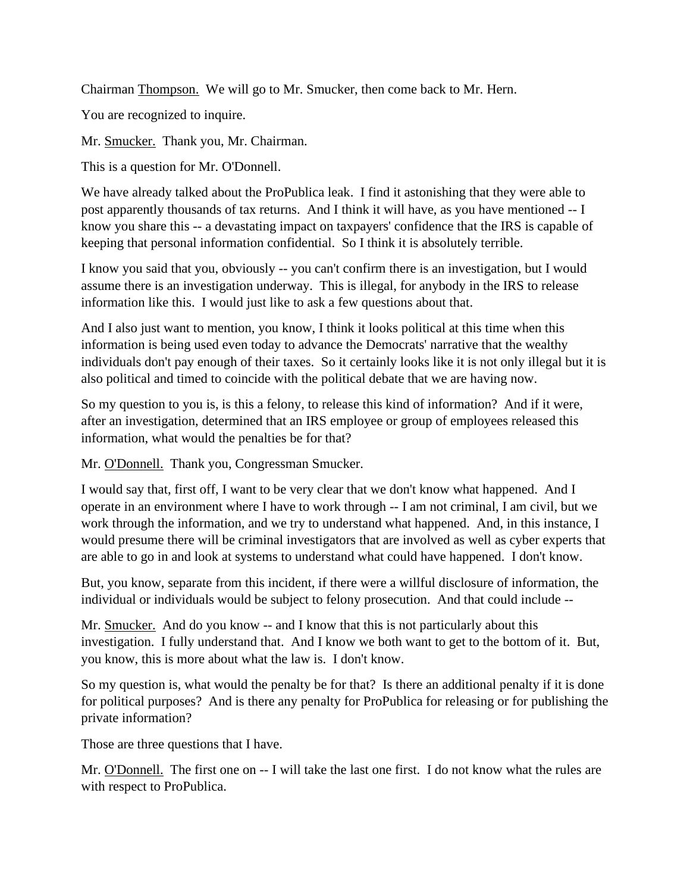Chairman Thompson. We will go to Mr. Smucker, then come back to Mr. Hern.

You are recognized to inquire.

Mr. Smucker. Thank you, Mr. Chairman.

This is a question for Mr. O'Donnell.

We have already talked about the ProPublica leak. I find it astonishing that they were able to post apparently thousands of tax returns. And I think it will have, as you have mentioned -- I know you share this -- a devastating impact on taxpayers' confidence that the IRS is capable of keeping that personal information confidential. So I think it is absolutely terrible.

I know you said that you, obviously -- you can't confirm there is an investigation, but I would assume there is an investigation underway. This is illegal, for anybody in the IRS to release information like this. I would just like to ask a few questions about that.

And I also just want to mention, you know, I think it looks political at this time when this information is being used even today to advance the Democrats' narrative that the wealthy individuals don't pay enough of their taxes. So it certainly looks like it is not only illegal but it is also political and timed to coincide with the political debate that we are having now.

So my question to you is, is this a felony, to release this kind of information? And if it were, after an investigation, determined that an IRS employee or group of employees released this information, what would the penalties be for that?

Mr. O'Donnell. Thank you, Congressman Smucker.

I would say that, first off, I want to be very clear that we don't know what happened. And I operate in an environment where I have to work through -- I am not criminal, I am civil, but we work through the information, and we try to understand what happened. And, in this instance, I would presume there will be criminal investigators that are involved as well as cyber experts that are able to go in and look at systems to understand what could have happened. I don't know.

But, you know, separate from this incident, if there were a willful disclosure of information, the individual or individuals would be subject to felony prosecution. And that could include --

Mr. Smucker. And do you know -- and I know that this is not particularly about this investigation. I fully understand that. And I know we both want to get to the bottom of it. But, you know, this is more about what the law is. I don't know.

So my question is, what would the penalty be for that? Is there an additional penalty if it is done for political purposes? And is there any penalty for ProPublica for releasing or for publishing the private information?

Those are three questions that I have.

Mr. O'Donnell. The first one on -- I will take the last one first. I do not know what the rules are with respect to ProPublica.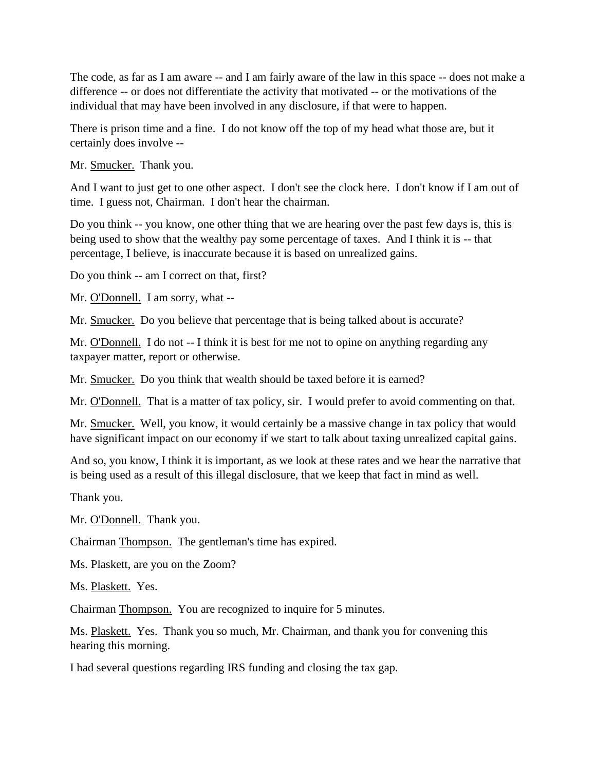The code, as far as I am aware -- and I am fairly aware of the law in this space -- does not make a difference -- or does not differentiate the activity that motivated -- or the motivations of the individual that may have been involved in any disclosure, if that were to happen.

There is prison time and a fine. I do not know off the top of my head what those are, but it certainly does involve --

Mr. Smucker. Thank you.

And I want to just get to one other aspect. I don't see the clock here. I don't know if I am out of time. I guess not, Chairman. I don't hear the chairman.

Do you think -- you know, one other thing that we are hearing over the past few days is, this is being used to show that the wealthy pay some percentage of taxes. And I think it is -- that percentage, I believe, is inaccurate because it is based on unrealized gains.

Do you think -- am I correct on that, first?

Mr. O'Donnell. I am sorry, what --

Mr. Smucker. Do you believe that percentage that is being talked about is accurate?

Mr. O'Donnell. I do not -- I think it is best for me not to opine on anything regarding any taxpayer matter, report or otherwise.

Mr. Smucker. Do you think that wealth should be taxed before it is earned?

Mr. O'Donnell. That is a matter of tax policy, sir. I would prefer to avoid commenting on that.

Mr. Smucker. Well, you know, it would certainly be a massive change in tax policy that would have significant impact on our economy if we start to talk about taxing unrealized capital gains.

And so, you know, I think it is important, as we look at these rates and we hear the narrative that is being used as a result of this illegal disclosure, that we keep that fact in mind as well.

Thank you.

Mr. O'Donnell. Thank you.

Chairman Thompson. The gentleman's time has expired.

Ms. Plaskett, are you on the Zoom?

Ms. Plaskett. Yes.

Chairman Thompson. You are recognized to inquire for 5 minutes.

Ms. Plaskett. Yes. Thank you so much, Mr. Chairman, and thank you for convening this hearing this morning.

I had several questions regarding IRS funding and closing the tax gap.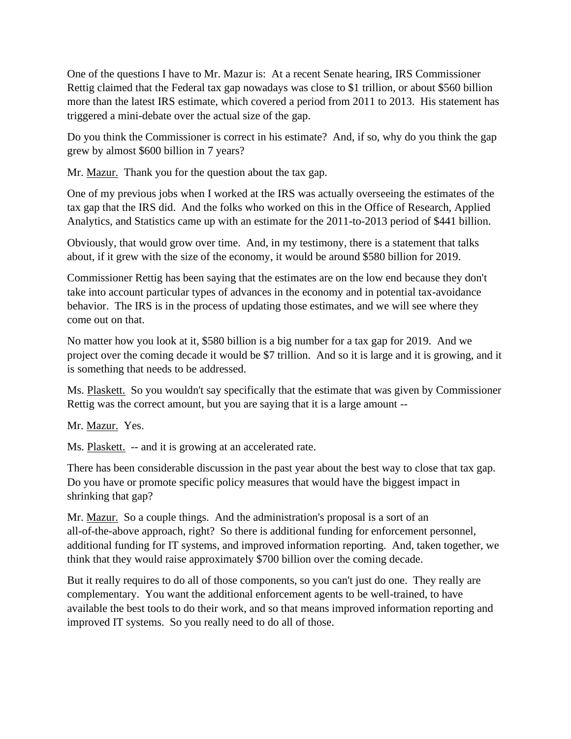One of the questions I have to Mr. Mazur is: At a recent Senate hearing, IRS Commissioner Rettig claimed that the Federal tax gap nowadays was close to $1 trillion, or about $560 billion more than the latest IRS estimate, which covered a period from 2011 to 2013. His statement has triggered a mini-debate over the actual size of the gap.

Do you think the Commissioner is correct in his estimate? And, if so, why do you think the gap grew by almost $600 billion in 7 years?

Mr. Mazur. Thank you for the question about the tax gap.

One of my previous jobs when I worked at the IRS was actually overseeing the estimates of the tax gap that the IRS did. And the folks who worked on this in the Office of Research, Applied Analytics, and Statistics came up with an estimate for the 2011-to-2013 period of $441 billion.

Obviously, that would grow over time. And, in my testimony, there is a statement that talks about, if it grew with the size of the economy, it would be around $580 billion for 2019.

Commissioner Rettig has been saying that the estimates are on the low end because they don't take into account particular types of advances in the economy and in potential tax-avoidance behavior. The IRS is in the process of updating those estimates, and we will see where they come out on that.

No matter how you look at it, $580 billion is a big number for a tax gap for 2019. And we project over the coming decade it would be $7 trillion. And so it is large and it is growing, and it is something that needs to be addressed.

Ms. Plaskett. So you wouldn't say specifically that the estimate that was given by Commissioner Rettig was the correct amount, but you are saying that it is a large amount --

Mr. Mazur. Yes.

Ms. Plaskett. -- and it is growing at an accelerated rate.

There has been considerable discussion in the past year about the best way to close that tax gap. Do you have or promote specific policy measures that would have the biggest impact in shrinking that gap?

Mr. Mazur. So a couple things. And the administration's proposal is a sort of an all-of-the-above approach, right? So there is additional funding for enforcement personnel, additional funding for IT systems, and improved information reporting. And, taken together, we think that they would raise approximately $700 billion over the coming decade.

But it really requires to do all of those components, so you can't just do one. They really are complementary. You want the additional enforcement agents to be well-trained, to have available the best tools to do their work, and so that means improved information reporting and improved IT systems. So you really need to do all of those.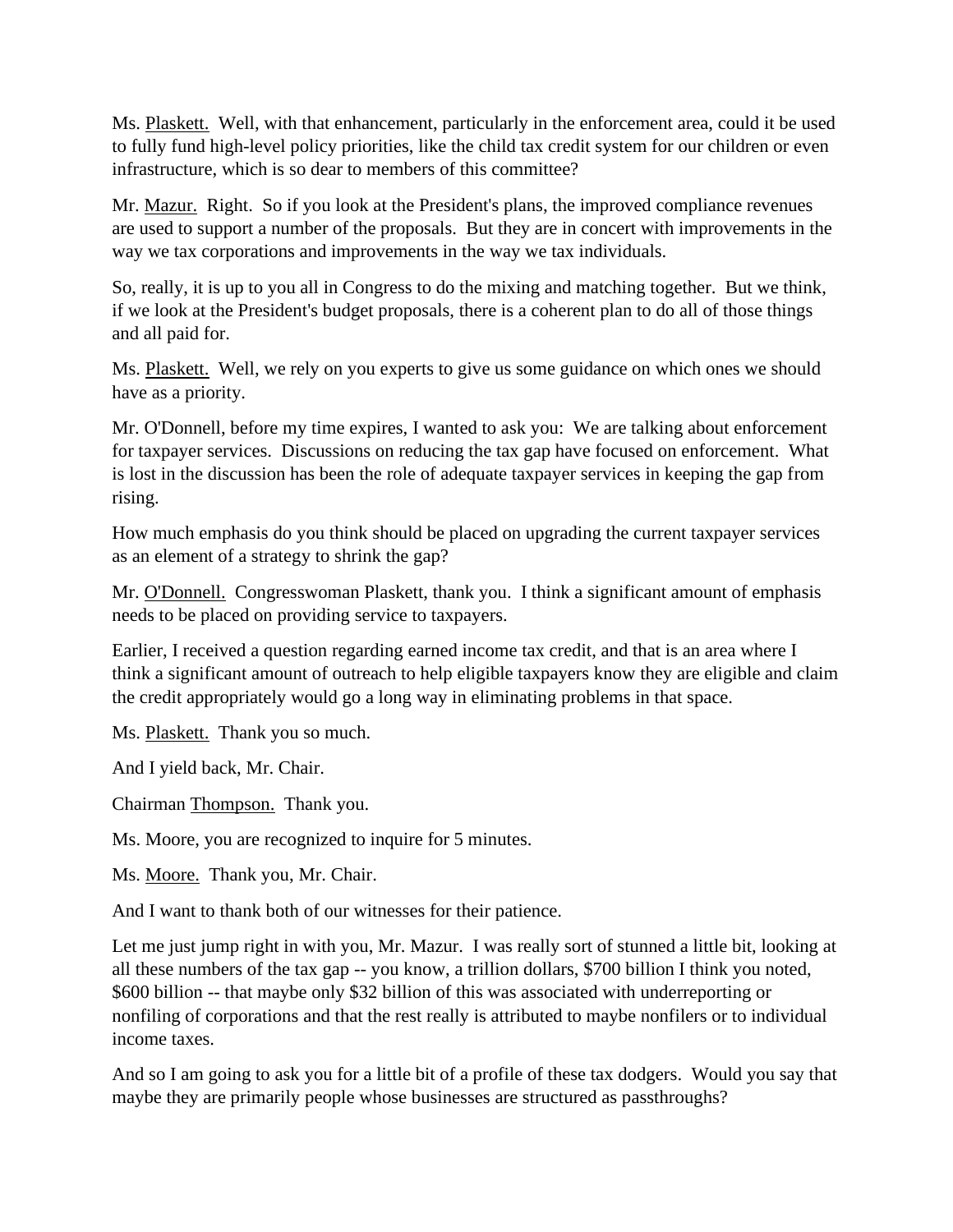Ms. Plaskett. Well, with that enhancement, particularly in the enforcement area, could it be used to fully fund high-level policy priorities, like the child tax credit system for our children or even infrastructure, which is so dear to members of this committee?

Mr. Mazur. Right. So if you look at the President's plans, the improved compliance revenues are used to support a number of the proposals. But they are in concert with improvements in the way we tax corporations and improvements in the way we tax individuals.

So, really, it is up to you all in Congress to do the mixing and matching together. But we think, if we look at the President's budget proposals, there is a coherent plan to do all of those things and all paid for.

Ms. Plaskett. Well, we rely on you experts to give us some guidance on which ones we should have as a priority.

Mr. O'Donnell, before my time expires, I wanted to ask you: We are talking about enforcement for taxpayer services. Discussions on reducing the tax gap have focused on enforcement. What is lost in the discussion has been the role of adequate taxpayer services in keeping the gap from rising.

How much emphasis do you think should be placed on upgrading the current taxpayer services as an element of a strategy to shrink the gap?

Mr. O'Donnell. Congresswoman Plaskett, thank you. I think a significant amount of emphasis needs to be placed on providing service to taxpayers.

Earlier, I received a question regarding earned income tax credit, and that is an area where I think a significant amount of outreach to help eligible taxpayers know they are eligible and claim the credit appropriately would go a long way in eliminating problems in that space.

Ms. Plaskett. Thank you so much.

And I yield back, Mr. Chair.

Chairman Thompson. Thank you.

Ms. Moore, you are recognized to inquire for 5 minutes.

Ms. Moore. Thank you, Mr. Chair.

And I want to thank both of our witnesses for their patience.

Let me just jump right in with you, Mr. Mazur. I was really sort of stunned a little bit, looking at all these numbers of the tax gap -- you know, a trillion dollars, $700 billion I think you noted, $600 billion -- that maybe only $32 billion of this was associated with underreporting or nonfiling of corporations and that the rest really is attributed to maybe nonfilers or to individual income taxes.

And so I am going to ask you for a little bit of a profile of these tax dodgers. Would you say that maybe they are primarily people whose businesses are structured as passthroughs?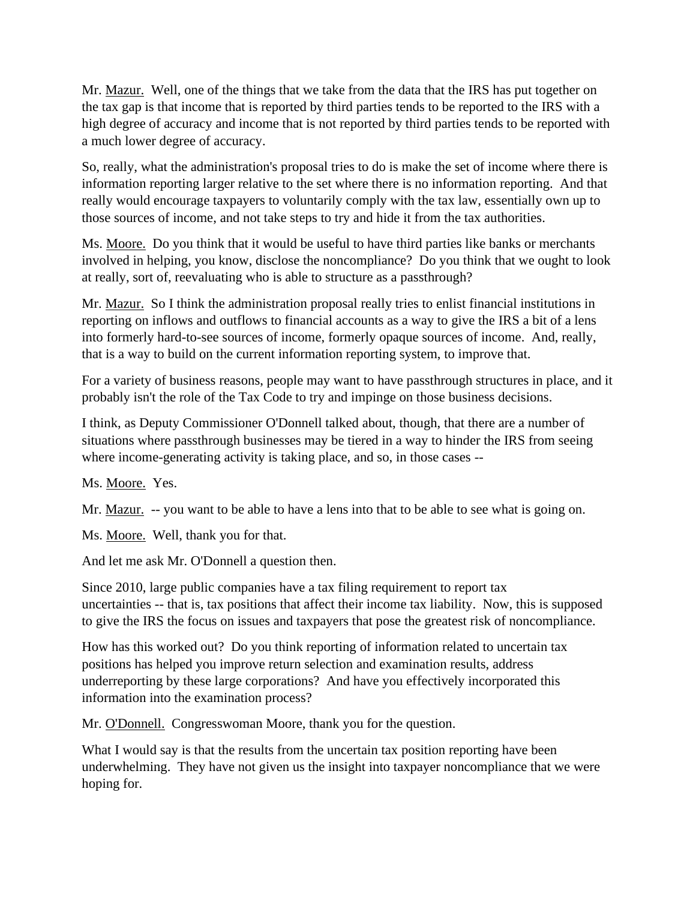Mr. Mazur. Well, one of the things that we take from the data that the IRS has put together on the tax gap is that income that is reported by third parties tends to be reported to the IRS with a high degree of accuracy and income that is not reported by third parties tends to be reported with a much lower degree of accuracy.

So, really, what the administration's proposal tries to do is make the set of income where there is information reporting larger relative to the set where there is no information reporting. And that really would encourage taxpayers to voluntarily comply with the tax law, essentially own up to those sources of income, and not take steps to try and hide it from the tax authorities.

Ms. Moore. Do you think that it would be useful to have third parties like banks or merchants involved in helping, you know, disclose the noncompliance? Do you think that we ought to look at really, sort of, reevaluating who is able to structure as a passthrough?

Mr. Mazur. So I think the administration proposal really tries to enlist financial institutions in reporting on inflows and outflows to financial accounts as a way to give the IRS a bit of a lens into formerly hard-to-see sources of income, formerly opaque sources of income. And, really, that is a way to build on the current information reporting system, to improve that.

For a variety of business reasons, people may want to have passthrough structures in place, and it probably isn't the role of the Tax Code to try and impinge on those business decisions.

I think, as Deputy Commissioner O'Donnell talked about, though, that there are a number of situations where passthrough businesses may be tiered in a way to hinder the IRS from seeing where income-generating activity is taking place, and so, in those cases --

Ms. Moore. Yes.

Mr. Mazur. -- you want to be able to have a lens into that to be able to see what is going on.

Ms. Moore. Well, thank you for that.

And let me ask Mr. O'Donnell a question then.

Since 2010, large public companies have a tax filing requirement to report tax uncertainties -- that is, tax positions that affect their income tax liability. Now, this is supposed to give the IRS the focus on issues and taxpayers that pose the greatest risk of noncompliance.

How has this worked out? Do you think reporting of information related to uncertain tax positions has helped you improve return selection and examination results, address underreporting by these large corporations? And have you effectively incorporated this information into the examination process?

Mr. O'Donnell. Congresswoman Moore, thank you for the question.

What I would say is that the results from the uncertain tax position reporting have been underwhelming. They have not given us the insight into taxpayer noncompliance that we were hoping for.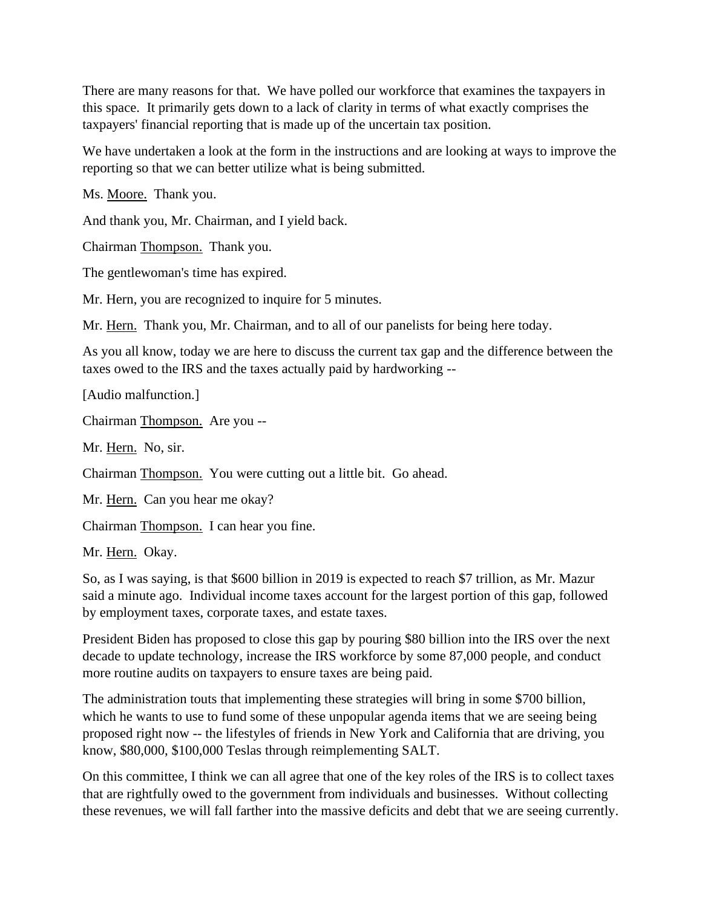There are many reasons for that. We have polled our workforce that examines the taxpayers in this space. It primarily gets down to a lack of clarity in terms of what exactly comprises the taxpayers' financial reporting that is made up of the uncertain tax position.

We have undertaken a look at the form in the instructions and are looking at ways to improve the reporting so that we can better utilize what is being submitted.

Ms. Moore. Thank you.

And thank you, Mr. Chairman, and I yield back.

Chairman Thompson. Thank you.

The gentlewoman's time has expired.

Mr. Hern, you are recognized to inquire for 5 minutes.

Mr. Hern. Thank you, Mr. Chairman, and to all of our panelists for being here today.

As you all know, today we are here to discuss the current tax gap and the difference between the taxes owed to the IRS and the taxes actually paid by hardworking --

[Audio malfunction.]

Chairman Thompson. Are you --

Mr. Hern. No, sir.

Chairman Thompson. You were cutting out a little bit. Go ahead.

Mr. Hern. Can you hear me okay?

Chairman Thompson. I can hear you fine.

Mr. Hern. Okay.

So, as I was saying, is that $600 billion in 2019 is expected to reach $7 trillion, as Mr. Mazur said a minute ago. Individual income taxes account for the largest portion of this gap, followed by employment taxes, corporate taxes, and estate taxes.

President Biden has proposed to close this gap by pouring $80 billion into the IRS over the next decade to update technology, increase the IRS workforce by some 87,000 people, and conduct more routine audits on taxpayers to ensure taxes are being paid.

The administration touts that implementing these strategies will bring in some $700 billion, which he wants to use to fund some of these unpopular agenda items that we are seeing being proposed right now -- the lifestyles of friends in New York and California that are driving, you know, $80,000, $100,000 Teslas through reimplementing SALT.

On this committee, I think we can all agree that one of the key roles of the IRS is to collect taxes that are rightfully owed to the government from individuals and businesses. Without collecting these revenues, we will fall farther into the massive deficits and debt that we are seeing currently.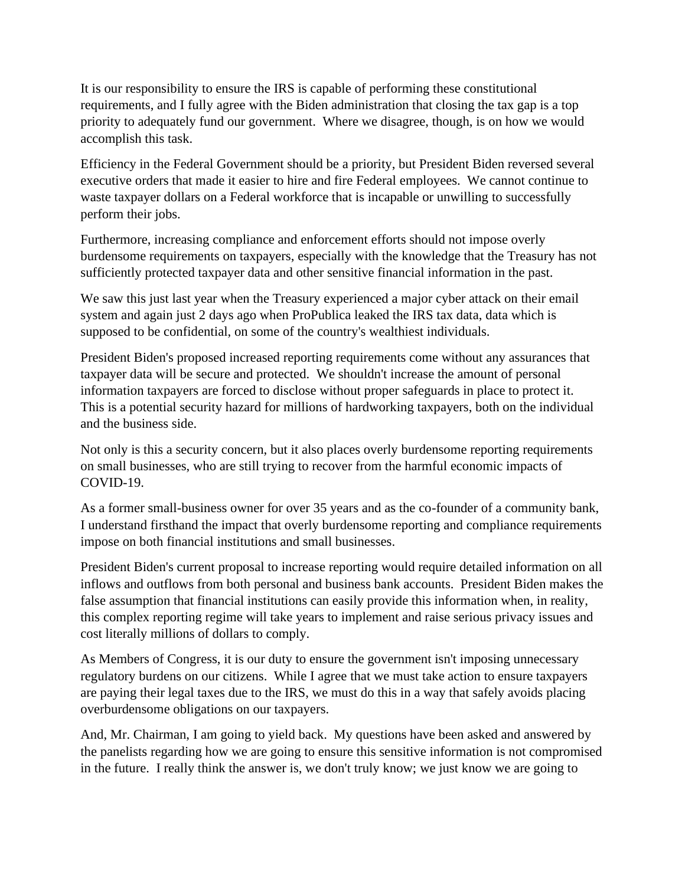It is our responsibility to ensure the IRS is capable of performing these constitutional requirements, and I fully agree with the Biden administration that closing the tax gap is a top priority to adequately fund our government. Where we disagree, though, is on how we would accomplish this task.

Efficiency in the Federal Government should be a priority, but President Biden reversed several executive orders that made it easier to hire and fire Federal employees. We cannot continue to waste taxpayer dollars on a Federal workforce that is incapable or unwilling to successfully perform their jobs.

Furthermore, increasing compliance and enforcement efforts should not impose overly burdensome requirements on taxpayers, especially with the knowledge that the Treasury has not sufficiently protected taxpayer data and other sensitive financial information in the past.

We saw this just last year when the Treasury experienced a major cyber attack on their email system and again just 2 days ago when ProPublica leaked the IRS tax data, data which is supposed to be confidential, on some of the country's wealthiest individuals.

President Biden's proposed increased reporting requirements come without any assurances that taxpayer data will be secure and protected. We shouldn't increase the amount of personal information taxpayers are forced to disclose without proper safeguards in place to protect it. This is a potential security hazard for millions of hardworking taxpayers, both on the individual and the business side.

Not only is this a security concern, but it also places overly burdensome reporting requirements on small businesses, who are still trying to recover from the harmful economic impacts of COVID-19.

As a former small-business owner for over 35 years and as the co-founder of a community bank, I understand firsthand the impact that overly burdensome reporting and compliance requirements impose on both financial institutions and small businesses.

President Biden's current proposal to increase reporting would require detailed information on all inflows and outflows from both personal and business bank accounts. President Biden makes the false assumption that financial institutions can easily provide this information when, in reality, this complex reporting regime will take years to implement and raise serious privacy issues and cost literally millions of dollars to comply.

As Members of Congress, it is our duty to ensure the government isn't imposing unnecessary regulatory burdens on our citizens. While I agree that we must take action to ensure taxpayers are paying their legal taxes due to the IRS, we must do this in a way that safely avoids placing overburdensome obligations on our taxpayers.

And, Mr. Chairman, I am going to yield back. My questions have been asked and answered by the panelists regarding how we are going to ensure this sensitive information is not compromised in the future. I really think the answer is, we don't truly know; we just know we are going to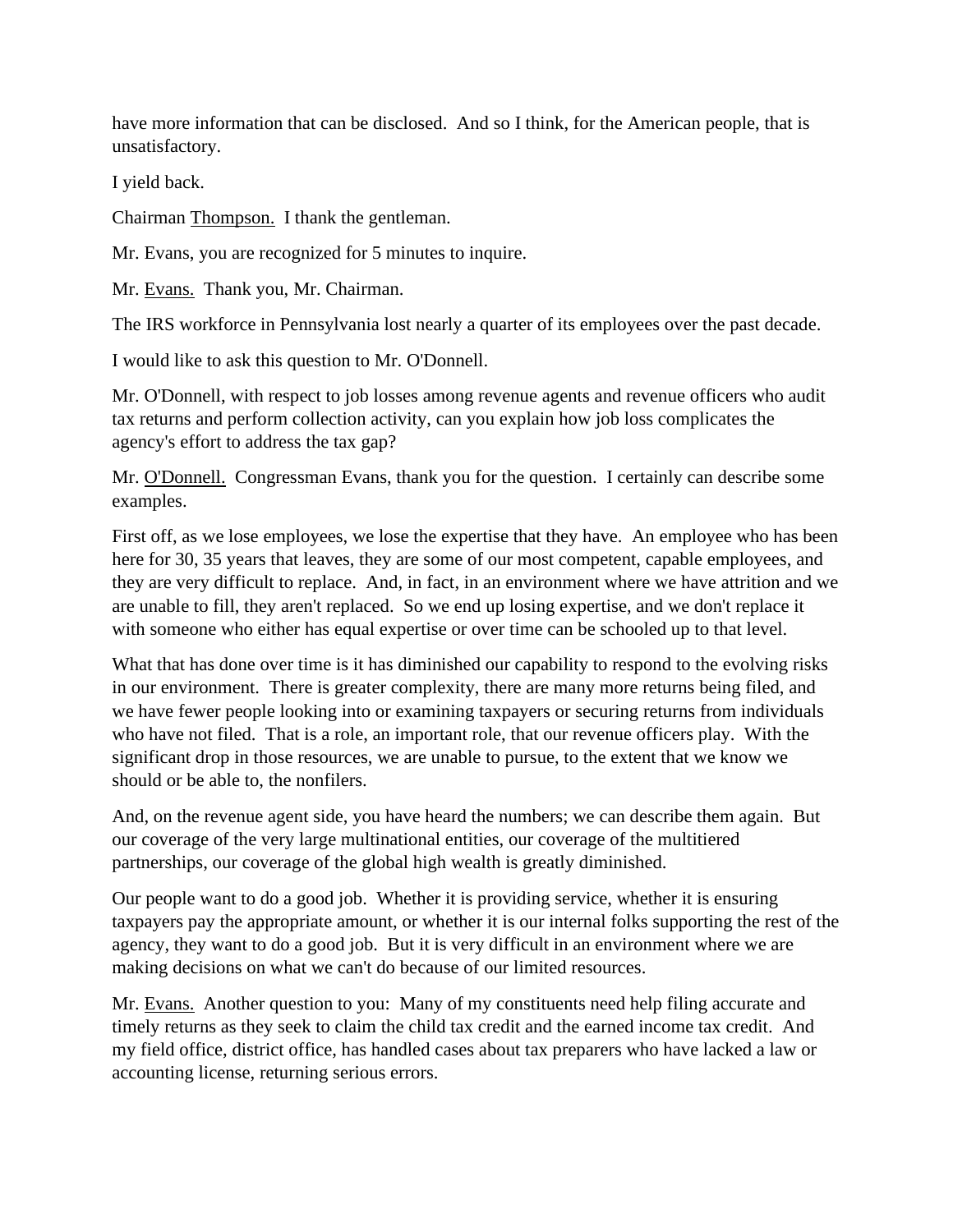have more information that can be disclosed. And so I think, for the American people, that is unsatisfactory.

I yield back.

Chairman Thompson. I thank the gentleman.

Mr. Evans, you are recognized for 5 minutes to inquire.

Mr. Evans. Thank you, Mr. Chairman.

The IRS workforce in Pennsylvania lost nearly a quarter of its employees over the past decade.

I would like to ask this question to Mr. O'Donnell.

Mr. O'Donnell, with respect to job losses among revenue agents and revenue officers who audit tax returns and perform collection activity, can you explain how job loss complicates the agency's effort to address the tax gap?

Mr. O'Donnell. Congressman Evans, thank you for the question. I certainly can describe some examples.

First off, as we lose employees, we lose the expertise that they have. An employee who has been here for 30, 35 years that leaves, they are some of our most competent, capable employees, and they are very difficult to replace. And, in fact, in an environment where we have attrition and we are unable to fill, they aren't replaced. So we end up losing expertise, and we don't replace it with someone who either has equal expertise or over time can be schooled up to that level.

What that has done over time is it has diminished our capability to respond to the evolving risks in our environment. There is greater complexity, there are many more returns being filed, and we have fewer people looking into or examining taxpayers or securing returns from individuals who have not filed. That is a role, an important role, that our revenue officers play. With the significant drop in those resources, we are unable to pursue, to the extent that we know we should or be able to, the nonfilers.

And, on the revenue agent side, you have heard the numbers; we can describe them again. But our coverage of the very large multinational entities, our coverage of the multitiered partnerships, our coverage of the global high wealth is greatly diminished.

Our people want to do a good job. Whether it is providing service, whether it is ensuring taxpayers pay the appropriate amount, or whether it is our internal folks supporting the rest of the agency, they want to do a good job. But it is very difficult in an environment where we are making decisions on what we can't do because of our limited resources.

Mr. Evans. Another question to you: Many of my constituents need help filing accurate and timely returns as they seek to claim the child tax credit and the earned income tax credit. And my field office, district office, has handled cases about tax preparers who have lacked a law or accounting license, returning serious errors.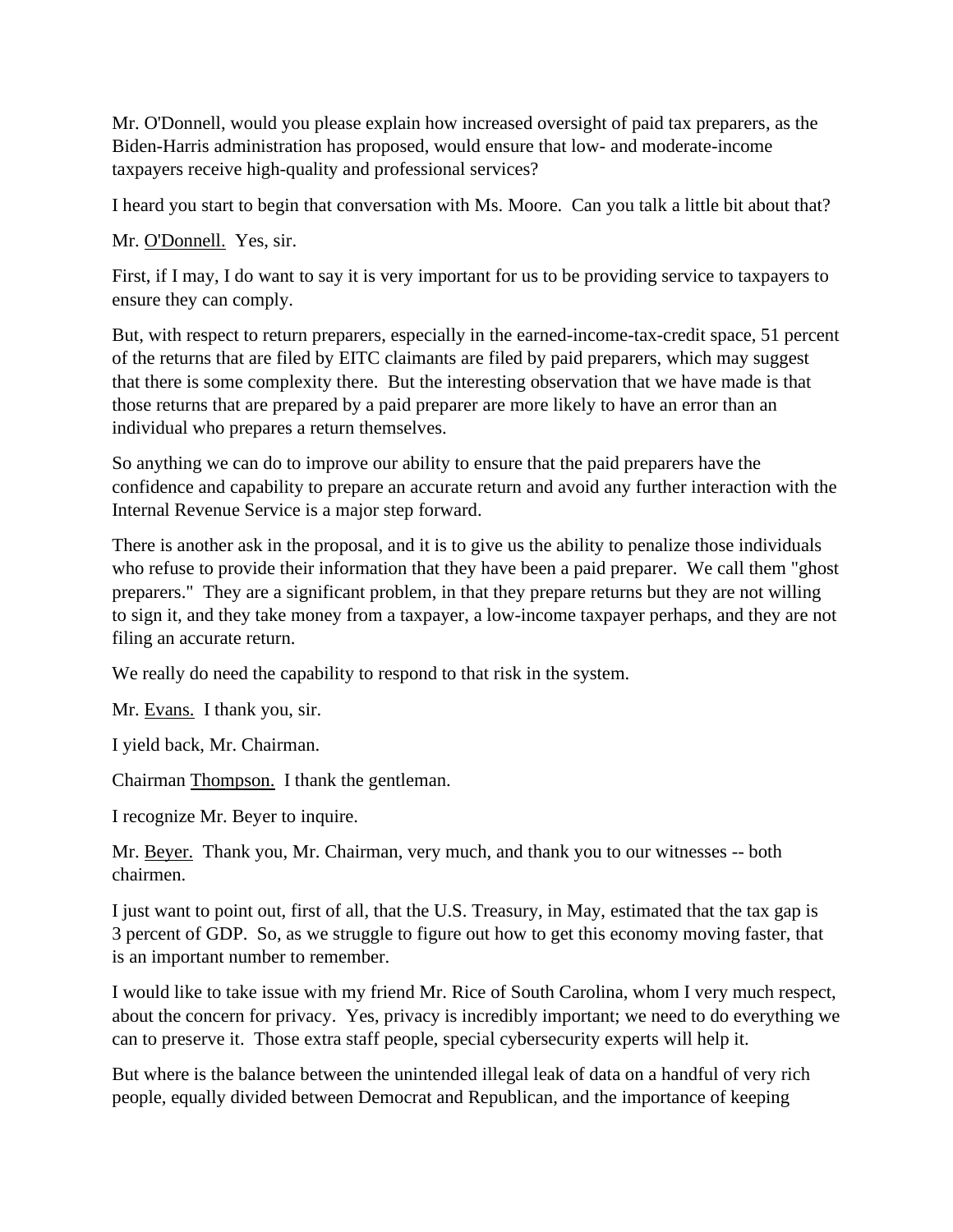Mr. O'Donnell, would you please explain how increased oversight of paid tax preparers, as the Biden-Harris administration has proposed, would ensure that low- and moderate-income taxpayers receive high-quality and professional services?

I heard you start to begin that conversation with Ms. Moore. Can you talk a little bit about that?

Mr. O'Donnell. Yes, sir.

First, if I may, I do want to say it is very important for us to be providing service to taxpayers to ensure they can comply.

But, with respect to return preparers, especially in the earned-income-tax-credit space, 51 percent of the returns that are filed by EITC claimants are filed by paid preparers, which may suggest that there is some complexity there. But the interesting observation that we have made is that those returns that are prepared by a paid preparer are more likely to have an error than an individual who prepares a return themselves.

So anything we can do to improve our ability to ensure that the paid preparers have the confidence and capability to prepare an accurate return and avoid any further interaction with the Internal Revenue Service is a major step forward.

There is another ask in the proposal, and it is to give us the ability to penalize those individuals who refuse to provide their information that they have been a paid preparer. We call them "ghost preparers." They are a significant problem, in that they prepare returns but they are not willing to sign it, and they take money from a taxpayer, a low-income taxpayer perhaps, and they are not filing an accurate return.

We really do need the capability to respond to that risk in the system.

Mr. Evans. I thank you, sir.

I yield back, Mr. Chairman.

Chairman Thompson. I thank the gentleman.

I recognize Mr. Beyer to inquire.

Mr. Beyer. Thank you, Mr. Chairman, very much, and thank you to our witnesses -- both chairmen.

I just want to point out, first of all, that the U.S. Treasury, in May, estimated that the tax gap is 3 percent of GDP. So, as we struggle to figure out how to get this economy moving faster, that is an important number to remember.

I would like to take issue with my friend Mr. Rice of South Carolina, whom I very much respect, about the concern for privacy. Yes, privacy is incredibly important; we need to do everything we can to preserve it. Those extra staff people, special cybersecurity experts will help it.

But where is the balance between the unintended illegal leak of data on a handful of very rich people, equally divided between Democrat and Republican, and the importance of keeping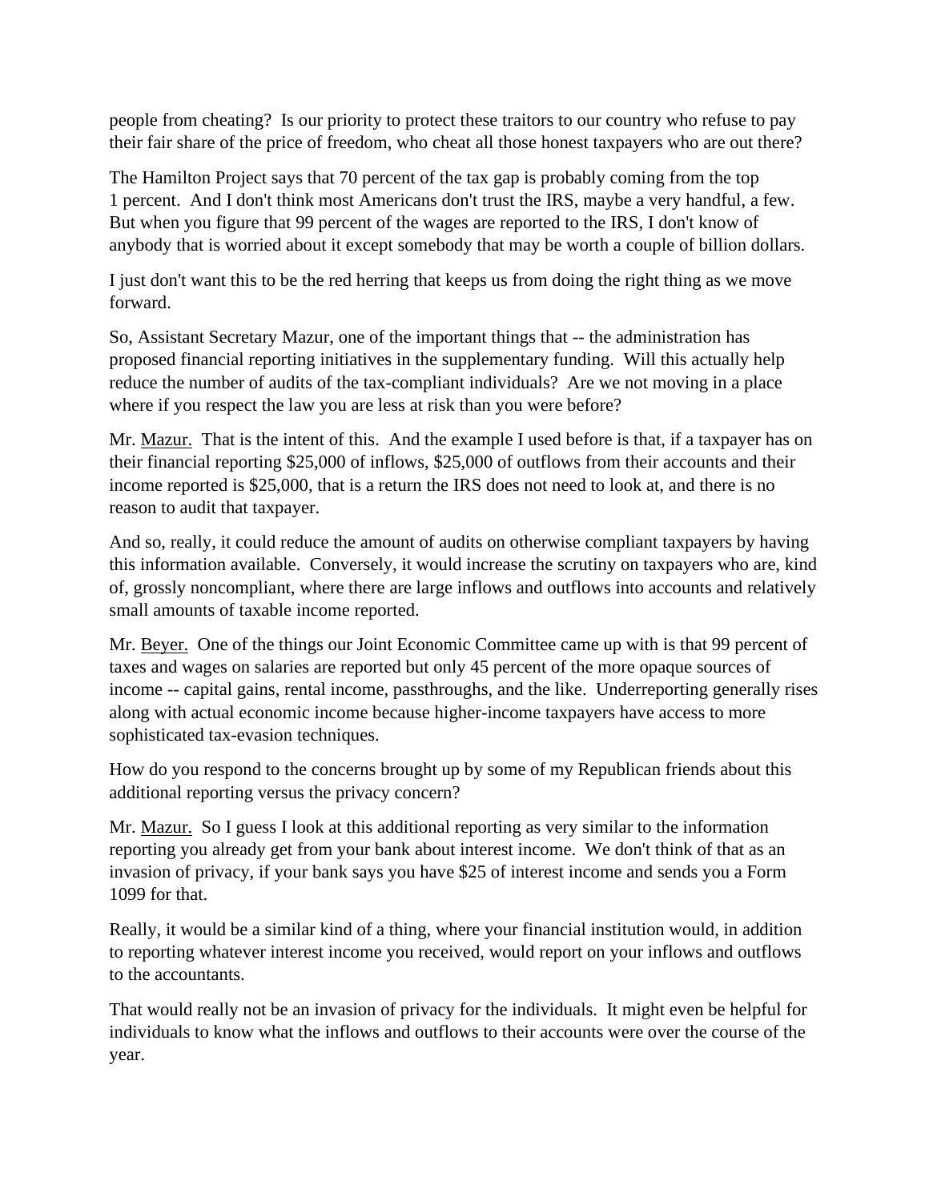people from cheating? Is our priority to protect these traitors to our country who refuse to pay their fair share of the price of freedom, who cheat all those honest taxpayers who are out there?

The Hamilton Project says that 70 percent of the tax gap is probably coming from the top 1 percent. And I don't think most Americans don't trust the IRS, maybe a very handful, a few. But when you figure that 99 percent of the wages are reported to the IRS, I don't know of anybody that is worried about it except somebody that may be worth a couple of billion dollars.

I just don't want this to be the red herring that keeps us from doing the right thing as we move forward.

So, Assistant Secretary Mazur, one of the important things that -- the administration has proposed financial reporting initiatives in the supplementary funding. Will this actually help reduce the number of audits of the tax-compliant individuals? Are we not moving in a place where if you respect the law you are less at risk than you were before?

Mr. Mazur. That is the intent of this. And the example I used before is that, if a taxpayer has on their financial reporting $25,000 of inflows, $25,000 of outflows from their accounts and their income reported is $25,000, that is a return the IRS does not need to look at, and there is no reason to audit that taxpayer.

And so, really, it could reduce the amount of audits on otherwise compliant taxpayers by having this information available. Conversely, it would increase the scrutiny on taxpayers who are, kind of, grossly noncompliant, where there are large inflows and outflows into accounts and relatively small amounts of taxable income reported.

Mr. Beyer. One of the things our Joint Economic Committee came up with is that 99 percent of taxes and wages on salaries are reported but only 45 percent of the more opaque sources of income -- capital gains, rental income, passthroughs, and the like. Underreporting generally rises along with actual economic income because higher-income taxpayers have access to more sophisticated tax-evasion techniques.

How do you respond to the concerns brought up by some of my Republican friends about this additional reporting versus the privacy concern?

Mr. Mazur. So I guess I look at this additional reporting as very similar to the information reporting you already get from your bank about interest income. We don't think of that as an invasion of privacy, if your bank says you have $25 of interest income and sends you a Form 1099 for that.

Really, it would be a similar kind of a thing, where your financial institution would, in addition to reporting whatever interest income you received, would report on your inflows and outflows to the accountants.

That would really not be an invasion of privacy for the individuals. It might even be helpful for individuals to know what the inflows and outflows to their accounts were over the course of the year.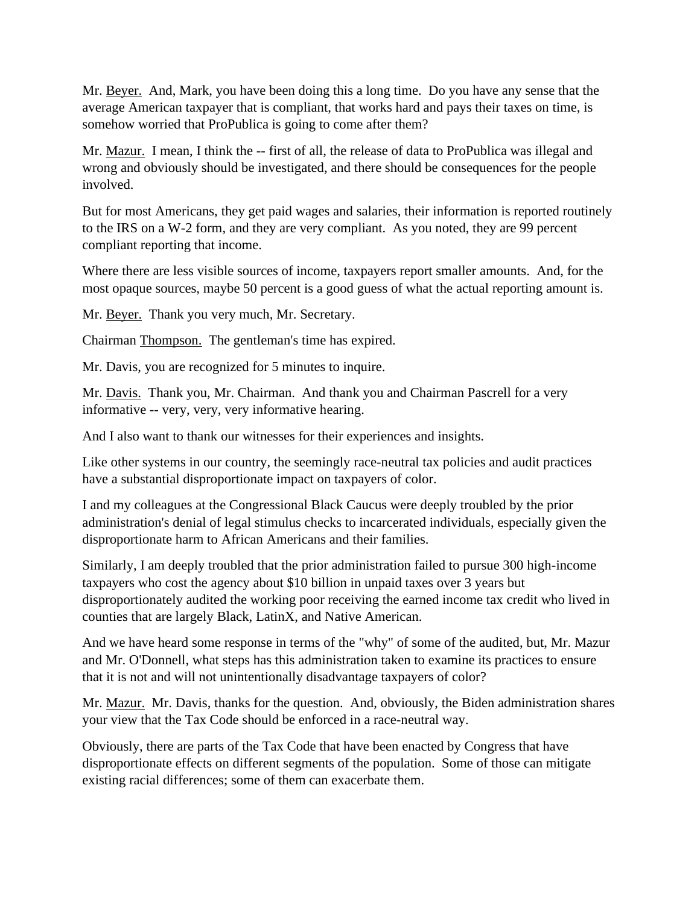Mr. Beyer. And, Mark, you have been doing this a long time. Do you have any sense that the average American taxpayer that is compliant, that works hard and pays their taxes on time, is somehow worried that ProPublica is going to come after them?

Mr. Mazur. I mean, I think the -- first of all, the release of data to ProPublica was illegal and wrong and obviously should be investigated, and there should be consequences for the people involved.

But for most Americans, they get paid wages and salaries, their information is reported routinely to the IRS on a W-2 form, and they are very compliant. As you noted, they are 99 percent compliant reporting that income.

Where there are less visible sources of income, taxpayers report smaller amounts. And, for the most opaque sources, maybe 50 percent is a good guess of what the actual reporting amount is.

Mr. Beyer. Thank you very much, Mr. Secretary.

Chairman Thompson. The gentleman's time has expired.

Mr. Davis, you are recognized for 5 minutes to inquire.

Mr. Davis. Thank you, Mr. Chairman. And thank you and Chairman Pascrell for a very informative -- very, very, very informative hearing.

And I also want to thank our witnesses for their experiences and insights.

Like other systems in our country, the seemingly race-neutral tax policies and audit practices have a substantial disproportionate impact on taxpayers of color.

I and my colleagues at the Congressional Black Caucus were deeply troubled by the prior administration's denial of legal stimulus checks to incarcerated individuals, especially given the disproportionate harm to African Americans and their families.

Similarly, I am deeply troubled that the prior administration failed to pursue 300 high-income taxpayers who cost the agency about $10 billion in unpaid taxes over 3 years but disproportionately audited the working poor receiving the earned income tax credit who lived in counties that are largely Black, LatinX, and Native American.

And we have heard some response in terms of the "why" of some of the audited, but, Mr. Mazur and Mr. O'Donnell, what steps has this administration taken to examine its practices to ensure that it is not and will not unintentionally disadvantage taxpayers of color?

Mr. Mazur. Mr. Davis, thanks for the question. And, obviously, the Biden administration shares your view that the Tax Code should be enforced in a race-neutral way.

Obviously, there are parts of the Tax Code that have been enacted by Congress that have disproportionate effects on different segments of the population. Some of those can mitigate existing racial differences; some of them can exacerbate them.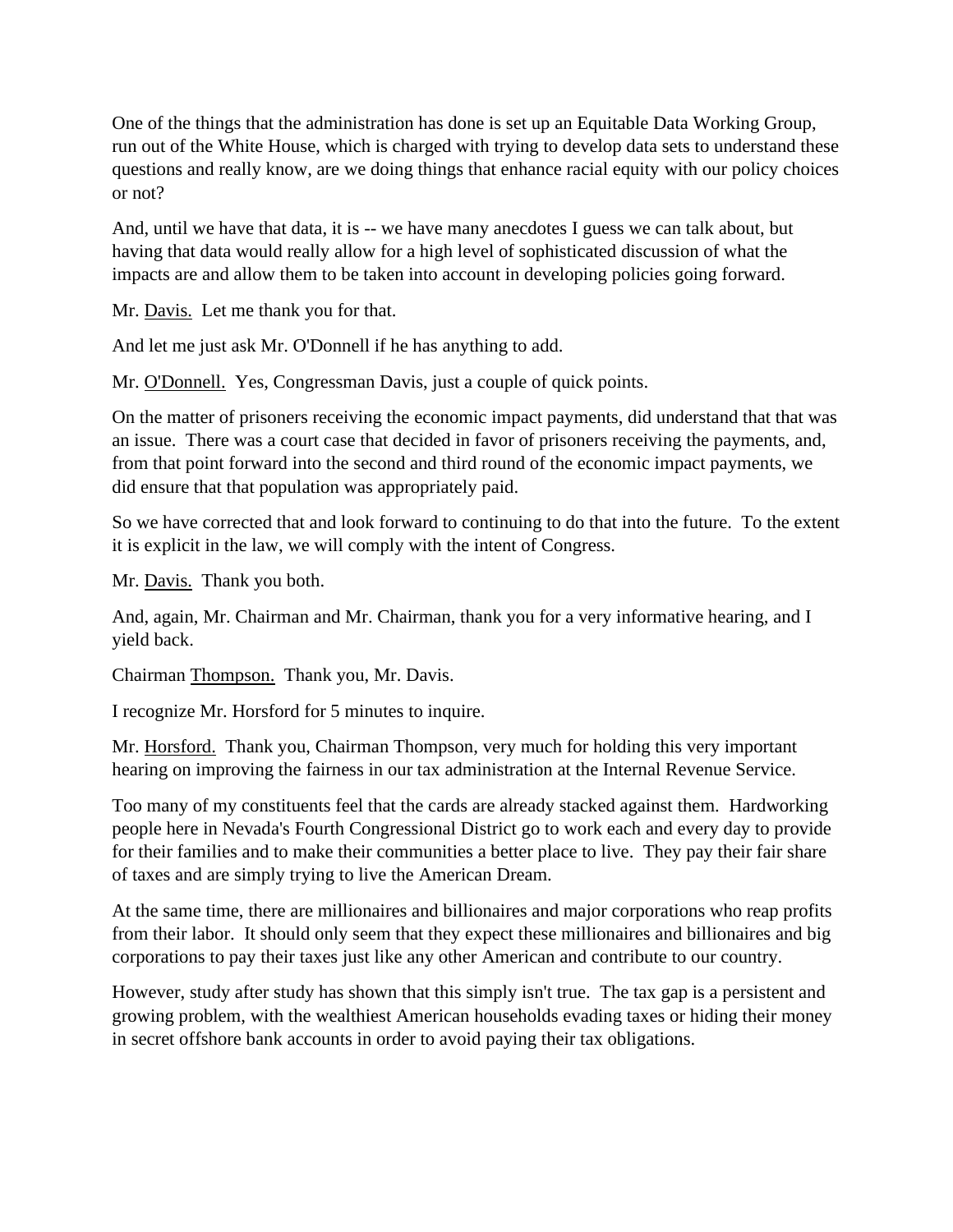One of the things that the administration has done is set up an Equitable Data Working Group, run out of the White House, which is charged with trying to develop data sets to understand these questions and really know, are we doing things that enhance racial equity with our policy choices or not?

And, until we have that data, it is -- we have many anecdotes I guess we can talk about, but having that data would really allow for a high level of sophisticated discussion of what the impacts are and allow them to be taken into account in developing policies going forward.

Mr. Davis. Let me thank you for that.

And let me just ask Mr. O'Donnell if he has anything to add.

Mr. O'Donnell. Yes, Congressman Davis, just a couple of quick points.

On the matter of prisoners receiving the economic impact payments, did understand that that was an issue. There was a court case that decided in favor of prisoners receiving the payments, and, from that point forward into the second and third round of the economic impact payments, we did ensure that that population was appropriately paid.

So we have corrected that and look forward to continuing to do that into the future. To the extent it is explicit in the law, we will comply with the intent of Congress.

Mr. Davis. Thank you both.

And, again, Mr. Chairman and Mr. Chairman, thank you for a very informative hearing, and I yield back.

Chairman Thompson. Thank you, Mr. Davis.

I recognize Mr. Horsford for 5 minutes to inquire.

Mr. Horsford. Thank you, Chairman Thompson, very much for holding this very important hearing on improving the fairness in our tax administration at the Internal Revenue Service.

Too many of my constituents feel that the cards are already stacked against them. Hardworking people here in Nevada's Fourth Congressional District go to work each and every day to provide for their families and to make their communities a better place to live. They pay their fair share of taxes and are simply trying to live the American Dream.

At the same time, there are millionaires and billionaires and major corporations who reap profits from their labor. It should only seem that they expect these millionaires and billionaires and big corporations to pay their taxes just like any other American and contribute to our country.

However, study after study has shown that this simply isn't true. The tax gap is a persistent and growing problem, with the wealthiest American households evading taxes or hiding their money in secret offshore bank accounts in order to avoid paying their tax obligations.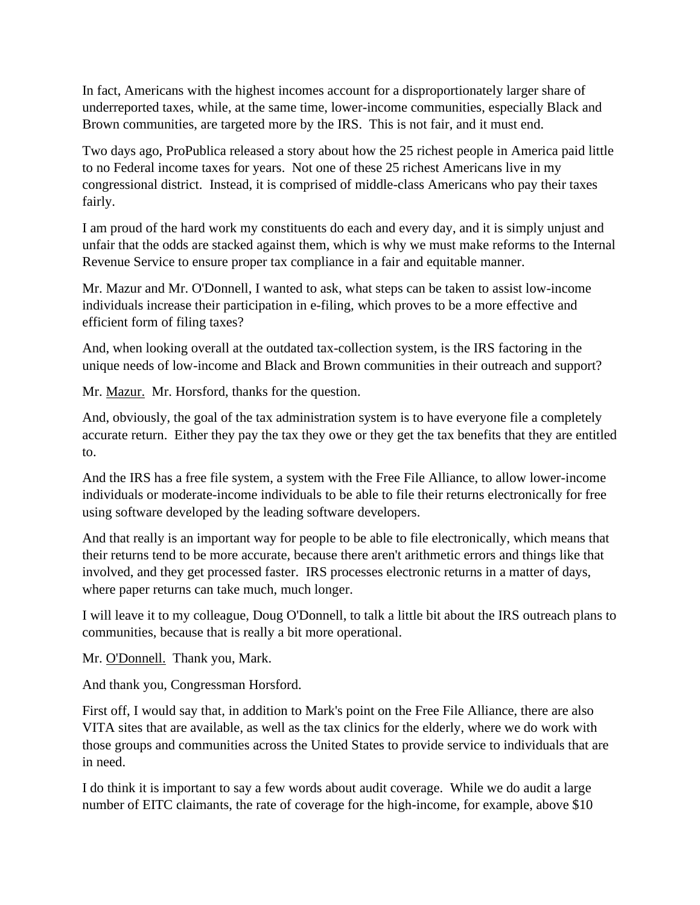In fact, Americans with the highest incomes account for a disproportionately larger share of underreported taxes, while, at the same time, lower-income communities, especially Black and Brown communities, are targeted more by the IRS.  This is not fair, and it must end.

Two days ago, ProPublica released a story about how the 25 richest people in America paid little to no Federal income taxes for years.  Not one of these 25 richest Americans live in my congressional district.  Instead, it is comprised of middle-class Americans who pay their taxes fairly.

I am proud of the hard work my constituents do each and every day, and it is simply unjust and unfair that the odds are stacked against them, which is why we must make reforms to the Internal Revenue Service to ensure proper tax compliance in a fair and equitable manner.

Mr. Mazur and Mr. O'Donnell, I wanted to ask, what steps can be taken to assist low-income individuals increase their participation in e-filing, which proves to be a more effective and efficient form of filing taxes?

And, when looking overall at the outdated tax-collection system, is the IRS factoring in the unique needs of low-income and Black and Brown communities in their outreach and support?

Mr. Mazur.  Mr. Horsford, thanks for the question.

And, obviously, the goal of the tax administration system is to have everyone file a completely accurate return.  Either they pay the tax they owe or they get the tax benefits that they are entitled to.

And the IRS has a free file system, a system with the Free File Alliance, to allow lower-income individuals or moderate-income individuals to be able to file their returns electronically for free using software developed by the leading software developers.

And that really is an important way for people to be able to file electronically, which means that their returns tend to be more accurate, because there aren't arithmetic errors and things like that involved, and they get processed faster.  IRS processes electronic returns in a matter of days, where paper returns can take much, much longer.

I will leave it to my colleague, Doug O'Donnell, to talk a little bit about the IRS outreach plans to communities, because that is really a bit more operational.

Mr. O'Donnell.  Thank you, Mark.

And thank you, Congressman Horsford.

First off, I would say that, in addition to Mark's point on the Free File Alliance, there are also VITA sites that are available, as well as the tax clinics for the elderly, where we do work with those groups and communities across the United States to provide service to individuals that are in need.

I do think it is important to say a few words about audit coverage.  While we do audit a large number of EITC claimants, the rate of coverage for the high-income, for example, above $10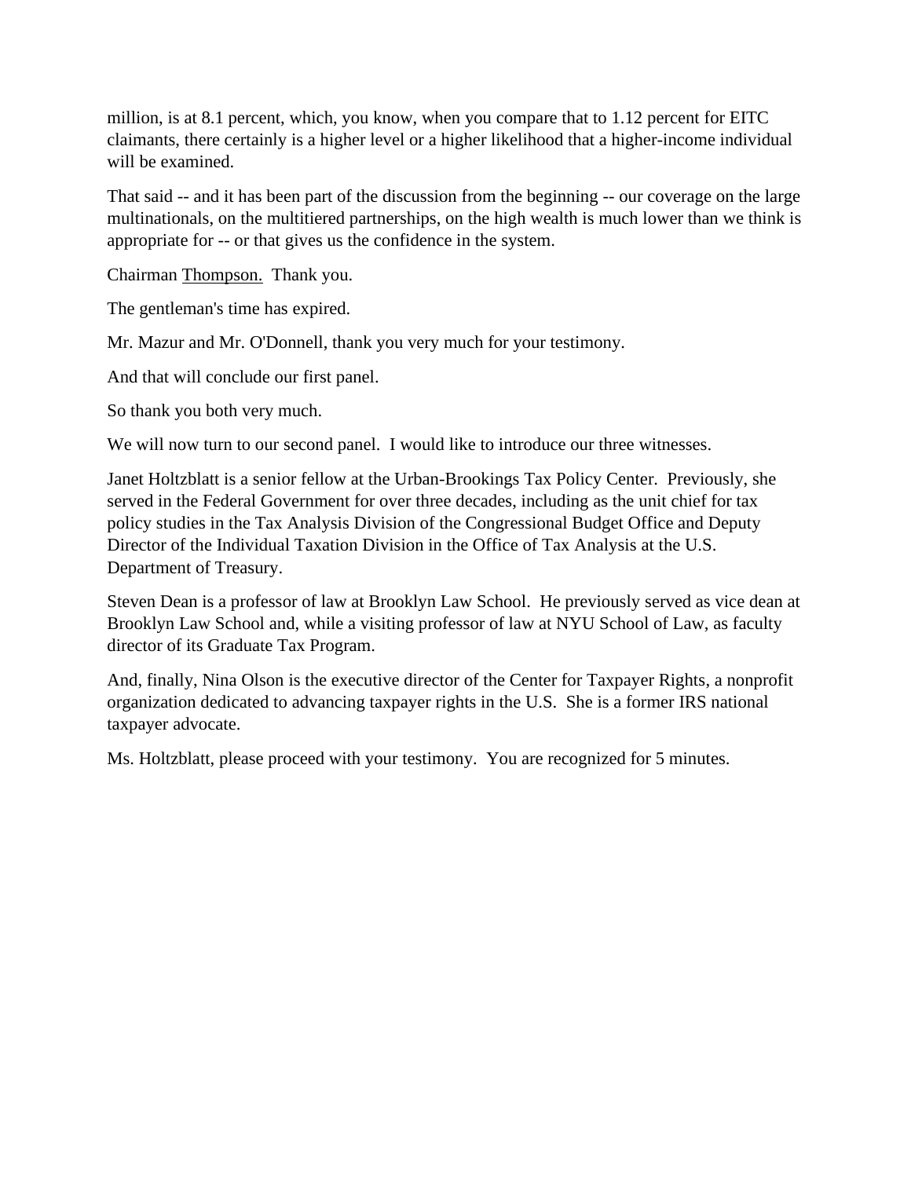million, is at 8.1 percent, which, you know, when you compare that to 1.12 percent for EITC claimants, there certainly is a higher level or a higher likelihood that a higher-income individual will be examined.

That said -- and it has been part of the discussion from the beginning -- our coverage on the large multinationals, on the multitiered partnerships, on the high wealth is much lower than we think is appropriate for -- or that gives us the confidence in the system.

Chairman Thompson. Thank you.

The gentleman's time has expired.

Mr. Mazur and Mr. O'Donnell, thank you very much for your testimony.

And that will conclude our first panel.

So thank you both very much.

We will now turn to our second panel. I would like to introduce our three witnesses.

Janet Holtzblatt is a senior fellow at the Urban-Brookings Tax Policy Center. Previously, she served in the Federal Government for over three decades, including as the unit chief for tax policy studies in the Tax Analysis Division of the Congressional Budget Office and Deputy Director of the Individual Taxation Division in the Office of Tax Analysis at the U.S. Department of Treasury.

Steven Dean is a professor of law at Brooklyn Law School. He previously served as vice dean at Brooklyn Law School and, while a visiting professor of law at NYU School of Law, as faculty director of its Graduate Tax Program.

And, finally, Nina Olson is the executive director of the Center for Taxpayer Rights, a nonprofit organization dedicated to advancing taxpayer rights in the U.S. She is a former IRS national taxpayer advocate.

Ms. Holtzblatt, please proceed with your testimony. You are recognized for 5 minutes.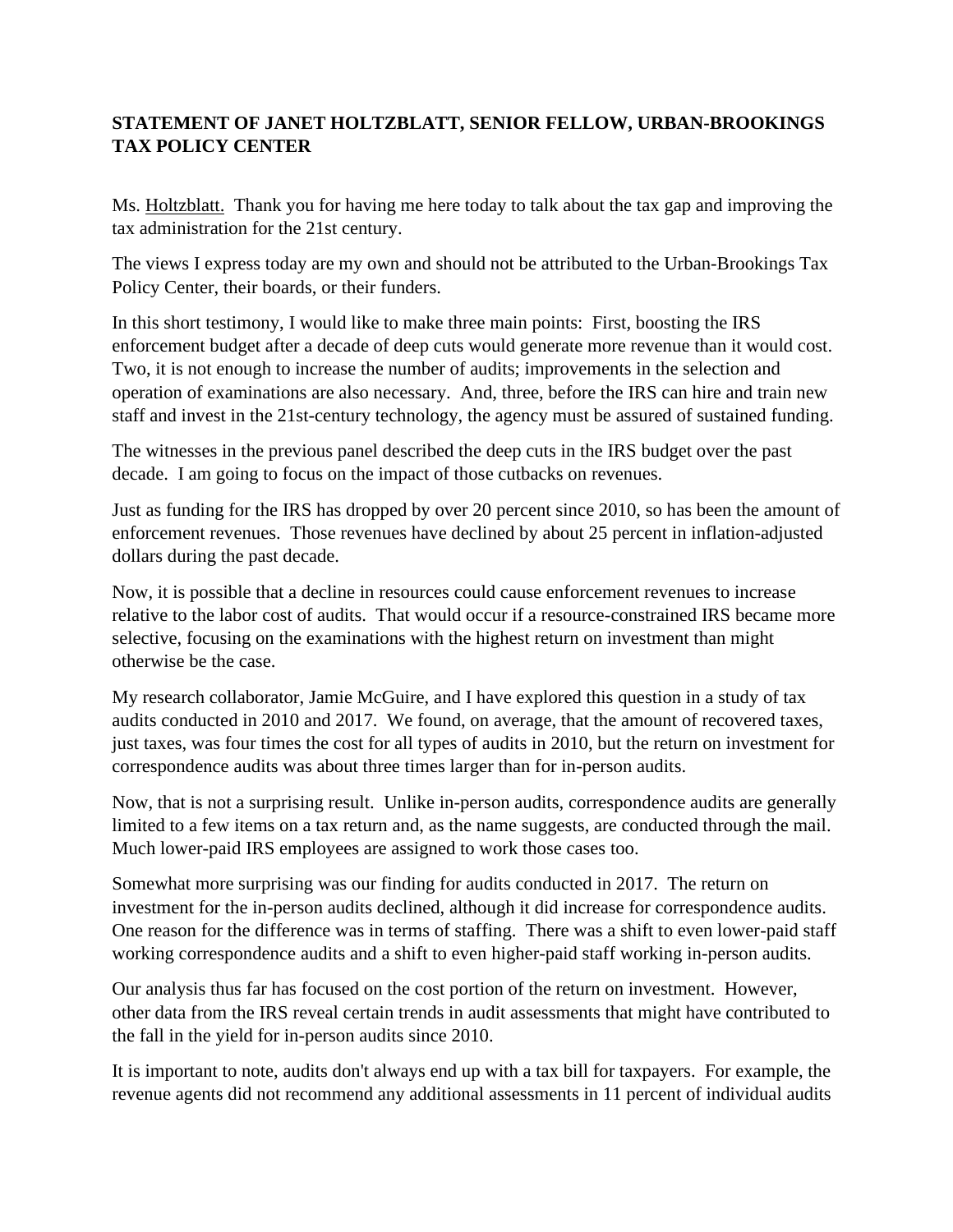**STATEMENT OF JANET HOLTZBLATT, SENIOR FELLOW, URBAN-BROOKINGS TAX POLICY CENTER**

Ms. Holtzblatt. Thank you for having me here today to talk about the tax gap and improving the tax administration for the 21st century.

The views I express today are my own and should not be attributed to the Urban-Brookings Tax Policy Center, their boards, or their funders.

In this short testimony, I would like to make three main points: First, boosting the IRS enforcement budget after a decade of deep cuts would generate more revenue than it would cost. Two, it is not enough to increase the number of audits; improvements in the selection and operation of examinations are also necessary. And, three, before the IRS can hire and train new staff and invest in the 21st-century technology, the agency must be assured of sustained funding.

The witnesses in the previous panel described the deep cuts in the IRS budget over the past decade. I am going to focus on the impact of those cutbacks on revenues.

Just as funding for the IRS has dropped by over 20 percent since 2010, so has been the amount of enforcement revenues. Those revenues have declined by about 25 percent in inflation-adjusted dollars during the past decade.

Now, it is possible that a decline in resources could cause enforcement revenues to increase relative to the labor cost of audits. That would occur if a resource-constrained IRS became more selective, focusing on the examinations with the highest return on investment than might otherwise be the case.

My research collaborator, Jamie McGuire, and I have explored this question in a study of tax audits conducted in 2010 and 2017. We found, on average, that the amount of recovered taxes, just taxes, was four times the cost for all types of audits in 2010, but the return on investment for correspondence audits was about three times larger than for in-person audits.

Now, that is not a surprising result. Unlike in-person audits, correspondence audits are generally limited to a few items on a tax return and, as the name suggests, are conducted through the mail. Much lower-paid IRS employees are assigned to work those cases too.

Somewhat more surprising was our finding for audits conducted in 2017. The return on investment for the in-person audits declined, although it did increase for correspondence audits. One reason for the difference was in terms of staffing. There was a shift to even lower-paid staff working correspondence audits and a shift to even higher-paid staff working in-person audits.

Our analysis thus far has focused on the cost portion of the return on investment. However, other data from the IRS reveal certain trends in audit assessments that might have contributed to the fall in the yield for in-person audits since 2010.

It is important to note, audits don't always end up with a tax bill for taxpayers. For example, the revenue agents did not recommend any additional assessments in 11 percent of individual audits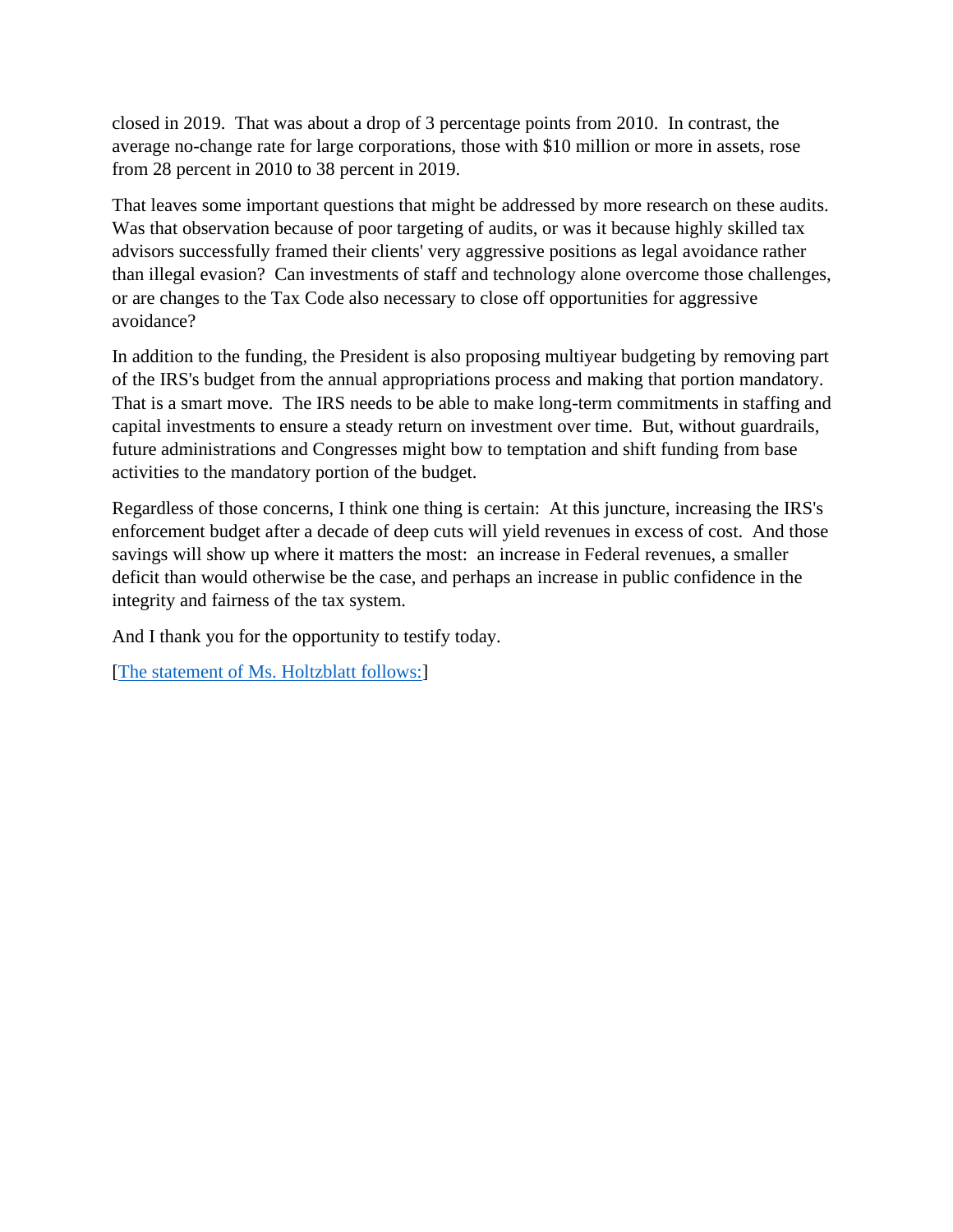closed in 2019. That was about a drop of 3 percentage points from 2010. In contrast, the average no-change rate for large corporations, those with $10 million or more in assets, rose from 28 percent in 2010 to 38 percent in 2019.

That leaves some important questions that might be addressed by more research on these audits. Was that observation because of poor targeting of audits, or was it because highly skilled tax advisors successfully framed their clients' very aggressive positions as legal avoidance rather than illegal evasion? Can investments of staff and technology alone overcome those challenges, or are changes to the Tax Code also necessary to close off opportunities for aggressive avoidance?

In addition to the funding, the President is also proposing multiyear budgeting by removing part of the IRS's budget from the annual appropriations process and making that portion mandatory. That is a smart move. The IRS needs to be able to make long-term commitments in staffing and capital investments to ensure a steady return on investment over time. But, without guardrails, future administrations and Congresses might bow to temptation and shift funding from base activities to the mandatory portion of the budget.

Regardless of those concerns, I think one thing is certain: At this juncture, increasing the IRS's enforcement budget after a decade of deep cuts will yield revenues in excess of cost. And those savings will show up where it matters the most: an increase in Federal revenues, a smaller deficit than would otherwise be the case, and perhaps an increase in public confidence in the integrity and fairness of the tax system.

And I thank you for the opportunity to testify today.

[The statement of Ms. Holtzblatt follows:]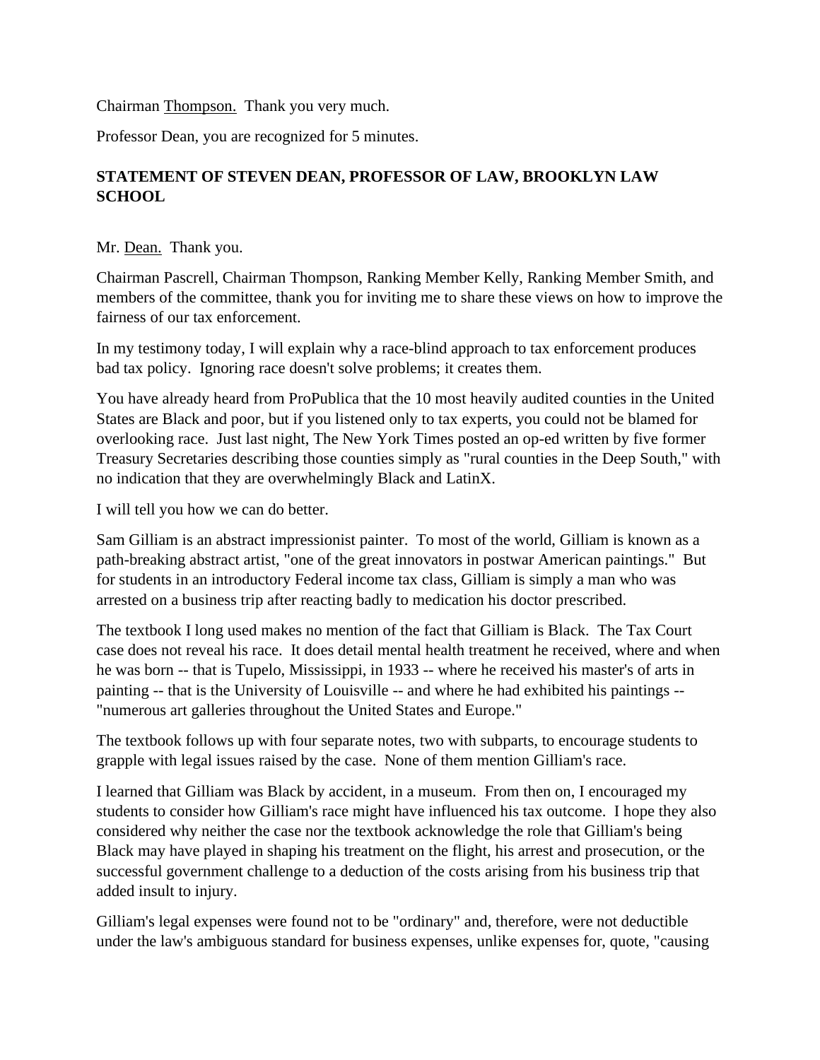Chairman Thompson. Thank you very much.

Professor Dean, you are recognized for 5 minutes.

**STATEMENT OF STEVEN DEAN, PROFESSOR OF LAW, BROOKLYN LAW SCHOOL**

Mr. Dean. Thank you.

Chairman Pascrell, Chairman Thompson, Ranking Member Kelly, Ranking Member Smith, and members of the committee, thank you for inviting me to share these views on how to improve the fairness of our tax enforcement.

In my testimony today, I will explain why a race-blind approach to tax enforcement produces bad tax policy. Ignoring race doesn't solve problems; it creates them.

You have already heard from ProPublica that the 10 most heavily audited counties in the United States are Black and poor, but if you listened only to tax experts, you could not be blamed for overlooking race. Just last night, The New York Times posted an op-ed written by five former Treasury Secretaries describing those counties simply as "rural counties in the Deep South," with no indication that they are overwhelmingly Black and LatinX.

I will tell you how we can do better.

Sam Gilliam is an abstract impressionist painter. To most of the world, Gilliam is known as a path-breaking abstract artist, "one of the great innovators in postwar American paintings." But for students in an introductory Federal income tax class, Gilliam is simply a man who was arrested on a business trip after reacting badly to medication his doctor prescribed.

The textbook I long used makes no mention of the fact that Gilliam is Black. The Tax Court case does not reveal his race. It does detail mental health treatment he received, where and when he was born -- that is Tupelo, Mississippi, in 1933 -- where he received his master's of arts in painting -- that is the University of Louisville -- and where he had exhibited his paintings -- "numerous art galleries throughout the United States and Europe."

The textbook follows up with four separate notes, two with subparts, to encourage students to grapple with legal issues raised by the case. None of them mention Gilliam's race.

I learned that Gilliam was Black by accident, in a museum. From then on, I encouraged my students to consider how Gilliam's race might have influenced his tax outcome. I hope they also considered why neither the case nor the textbook acknowledge the role that Gilliam's being Black may have played in shaping his treatment on the flight, his arrest and prosecution, or the successful government challenge to a deduction of the costs arising from his business trip that added insult to injury.

Gilliam's legal expenses were found not to be "ordinary" and, therefore, were not deductible under the law's ambiguous standard for business expenses, unlike expenses for, quote, "causing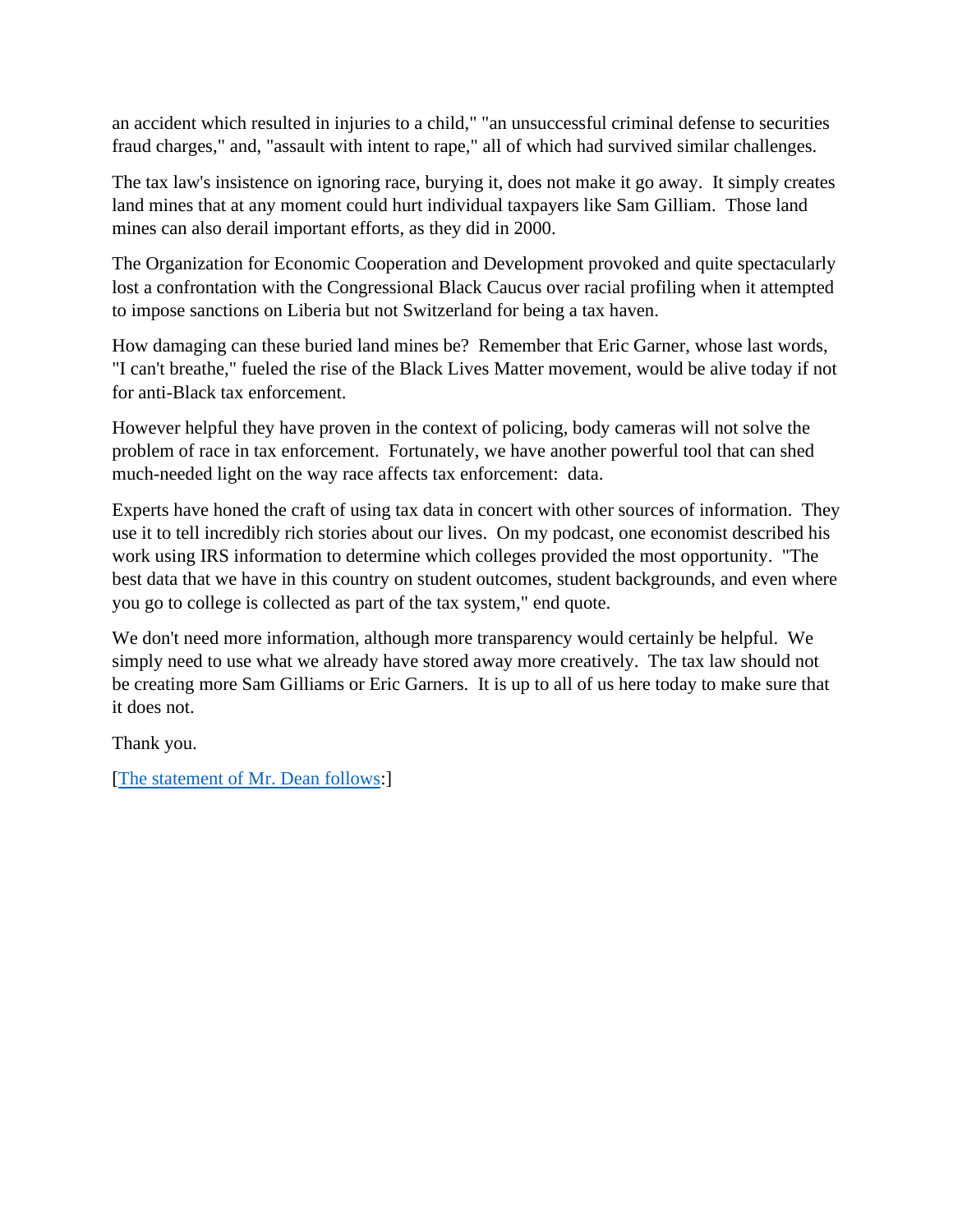an accident which resulted in injuries to a child," "an unsuccessful criminal defense to securities fraud charges," and, "assault with intent to rape," all of which had survived similar challenges.

The tax law's insistence on ignoring race, burying it, does not make it go away. It simply creates land mines that at any moment could hurt individual taxpayers like Sam Gilliam. Those land mines can also derail important efforts, as they did in 2000.

The Organization for Economic Cooperation and Development provoked and quite spectacularly lost a confrontation with the Congressional Black Caucus over racial profiling when it attempted to impose sanctions on Liberia but not Switzerland for being a tax haven.

How damaging can these buried land mines be? Remember that Eric Garner, whose last words, "I can't breathe," fueled the rise of the Black Lives Matter movement, would be alive today if not for anti-Black tax enforcement.

However helpful they have proven in the context of policing, body cameras will not solve the problem of race in tax enforcement. Fortunately, we have another powerful tool that can shed much-needed light on the way race affects tax enforcement: data.

Experts have honed the craft of using tax data in concert with other sources of information. They use it to tell incredibly rich stories about our lives. On my podcast, one economist described his work using IRS information to determine which colleges provided the most opportunity. "The best data that we have in this country on student outcomes, student backgrounds, and even where you go to college is collected as part of the tax system," end quote.

We don't need more information, although more transparency would certainly be helpful. We simply need to use what we already have stored away more creatively. The tax law should not be creating more Sam Gilliams or Eric Garners. It is up to all of us here today to make sure that it does not.

Thank you.

[The statement of Mr. Dean follows:]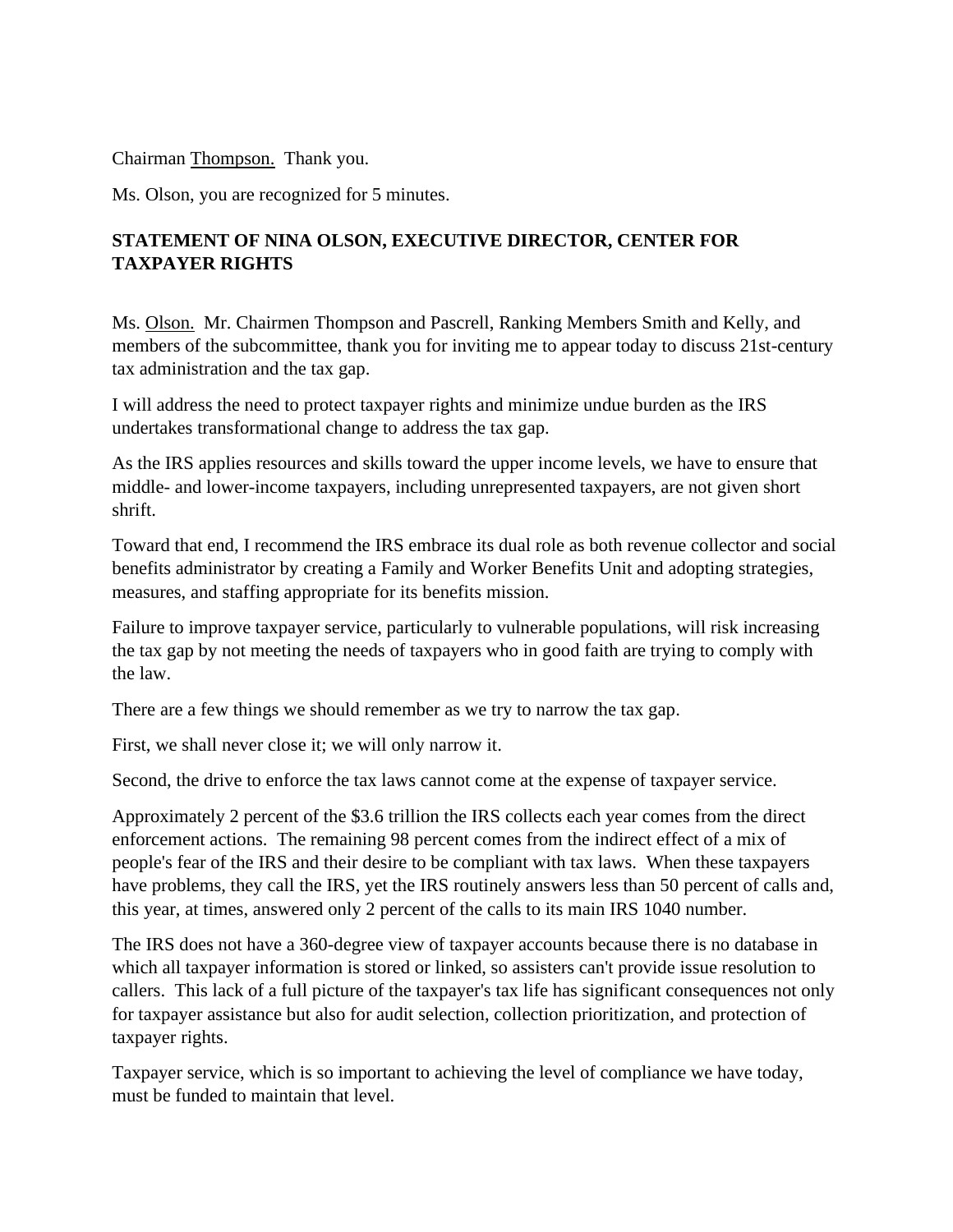Chairman Thompson. Thank you.

Ms. Olson, you are recognized for 5 minutes.

**STATEMENT OF NINA OLSON, EXECUTIVE DIRECTOR, CENTER FOR TAXPAYER RIGHTS**

Ms. Olson. Mr. Chairmen Thompson and Pascrell, Ranking Members Smith and Kelly, and members of the subcommittee, thank you for inviting me to appear today to discuss 21st-century tax administration and the tax gap.

I will address the need to protect taxpayer rights and minimize undue burden as the IRS undertakes transformational change to address the tax gap.

As the IRS applies resources and skills toward the upper income levels, we have to ensure that middle- and lower-income taxpayers, including unrepresented taxpayers, are not given short shrift.

Toward that end, I recommend the IRS embrace its dual role as both revenue collector and social benefits administrator by creating a Family and Worker Benefits Unit and adopting strategies, measures, and staffing appropriate for its benefits mission.

Failure to improve taxpayer service, particularly to vulnerable populations, will risk increasing the tax gap by not meeting the needs of taxpayers who in good faith are trying to comply with the law.

There are a few things we should remember as we try to narrow the tax gap.

First, we shall never close it; we will only narrow it.

Second, the drive to enforce the tax laws cannot come at the expense of taxpayer service.

Approximately 2 percent of the $3.6 trillion the IRS collects each year comes from the direct enforcement actions. The remaining 98 percent comes from the indirect effect of a mix of people's fear of the IRS and their desire to be compliant with tax laws. When these taxpayers have problems, they call the IRS, yet the IRS routinely answers less than 50 percent of calls and, this year, at times, answered only 2 percent of the calls to its main IRS 1040 number.

The IRS does not have a 360-degree view of taxpayer accounts because there is no database in which all taxpayer information is stored or linked, so assisters can't provide issue resolution to callers. This lack of a full picture of the taxpayer's tax life has significant consequences not only for taxpayer assistance but also for audit selection, collection prioritization, and protection of taxpayer rights.

Taxpayer service, which is so important to achieving the level of compliance we have today, must be funded to maintain that level.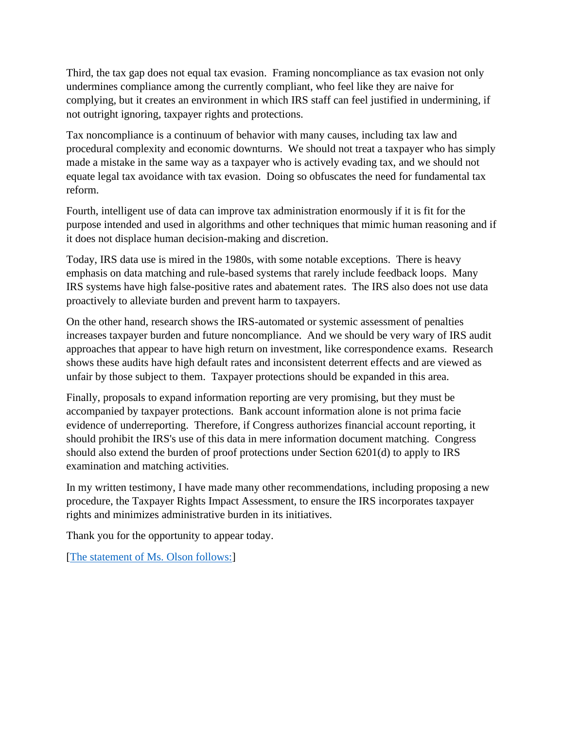Third, the tax gap does not equal tax evasion. Framing noncompliance as tax evasion not only undermines compliance among the currently compliant, who feel like they are naive for complying, but it creates an environment in which IRS staff can feel justified in undermining, if not outright ignoring, taxpayer rights and protections.

Tax noncompliance is a continuum of behavior with many causes, including tax law and procedural complexity and economic downturns. We should not treat a taxpayer who has simply made a mistake in the same way as a taxpayer who is actively evading tax, and we should not equate legal tax avoidance with tax evasion. Doing so obfuscates the need for fundamental tax reform.

Fourth, intelligent use of data can improve tax administration enormously if it is fit for the purpose intended and used in algorithms and other techniques that mimic human reasoning and if it does not displace human decision-making and discretion.

Today, IRS data use is mired in the 1980s, with some notable exceptions. There is heavy emphasis on data matching and rule-based systems that rarely include feedback loops. Many IRS systems have high false-positive rates and abatement rates. The IRS also does not use data proactively to alleviate burden and prevent harm to taxpayers.

On the other hand, research shows the IRS-automated or systemic assessment of penalties increases taxpayer burden and future noncompliance. And we should be very wary of IRS audit approaches that appear to have high return on investment, like correspondence exams. Research shows these audits have high default rates and inconsistent deterrent effects and are viewed as unfair by those subject to them. Taxpayer protections should be expanded in this area.

Finally, proposals to expand information reporting are very promising, but they must be accompanied by taxpayer protections. Bank account information alone is not prima facie evidence of underreporting. Therefore, if Congress authorizes financial account reporting, it should prohibit the IRS's use of this data in mere information document matching. Congress should also extend the burden of proof protections under Section 6201(d) to apply to IRS examination and matching activities.

In my written testimony, I have made many other recommendations, including proposing a new procedure, the Taxpayer Rights Impact Assessment, to ensure the IRS incorporates taxpayer rights and minimizes administrative burden in its initiatives.

Thank you for the opportunity to appear today.

[The statement of Ms. Olson follows:]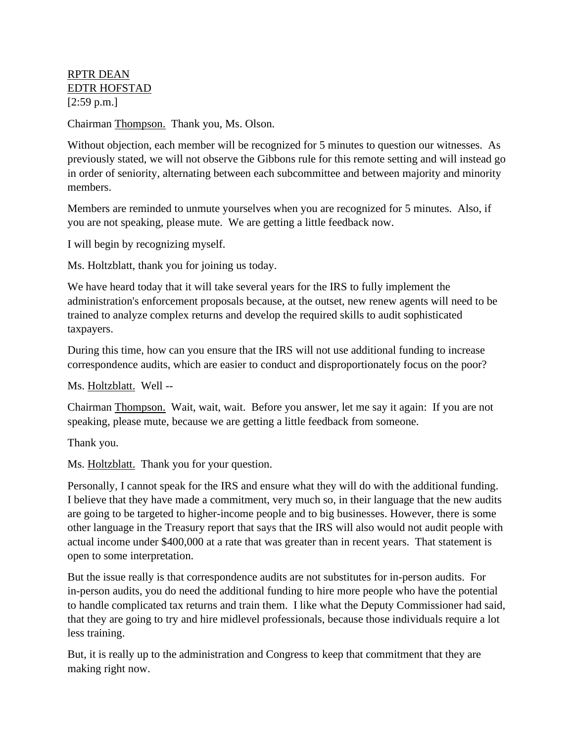RPTR DEAN

EDTR HOFSTAD

[2:59 p.m.]

Chairman Thompson. Thank you, Ms. Olson.

Without objection, each member will be recognized for 5 minutes to question our witnesses. As previously stated, we will not observe the Gibbons rule for this remote setting and will instead go in order of seniority, alternating between each subcommittee and between majority and minority members.

Members are reminded to unmute yourselves when you are recognized for 5 minutes. Also, if you are not speaking, please mute. We are getting a little feedback now.

I will begin by recognizing myself.

Ms. Holtzblatt, thank you for joining us today.

We have heard today that it will take several years for the IRS to fully implement the administration's enforcement proposals because, at the outset, new renew agents will need to be trained to analyze complex returns and develop the required skills to audit sophisticated taxpayers.

During this time, how can you ensure that the IRS will not use additional funding to increase correspondence audits, which are easier to conduct and disproportionately focus on the poor?

Ms. Holtzblatt. Well --

Chairman Thompson. Wait, wait, wait. Before you answer, let me say it again: If you are not speaking, please mute, because we are getting a little feedback from someone.

Thank you.

Ms. Holtzblatt. Thank you for your question.

Personally, I cannot speak for the IRS and ensure what they will do with the additional funding. I believe that they have made a commitment, very much so, in their language that the new audits are going to be targeted to higher-income people and to big businesses. However, there is some other language in the Treasury report that says that the IRS will also would not audit people with actual income under $400,000 at a rate that was greater than in recent years. That statement is open to some interpretation.

But the issue really is that correspondence audits are not substitutes for in-person audits. For in-person audits, you do need the additional funding to hire more people who have the potential to handle complicated tax returns and train them. I like what the Deputy Commissioner had said, that they are going to try and hire midlevel professionals, because those individuals require a lot less training.

But, it is really up to the administration and Congress to keep that commitment that they are making right now.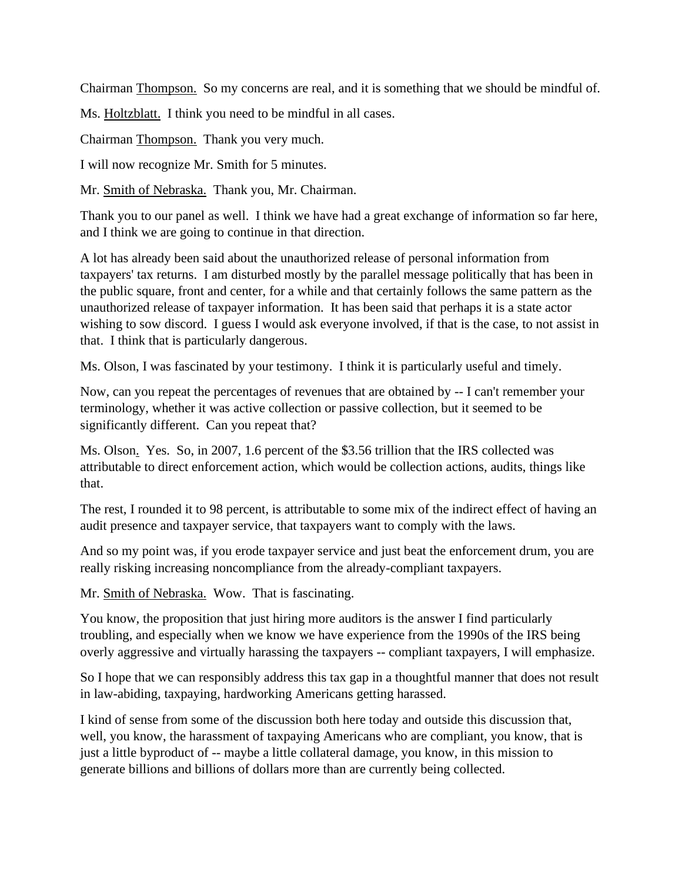Chairman Thompson. So my concerns are real, and it is something that we should be mindful of.

Ms. Holtzblatt. I think you need to be mindful in all cases.

Chairman Thompson. Thank you very much.

I will now recognize Mr. Smith for 5 minutes.

Mr. Smith of Nebraska. Thank you, Mr. Chairman.

Thank you to our panel as well. I think we have had a great exchange of information so far here, and I think we are going to continue in that direction.

A lot has already been said about the unauthorized release of personal information from taxpayers' tax returns. I am disturbed mostly by the parallel message politically that has been in the public square, front and center, for a while and that certainly follows the same pattern as the unauthorized release of taxpayer information. It has been said that perhaps it is a state actor wishing to sow discord. I guess I would ask everyone involved, if that is the case, to not assist in that. I think that is particularly dangerous.

Ms. Olson, I was fascinated by your testimony. I think it is particularly useful and timely.

Now, can you repeat the percentages of revenues that are obtained by -- I can't remember your terminology, whether it was active collection or passive collection, but it seemed to be significantly different. Can you repeat that?

Ms. Olson. Yes. So, in 2007, 1.6 percent of the $3.56 trillion that the IRS collected was attributable to direct enforcement action, which would be collection actions, audits, things like that.

The rest, I rounded it to 98 percent, is attributable to some mix of the indirect effect of having an audit presence and taxpayer service, that taxpayers want to comply with the laws.

And so my point was, if you erode taxpayer service and just beat the enforcement drum, you are really risking increasing noncompliance from the already-compliant taxpayers.

Mr. Smith of Nebraska. Wow. That is fascinating.

You know, the proposition that just hiring more auditors is the answer I find particularly troubling, and especially when we know we have experience from the 1990s of the IRS being overly aggressive and virtually harassing the taxpayers -- compliant taxpayers, I will emphasize.

So I hope that we can responsibly address this tax gap in a thoughtful manner that does not result in law-abiding, taxpaying, hardworking Americans getting harassed.

I kind of sense from some of the discussion both here today and outside this discussion that, well, you know, the harassment of taxpaying Americans who are compliant, you know, that is just a little byproduct of -- maybe a little collateral damage, you know, in this mission to generate billions and billions of dollars more than are currently being collected.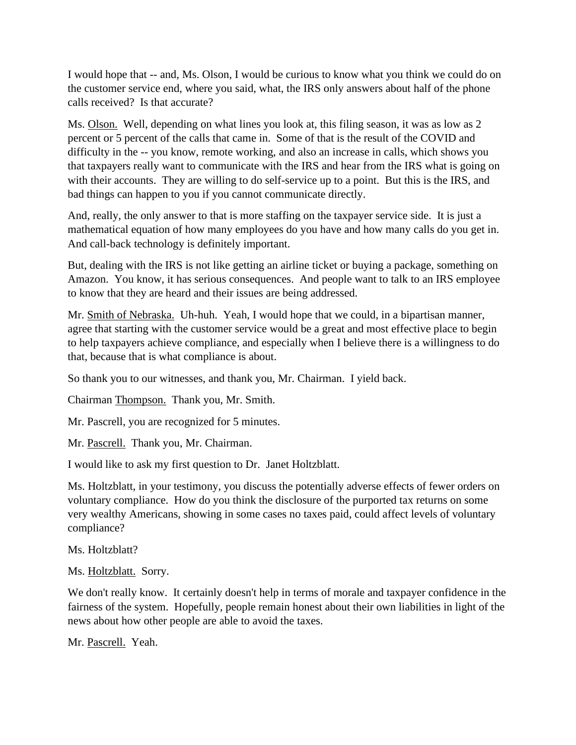I would hope that -- and, Ms. Olson, I would be curious to know what you think we could do on the customer service end, where you said, what, the IRS only answers about half of the phone calls received? Is that accurate?

Ms. Olson. Well, depending on what lines you look at, this filing season, it was as low as 2 percent or 5 percent of the calls that came in. Some of that is the result of the COVID and difficulty in the -- you know, remote working, and also an increase in calls, which shows you that taxpayers really want to communicate with the IRS and hear from the IRS what is going on with their accounts. They are willing to do self-service up to a point. But this is the IRS, and bad things can happen to you if you cannot communicate directly.

And, really, the only answer to that is more staffing on the taxpayer service side. It is just a mathematical equation of how many employees do you have and how many calls do you get in. And call-back technology is definitely important.

But, dealing with the IRS is not like getting an airline ticket or buying a package, something on Amazon. You know, it has serious consequences. And people want to talk to an IRS employee to know that they are heard and their issues are being addressed.

Mr. Smith of Nebraska. Uh-huh. Yeah, I would hope that we could, in a bipartisan manner, agree that starting with the customer service would be a great and most effective place to begin to help taxpayers achieve compliance, and especially when I believe there is a willingness to do that, because that is what compliance is about.

So thank you to our witnesses, and thank you, Mr. Chairman. I yield back.

Chairman Thompson. Thank you, Mr. Smith.

Mr. Pascrell, you are recognized for 5 minutes.

Mr. Pascrell. Thank you, Mr. Chairman.

I would like to ask my first question to Dr. Janet Holtzblatt.

Ms. Holtzblatt, in your testimony, you discuss the potentially adverse effects of fewer orders on voluntary compliance. How do you think the disclosure of the purported tax returns on some very wealthy Americans, showing in some cases no taxes paid, could affect levels of voluntary compliance?

Ms. Holtzblatt?

Ms. Holtzblatt. Sorry.

We don't really know. It certainly doesn't help in terms of morale and taxpayer confidence in the fairness of the system. Hopefully, people remain honest about their own liabilities in light of the news about how other people are able to avoid the taxes.

Mr. Pascrell. Yeah.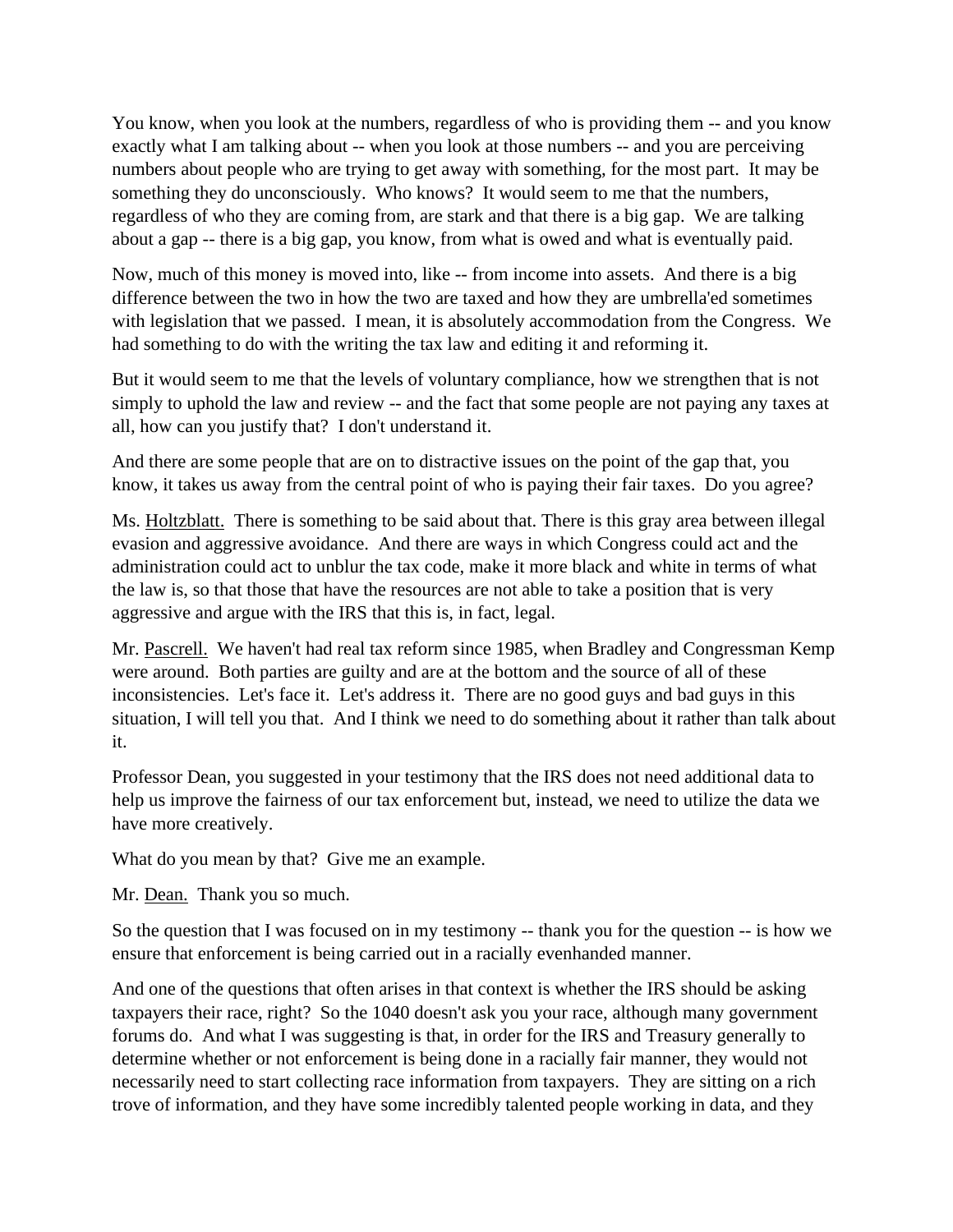You know, when you look at the numbers, regardless of who is providing them -- and you know exactly what I am talking about -- when you look at those numbers -- and you are perceiving numbers about people who are trying to get away with something, for the most part. It may be something they do unconsciously. Who knows? It would seem to me that the numbers, regardless of who they are coming from, are stark and that there is a big gap. We are talking about a gap -- there is a big gap, you know, from what is owed and what is eventually paid.

Now, much of this money is moved into, like -- from income into assets. And there is a big difference between the two in how the two are taxed and how they are umbrella'ed sometimes with legislation that we passed. I mean, it is absolutely accommodation from the Congress. We had something to do with the writing the tax law and editing it and reforming it.

But it would seem to me that the levels of voluntary compliance, how we strengthen that is not simply to uphold the law and review -- and the fact that some people are not paying any taxes at all, how can you justify that? I don't understand it.

And there are some people that are on to distractive issues on the point of the gap that, you know, it takes us away from the central point of who is paying their fair taxes. Do you agree?

Ms. Holtzblatt. There is something to be said about that. There is this gray area between illegal evasion and aggressive avoidance. And there are ways in which Congress could act and the administration could act to unblur the tax code, make it more black and white in terms of what the law is, so that those that have the resources are not able to take a position that is very aggressive and argue with the IRS that this is, in fact, legal.

Mr. Pascrell. We haven't had real tax reform since 1985, when Bradley and Congressman Kemp were around. Both parties are guilty and are at the bottom and the source of all of these inconsistencies. Let's face it. Let's address it. There are no good guys and bad guys in this situation, I will tell you that. And I think we need to do something about it rather than talk about it.

Professor Dean, you suggested in your testimony that the IRS does not need additional data to help us improve the fairness of our tax enforcement but, instead, we need to utilize the data we have more creatively.

What do you mean by that? Give me an example.

Mr. Dean. Thank you so much.

So the question that I was focused on in my testimony -- thank you for the question -- is how we ensure that enforcement is being carried out in a racially evenhanded manner.

And one of the questions that often arises in that context is whether the IRS should be asking taxpayers their race, right? So the 1040 doesn't ask you your race, although many government forums do. And what I was suggesting is that, in order for the IRS and Treasury generally to determine whether or not enforcement is being done in a racially fair manner, they would not necessarily need to start collecting race information from taxpayers. They are sitting on a rich trove of information, and they have some incredibly talented people working in data, and they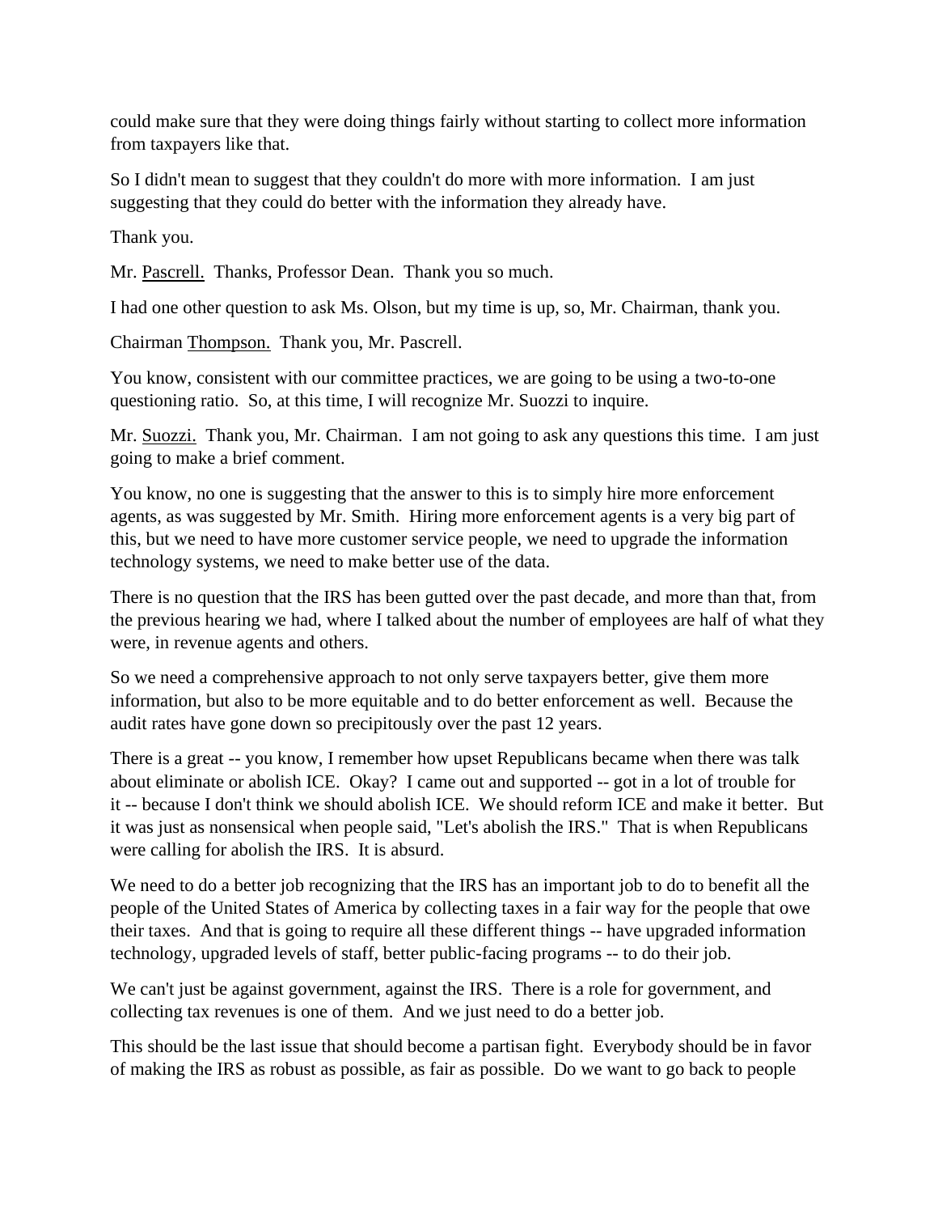could make sure that they were doing things fairly without starting to collect more information from taxpayers like that.

So I didn't mean to suggest that they couldn't do more with more information. I am just suggesting that they could do better with the information they already have.

Thank you.

Mr. Pascrell. Thanks, Professor Dean. Thank you so much.

I had one other question to ask Ms. Olson, but my time is up, so, Mr. Chairman, thank you.

Chairman Thompson. Thank you, Mr. Pascrell.

You know, consistent with our committee practices, we are going to be using a two-to-one questioning ratio. So, at this time, I will recognize Mr. Suozzi to inquire.

Mr. Suozzi. Thank you, Mr. Chairman. I am not going to ask any questions this time. I am just going to make a brief comment.

You know, no one is suggesting that the answer to this is to simply hire more enforcement agents, as was suggested by Mr. Smith. Hiring more enforcement agents is a very big part of this, but we need to have more customer service people, we need to upgrade the information technology systems, we need to make better use of the data.

There is no question that the IRS has been gutted over the past decade, and more than that, from the previous hearing we had, where I talked about the number of employees are half of what they were, in revenue agents and others.

So we need a comprehensive approach to not only serve taxpayers better, give them more information, but also to be more equitable and to do better enforcement as well. Because the audit rates have gone down so precipitously over the past 12 years.

There is a great -- you know, I remember how upset Republicans became when there was talk about eliminate or abolish ICE. Okay? I came out and supported -- got in a lot of trouble for it -- because I don't think we should abolish ICE. We should reform ICE and make it better. But it was just as nonsensical when people said, "Let's abolish the IRS." That is when Republicans were calling for abolish the IRS. It is absurd.

We need to do a better job recognizing that the IRS has an important job to do to benefit all the people of the United States of America by collecting taxes in a fair way for the people that owe their taxes. And that is going to require all these different things -- have upgraded information technology, upgraded levels of staff, better public-facing programs -- to do their job.

We can't just be against government, against the IRS. There is a role for government, and collecting tax revenues is one of them. And we just need to do a better job.

This should be the last issue that should become a partisan fight. Everybody should be in favor of making the IRS as robust as possible, as fair as possible. Do we want to go back to people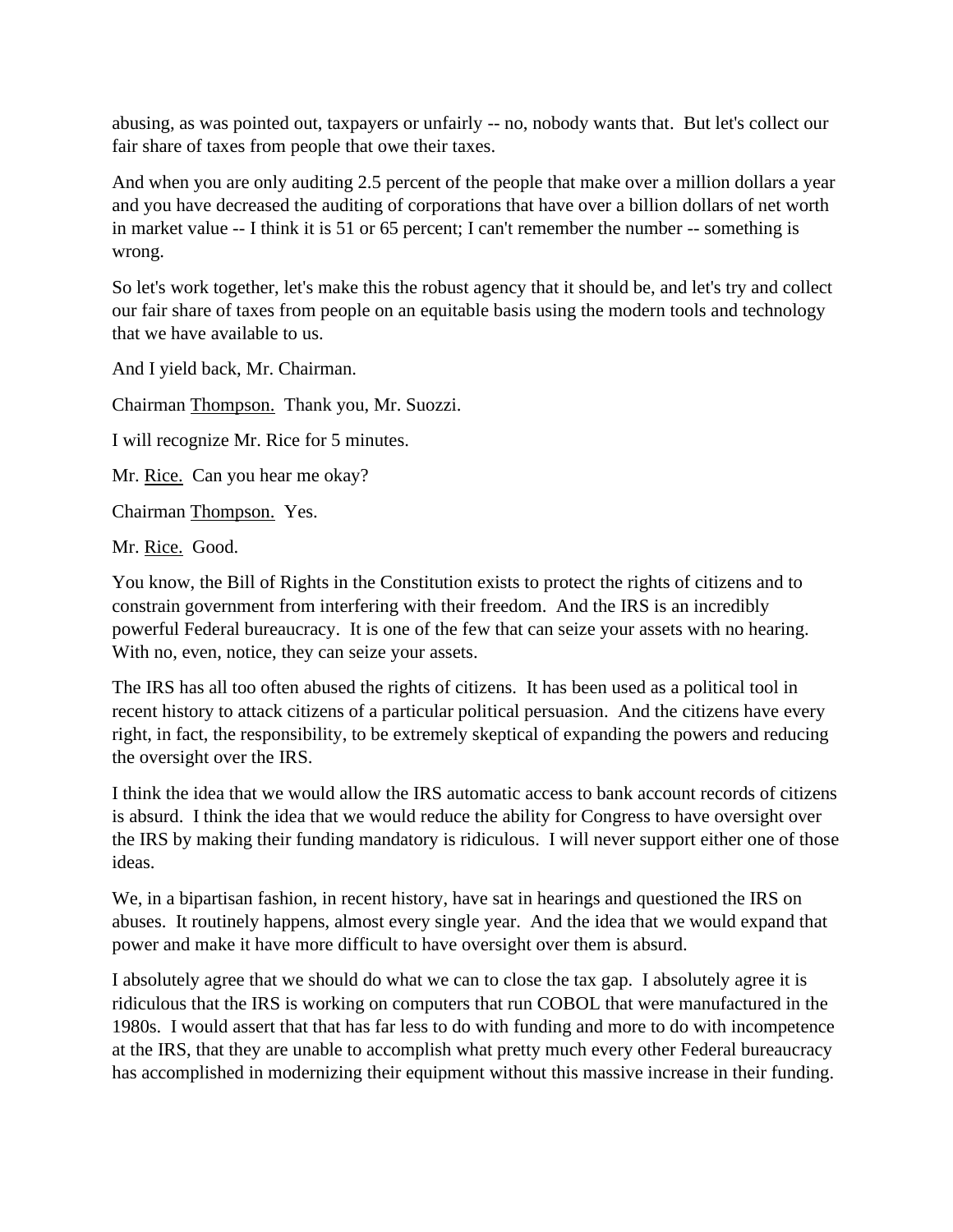abusing, as was pointed out, taxpayers or unfairly -- no, nobody wants that. But let's collect our fair share of taxes from people that owe their taxes.

And when you are only auditing 2.5 percent of the people that make over a million dollars a year and you have decreased the auditing of corporations that have over a billion dollars of net worth in market value -- I think it is 51 or 65 percent; I can't remember the number -- something is wrong.

So let's work together, let's make this the robust agency that it should be, and let's try and collect our fair share of taxes from people on an equitable basis using the modern tools and technology that we have available to us.

And I yield back, Mr. Chairman.

Chairman Thompson. Thank you, Mr. Suozzi.

I will recognize Mr. Rice for 5 minutes.

Mr. Rice. Can you hear me okay?

Chairman Thompson. Yes.

Mr. Rice. Good.

You know, the Bill of Rights in the Constitution exists to protect the rights of citizens and to constrain government from interfering with their freedom. And the IRS is an incredibly powerful Federal bureaucracy. It is one of the few that can seize your assets with no hearing. With no, even, notice, they can seize your assets.

The IRS has all too often abused the rights of citizens. It has been used as a political tool in recent history to attack citizens of a particular political persuasion. And the citizens have every right, in fact, the responsibility, to be extremely skeptical of expanding the powers and reducing the oversight over the IRS.

I think the idea that we would allow the IRS automatic access to bank account records of citizens is absurd. I think the idea that we would reduce the ability for Congress to have oversight over the IRS by making their funding mandatory is ridiculous. I will never support either one of those ideas.

We, in a bipartisan fashion, in recent history, have sat in hearings and questioned the IRS on abuses. It routinely happens, almost every single year. And the idea that we would expand that power and make it have more difficult to have oversight over them is absurd.

I absolutely agree that we should do what we can to close the tax gap. I absolutely agree it is ridiculous that the IRS is working on computers that run COBOL that were manufactured in the 1980s. I would assert that that has far less to do with funding and more to do with incompetence at the IRS, that they are unable to accomplish what pretty much every other Federal bureaucracy has accomplished in modernizing their equipment without this massive increase in their funding.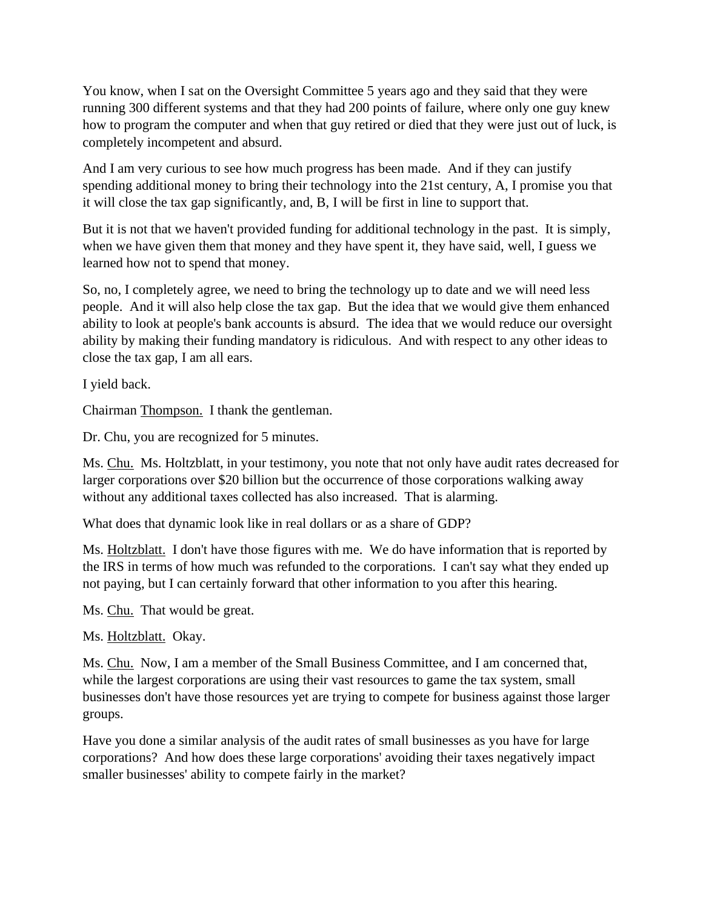You know, when I sat on the Oversight Committee 5 years ago and they said that they were running 300 different systems and that they had 200 points of failure, where only one guy knew how to program the computer and when that guy retired or died that they were just out of luck, is completely incompetent and absurd.

And I am very curious to see how much progress has been made. And if they can justify spending additional money to bring their technology into the 21st century, A, I promise you that it will close the tax gap significantly, and, B, I will be first in line to support that.

But it is not that we haven't provided funding for additional technology in the past. It is simply, when we have given them that money and they have spent it, they have said, well, I guess we learned how not to spend that money.

So, no, I completely agree, we need to bring the technology up to date and we will need less people. And it will also help close the tax gap. But the idea that we would give them enhanced ability to look at people's bank accounts is absurd. The idea that we would reduce our oversight ability by making their funding mandatory is ridiculous. And with respect to any other ideas to close the tax gap, I am all ears.

I yield back.

Chairman Thompson. I thank the gentleman.

Dr. Chu, you are recognized for 5 minutes.

Ms. Chu. Ms. Holtzblatt, in your testimony, you note that not only have audit rates decreased for larger corporations over $20 billion but the occurrence of those corporations walking away without any additional taxes collected has also increased. That is alarming.

What does that dynamic look like in real dollars or as a share of GDP?

Ms. Holtzblatt. I don't have those figures with me. We do have information that is reported by the IRS in terms of how much was refunded to the corporations. I can't say what they ended up not paying, but I can certainly forward that other information to you after this hearing.

Ms. Chu. That would be great.

Ms. Holtzblatt. Okay.

Ms. Chu. Now, I am a member of the Small Business Committee, and I am concerned that, while the largest corporations are using their vast resources to game the tax system, small businesses don't have those resources yet are trying to compete for business against those larger groups.

Have you done a similar analysis of the audit rates of small businesses as you have for large corporations? And how does these large corporations' avoiding their taxes negatively impact smaller businesses' ability to compete fairly in the market?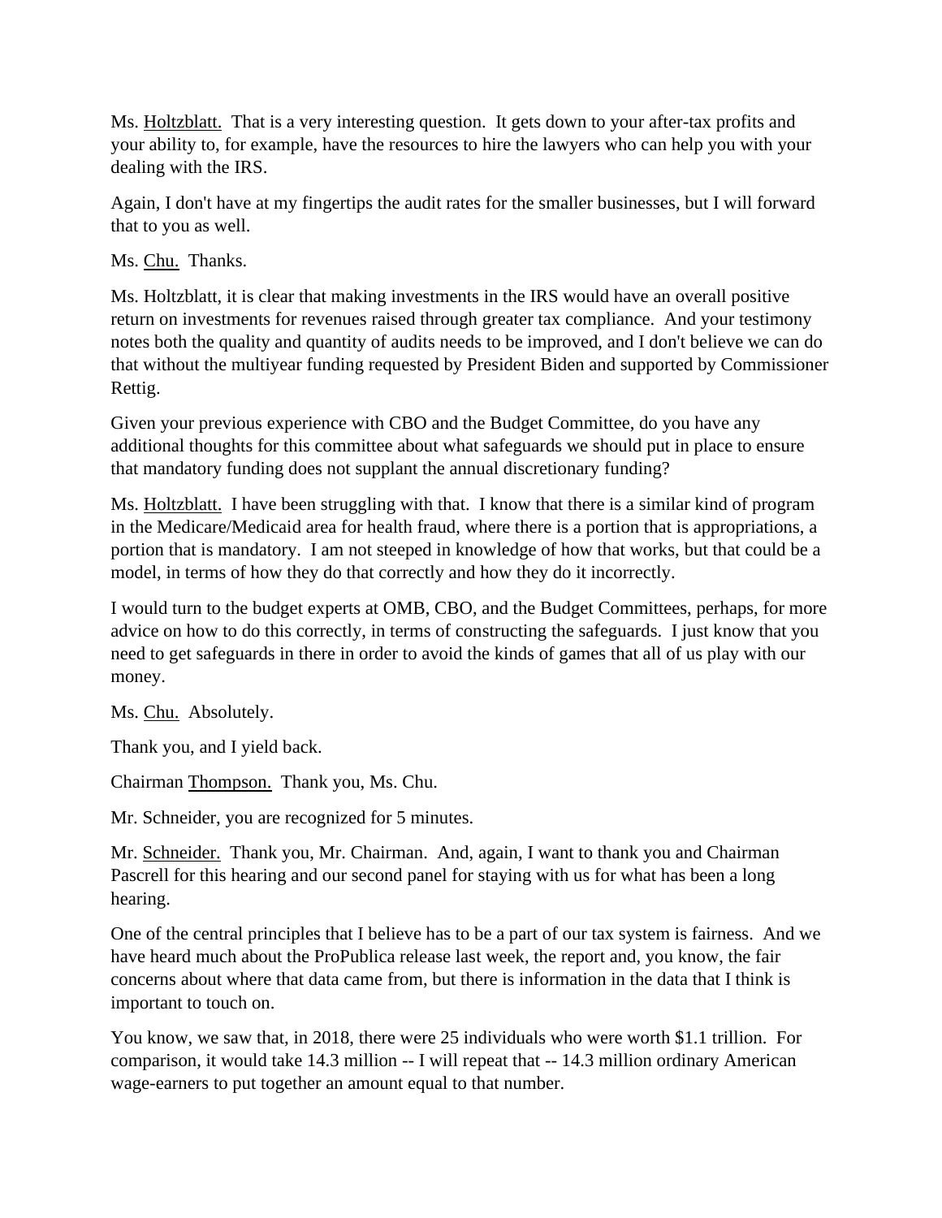Ms. Holtzblatt. That is a very interesting question. It gets down to your after-tax profits and your ability to, for example, have the resources to hire the lawyers who can help you with your dealing with the IRS.

Again, I don't have at my fingertips the audit rates for the smaller businesses, but I will forward that to you as well.

Ms. Chu. Thanks.

Ms. Holtzblatt, it is clear that making investments in the IRS would have an overall positive return on investments for revenues raised through greater tax compliance. And your testimony notes both the quality and quantity of audits needs to be improved, and I don't believe we can do that without the multiyear funding requested by President Biden and supported by Commissioner Rettig.

Given your previous experience with CBO and the Budget Committee, do you have any additional thoughts for this committee about what safeguards we should put in place to ensure that mandatory funding does not supplant the annual discretionary funding?

Ms. Holtzblatt. I have been struggling with that. I know that there is a similar kind of program in the Medicare/Medicaid area for health fraud, where there is a portion that is appropriations, a portion that is mandatory. I am not steeped in knowledge of how that works, but that could be a model, in terms of how they do that correctly and how they do it incorrectly.

I would turn to the budget experts at OMB, CBO, and the Budget Committees, perhaps, for more advice on how to do this correctly, in terms of constructing the safeguards. I just know that you need to get safeguards in there in order to avoid the kinds of games that all of us play with our money.

Ms. Chu. Absolutely.

Thank you, and I yield back.

Chairman Thompson. Thank you, Ms. Chu.

Mr. Schneider, you are recognized for 5 minutes.

Mr. Schneider. Thank you, Mr. Chairman. And, again, I want to thank you and Chairman Pascrell for this hearing and our second panel for staying with us for what has been a long hearing.

One of the central principles that I believe has to be a part of our tax system is fairness. And we have heard much about the ProPublica release last week, the report and, you know, the fair concerns about where that data came from, but there is information in the data that I think is important to touch on.

You know, we saw that, in 2018, there were 25 individuals who were worth $1.1 trillion. For comparison, it would take 14.3 million -- I will repeat that -- 14.3 million ordinary American wage-earners to put together an amount equal to that number.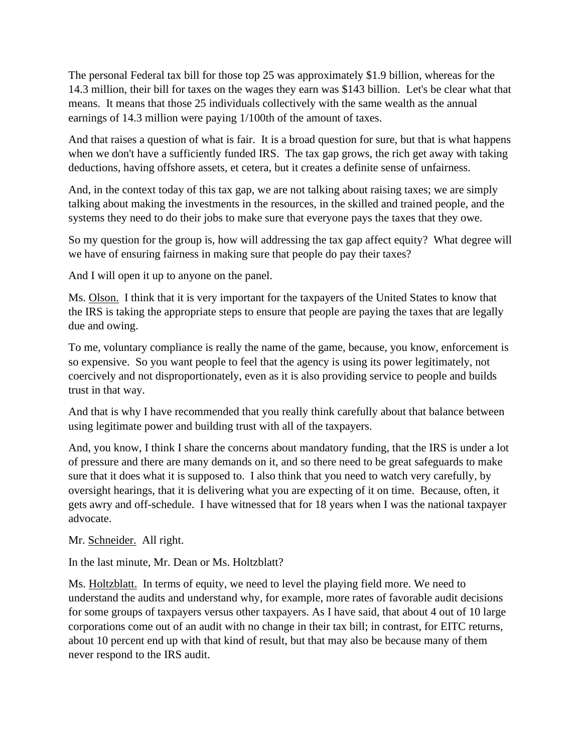The personal Federal tax bill for those top 25 was approximately $1.9 billion, whereas for the 14.3 million, their bill for taxes on the wages they earn was $143 billion. Let's be clear what that means. It means that those 25 individuals collectively with the same wealth as the annual earnings of 14.3 million were paying 1/100th of the amount of taxes.

And that raises a question of what is fair. It is a broad question for sure, but that is what happens when we don't have a sufficiently funded IRS. The tax gap grows, the rich get away with taking deductions, having offshore assets, et cetera, but it creates a definite sense of unfairness.

And, in the context today of this tax gap, we are not talking about raising taxes; we are simply talking about making the investments in the resources, in the skilled and trained people, and the systems they need to do their jobs to make sure that everyone pays the taxes that they owe.

So my question for the group is, how will addressing the tax gap affect equity? What degree will we have of ensuring fairness in making sure that people do pay their taxes?

And I will open it up to anyone on the panel.

Ms. Olson. I think that it is very important for the taxpayers of the United States to know that the IRS is taking the appropriate steps to ensure that people are paying the taxes that are legally due and owing.

To me, voluntary compliance is really the name of the game, because, you know, enforcement is so expensive. So you want people to feel that the agency is using its power legitimately, not coercively and not disproportionately, even as it is also providing service to people and builds trust in that way.

And that is why I have recommended that you really think carefully about that balance between using legitimate power and building trust with all of the taxpayers.

And, you know, I think I share the concerns about mandatory funding, that the IRS is under a lot of pressure and there are many demands on it, and so there need to be great safeguards to make sure that it does what it is supposed to. I also think that you need to watch very carefully, by oversight hearings, that it is delivering what you are expecting of it on time. Because, often, it gets awry and off-schedule. I have witnessed that for 18 years when I was the national taxpayer advocate.

Mr. Schneider. All right.

In the last minute, Mr. Dean or Ms. Holtzblatt?

Ms. Holtzblatt. In terms of equity, we need to level the playing field more. We need to understand the audits and understand why, for example, more rates of favorable audit decisions for some groups of taxpayers versus other taxpayers. As I have said, that about 4 out of 10 large corporations come out of an audit with no change in their tax bill; in contrast, for EITC returns, about 10 percent end up with that kind of result, but that may also be because many of them never respond to the IRS audit.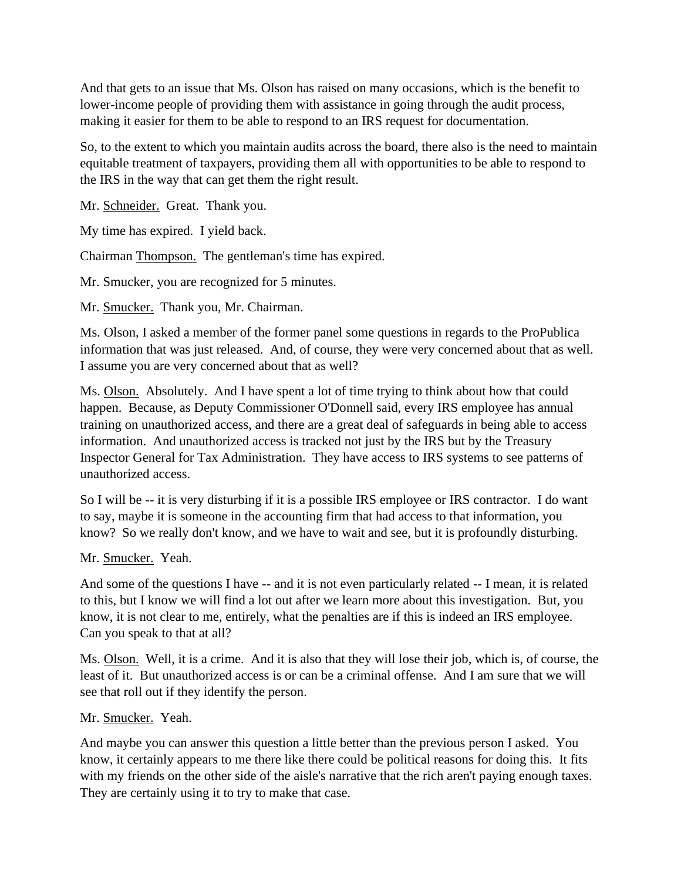And that gets to an issue that Ms. Olson has raised on many occasions, which is the benefit to lower-income people of providing them with assistance in going through the audit process, making it easier for them to be able to respond to an IRS request for documentation.

So, to the extent to which you maintain audits across the board, there also is the need to maintain equitable treatment of taxpayers, providing them all with opportunities to be able to respond to the IRS in the way that can get them the right result.

Mr. Schneider. Great. Thank you.

My time has expired. I yield back.

Chairman Thompson. The gentleman's time has expired.

Mr. Smucker, you are recognized for 5 minutes.

Mr. Smucker. Thank you, Mr. Chairman.

Ms. Olson, I asked a member of the former panel some questions in regards to the ProPublica information that was just released. And, of course, they were very concerned about that as well. I assume you are very concerned about that as well?

Ms. Olson. Absolutely. And I have spent a lot of time trying to think about how that could happen. Because, as Deputy Commissioner O'Donnell said, every IRS employee has annual training on unauthorized access, and there are a great deal of safeguards in being able to access information. And unauthorized access is tracked not just by the IRS but by the Treasury Inspector General for Tax Administration. They have access to IRS systems to see patterns of unauthorized access.

So I will be -- it is very disturbing if it is a possible IRS employee or IRS contractor. I do want to say, maybe it is someone in the accounting firm that had access to that information, you know? So we really don't know, and we have to wait and see, but it is profoundly disturbing.

Mr. Smucker. Yeah.

And some of the questions I have -- and it is not even particularly related -- I mean, it is related to this, but I know we will find a lot out after we learn more about this investigation. But, you know, it is not clear to me, entirely, what the penalties are if this is indeed an IRS employee. Can you speak to that at all?

Ms. Olson. Well, it is a crime. And it is also that they will lose their job, which is, of course, the least of it. But unauthorized access is or can be a criminal offense. And I am sure that we will see that roll out if they identify the person.

Mr. Smucker. Yeah.

And maybe you can answer this question a little better than the previous person I asked. You know, it certainly appears to me there like there could be political reasons for doing this. It fits with my friends on the other side of the aisle's narrative that the rich aren't paying enough taxes. They are certainly using it to try to make that case.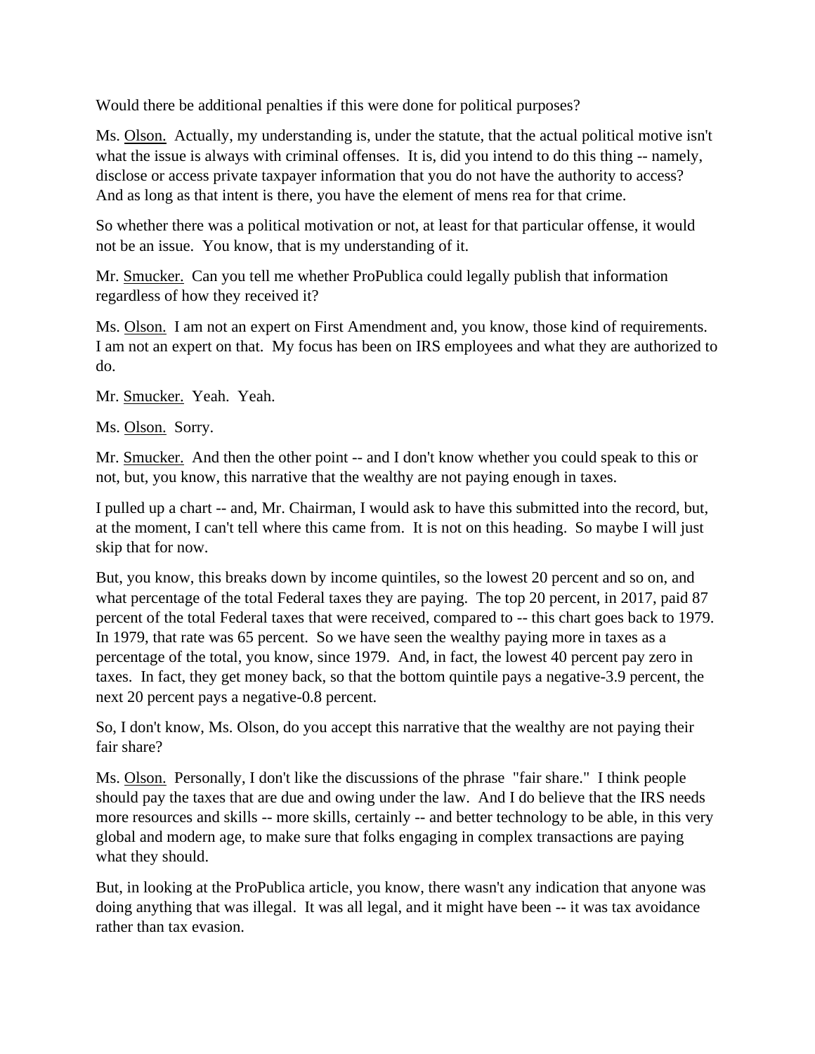Would there be additional penalties if this were done for political purposes?

Ms. Olson. Actually, my understanding is, under the statute, that the actual political motive isn't what the issue is always with criminal offenses. It is, did you intend to do this thing -- namely, disclose or access private taxpayer information that you do not have the authority to access? And as long as that intent is there, you have the element of mens rea for that crime.

So whether there was a political motivation or not, at least for that particular offense, it would not be an issue. You know, that is my understanding of it.

Mr. Smucker. Can you tell me whether ProPublica could legally publish that information regardless of how they received it?

Ms. Olson. I am not an expert on First Amendment and, you know, those kind of requirements. I am not an expert on that. My focus has been on IRS employees and what they are authorized to do.

Mr. Smucker. Yeah. Yeah.

Ms. Olson. Sorry.

Mr. Smucker. And then the other point -- and I don't know whether you could speak to this or not, but, you know, this narrative that the wealthy are not paying enough in taxes.

I pulled up a chart -- and, Mr. Chairman, I would ask to have this submitted into the record, but, at the moment, I can't tell where this came from. It is not on this heading. So maybe I will just skip that for now.

But, you know, this breaks down by income quintiles, so the lowest 20 percent and so on, and what percentage of the total Federal taxes they are paying. The top 20 percent, in 2017, paid 87 percent of the total Federal taxes that were received, compared to -- this chart goes back to 1979. In 1979, that rate was 65 percent. So we have seen the wealthy paying more in taxes as a percentage of the total, you know, since 1979. And, in fact, the lowest 40 percent pay zero in taxes. In fact, they get money back, so that the bottom quintile pays a negative-3.9 percent, the next 20 percent pays a negative-0.8 percent.

So, I don't know, Ms. Olson, do you accept this narrative that the wealthy are not paying their fair share?

Ms. Olson. Personally, I don't like the discussions of the phrase "fair share." I think people should pay the taxes that are due and owing under the law. And I do believe that the IRS needs more resources and skills -- more skills, certainly -- and better technology to be able, in this very global and modern age, to make sure that folks engaging in complex transactions are paying what they should.

But, in looking at the ProPublica article, you know, there wasn't any indication that anyone was doing anything that was illegal. It was all legal, and it might have been -- it was tax avoidance rather than tax evasion.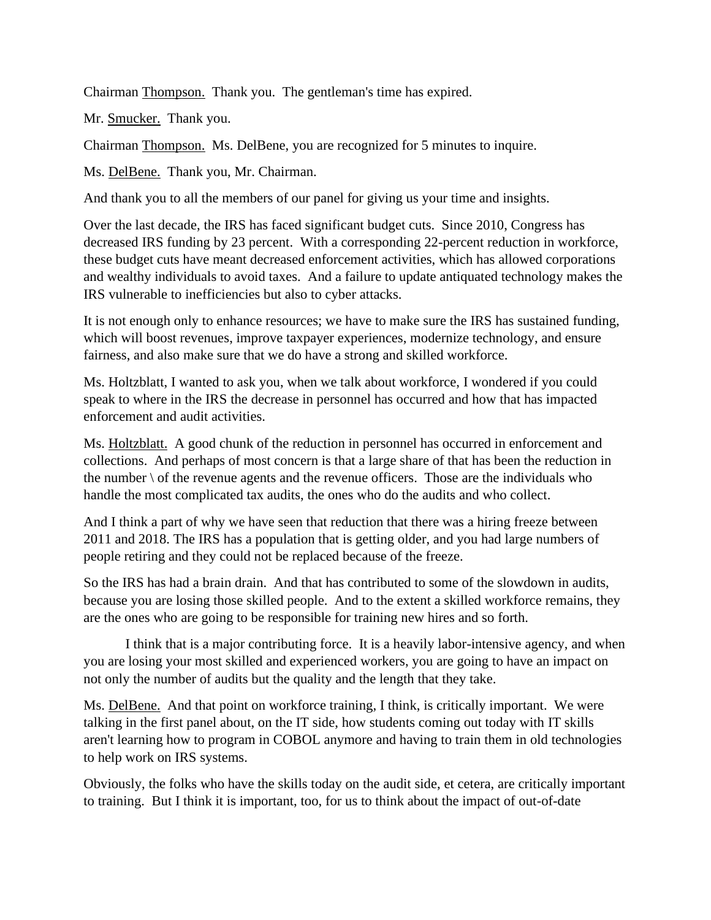Chairman Thompson.  Thank you.  The gentleman's time has expired.

Mr. Smucker.  Thank you.

Chairman Thompson.  Ms. DelBene, you are recognized for 5 minutes to inquire.

Ms. DelBene.  Thank you, Mr. Chairman.

And thank you to all the members of our panel for giving us your time and insights.

Over the last decade, the IRS has faced significant budget cuts.  Since 2010, Congress has decreased IRS funding by 23 percent.  With a corresponding 22-percent reduction in workforce, these budget cuts have meant decreased enforcement activities, which has allowed corporations and wealthy individuals to avoid taxes.  And a failure to update antiquated technology makes the IRS vulnerable to inefficiencies but also to cyber attacks.

It is not enough only to enhance resources; we have to make sure the IRS has sustained funding, which will boost revenues, improve taxpayer experiences, modernize technology, and ensure fairness, and also make sure that we do have a strong and skilled workforce.

Ms. Holtzblatt, I wanted to ask you, when we talk about workforce, I wondered if you could speak to where in the IRS the decrease in personnel has occurred and how that has impacted enforcement and audit activities.

Ms. Holtzblatt.  A good chunk of the reduction in personnel has occurred in enforcement and collections.  And perhaps of most concern is that a large share of that has been the reduction in the number \ of the revenue agents and the revenue officers.  Those are the individuals who handle the most complicated tax audits, the ones who do the audits and who collect.

And I think a part of why we have seen that reduction that there was a hiring freeze between 2011 and 2018. The IRS has a population that is getting older, and you had large numbers of people retiring and they could not be replaced because of the freeze.

So the IRS has had a brain drain.  And that has contributed to some of the slowdown in audits, because you are losing those skilled people.  And to the extent a skilled workforce remains, they are the ones who are going to be responsible for training new hires and so forth.

I think that is a major contributing force.  It is a heavily labor-intensive agency, and when you are losing your most skilled and experienced workers, you are going to have an impact on not only the number of audits but the quality and the length that they take.

Ms. DelBene.  And that point on workforce training, I think, is critically important.  We were talking in the first panel about, on the IT side, how students coming out today with IT skills aren't learning how to program in COBOL anymore and having to train them in old technologies to help work on IRS systems.

Obviously, the folks who have the skills today on the audit side, et cetera, are critically important to training.  But I think it is important, too, for us to think about the impact of out-of-date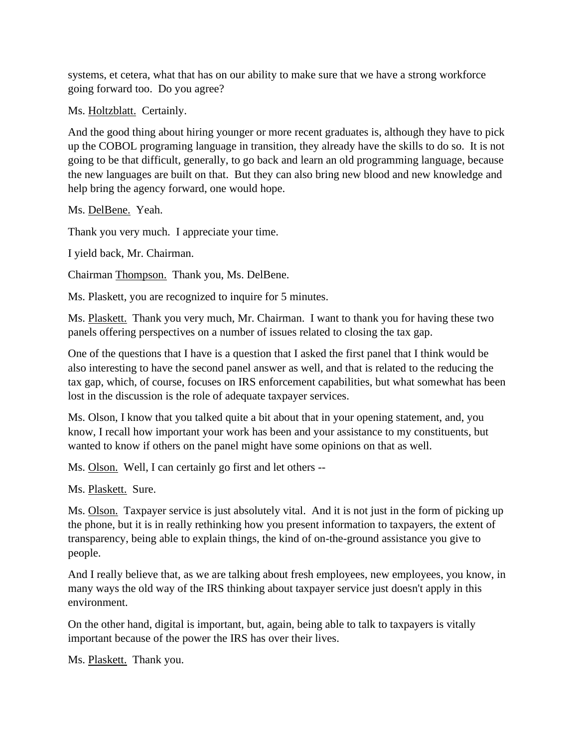systems, et cetera, what that has on our ability to make sure that we have a strong workforce going forward too. Do you agree?

Ms. Holtzblatt. Certainly.

And the good thing about hiring younger or more recent graduates is, although they have to pick up the COBOL programing language in transition, they already have the skills to do so. It is not going to be that difficult, generally, to go back and learn an old programming language, because the new languages are built on that. But they can also bring new blood and new knowledge and help bring the agency forward, one would hope.

Ms. DelBene. Yeah.

Thank you very much. I appreciate your time.

I yield back, Mr. Chairman.

Chairman Thompson. Thank you, Ms. DelBene.

Ms. Plaskett, you are recognized to inquire for 5 minutes.

Ms. Plaskett. Thank you very much, Mr. Chairman. I want to thank you for having these two panels offering perspectives on a number of issues related to closing the tax gap.

One of the questions that I have is a question that I asked the first panel that I think would be also interesting to have the second panel answer as well, and that is related to the reducing the tax gap, which, of course, focuses on IRS enforcement capabilities, but what somewhat has been lost in the discussion is the role of adequate taxpayer services.

Ms. Olson, I know that you talked quite a bit about that in your opening statement, and, you know, I recall how important your work has been and your assistance to my constituents, but wanted to know if others on the panel might have some opinions on that as well.

Ms. Olson. Well, I can certainly go first and let others --

Ms. Plaskett. Sure.

Ms. Olson. Taxpayer service is just absolutely vital. And it is not just in the form of picking up the phone, but it is in really rethinking how you present information to taxpayers, the extent of transparency, being able to explain things, the kind of on-the-ground assistance you give to people.

And I really believe that, as we are talking about fresh employees, new employees, you know, in many ways the old way of the IRS thinking about taxpayer service just doesn't apply in this environment.

On the other hand, digital is important, but, again, being able to talk to taxpayers is vitally important because of the power the IRS has over their lives.

Ms. Plaskett. Thank you.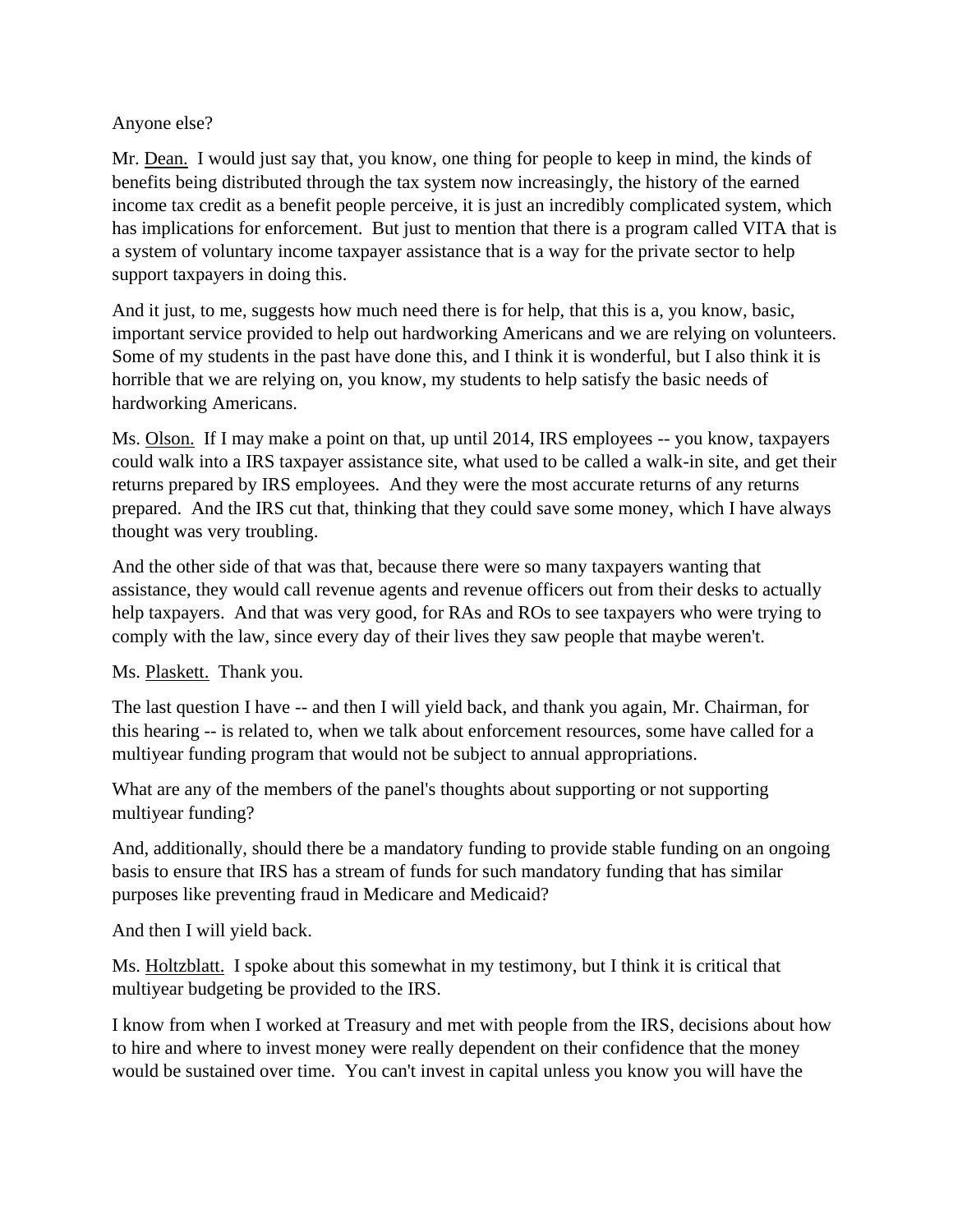Anyone else?

Mr. Dean. I would just say that, you know, one thing for people to keep in mind, the kinds of benefits being distributed through the tax system now increasingly, the history of the earned income tax credit as a benefit people perceive, it is just an incredibly complicated system, which has implications for enforcement. But just to mention that there is a program called VITA that is a system of voluntary income taxpayer assistance that is a way for the private sector to help support taxpayers in doing this.

And it just, to me, suggests how much need there is for help, that this is a, you know, basic, important service provided to help out hardworking Americans and we are relying on volunteers. Some of my students in the past have done this, and I think it is wonderful, but I also think it is horrible that we are relying on, you know, my students to help satisfy the basic needs of hardworking Americans.

Ms. Olson. If I may make a point on that, up until 2014, IRS employees -- you know, taxpayers could walk into a IRS taxpayer assistance site, what used to be called a walk-in site, and get their returns prepared by IRS employees. And they were the most accurate returns of any returns prepared. And the IRS cut that, thinking that they could save some money, which I have always thought was very troubling.

And the other side of that was that, because there were so many taxpayers wanting that assistance, they would call revenue agents and revenue officers out from their desks to actually help taxpayers. And that was very good, for RAs and ROs to see taxpayers who were trying to comply with the law, since every day of their lives they saw people that maybe weren't.

Ms. Plaskett. Thank you.

The last question I have -- and then I will yield back, and thank you again, Mr. Chairman, for this hearing -- is related to, when we talk about enforcement resources, some have called for a multiyear funding program that would not be subject to annual appropriations.

What are any of the members of the panel's thoughts about supporting or not supporting multiyear funding?

And, additionally, should there be a mandatory funding to provide stable funding on an ongoing basis to ensure that IRS has a stream of funds for such mandatory funding that has similar purposes like preventing fraud in Medicare and Medicaid?

And then I will yield back.

Ms. Holtzblatt. I spoke about this somewhat in my testimony, but I think it is critical that multiyear budgeting be provided to the IRS.

I know from when I worked at Treasury and met with people from the IRS, decisions about how to hire and where to invest money were really dependent on their confidence that the money would be sustained over time. You can't invest in capital unless you know you will have the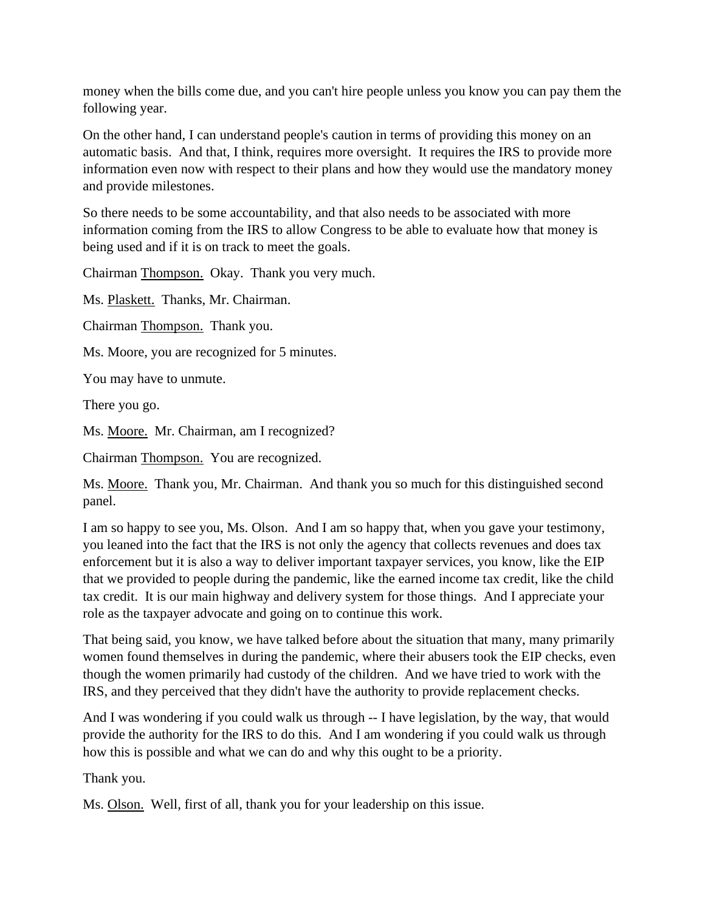money when the bills come due, and you can't hire people unless you know you can pay them the following year.

On the other hand, I can understand people's caution in terms of providing this money on an automatic basis. And that, I think, requires more oversight. It requires the IRS to provide more information even now with respect to their plans and how they would use the mandatory money and provide milestones.

So there needs to be some accountability, and that also needs to be associated with more information coming from the IRS to allow Congress to be able to evaluate how that money is being used and if it is on track to meet the goals.

Chairman Thompson. Okay. Thank you very much.

Ms. Plaskett. Thanks, Mr. Chairman.

Chairman Thompson. Thank you.

Ms. Moore, you are recognized for 5 minutes.

You may have to unmute.

There you go.

Ms. Moore. Mr. Chairman, am I recognized?

Chairman Thompson. You are recognized.

Ms. Moore. Thank you, Mr. Chairman. And thank you so much for this distinguished second panel.

I am so happy to see you, Ms. Olson. And I am so happy that, when you gave your testimony, you leaned into the fact that the IRS is not only the agency that collects revenues and does tax enforcement but it is also a way to deliver important taxpayer services, you know, like the EIP that we provided to people during the pandemic, like the earned income tax credit, like the child tax credit. It is our main highway and delivery system for those things. And I appreciate your role as the taxpayer advocate and going on to continue this work.

That being said, you know, we have talked before about the situation that many, many primarily women found themselves in during the pandemic, where their abusers took the EIP checks, even though the women primarily had custody of the children. And we have tried to work with the IRS, and they perceived that they didn't have the authority to provide replacement checks.

And I was wondering if you could walk us through -- I have legislation, by the way, that would provide the authority for the IRS to do this. And I am wondering if you could walk us through how this is possible and what we can do and why this ought to be a priority.

Thank you.

Ms. Olson. Well, first of all, thank you for your leadership on this issue.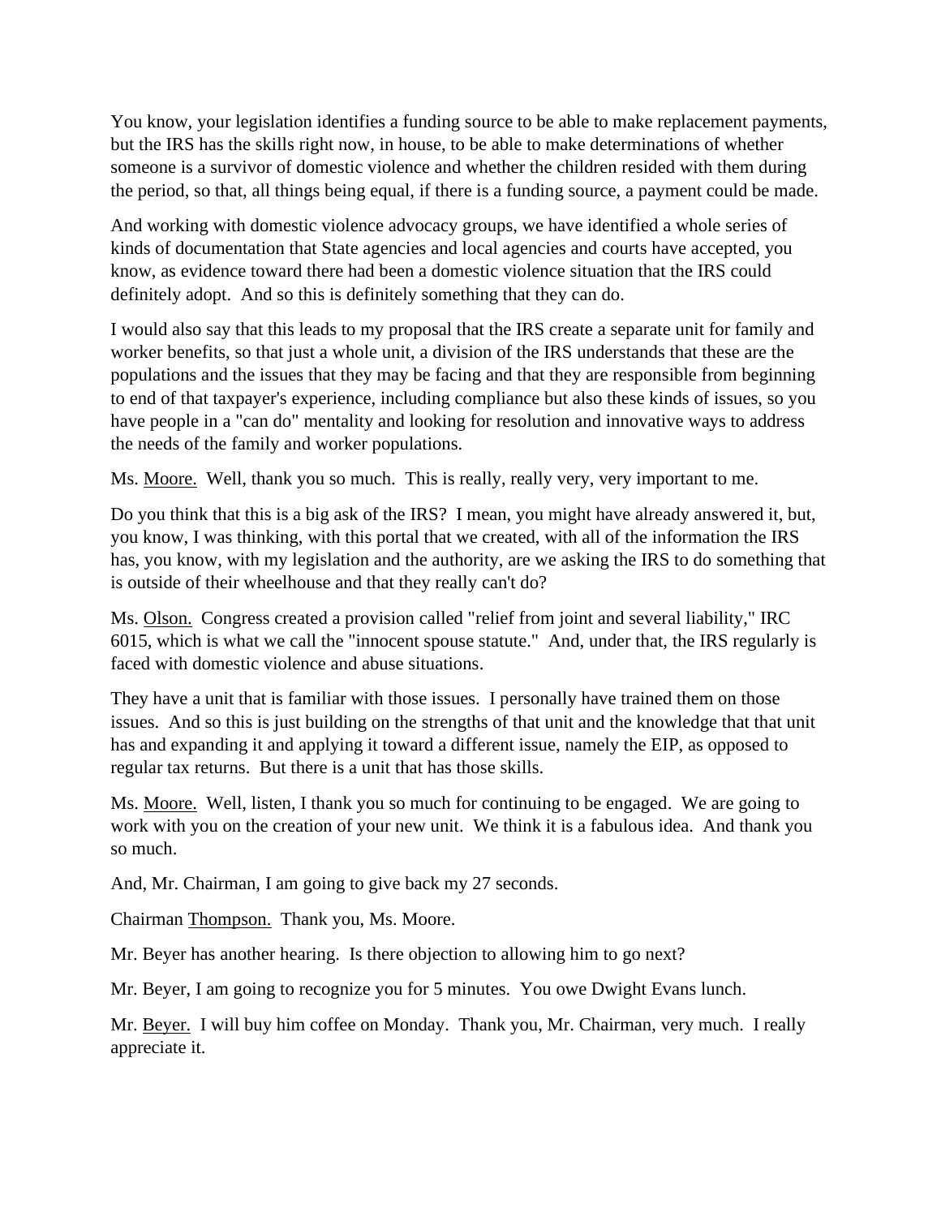You know, your legislation identifies a funding source to be able to make replacement payments, but the IRS has the skills right now, in house, to be able to make determinations of whether someone is a survivor of domestic violence and whether the children resided with them during the period, so that, all things being equal, if there is a funding source, a payment could be made.

And working with domestic violence advocacy groups, we have identified a whole series of kinds of documentation that State agencies and local agencies and courts have accepted, you know, as evidence toward there had been a domestic violence situation that the IRS could definitely adopt. And so this is definitely something that they can do.

I would also say that this leads to my proposal that the IRS create a separate unit for family and worker benefits, so that just a whole unit, a division of the IRS understands that these are the populations and the issues that they may be facing and that they are responsible from beginning to end of that taxpayer's experience, including compliance but also these kinds of issues, so you have people in a "can do" mentality and looking for resolution and innovative ways to address the needs of the family and worker populations.

Ms. Moore. Well, thank you so much. This is really, really very, very important to me.

Do you think that this is a big ask of the IRS? I mean, you might have already answered it, but, you know, I was thinking, with this portal that we created, with all of the information the IRS has, you know, with my legislation and the authority, are we asking the IRS to do something that is outside of their wheelhouse and that they really can't do?

Ms. Olson. Congress created a provision called "relief from joint and several liability," IRC 6015, which is what we call the "innocent spouse statute." And, under that, the IRS regularly is faced with domestic violence and abuse situations.

They have a unit that is familiar with those issues. I personally have trained them on those issues. And so this is just building on the strengths of that unit and the knowledge that that unit has and expanding it and applying it toward a different issue, namely the EIP, as opposed to regular tax returns. But there is a unit that has those skills.

Ms. Moore. Well, listen, I thank you so much for continuing to be engaged. We are going to work with you on the creation of your new unit. We think it is a fabulous idea. And thank you so much.

And, Mr. Chairman, I am going to give back my 27 seconds.

Chairman Thompson. Thank you, Ms. Moore.

Mr. Beyer has another hearing. Is there objection to allowing him to go next?

Mr. Beyer, I am going to recognize you for 5 minutes. You owe Dwight Evans lunch.

Mr. Beyer. I will buy him coffee on Monday. Thank you, Mr. Chairman, very much. I really appreciate it.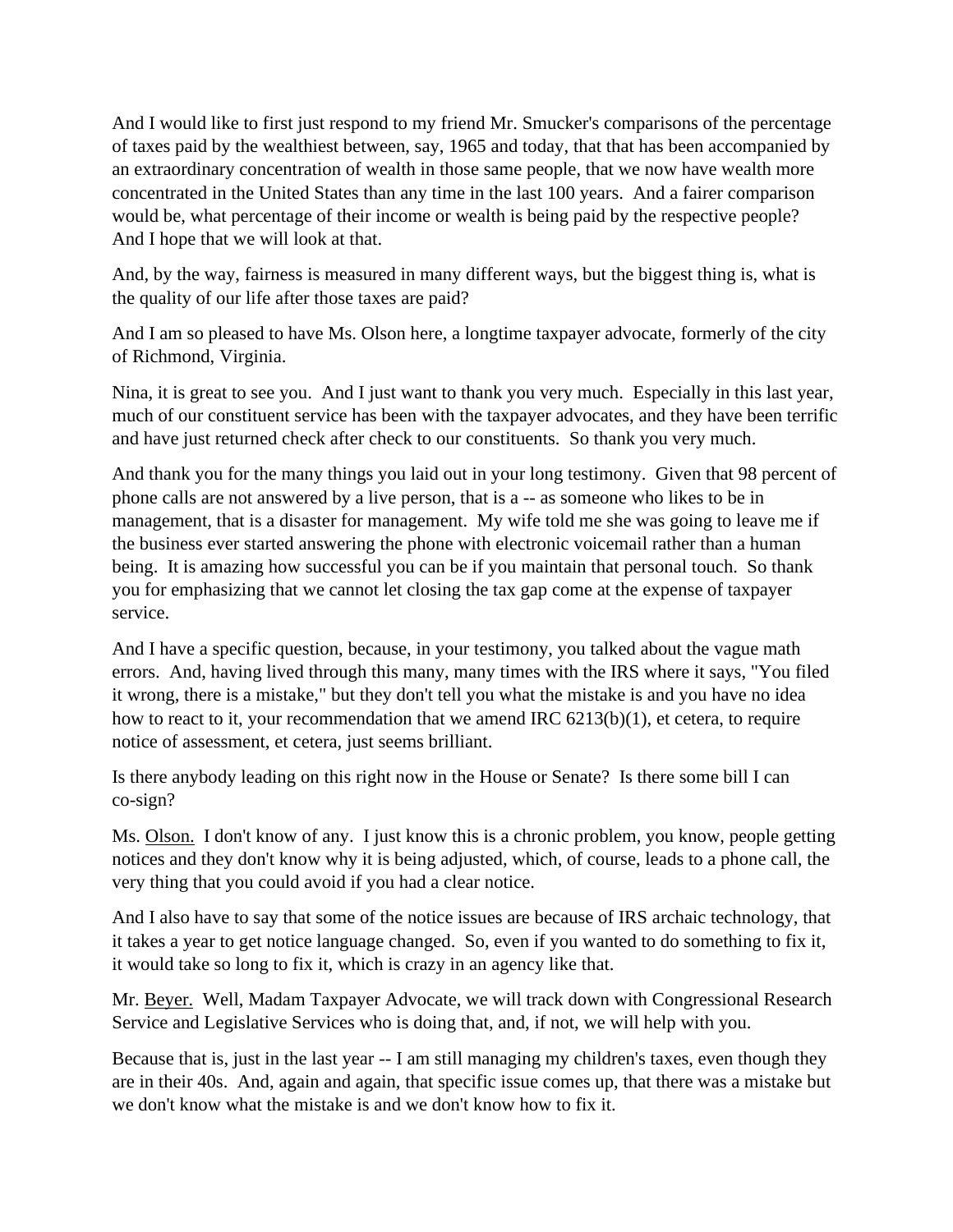And I would like to first just respond to my friend Mr. Smucker's comparisons of the percentage of taxes paid by the wealthiest between, say, 1965 and today, that that has been accompanied by an extraordinary concentration of wealth in those same people, that we now have wealth more concentrated in the United States than any time in the last 100 years. And a fairer comparison would be, what percentage of their income or wealth is being paid by the respective people? And I hope that we will look at that.

And, by the way, fairness is measured in many different ways, but the biggest thing is, what is the quality of our life after those taxes are paid?

And I am so pleased to have Ms. Olson here, a longtime taxpayer advocate, formerly of the city of Richmond, Virginia.

Nina, it is great to see you. And I just want to thank you very much. Especially in this last year, much of our constituent service has been with the taxpayer advocates, and they have been terrific and have just returned check after check to our constituents. So thank you very much.

And thank you for the many things you laid out in your long testimony. Given that 98 percent of phone calls are not answered by a live person, that is a -- as someone who likes to be in management, that is a disaster for management. My wife told me she was going to leave me if the business ever started answering the phone with electronic voicemail rather than a human being. It is amazing how successful you can be if you maintain that personal touch. So thank you for emphasizing that we cannot let closing the tax gap come at the expense of taxpayer service.

And I have a specific question, because, in your testimony, you talked about the vague math errors. And, having lived through this many, many times with the IRS where it says, "You filed it wrong, there is a mistake," but they don't tell you what the mistake is and you have no idea how to react to it, your recommendation that we amend IRC 6213(b)(1), et cetera, to require notice of assessment, et cetera, just seems brilliant.

Is there anybody leading on this right now in the House or Senate? Is there some bill I can co-sign?

Ms. Olson. I don't know of any. I just know this is a chronic problem, you know, people getting notices and they don't know why it is being adjusted, which, of course, leads to a phone call, the very thing that you could avoid if you had a clear notice.

And I also have to say that some of the notice issues are because of IRS archaic technology, that it takes a year to get notice language changed. So, even if you wanted to do something to fix it, it would take so long to fix it, which is crazy in an agency like that.

Mr. Beyer. Well, Madam Taxpayer Advocate, we will track down with Congressional Research Service and Legislative Services who is doing that, and, if not, we will help with you.

Because that is, just in the last year -- I am still managing my children's taxes, even though they are in their 40s. And, again and again, that specific issue comes up, that there was a mistake but we don't know what the mistake is and we don't know how to fix it.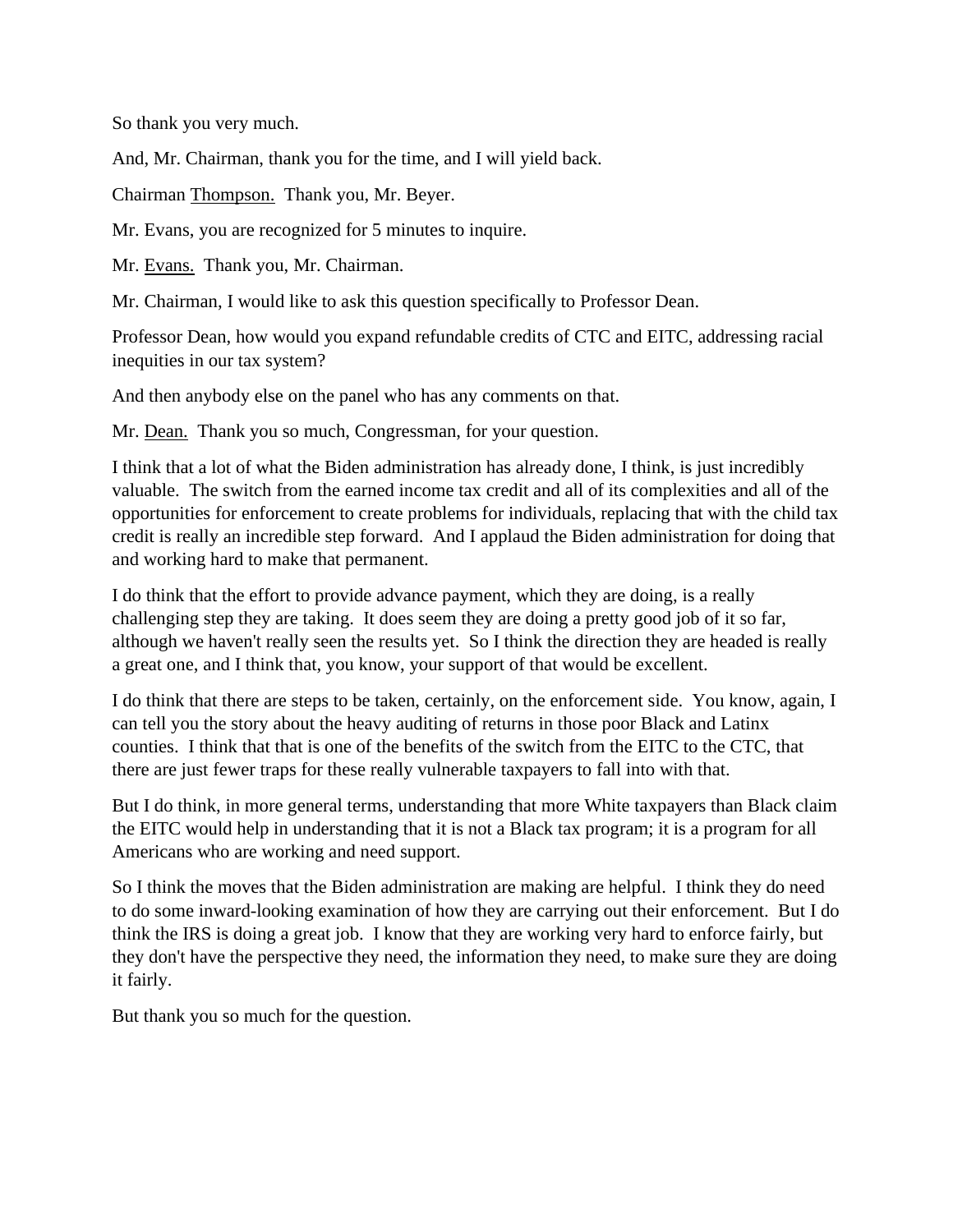So thank you very much.

And, Mr. Chairman, thank you for the time, and I will yield back.

Chairman Thompson. Thank you, Mr. Beyer.

Mr. Evans, you are recognized for 5 minutes to inquire.

Mr. Evans. Thank you, Mr. Chairman.

Mr. Chairman, I would like to ask this question specifically to Professor Dean.

Professor Dean, how would you expand refundable credits of CTC and EITC, addressing racial inequities in our tax system?

And then anybody else on the panel who has any comments on that.

Mr. Dean. Thank you so much, Congressman, for your question.

I think that a lot of what the Biden administration has already done, I think, is just incredibly valuable. The switch from the earned income tax credit and all of its complexities and all of the opportunities for enforcement to create problems for individuals, replacing that with the child tax credit is really an incredible step forward. And I applaud the Biden administration for doing that and working hard to make that permanent.

I do think that the effort to provide advance payment, which they are doing, is a really challenging step they are taking. It does seem they are doing a pretty good job of it so far, although we haven't really seen the results yet. So I think the direction they are headed is really a great one, and I think that, you know, your support of that would be excellent.

I do think that there are steps to be taken, certainly, on the enforcement side. You know, again, I can tell you the story about the heavy auditing of returns in those poor Black and Latinx counties. I think that that is one of the benefits of the switch from the EITC to the CTC, that there are just fewer traps for these really vulnerable taxpayers to fall into with that.

But I do think, in more general terms, understanding that more White taxpayers than Black claim the EITC would help in understanding that it is not a Black tax program; it is a program for all Americans who are working and need support.

So I think the moves that the Biden administration are making are helpful. I think they do need to do some inward-looking examination of how they are carrying out their enforcement. But I do think the IRS is doing a great job. I know that they are working very hard to enforce fairly, but they don't have the perspective they need, the information they need, to make sure they are doing it fairly.

But thank you so much for the question.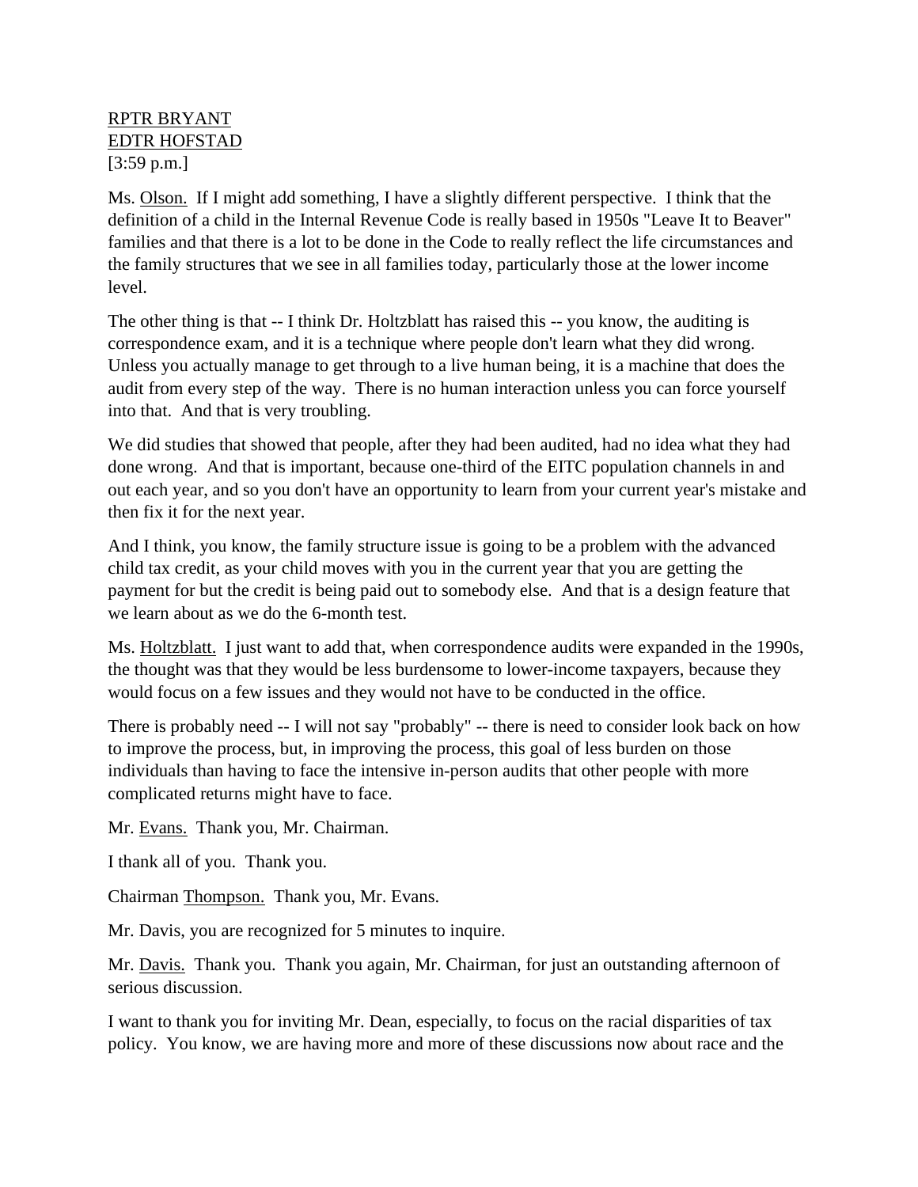RPTR BRYANT

EDTR HOFSTAD

[3:59 p.m.]

Ms. Olson. If I might add something, I have a slightly different perspective. I think that the definition of a child in the Internal Revenue Code is really based in 1950s "Leave It to Beaver" families and that there is a lot to be done in the Code to really reflect the life circumstances and the family structures that we see in all families today, particularly those at the lower income level.

The other thing is that -- I think Dr. Holtzblatt has raised this -- you know, the auditing is correspondence exam, and it is a technique where people don't learn what they did wrong. Unless you actually manage to get through to a live human being, it is a machine that does the audit from every step of the way. There is no human interaction unless you can force yourself into that. And that is very troubling.

We did studies that showed that people, after they had been audited, had no idea what they had done wrong. And that is important, because one-third of the EITC population channels in and out each year, and so you don't have an opportunity to learn from your current year's mistake and then fix it for the next year.

And I think, you know, the family structure issue is going to be a problem with the advanced child tax credit, as your child moves with you in the current year that you are getting the payment for but the credit is being paid out to somebody else. And that is a design feature that we learn about as we do the 6-month test.

Ms. Holtzblatt. I just want to add that, when correspondence audits were expanded in the 1990s, the thought was that they would be less burdensome to lower-income taxpayers, because they would focus on a few issues and they would not have to be conducted in the office.

There is probably need -- I will not say "probably" -- there is need to consider look back on how to improve the process, but, in improving the process, this goal of less burden on those individuals than having to face the intensive in-person audits that other people with more complicated returns might have to face.

Mr. Evans. Thank you, Mr. Chairman.

I thank all of you. Thank you.

Chairman Thompson. Thank you, Mr. Evans.

Mr. Davis, you are recognized for 5 minutes to inquire.

Mr. Davis. Thank you. Thank you again, Mr. Chairman, for just an outstanding afternoon of serious discussion.

I want to thank you for inviting Mr. Dean, especially, to focus on the racial disparities of tax policy. You know, we are having more and more of these discussions now about race and the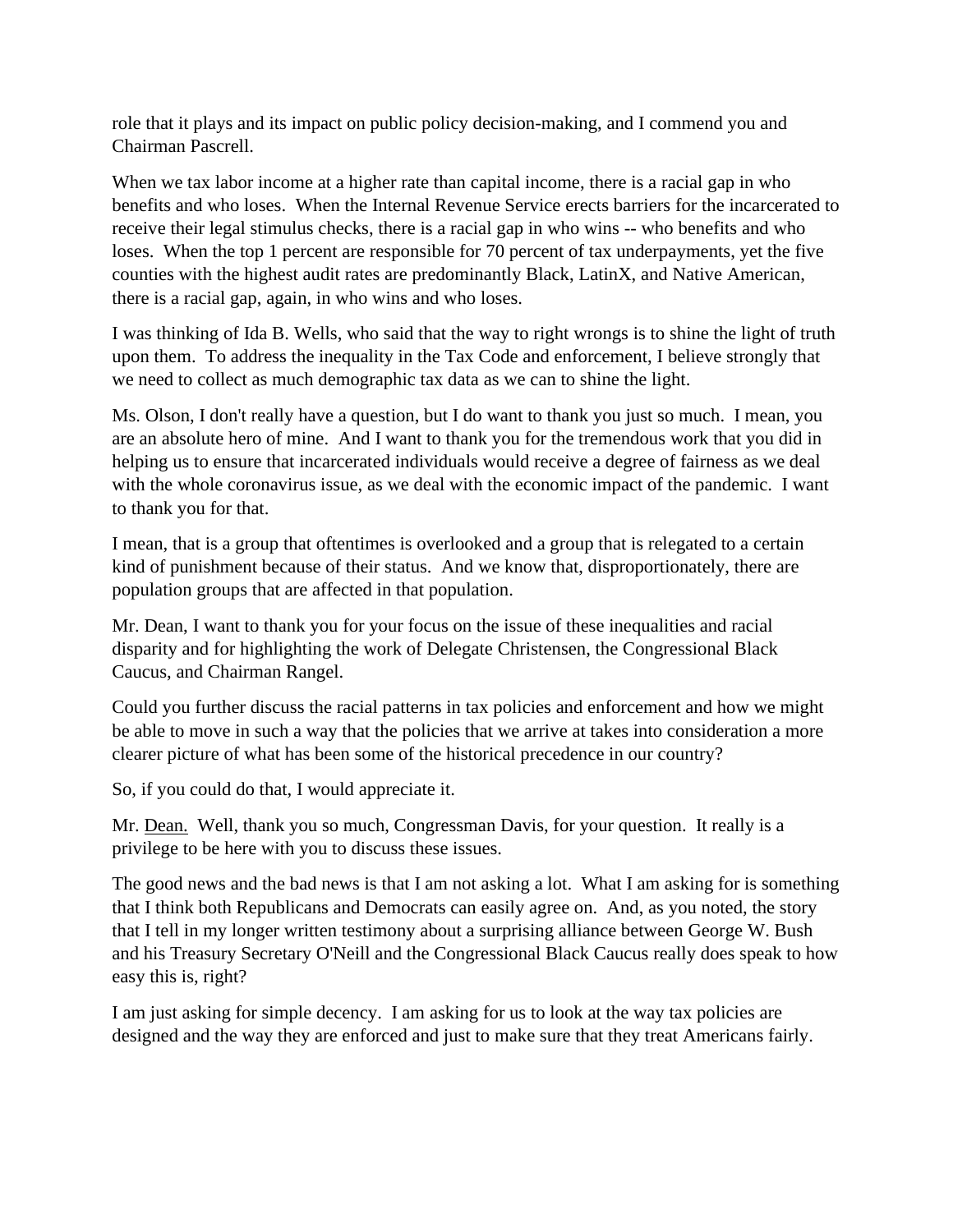role that it plays and its impact on public policy decision-making, and I commend you and Chairman Pascrell.

When we tax labor income at a higher rate than capital income, there is a racial gap in who benefits and who loses. When the Internal Revenue Service erects barriers for the incarcerated to receive their legal stimulus checks, there is a racial gap in who wins -- who benefits and who loses. When the top 1 percent are responsible for 70 percent of tax underpayments, yet the five counties with the highest audit rates are predominantly Black, LatinX, and Native American, there is a racial gap, again, in who wins and who loses.

I was thinking of Ida B. Wells, who said that the way to right wrongs is to shine the light of truth upon them. To address the inequality in the Tax Code and enforcement, I believe strongly that we need to collect as much demographic tax data as we can to shine the light.

Ms. Olson, I don't really have a question, but I do want to thank you just so much. I mean, you are an absolute hero of mine. And I want to thank you for the tremendous work that you did in helping us to ensure that incarcerated individuals would receive a degree of fairness as we deal with the whole coronavirus issue, as we deal with the economic impact of the pandemic. I want to thank you for that.

I mean, that is a group that oftentimes is overlooked and a group that is relegated to a certain kind of punishment because of their status. And we know that, disproportionately, there are population groups that are affected in that population.

Mr. Dean, I want to thank you for your focus on the issue of these inequalities and racial disparity and for highlighting the work of Delegate Christensen, the Congressional Black Caucus, and Chairman Rangel.

Could you further discuss the racial patterns in tax policies and enforcement and how we might be able to move in such a way that the policies that we arrive at takes into consideration a more clearer picture of what has been some of the historical precedence in our country?

So, if you could do that, I would appreciate it.

Mr. Dean. Well, thank you so much, Congressman Davis, for your question. It really is a privilege to be here with you to discuss these issues.

The good news and the bad news is that I am not asking a lot. What I am asking for is something that I think both Republicans and Democrats can easily agree on. And, as you noted, the story that I tell in my longer written testimony about a surprising alliance between George W. Bush and his Treasury Secretary O'Neill and the Congressional Black Caucus really does speak to how easy this is, right?

I am just asking for simple decency. I am asking for us to look at the way tax policies are designed and the way they are enforced and just to make sure that they treat Americans fairly.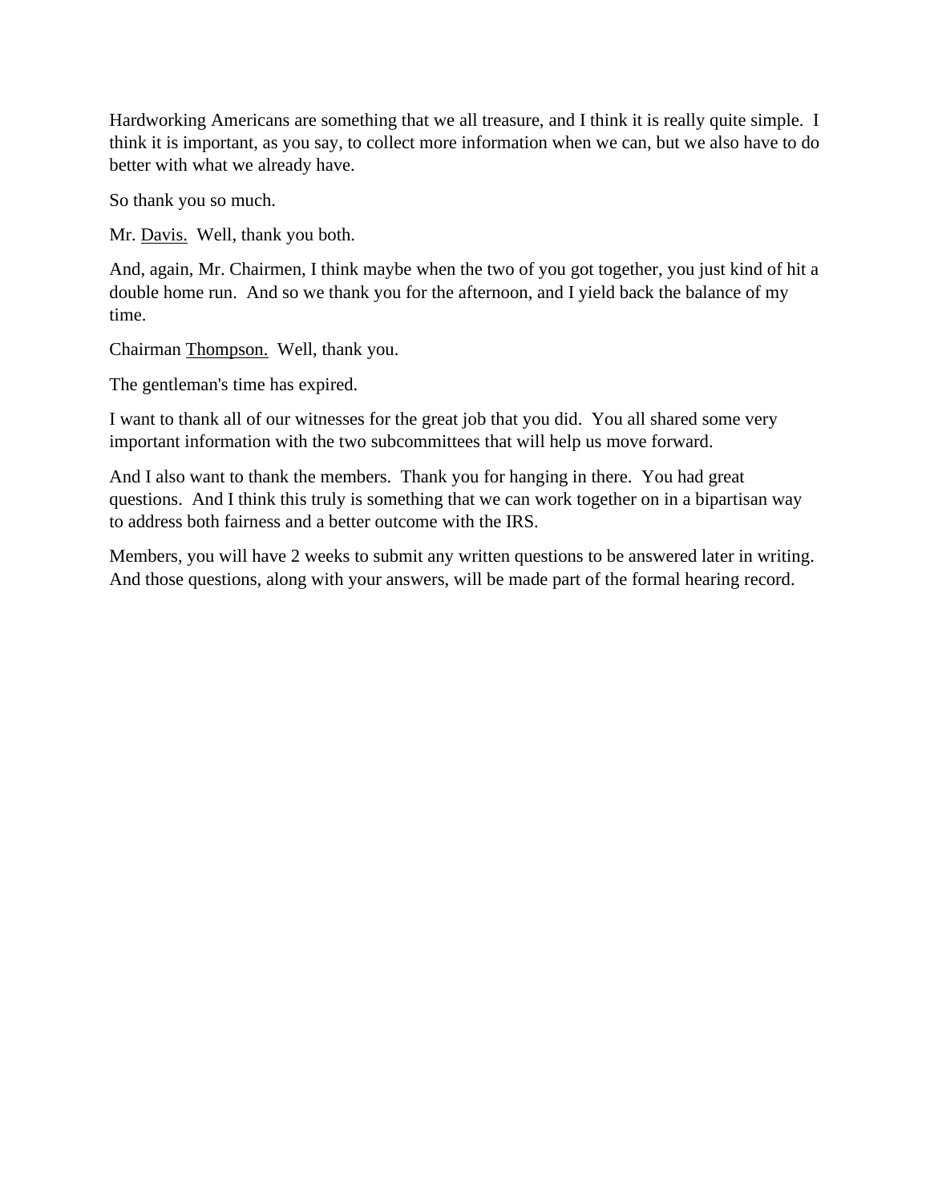Hardworking Americans are something that we all treasure, and I think it is really quite simple. I think it is important, as you say, to collect more information when we can, but we also have to do better with what we already have.

So thank you so much.

Mr. Davis. Well, thank you both.

And, again, Mr. Chairmen, I think maybe when the two of you got together, you just kind of hit a double home run. And so we thank you for the afternoon, and I yield back the balance of my time.

Chairman Thompson. Well, thank you.

The gentleman's time has expired.

I want to thank all of our witnesses for the great job that you did. You all shared some very important information with the two subcommittees that will help us move forward.

And I also want to thank the members. Thank you for hanging in there. You had great questions. And I think this truly is something that we can work together on in a bipartisan way to address both fairness and a better outcome with the IRS.

Members, you will have 2 weeks to submit any written questions to be answered later in writing. And those questions, along with your answers, will be made part of the formal hearing record.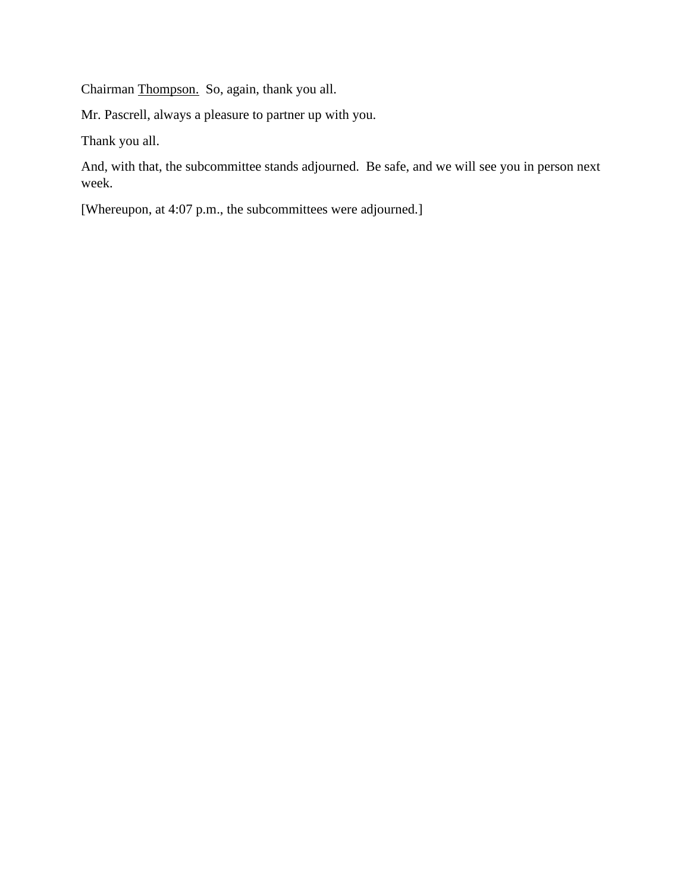Chairman Thompson.  So, again, thank you all.

Mr. Pascrell, always a pleasure to partner up with you.

Thank you all.

And, with that, the subcommittee stands adjourned.  Be safe, and we will see you in person next week.

[Whereupon, at 4:07 p.m., the subcommittees were adjourned.]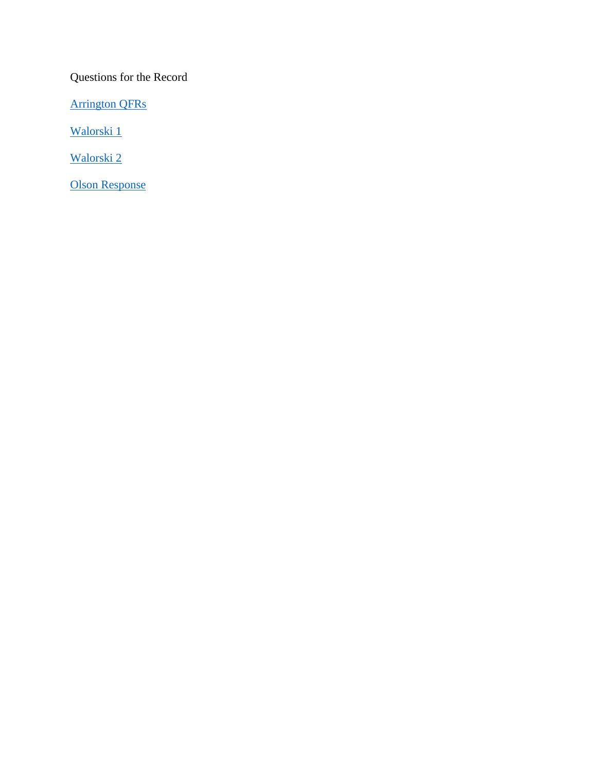Questions for the Record

Arrington QFRs

Walorski 1

Walorski 2

Olson Response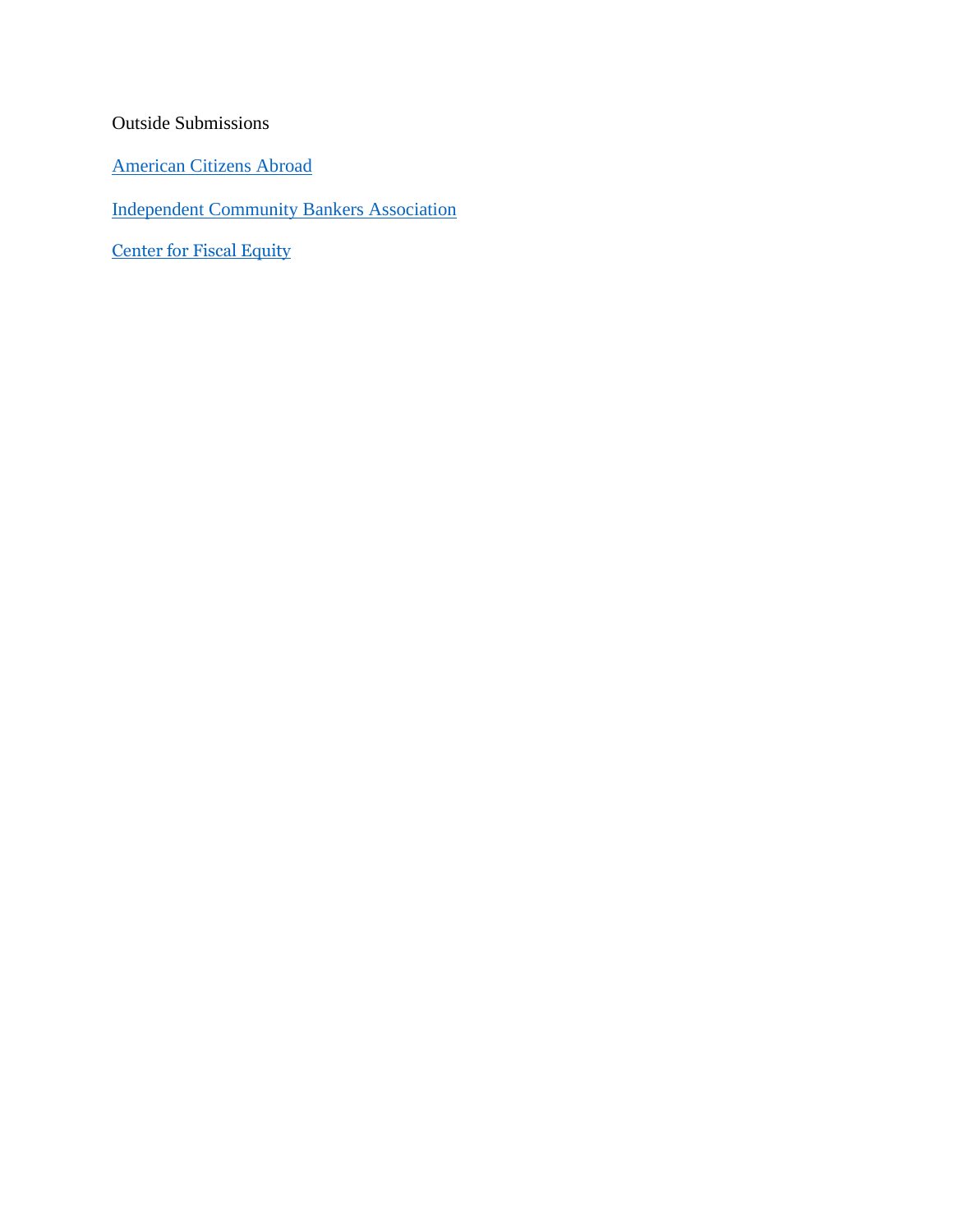Outside Submissions

American Citizens Abroad

Independent Community Bankers Association

Center for Fiscal Equity